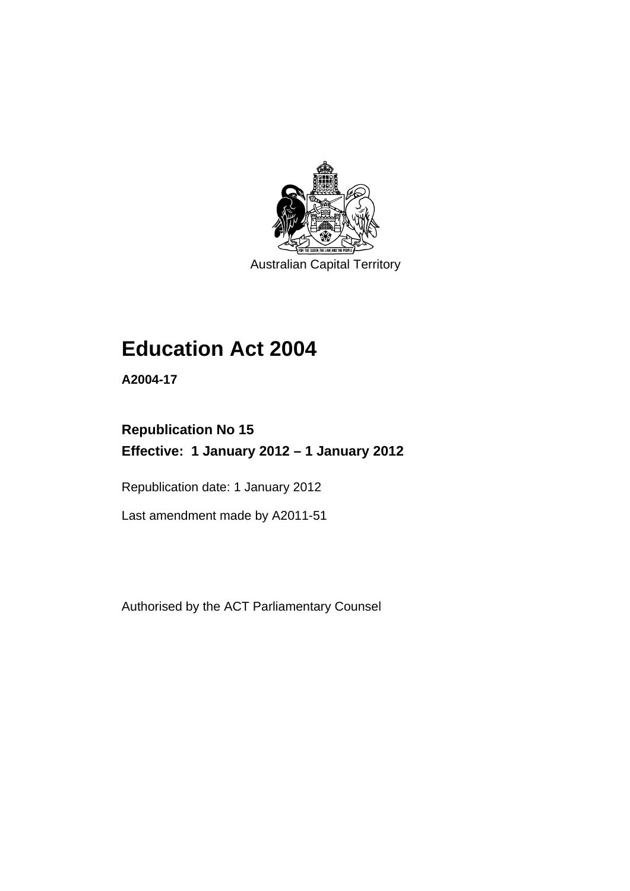Australian Capital Territory

# Education Act 2004

**A2004-17**

**Republication No 15**
**Effective: 1 January 2012 – 1 January 2012**

Republication date: 1 January 2012

Last amendment made by A2011-51

Authorised by the ACT Parliamentary Counsel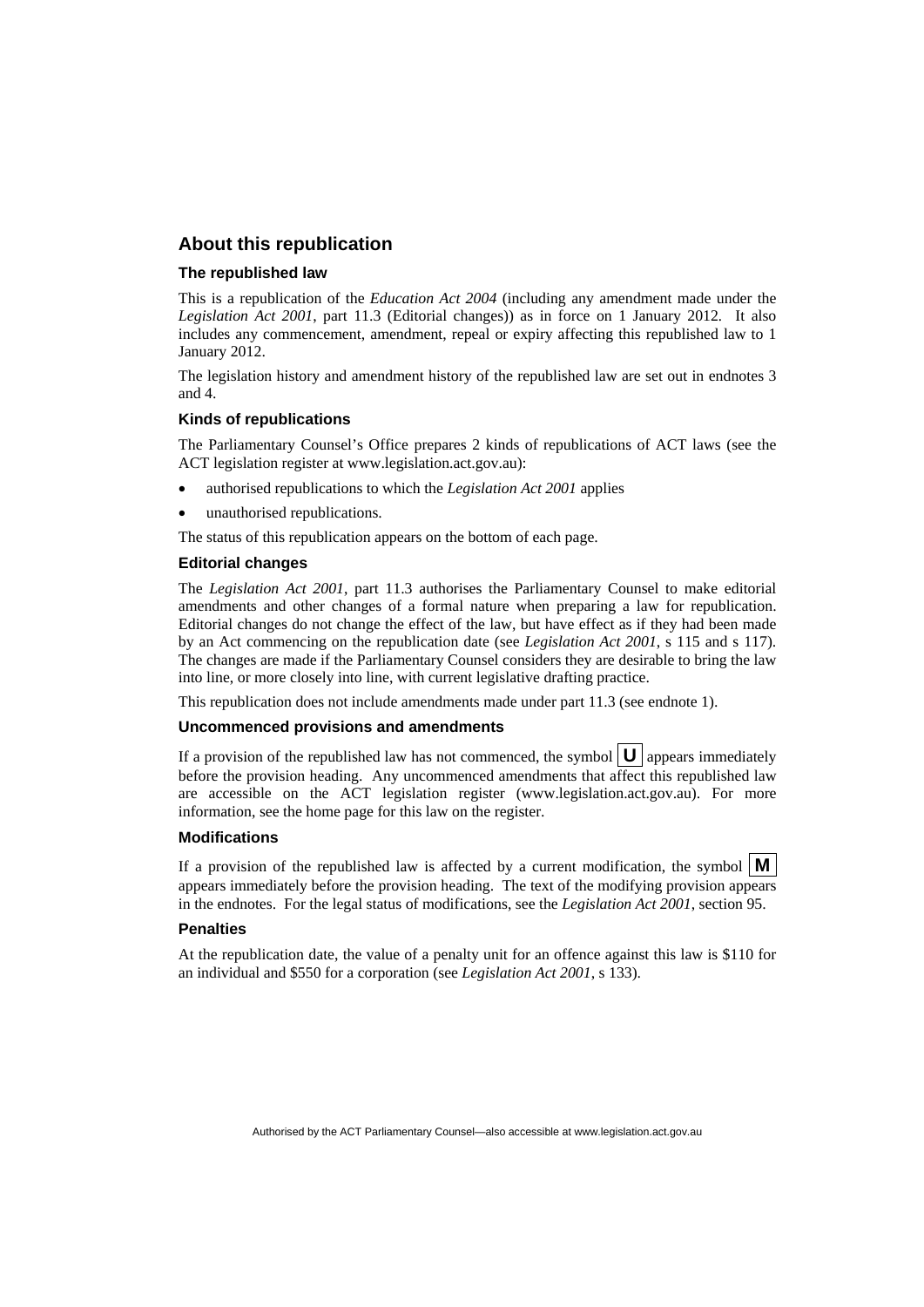## About this republication

### The republished law

This is a republication of the *Education Act 2004* (including any amendment made under the *Legislation Act 2001*, part 11.3 (Editorial changes)) as in force on 1 January 2012. It also includes any commencement, amendment, repeal or expiry affecting this republished law to 1 January 2012.

The legislation history and amendment history of the republished law are set out in endnotes 3 and 4.

### Kinds of republications

The Parliamentary Counsel's Office prepares 2 kinds of republications of ACT laws (see the ACT legislation register at www.legislation.act.gov.au):

- authorised republications to which the *Legislation Act 2001* applies
- unauthorised republications.

The status of this republication appears on the bottom of each page.

### Editorial changes

The *Legislation Act 2001*, part 11.3 authorises the Parliamentary Counsel to make editorial amendments and other changes of a formal nature when preparing a law for republication. Editorial changes do not change the effect of the law, but have effect as if they had been made by an Act commencing on the republication date (see *Legislation Act 2001*, s 115 and s 117). The changes are made if the Parliamentary Counsel considers they are desirable to bring the law into line, or more closely into line, with current legislative drafting practice.

This republication does not include amendments made under part 11.3 (see endnote 1).

### Uncommenced provisions and amendments

If a provision of the republished law has not commenced, the symbol **U** appears immediately before the provision heading. Any uncommenced amendments that affect this republished law are accessible on the ACT legislation register (www.legislation.act.gov.au). For more information, see the home page for this law on the register.

### Modifications

If a provision of the republished law is affected by a current modification, the symbol **M** appears immediately before the provision heading. The text of the modifying provision appears in the endnotes. For the legal status of modifications, see the *Legislation Act 2001*, section 95.

### Penalties

At the republication date, the value of a penalty unit for an offence against this law is $110 for an individual and $550 for a corporation (see *Legislation Act 2001*, s 133).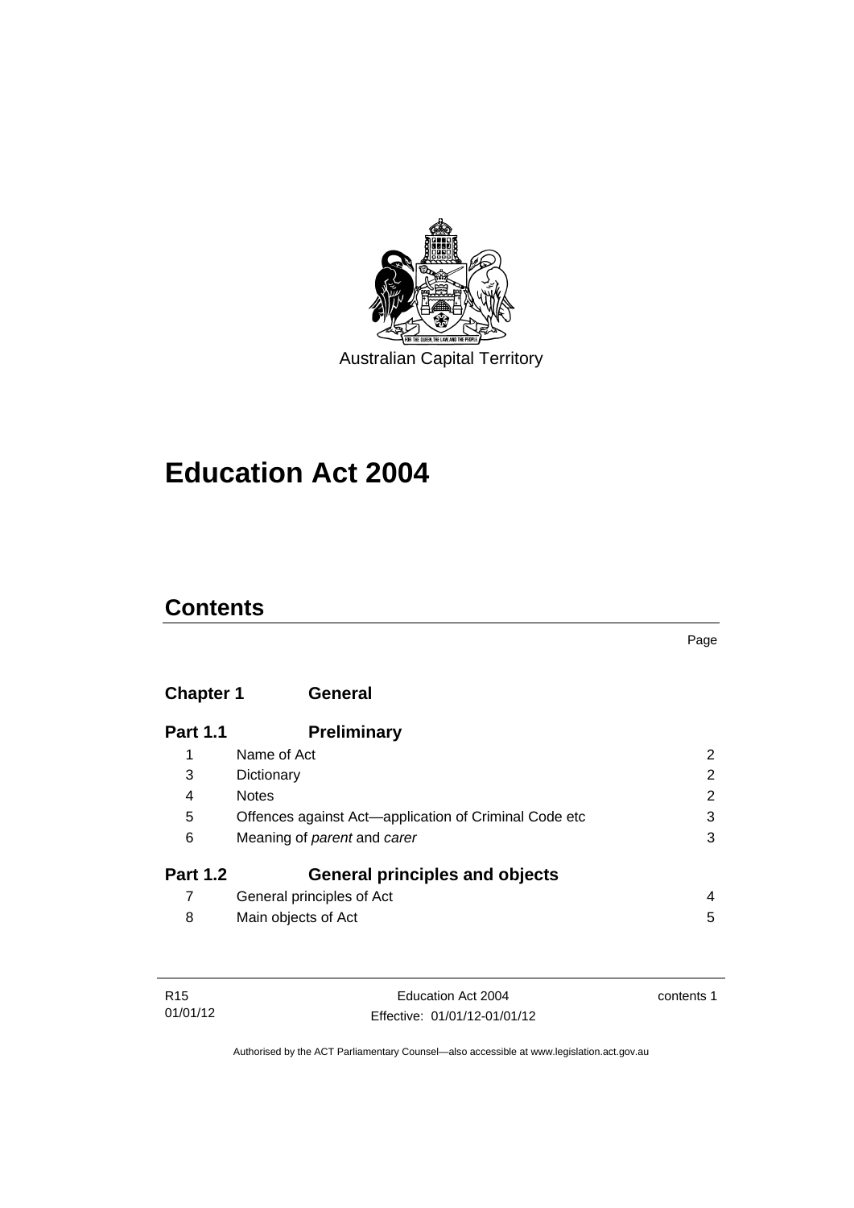Australian Capital Territory

# Education Act 2004

## Contents

Page

| | | |
|---|---|---|
| **Chapter 1** | **General** | |
| **Part 1.1** | **Preliminary** | |
| 1 | Name of Act | 2 |
| 3 | Dictionary | 2 |
| 4 | Notes | 2 |
| 5 | Offences against Act—application of Criminal Code etc | 3 |
| 6 | Meaning of *parent* and *carer* | 3 |
| **Part 1.2** | **General principles and objects** | |
| 7 | General principles of Act | 4 |
| 8 | Main objects of Act | 5 |

Authorised by the ACT Parliamentary Counsel—also accessible at www.legislation.act.gov.au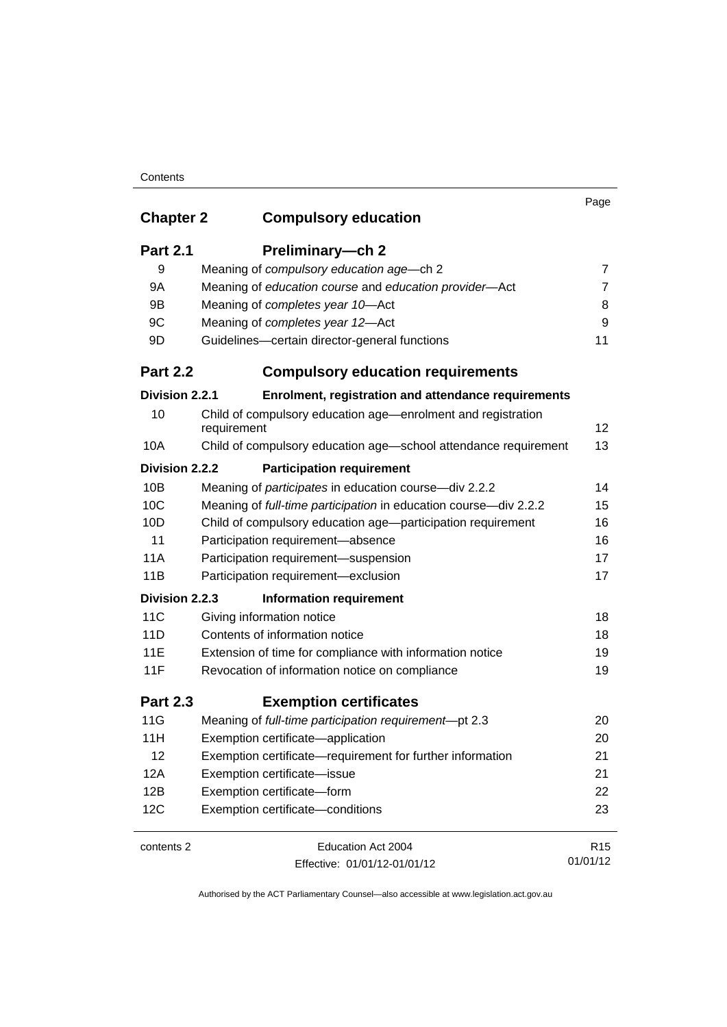| | | Page |
|---|---|---|
| **Chapter 2** | **Compulsory education** | |
| **Part 2.1** | **Preliminary—ch 2** | |
| 9 | Meaning of *compulsory education age*—ch 2 | 7 |
| 9A | Meaning of *education course* and *education provider*—Act | 7 |
| 9B | Meaning of *completes year 10*—Act | 8 |
| 9C | Meaning of *completes year 12*—Act | 9 |
| 9D | Guidelines—certain director-general functions | 11 |
| **Part 2.2** | **Compulsory education requirements** | |
| **Division 2.2.1** | **Enrolment, registration and attendance requirements** | |
| 10 | Child of compulsory education age—enrolment and registration requirement | 12 |
| 10A | Child of compulsory education age—school attendance requirement | 13 |
| **Division 2.2.2** | **Participation requirement** | |
| 10B | Meaning of *participates* in education course—div 2.2.2 | 14 |
| 10C | Meaning of *full-time participation* in education course—div 2.2.2 | 15 |
| 10D | Child of compulsory education age—participation requirement | 16 |
| 11 | Participation requirement—absence | 16 |
| 11A | Participation requirement—suspension | 17 |
| 11B | Participation requirement—exclusion | 17 |
| **Division 2.2.3** | **Information requirement** | |
| 11C | Giving information notice | 18 |
| 11D | Contents of information notice | 18 |
| 11E | Extension of time for compliance with information notice | 19 |
| 11F | Revocation of information notice on compliance | 19 |
| **Part 2.3** | **Exemption certificates** | |
| 11G | Meaning of *full-time participation requirement*—pt 2.3 | 20 |
| 11H | Exemption certificate—application | 20 |
| 12 | Exemption certificate—requirement for further information | 21 |
| 12A | Exemption certificate—issue | 21 |
| 12B | Exemption certificate—form | 22 |
| 12C | Exemption certificate—conditions | 23 |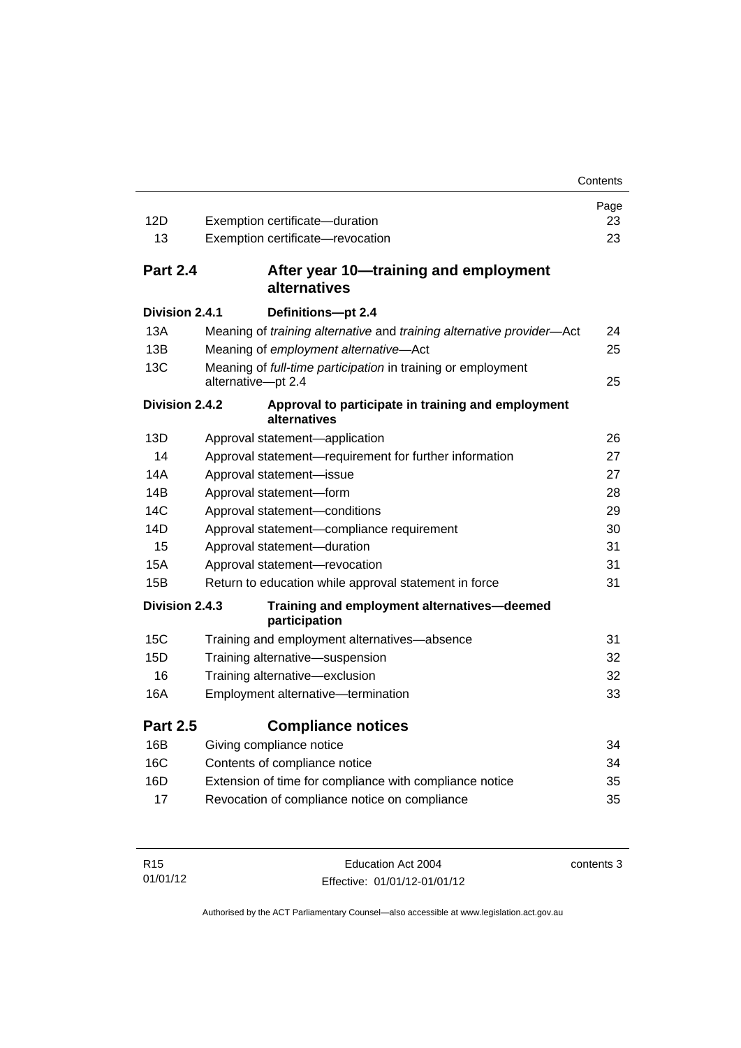| | | Page |
|---|---|---|
| 12D | Exemption certificate—duration | 23 |
| 13 | Exemption certificate—revocation | 23 |
| **Part 2.4** | **After year 10—training and employment alternatives** | |
| **Division 2.4.1** | **Definitions—pt 2.4** | |
| 13A | Meaning of *training alternative* and *training alternative provider*—Act | 24 |
| 13B | Meaning of *employment alternative*—Act | 25 |
| 13C | Meaning of *full-time participation* in training or employment alternative—pt 2.4 | 25 |
| **Division 2.4.2** | **Approval to participate in training and employment alternatives** | |
| 13D | Approval statement—application | 26 |
| 14 | Approval statement—requirement for further information | 27 |
| 14A | Approval statement—issue | 27 |
| 14B | Approval statement—form | 28 |
| 14C | Approval statement—conditions | 29 |
| 14D | Approval statement—compliance requirement | 30 |
| 15 | Approval statement—duration | 31 |
| 15A | Approval statement—revocation | 31 |
| 15B | Return to education while approval statement in force | 31 |
| **Division 2.4.3** | **Training and employment alternatives—deemed participation** | |
| 15C | Training and employment alternatives—absence | 31 |
| 15D | Training alternative—suspension | 32 |
| 16 | Training alternative—exclusion | 32 |
| 16A | Employment alternative—termination | 33 |
| **Part 2.5** | **Compliance notices** | |
| 16B | Giving compliance notice | 34 |
| 16C | Contents of compliance notice | 34 |
| 16D | Extension of time for compliance with compliance notice | 35 |
| 17 | Revocation of compliance notice on compliance | 35 |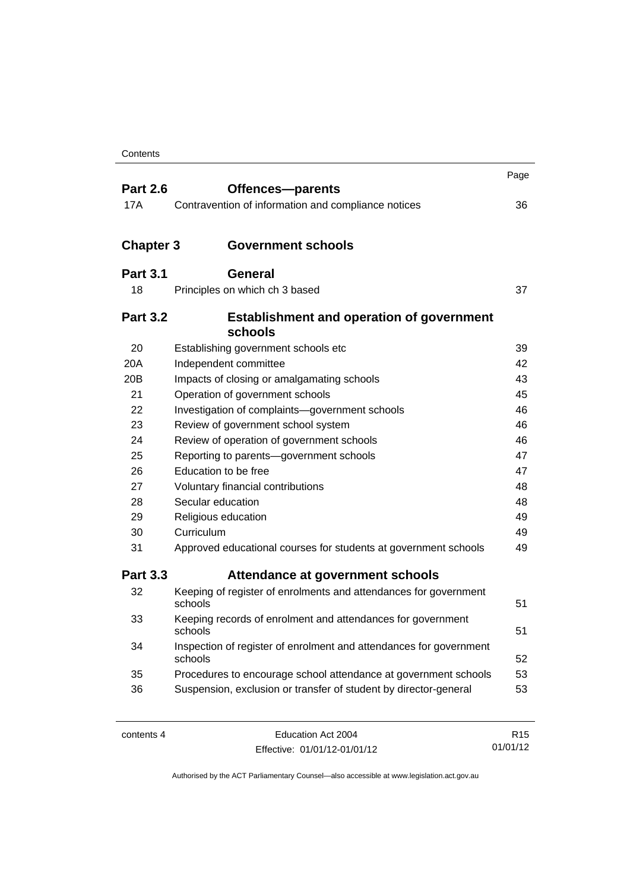| | | Page |
|---|---|---|
| **Part 2.6** | **Offences—parents** | |
| 17A | Contravention of information and compliance notices | 36 |
| **Chapter 3** | **Government schools** | |
| **Part 3.1** | **General** | |
| 18 | Principles on which ch 3 based | 37 |
| **Part 3.2** | **Establishment and operation of government schools** | |
| 20 | Establishing government schools etc | 39 |
| 20A | Independent committee | 42 |
| 20B | Impacts of closing or amalgamating schools | 43 |
| 21 | Operation of government schools | 45 |
| 22 | Investigation of complaints—government schools | 46 |
| 23 | Review of government school system | 46 |
| 24 | Review of operation of government schools | 46 |
| 25 | Reporting to parents—government schools | 47 |
| 26 | Education to be free | 47 |
| 27 | Voluntary financial contributions | 48 |
| 28 | Secular education | 48 |
| 29 | Religious education | 49 |
| 30 | Curriculum | 49 |
| 31 | Approved educational courses for students at government schools | 49 |
| **Part 3.3** | **Attendance at government schools** | |
| 32 | Keeping of register of enrolments and attendances for government schools | 51 |
| 33 | Keeping records of enrolment and attendances for government schools | 51 |
| 34 | Inspection of register of enrolment and attendances for government schools | 52 |
| 35 | Procedures to encourage school attendance at government schools | 53 |
| 36 | Suspension, exclusion or transfer of student by director-general | 53 |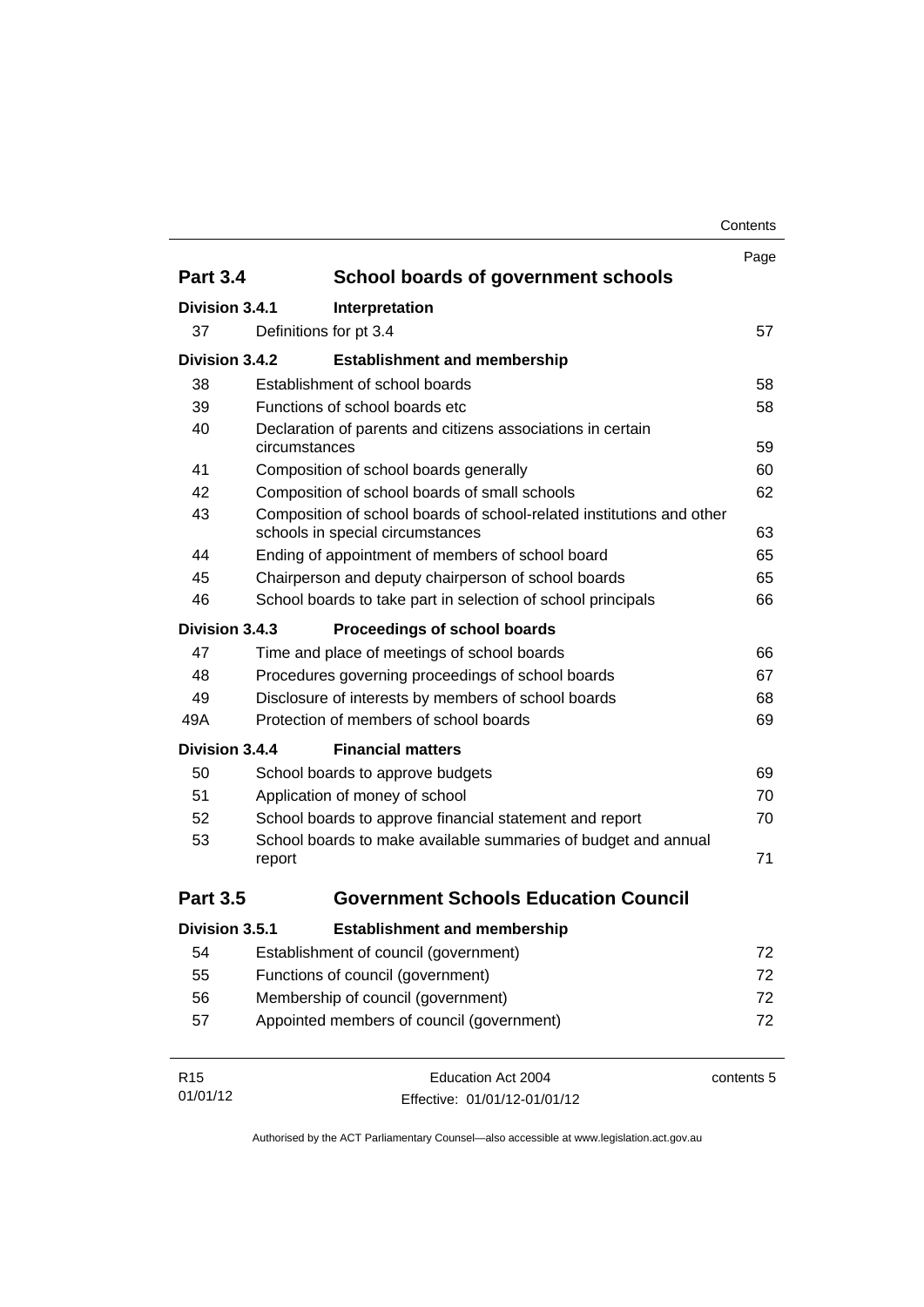| | | Page |
|---|---|---|
| **Part 3.4** | **School boards of government schools** | |
| **Division 3.4.1** | **Interpretation** | |
| 37 | Definitions for pt 3.4 | 57 |
| **Division 3.4.2** | **Establishment and membership** | |
| 38 | Establishment of school boards | 58 |
| 39 | Functions of school boards etc | 58 |
| 40 | Declaration of parents and citizens associations in certain circumstances | 59 |
| 41 | Composition of school boards generally | 60 |
| 42 | Composition of school boards of small schools | 62 |
| 43 | Composition of school boards of school-related institutions and other schools in special circumstances | 63 |
| 44 | Ending of appointment of members of school board | 65 |
| 45 | Chairperson and deputy chairperson of school boards | 65 |
| 46 | School boards to take part in selection of school principals | 66 |
| **Division 3.4.3** | **Proceedings of school boards** | |
| 47 | Time and place of meetings of school boards | 66 |
| 48 | Procedures governing proceedings of school boards | 67 |
| 49 | Disclosure of interests by members of school boards | 68 |
| 49A | Protection of members of school boards | 69 |
| **Division 3.4.4** | **Financial matters** | |
| 50 | School boards to approve budgets | 69 |
| 51 | Application of money of school | 70 |
| 52 | School boards to approve financial statement and report | 70 |
| 53 | School boards to make available summaries of budget and annual report | 71 |
| **Part 3.5** | **Government Schools Education Council** | |
| **Division 3.5.1** | **Establishment and membership** | |
| 54 | Establishment of council (government) | 72 |
| 55 | Functions of council (government) | 72 |
| 56 | Membership of council (government) | 72 |
| 57 | Appointed members of council (government) | 72 |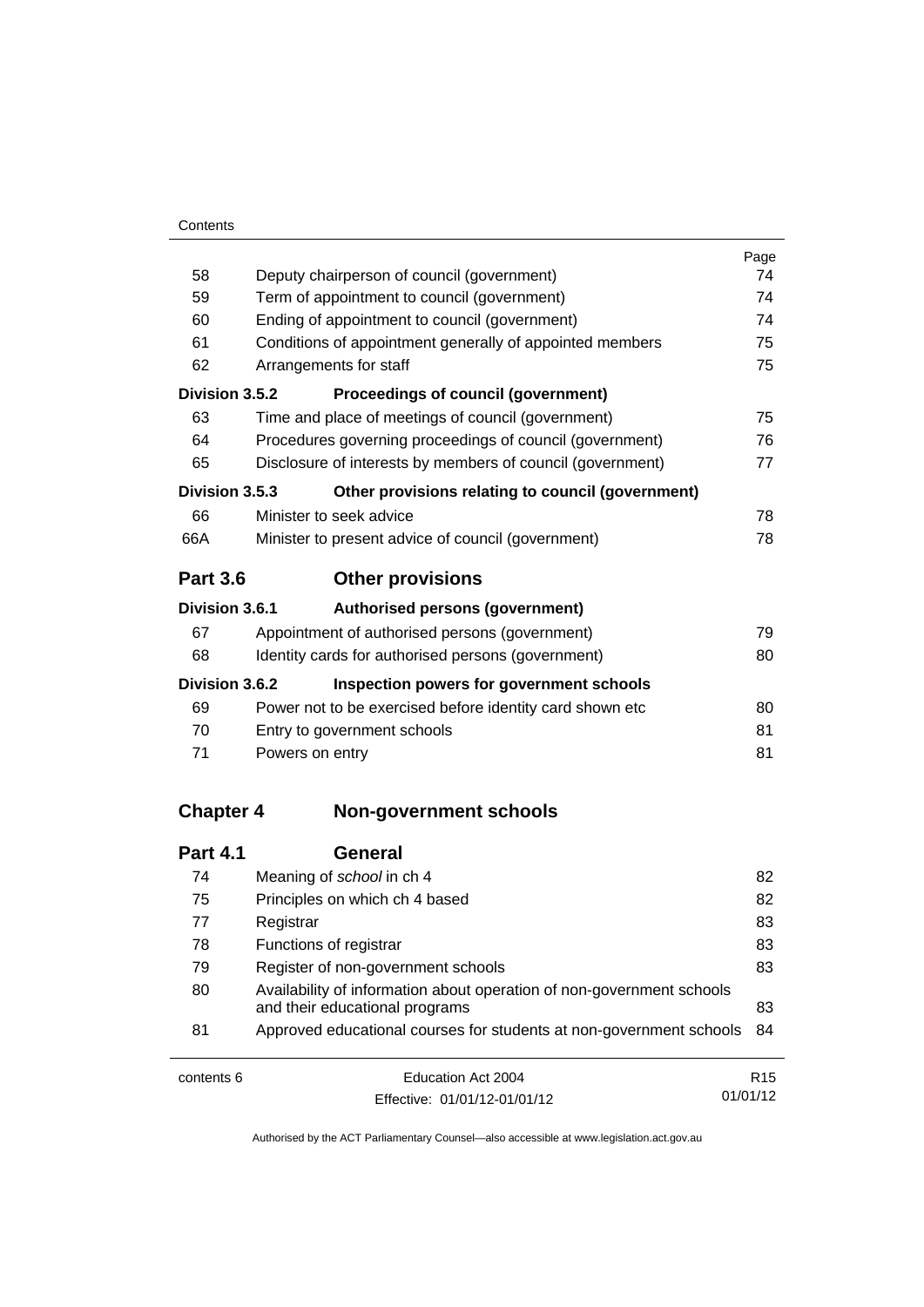| | | Page |
|---|---|---|
| 58 | Deputy chairperson of council (government) | 74 |
| 59 | Term of appointment to council (government) | 74 |
| 60 | Ending of appointment to council (government) | 74 |
| 61 | Conditions of appointment generally of appointed members | 75 |
| 62 | Arrangements for staff | 75 |
| **Division 3.5.2** | **Proceedings of council (government)** | |
| 63 | Time and place of meetings of council (government) | 75 |
| 64 | Procedures governing proceedings of council (government) | 76 |
| 65 | Disclosure of interests by members of council (government) | 77 |
| **Division 3.5.3** | **Other provisions relating to council (government)** | |
| 66 | Minister to seek advice | 78 |
| 66A | Minister to present advice of council (government) | 78 |
| **Part 3.6** | **Other provisions** | |
| **Division 3.6.1** | **Authorised persons (government)** | |
| 67 | Appointment of authorised persons (government) | 79 |
| 68 | Identity cards for authorised persons (government) | 80 |
| **Division 3.6.2** | **Inspection powers for government schools** | |
| 69 | Power not to be exercised before identity card shown etc | 80 |
| 70 | Entry to government schools | 81 |
| 71 | Powers on entry | 81 |
| **Chapter 4** | **Non-government schools** | |
| **Part 4.1** | **General** | |
| 74 | Meaning of *school* in ch 4 | 82 |
| 75 | Principles on which ch 4 based | 82 |
| 77 | Registrar | 83 |
| 78 | Functions of registrar | 83 |
| 79 | Register of non-government schools | 83 |
| 80 | Availability of information about operation of non-government schools and their educational programs | 83 |
| 81 | Approved educational courses for students at non-government schools | 84 |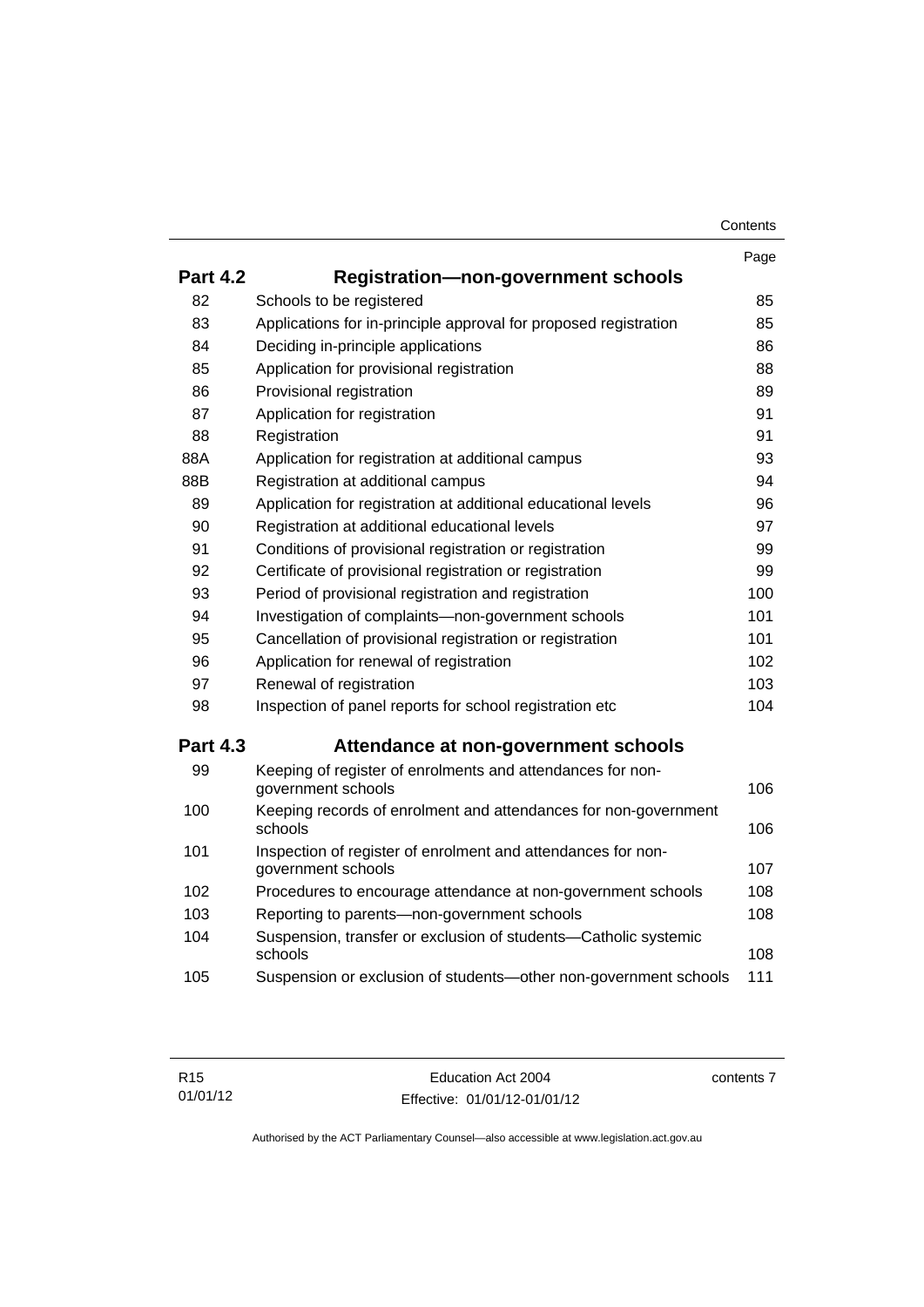| | | Page |
|---|---|---|
| **Part 4.2** | **Registration—non-government schools** | |
| 82 | Schools to be registered | 85 |
| 83 | Applications for in-principle approval for proposed registration | 85 |
| 84 | Deciding in-principle applications | 86 |
| 85 | Application for provisional registration | 88 |
| 86 | Provisional registration | 89 |
| 87 | Application for registration | 91 |
| 88 | Registration | 91 |
| 88A | Application for registration at additional campus | 93 |
| 88B | Registration at additional campus | 94 |
| 89 | Application for registration at additional educational levels | 96 |
| 90 | Registration at additional educational levels | 97 |
| 91 | Conditions of provisional registration or registration | 99 |
| 92 | Certificate of provisional registration or registration | 99 |
| 93 | Period of provisional registration and registration | 100 |
| 94 | Investigation of complaints—non-government schools | 101 |
| 95 | Cancellation of provisional registration or registration | 101 |
| 96 | Application for renewal of registration | 102 |
| 97 | Renewal of registration | 103 |
| 98 | Inspection of panel reports for school registration etc | 104 |
| **Part 4.3** | **Attendance at non-government schools** | |
| 99 | Keeping of register of enrolments and attendances for non-government schools | 106 |
| 100 | Keeping records of enrolment and attendances for non-government schools | 106 |
| 101 | Inspection of register of enrolment and attendances for non-government schools | 107 |
| 102 | Procedures to encourage attendance at non-government schools | 108 |
| 103 | Reporting to parents—non-government schools | 108 |
| 104 | Suspension, transfer or exclusion of students—Catholic systemic schools | 108 |
| 105 | Suspension or exclusion of students—other non-government schools | 111 |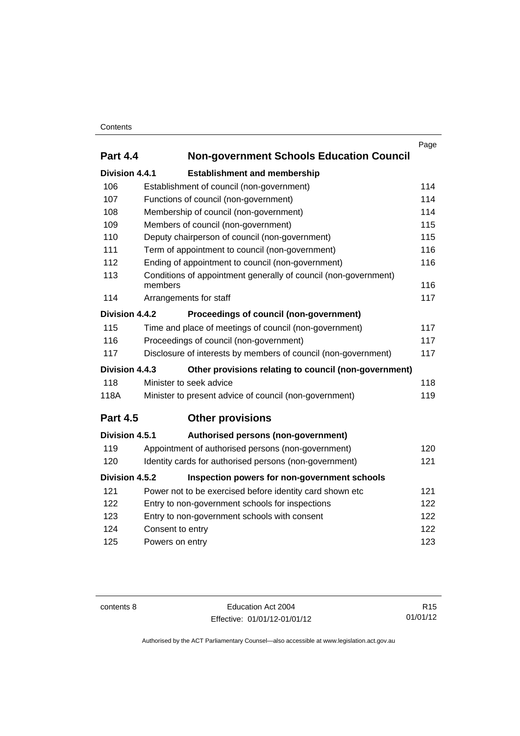| | | Page |
|---|---|---|
| **Part 4.4** | **Non-government Schools Education Council** | |
| **Division 4.4.1** | **Establishment and membership** | |
| 106 | Establishment of council (non-government) | 114 |
| 107 | Functions of council (non-government) | 114 |
| 108 | Membership of council (non-government) | 114 |
| 109 | Members of council (non-government) | 115 |
| 110 | Deputy chairperson of council (non-government) | 115 |
| 111 | Term of appointment to council (non-government) | 116 |
| 112 | Ending of appointment to council (non-government) | 116 |
| 113 | Conditions of appointment generally of council (non-government) members | 116 |
| 114 | Arrangements for staff | 117 |
| **Division 4.4.2** | **Proceedings of council (non-government)** | |
| 115 | Time and place of meetings of council (non-government) | 117 |
| 116 | Proceedings of council (non-government) | 117 |
| 117 | Disclosure of interests by members of council (non-government) | 117 |
| **Division 4.4.3** | **Other provisions relating to council (non-government)** | |
| 118 | Minister to seek advice | 118 |
| 118A | Minister to present advice of council (non-government) | 119 |
| **Part 4.5** | **Other provisions** | |
| **Division 4.5.1** | **Authorised persons (non-government)** | |
| 119 | Appointment of authorised persons (non-government) | 120 |
| 120 | Identity cards for authorised persons (non-government) | 121 |
| **Division 4.5.2** | **Inspection powers for non-government schools** | |
| 121 | Power not to be exercised before identity card shown etc | 121 |
| 122 | Entry to non-government schools for inspections | 122 |
| 123 | Entry to non-government schools with consent | 122 |
| 124 | Consent to entry | 122 |
| 125 | Powers on entry | 123 |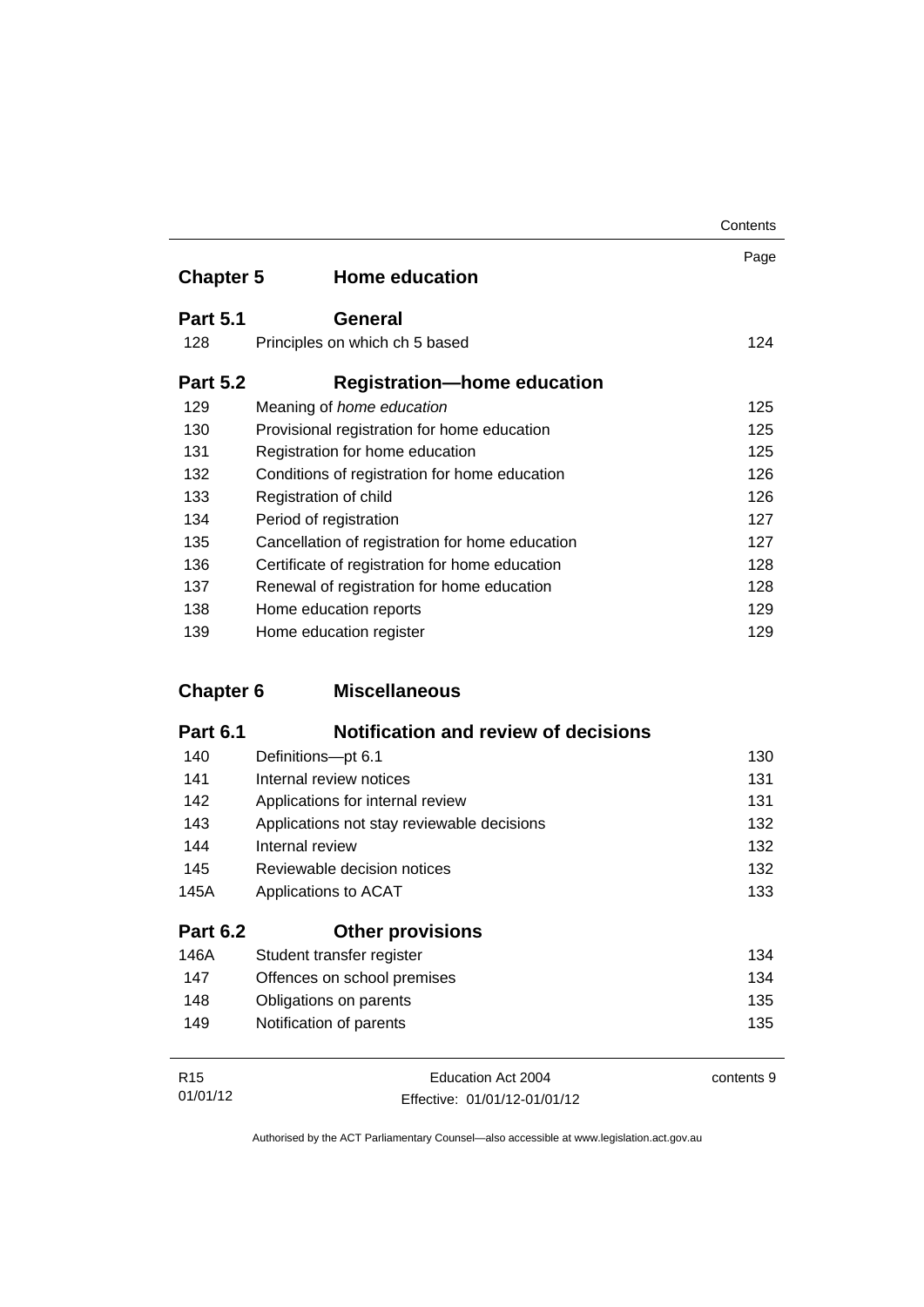| | | Page |
|---|---|---|
| **Chapter 5** | **Home education** | |
| **Part 5.1** | **General** | |
| 128 | Principles on which ch 5 based | 124 |
| **Part 5.2** | **Registration—home education** | |
| 129 | Meaning of *home education* | 125 |
| 130 | Provisional registration for home education | 125 |
| 131 | Registration for home education | 125 |
| 132 | Conditions of registration for home education | 126 |
| 133 | Registration of child | 126 |
| 134 | Period of registration | 127 |
| 135 | Cancellation of registration for home education | 127 |
| 136 | Certificate of registration for home education | 128 |
| 137 | Renewal of registration for home education | 128 |
| 138 | Home education reports | 129 |
| 139 | Home education register | 129 |
| **Chapter 6** | **Miscellaneous** | |
| **Part 6.1** | **Notification and review of decisions** | |
| 140 | Definitions—pt 6.1 | 130 |
| 141 | Internal review notices | 131 |
| 142 | Applications for internal review | 131 |
| 143 | Applications not stay reviewable decisions | 132 |
| 144 | Internal review | 132 |
| 145 | Reviewable decision notices | 132 |
| 145A | Applications to ACAT | 133 |
| **Part 6.2** | **Other provisions** | |
| 146A | Student transfer register | 134 |
| 147 | Offences on school premises | 134 |
| 148 | Obligations on parents | 135 |
| 149 | Notification of parents | 135 |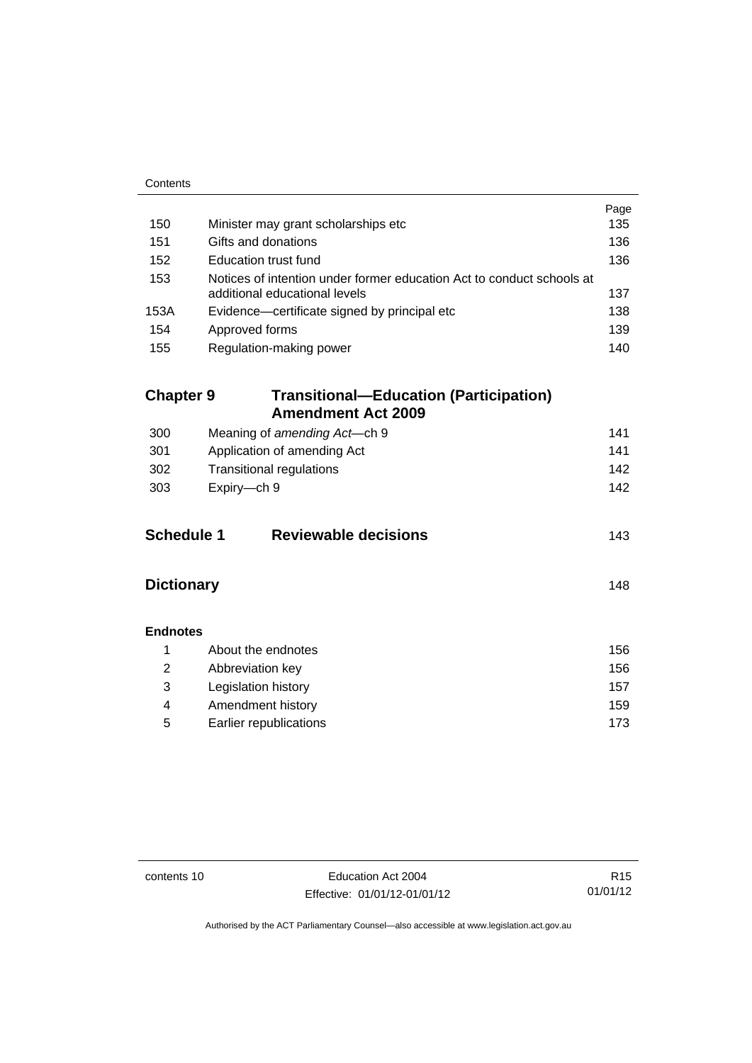| | | Page |
|---|---|---|
| 150 | Minister may grant scholarships etc | 135 |
| 151 | Gifts and donations | 136 |
| 152 | Education trust fund | 136 |
| 153 | Notices of intention under former education Act to conduct schools at additional educational levels | 137 |
| 153A | Evidence—certificate signed by principal etc | 138 |
| 154 | Approved forms | 139 |
| 155 | Regulation-making power | 140 |

## Chapter 9 Transitional—Education (Participation) Amendment Act 2009

| | | |
|---|---|---|
| 300 | Meaning of *amending Act*—ch 9 | 141 |
| 301 | Application of amending Act | 141 |
| 302 | Transitional regulations | 142 |
| 303 | Expiry—ch 9 | 142 |

## Schedule 1 Reviewable decisions 143

## Dictionary 148

**Endnotes**

| | | |
|---|---|---|
| 1 | About the endnotes | 156 |
| 2 | Abbreviation key | 156 |
| 3 | Legislation history | 157 |
| 4 | Amendment history | 159 |
| 5 | Earlier republications | 173 |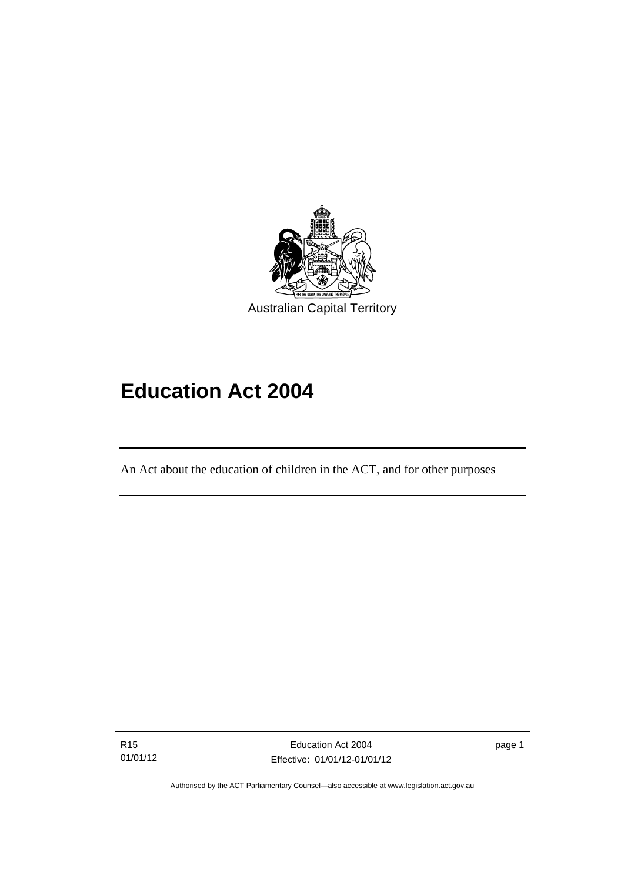Australian Capital Territory

# Education Act 2004

An Act about the education of children in the ACT, and for other purposes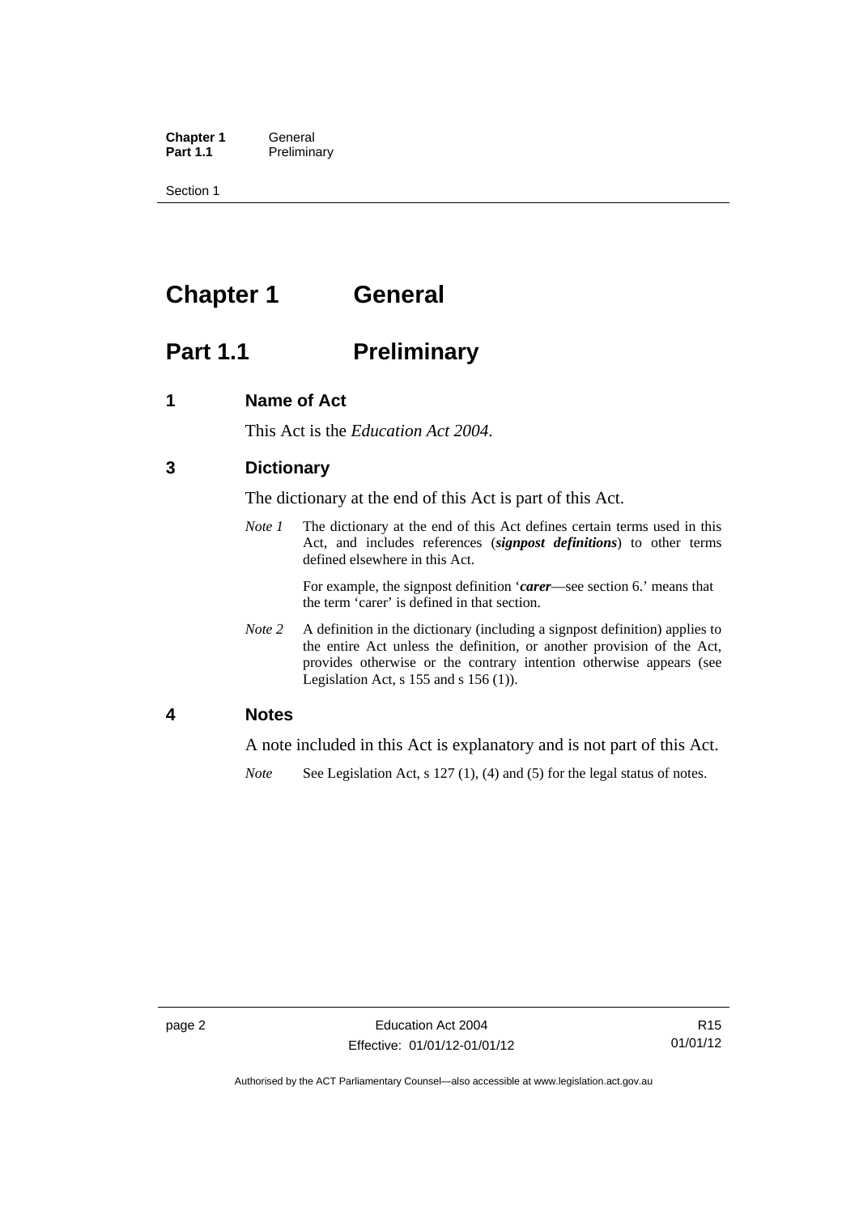# Chapter 1 General

## Part 1.1 Preliminary

### 1 Name of Act

This Act is the *Education Act 2004*.

### 3 Dictionary

The dictionary at the end of this Act is part of this Act.

*Note 1* The dictionary at the end of this Act defines certain terms used in this Act, and includes references (***signpost definitions***) to other terms defined elsewhere in this Act.

For example, the signpost definition '***carer***—see section 6.' means that the term 'carer' is defined in that section.

*Note 2* A definition in the dictionary (including a signpost definition) applies to the entire Act unless the definition, or another provision of the Act, provides otherwise or the contrary intention otherwise appears (see Legislation Act, s 155 and s 156 (1)).

### 4 Notes

A note included in this Act is explanatory and is not part of this Act.

*Note* See Legislation Act, s 127 (1), (4) and (5) for the legal status of notes.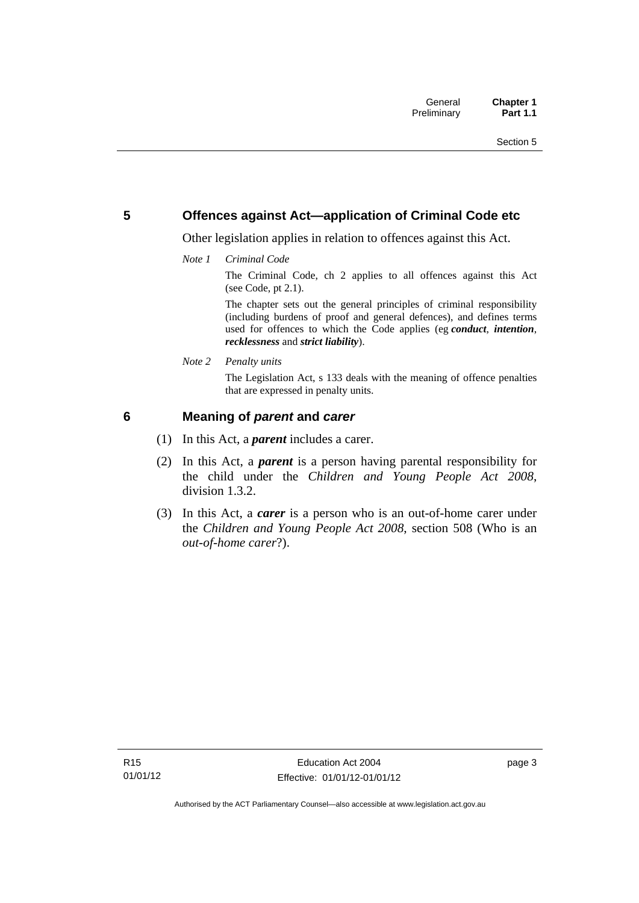## 5 Offences against Act—application of Criminal Code etc

Other legislation applies in relation to offences against this Act.

*Note 1* *Criminal Code*

The Criminal Code, ch 2 applies to all offences against this Act (see Code, pt 2.1).

The chapter sets out the general principles of criminal responsibility (including burdens of proof and general defences), and defines terms used for offences to which the Code applies (eg ***conduct***, ***intention***, ***recklessness*** and ***strict liability***).

*Note 2* *Penalty units*

The Legislation Act, s 133 deals with the meaning of offence penalties that are expressed in penalty units.

## 6 Meaning of *parent* and *carer*

(1) In this Act, a ***parent*** includes a carer.

(2) In this Act, a ***parent*** is a person having parental responsibility for the child under the *Children and Young People Act 2008*, division 1.3.2.

(3) In this Act, a ***carer*** is a person who is an out-of-home carer under the *Children and Young People Act 2008*, section 508 (Who is an *out-of-home carer*?).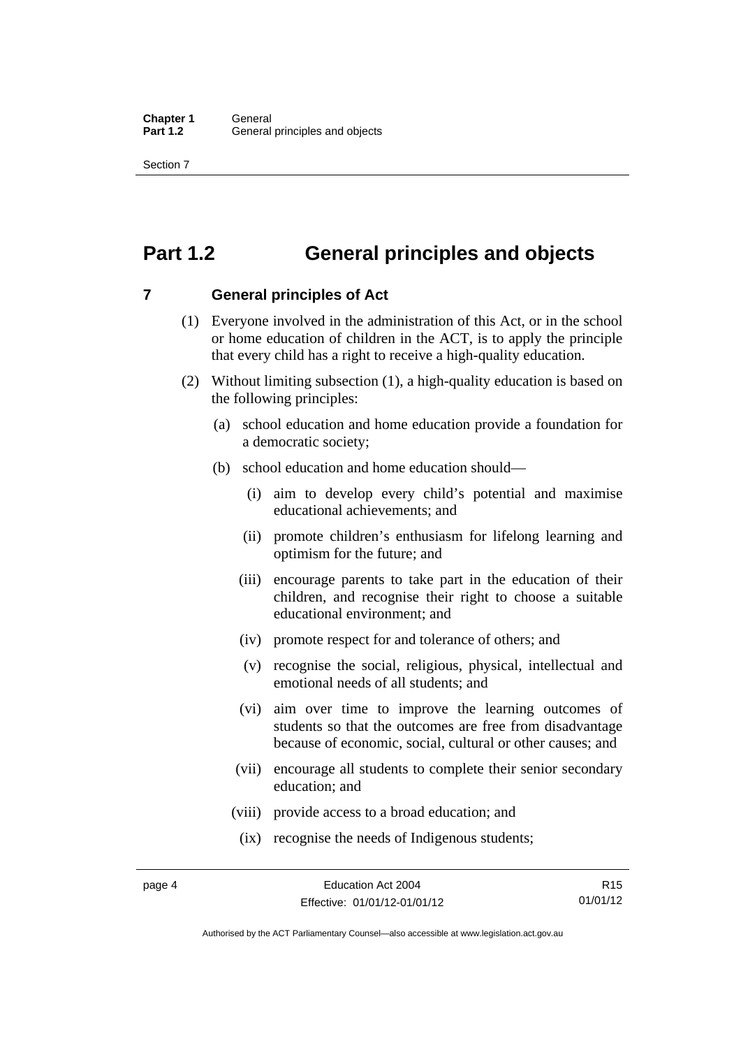# Part 1.2 General principles and objects

## 7 General principles of Act

(1) Everyone involved in the administration of this Act, or in the school or home education of children in the ACT, is to apply the principle that every child has a right to receive a high-quality education.

(2) Without limiting subsection (1), a high-quality education is based on the following principles:

- (a) school education and home education provide a foundation for a democratic society;
- (b) school education and home education should—
  - (i) aim to develop every child's potential and maximise educational achievements; and
  - (ii) promote children's enthusiasm for lifelong learning and optimism for the future; and
  - (iii) encourage parents to take part in the education of their children, and recognise their right to choose a suitable educational environment; and
  - (iv) promote respect for and tolerance of others; and
  - (v) recognise the social, religious, physical, intellectual and emotional needs of all students; and
  - (vi) aim over time to improve the learning outcomes of students so that the outcomes are free from disadvantage because of economic, social, cultural or other causes; and
  - (vii) encourage all students to complete their senior secondary education; and
  - (viii) provide access to a broad education; and
  - (ix) recognise the needs of Indigenous students;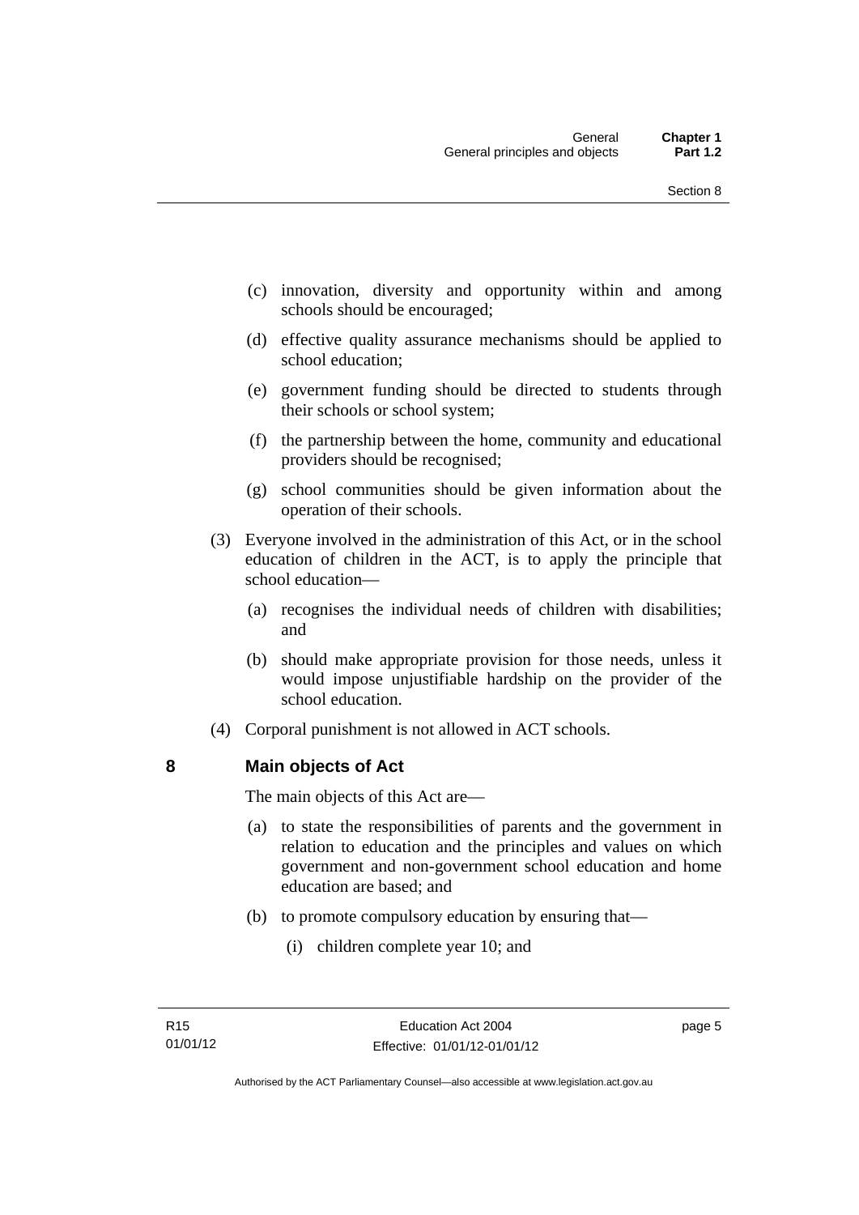(c) innovation, diversity and opportunity within and among schools should be encouraged;

(d) effective quality assurance mechanisms should be applied to school education;

(e) government funding should be directed to students through their schools or school system;

(f) the partnership between the home, community and educational providers should be recognised;

(g) school communities should be given information about the operation of their schools.

(3) Everyone involved in the administration of this Act, or in the school education of children in the ACT, is to apply the principle that school education—

(a) recognises the individual needs of children with disabilities; and

(b) should make appropriate provision for those needs, unless it would impose unjustifiable hardship on the provider of the school education.

(4) Corporal punishment is not allowed in ACT schools.

## 8 Main objects of Act

The main objects of this Act are—

(a) to state the responsibilities of parents and the government in relation to education and the principles and values on which government and non-government school education and home education are based; and

(b) to promote compulsory education by ensuring that—

(i) children complete year 10; and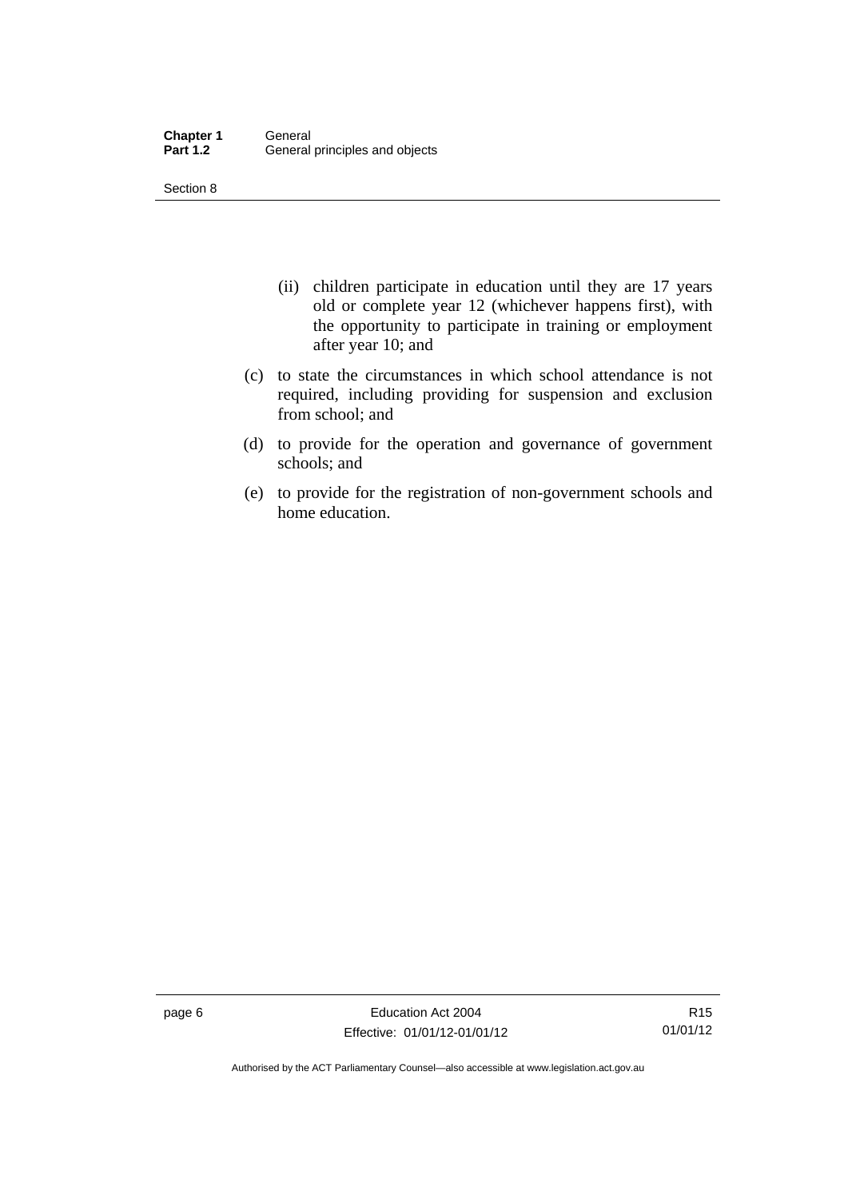(ii) children participate in education until they are 17 years old or complete year 12 (whichever happens first), with the opportunity to participate in training or employment after year 10; and

(c) to state the circumstances in which school attendance is not required, including providing for suspension and exclusion from school; and

(d) to provide for the operation and governance of government schools; and

(e) to provide for the registration of non-government schools and home education.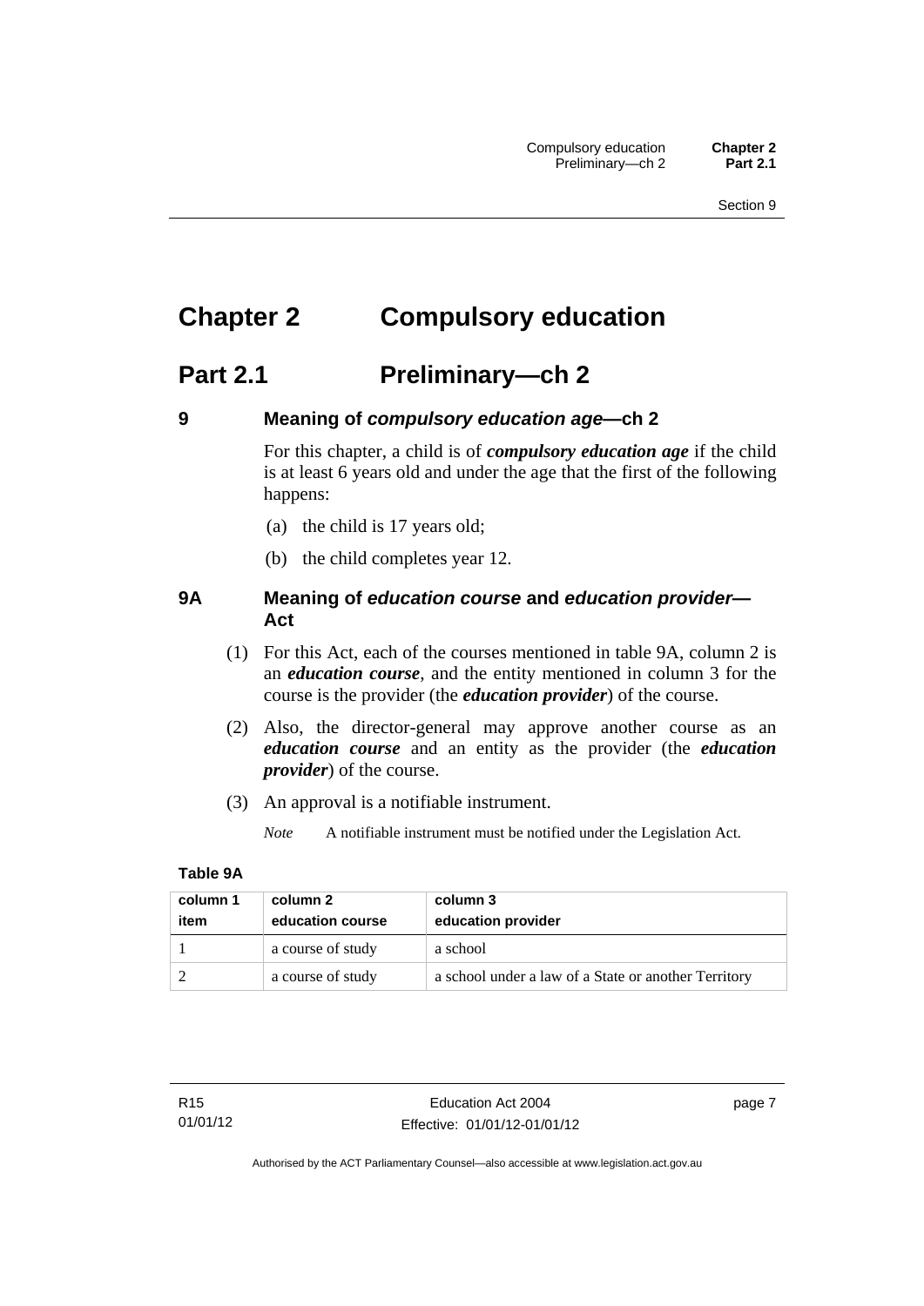# Chapter 2 Compulsory education

## Part 2.1 Preliminary—ch 2

### 9 Meaning of *compulsory education age*—ch 2

For this chapter, a child is of ***compulsory education age*** if the child is at least 6 years old and under the age that the first of the following happens:

(a) the child is 17 years old;

(b) the child completes year 12.

### 9A Meaning of *education course* and *education provider*—Act

(1) For this Act, each of the courses mentioned in table 9A, column 2 is an ***education course***, and the entity mentioned in column 3 for the course is the provider (the ***education provider***) of the course.

(2) Also, the director-general may approve another course as an ***education course*** and an entity as the provider (the ***education provider***) of the course.

(3) An approval is a notifiable instrument.

*Note* A notifiable instrument must be notified under the Legislation Act.

**Table 9A**

| column 1 item | column 2 education course | column 3 education provider |
|---|---|---|
| 1 | a course of study | a school |
| 2 | a course of study | a school under a law of a State or another Territory |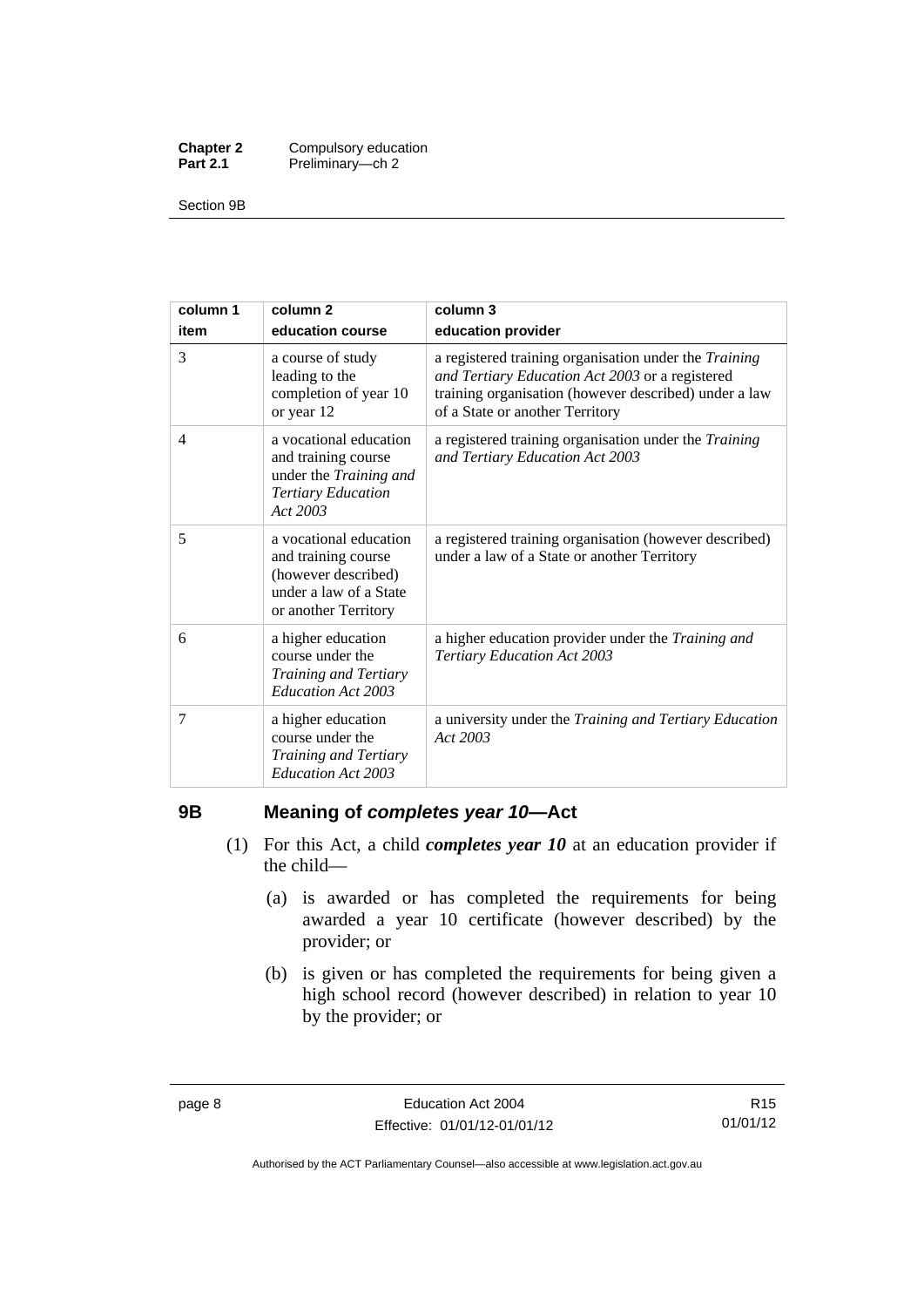| column 1 item | column 2 education course | column 3 education provider |
|---|---|---|
| 3 | a course of study leading to the completion of year 10 or year 12 | a registered training organisation under the *Training and Tertiary Education Act 2003* or a registered training organisation (however described) under a law of a State or another Territory |
| 4 | a vocational education and training course under the *Training and Tertiary Education Act 2003* | a registered training organisation under the *Training and Tertiary Education Act 2003* |
| 5 | a vocational education and training course (however described) under a law of a State or another Territory | a registered training organisation (however described) under a law of a State or another Territory |
| 6 | a higher education course under the *Training and Tertiary Education Act 2003* | a higher education provider under the *Training and Tertiary Education Act 2003* |
| 7 | a higher education course under the *Training and Tertiary Education Act 2003* | a university under the *Training and Tertiary Education Act 2003* |

## 9B Meaning of *completes year 10*—Act

(1) For this Act, a child ***completes year 10*** at an education provider if the child—

(a) is awarded or has completed the requirements for being awarded a year 10 certificate (however described) by the provider; or

(b) is given or has completed the requirements for being given a high school record (however described) in relation to year 10 by the provider; or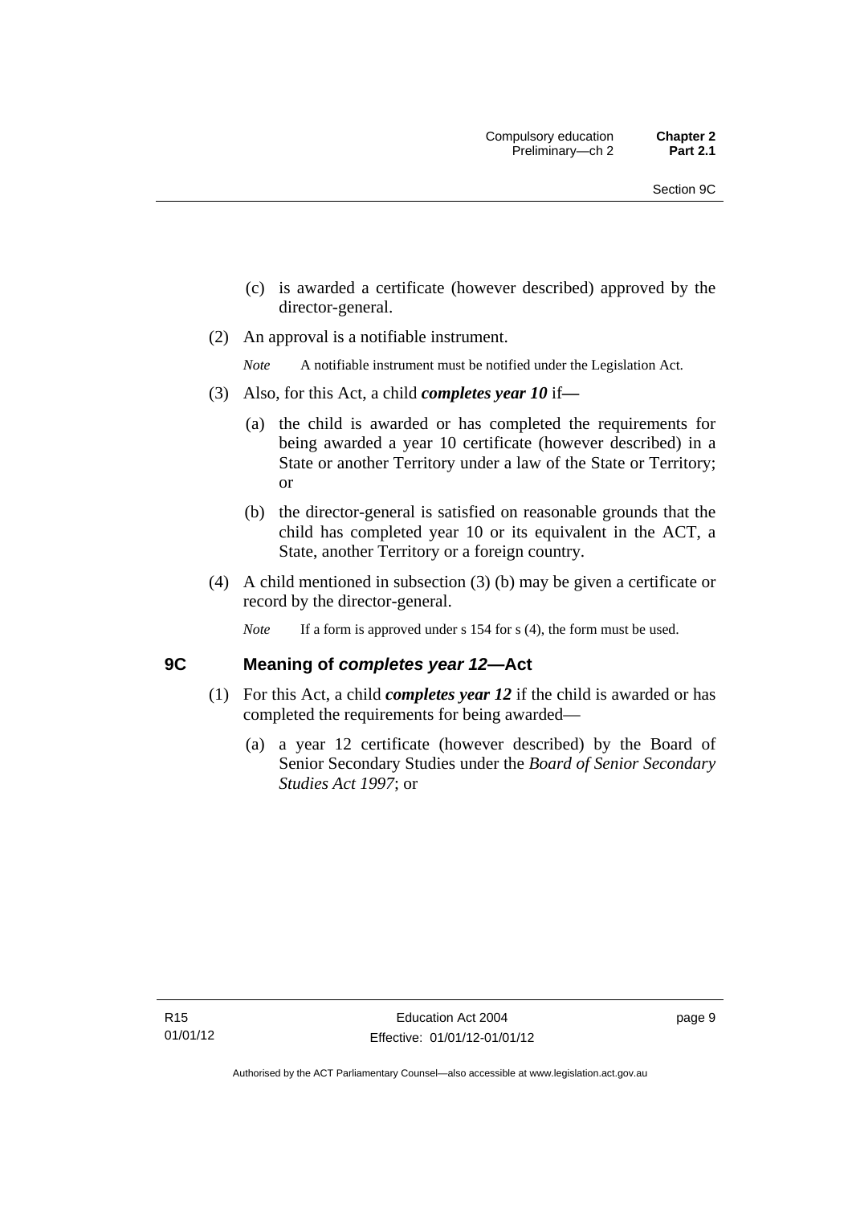(c) is awarded a certificate (however described) approved by the director-general.

(2) An approval is a notifiable instrument.

*Note* A notifiable instrument must be notified under the Legislation Act.

(3) Also, for this Act, a child ***completes year 10*** if—

(a) the child is awarded or has completed the requirements for being awarded a year 10 certificate (however described) in a State or another Territory under a law of the State or Territory; or

(b) the director-general is satisfied on reasonable grounds that the child has completed year 10 or its equivalent in the ACT, a State, another Territory or a foreign country.

(4) A child mentioned in subsection (3) (b) may be given a certificate or record by the director-general.

*Note* If a form is approved under s 154 for s (4), the form must be used.

## 9C Meaning of *completes year 12*—Act

(1) For this Act, a child ***completes year 12*** if the child is awarded or has completed the requirements for being awarded—

(a) a year 12 certificate (however described) by the Board of Senior Secondary Studies under the *Board of Senior Secondary Studies Act 1997*; or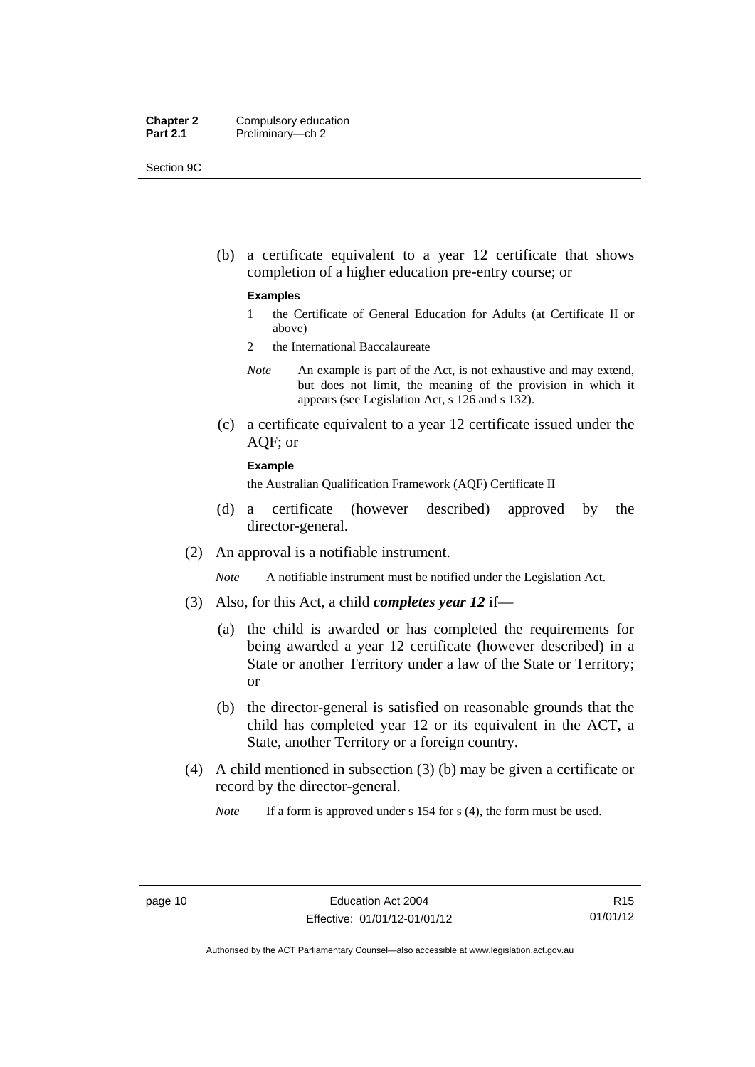(b) a certificate equivalent to a year 12 certificate that shows completion of a higher education pre-entry course; or

**Examples**

1 the Certificate of General Education for Adults (at Certificate II or above)

2 the International Baccalaureate

*Note* An example is part of the Act, is not exhaustive and may extend, but does not limit, the meaning of the provision in which it appears (see Legislation Act, s 126 and s 132).

(c) a certificate equivalent to a year 12 certificate issued under the AQF; or

**Example**

the Australian Qualification Framework (AQF) Certificate II

(d) a certificate (however described) approved by the director-general.

(2) An approval is a notifiable instrument.

*Note* A notifiable instrument must be notified under the Legislation Act.

(3) Also, for this Act, a child ***completes year 12*** if—

(a) the child is awarded or has completed the requirements for being awarded a year 12 certificate (however described) in a State or another Territory under a law of the State or Territory; or

(b) the director-general is satisfied on reasonable grounds that the child has completed year 12 or its equivalent in the ACT, a State, another Territory or a foreign country.

(4) A child mentioned in subsection (3) (b) may be given a certificate or record by the director-general.

*Note* If a form is approved under s 154 for s (4), the form must be used.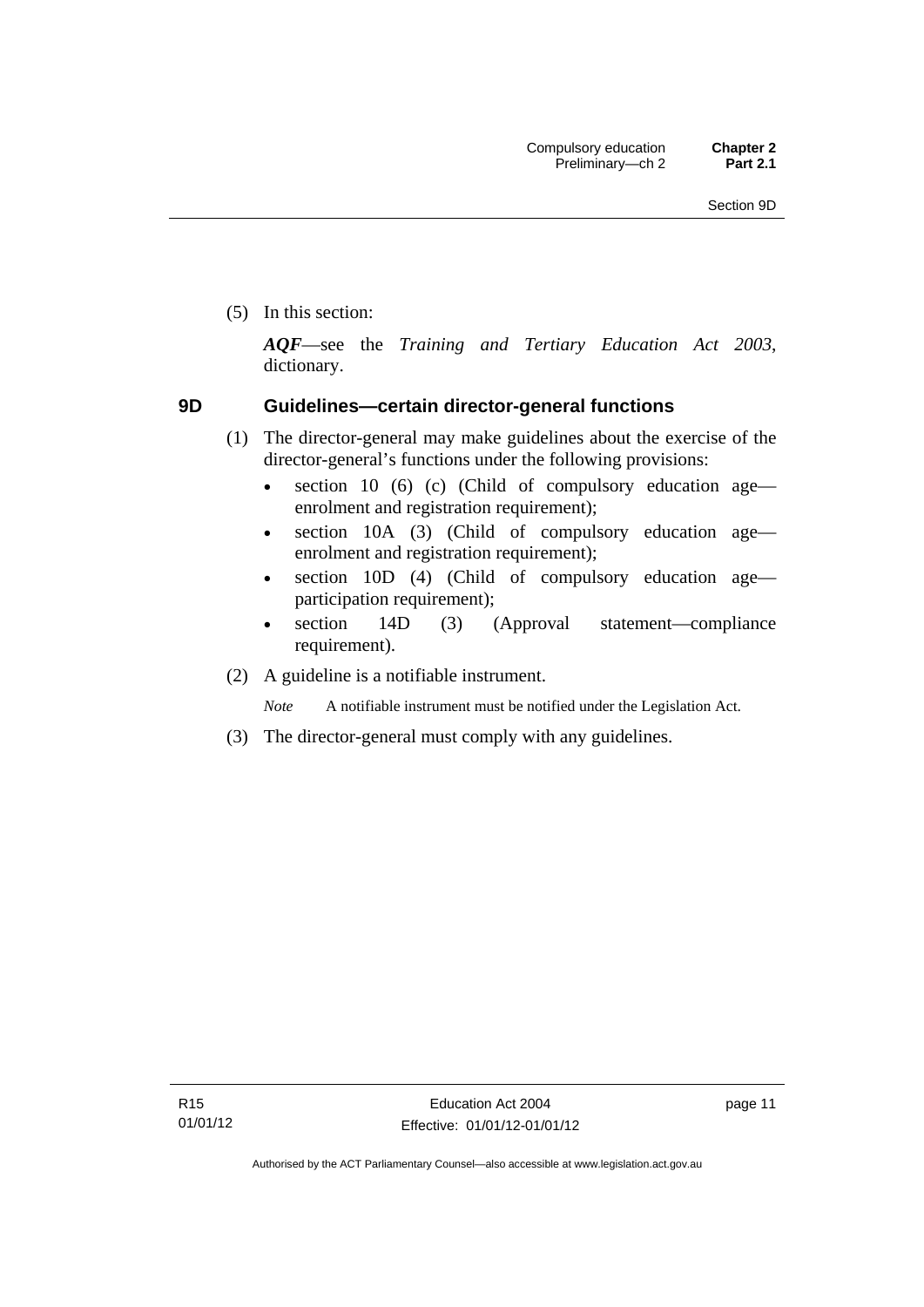(5) In this section:

***AQF***—see the *Training and Tertiary Education Act 2003*, dictionary.

## 9D Guidelines—certain director-general functions

(1) The director-general may make guidelines about the exercise of the director-general's functions under the following provisions:

- section 10 (6) (c) (Child of compulsory education age—enrolment and registration requirement);
- section 10A (3) (Child of compulsory education age—enrolment and registration requirement);
- section 10D (4) (Child of compulsory education age—participation requirement);
- section 14D (3) (Approval statement—compliance requirement).

(2) A guideline is a notifiable instrument.

*Note* A notifiable instrument must be notified under the Legislation Act.

(3) The director-general must comply with any guidelines.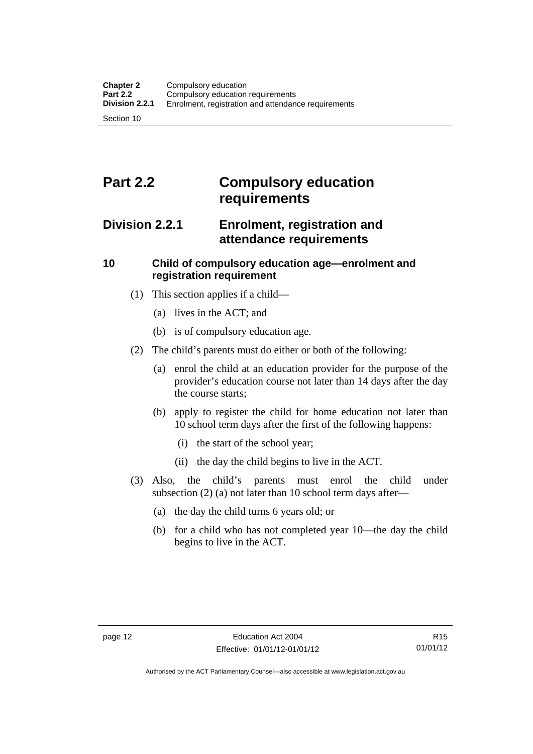# Part 2.2 Compulsory education requirements

## Division 2.2.1 Enrolment, registration and attendance requirements

### 10 Child of compulsory education age—enrolment and registration requirement

(1) This section applies if a child—

(a) lives in the ACT; and

(b) is of compulsory education age.

(2) The child's parents must do either or both of the following:

(a) enrol the child at an education provider for the purpose of the provider's education course not later than 14 days after the day the course starts;

(b) apply to register the child for home education not later than 10 school term days after the first of the following happens:

(i) the start of the school year;

(ii) the day the child begins to live in the ACT.

(3) Also, the child's parents must enrol the child under subsection (2) (a) not later than 10 school term days after—

(a) the day the child turns 6 years old; or

(b) for a child who has not completed year 10—the day the child begins to live in the ACT.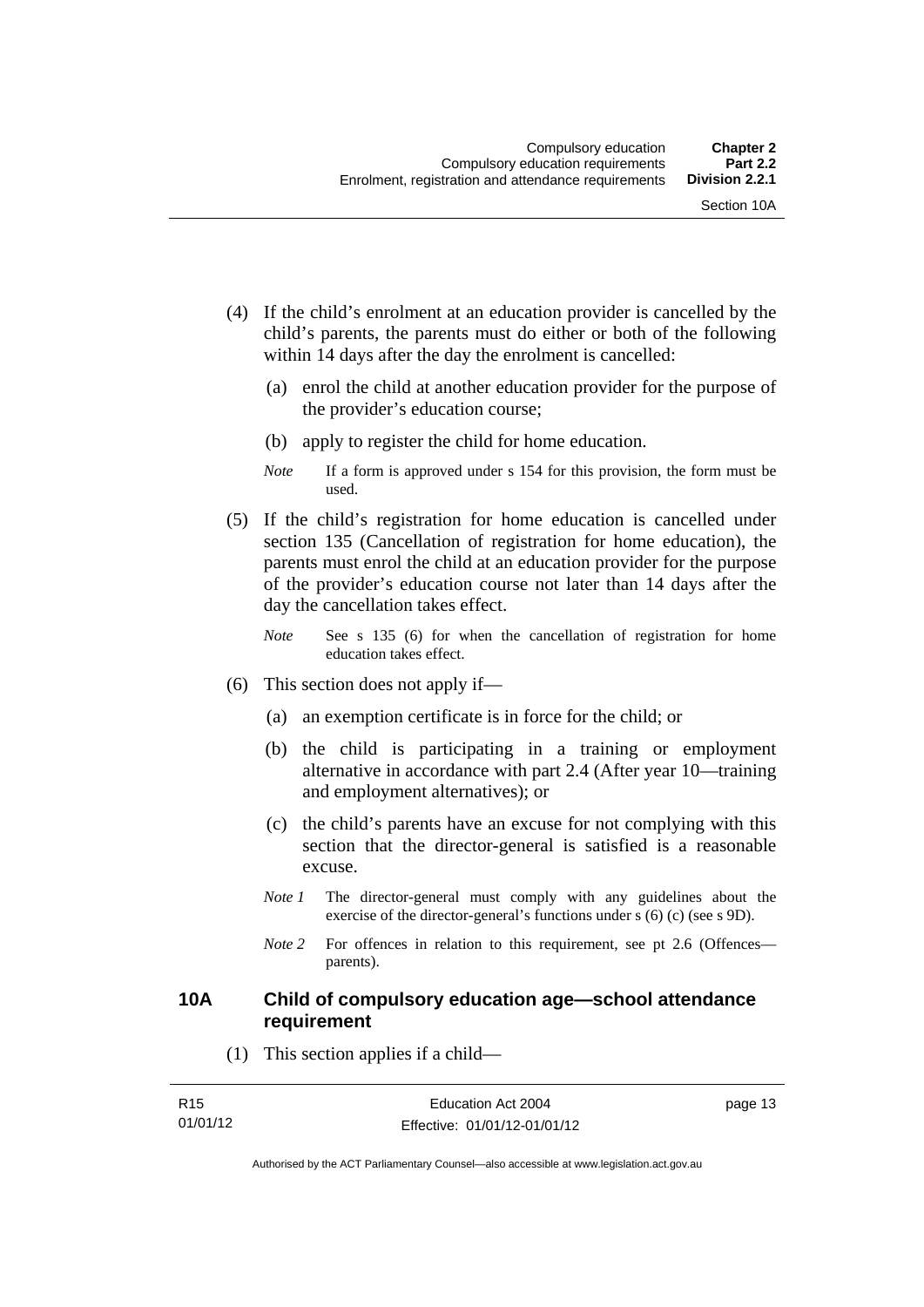(4) If the child's enrolment at an education provider is cancelled by the child's parents, the parents must do either or both of the following within 14 days after the day the enrolment is cancelled:

(a) enrol the child at another education provider for the purpose of the provider's education course;

(b) apply to register the child for home education.

*Note* If a form is approved under s 154 for this provision, the form must be used.

(5) If the child's registration for home education is cancelled under section 135 (Cancellation of registration for home education), the parents must enrol the child at an education provider for the purpose of the provider's education course not later than 14 days after the day the cancellation takes effect.

*Note* See s 135 (6) for when the cancellation of registration for home education takes effect.

(6) This section does not apply if—

(a) an exemption certificate is in force for the child; or

(b) the child is participating in a training or employment alternative in accordance with part 2.4 (After year 10—training and employment alternatives); or

(c) the child's parents have an excuse for not complying with this section that the director-general is satisfied is a reasonable excuse.

*Note 1* The director-general must comply with any guidelines about the exercise of the director-general's functions under s (6) (c) (see s 9D).

*Note 2* For offences in relation to this requirement, see pt 2.6 (Offences—parents).

## 10A Child of compulsory education age—school attendance requirement

(1) This section applies if a child—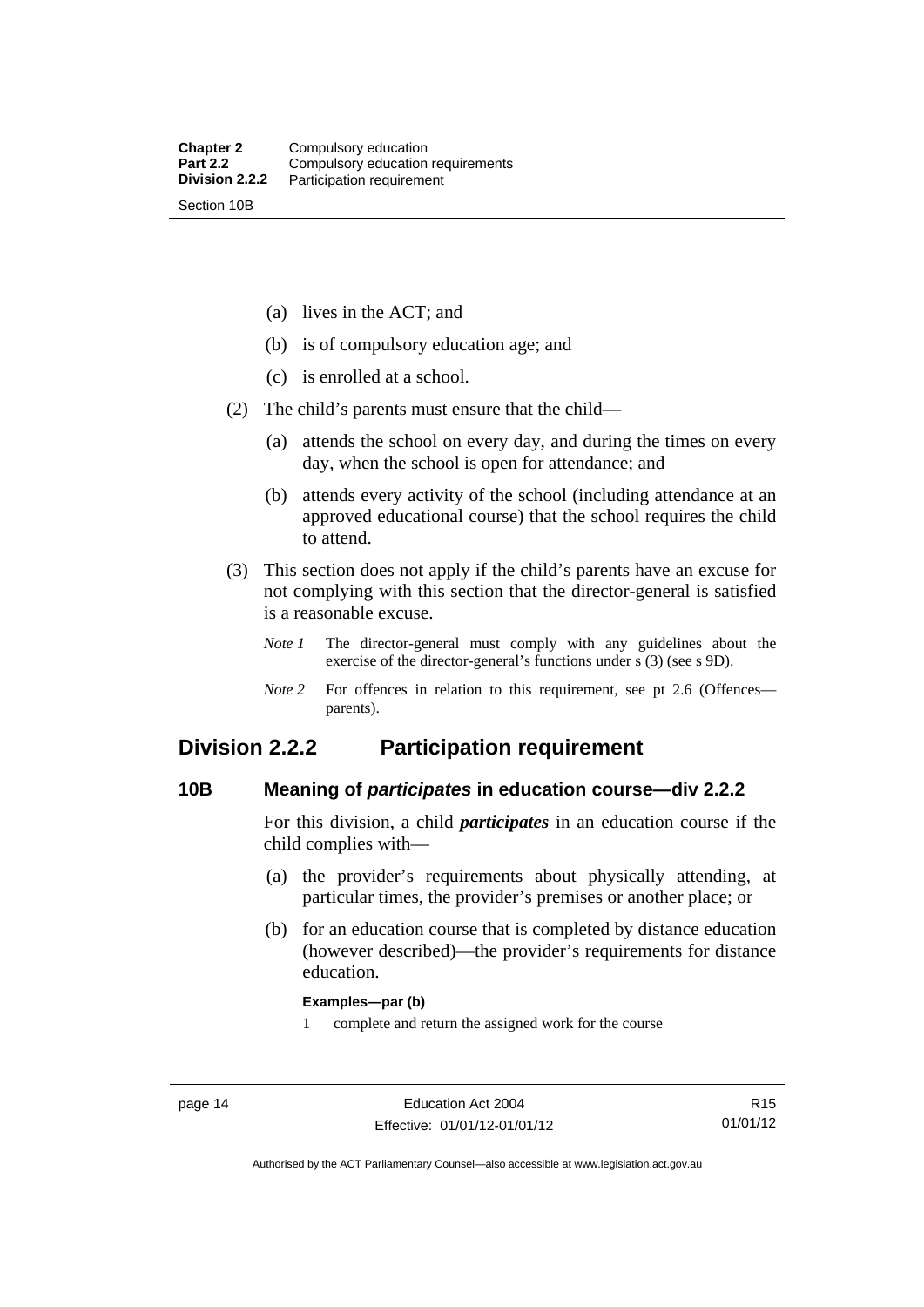(a) lives in the ACT; and

(b) is of compulsory education age; and

(c) is enrolled at a school.

(2) The child's parents must ensure that the child—

(a) attends the school on every day, and during the times on every day, when the school is open for attendance; and

(b) attends every activity of the school (including attendance at an approved educational course) that the school requires the child to attend.

(3) This section does not apply if the child's parents have an excuse for not complying with this section that the director-general is satisfied is a reasonable excuse.

*Note 1* The director-general must comply with any guidelines about the exercise of the director-general's functions under s (3) (see s 9D).

*Note 2* For offences in relation to this requirement, see pt 2.6 (Offences—parents).

## Division 2.2.2 Participation requirement

### 10B Meaning of *participates* in education course—div 2.2.2

For this division, a child ***participates*** in an education course if the child complies with—

(a) the provider's requirements about physically attending, at particular times, the provider's premises or another place; or

(b) for an education course that is completed by distance education (however described)—the provider's requirements for distance education.

**Examples—par (b)**

1 complete and return the assigned work for the course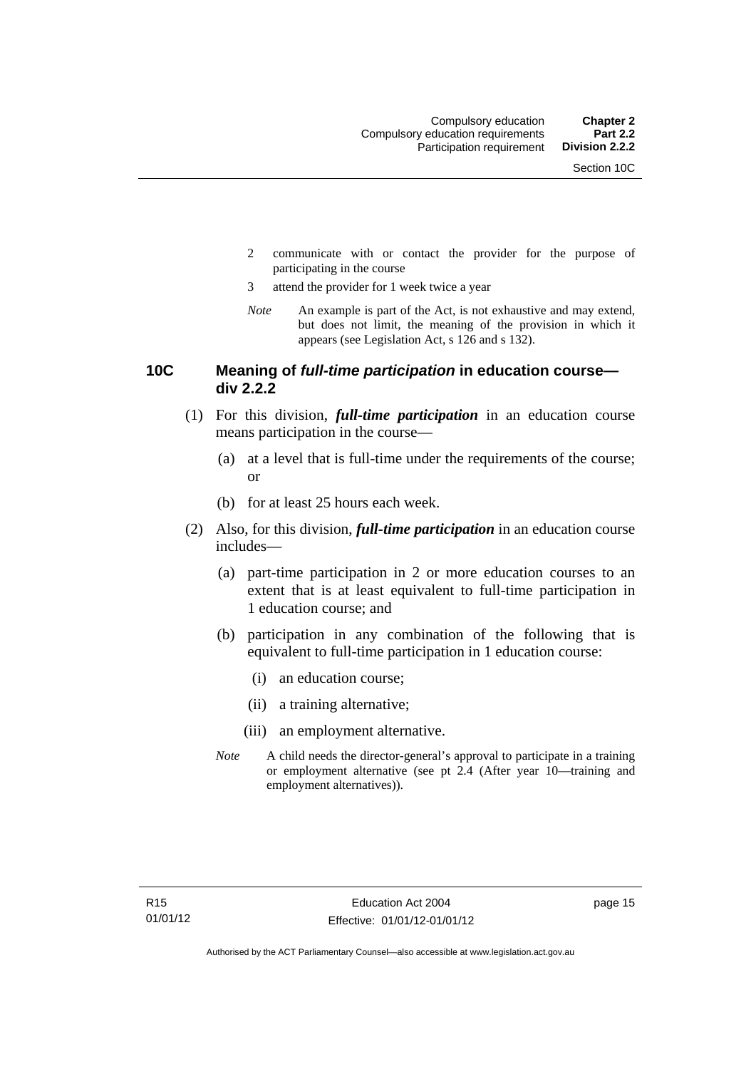2 communicate with or contact the provider for the purpose of participating in the course

3 attend the provider for 1 week twice a year

*Note* An example is part of the Act, is not exhaustive and may extend, but does not limit, the meaning of the provision in which it appears (see Legislation Act, s 126 and s 132).

## 10C Meaning of *full-time participation* in education course—div 2.2.2

(1) For this division, ***full-time participation*** in an education course means participation in the course—

(a) at a level that is full-time under the requirements of the course; or

(b) for at least 25 hours each week.

(2) Also, for this division, ***full-time participation*** in an education course includes—

(a) part-time participation in 2 or more education courses to an extent that is at least equivalent to full-time participation in 1 education course; and

(b) participation in any combination of the following that is equivalent to full-time participation in 1 education course:

(i) an education course;

(ii) a training alternative;

(iii) an employment alternative.

*Note* A child needs the director-general's approval to participate in a training or employment alternative (see pt 2.4 (After year 10—training and employment alternatives)).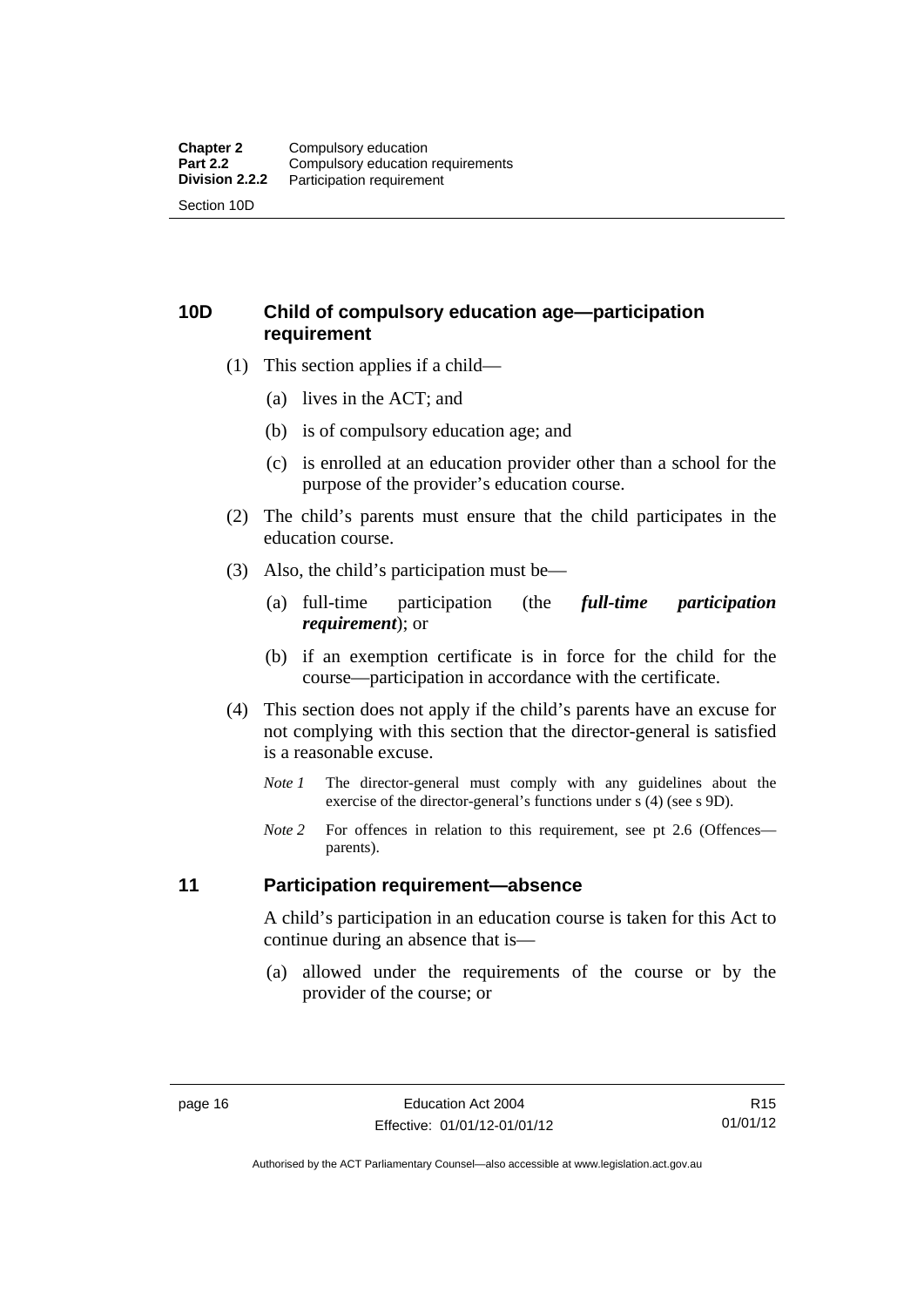## 10D Child of compulsory education age—participation requirement

(1) This section applies if a child—

(a) lives in the ACT; and

(b) is of compulsory education age; and

(c) is enrolled at an education provider other than a school for the purpose of the provider's education course.

(2) The child's parents must ensure that the child participates in the education course.

(3) Also, the child's participation must be—

(a) full-time participation (the ***full-time participation requirement***); or

(b) if an exemption certificate is in force for the child for the course—participation in accordance with the certificate.

(4) This section does not apply if the child's parents have an excuse for not complying with this section that the director-general is satisfied is a reasonable excuse.

*Note 1* The director-general must comply with any guidelines about the exercise of the director-general's functions under s (4) (see s 9D).

*Note 2* For offences in relation to this requirement, see pt 2.6 (Offences—parents).

## 11 Participation requirement—absence

A child's participation in an education course is taken for this Act to continue during an absence that is—

(a) allowed under the requirements of the course or by the provider of the course; or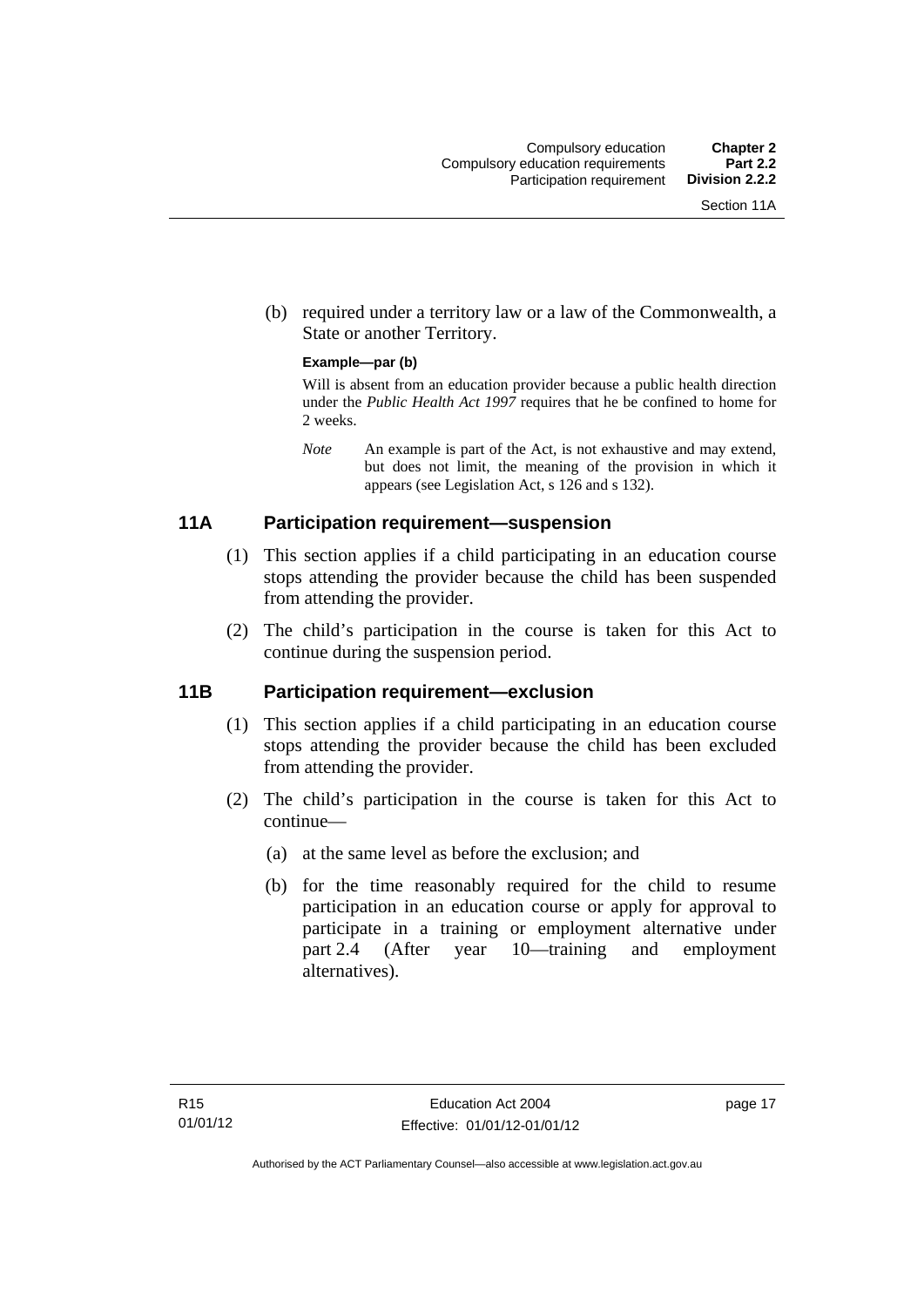(b) required under a territory law or a law of the Commonwealth, a State or another Territory.

**Example—par (b)**

Will is absent from an education provider because a public health direction under the *Public Health Act 1997* requires that he be confined to home for 2 weeks.

*Note* An example is part of the Act, is not exhaustive and may extend, but does not limit, the meaning of the provision in which it appears (see Legislation Act, s 126 and s 132).

## 11A Participation requirement—suspension

(1) This section applies if a child participating in an education course stops attending the provider because the child has been suspended from attending the provider.

(2) The child's participation in the course is taken for this Act to continue during the suspension period.

## 11B Participation requirement—exclusion

(1) This section applies if a child participating in an education course stops attending the provider because the child has been excluded from attending the provider.

(2) The child's participation in the course is taken for this Act to continue—

(a) at the same level as before the exclusion; and

(b) for the time reasonably required for the child to resume participation in an education course or apply for approval to participate in a training or employment alternative under part 2.4 (After year 10—training and employment alternatives).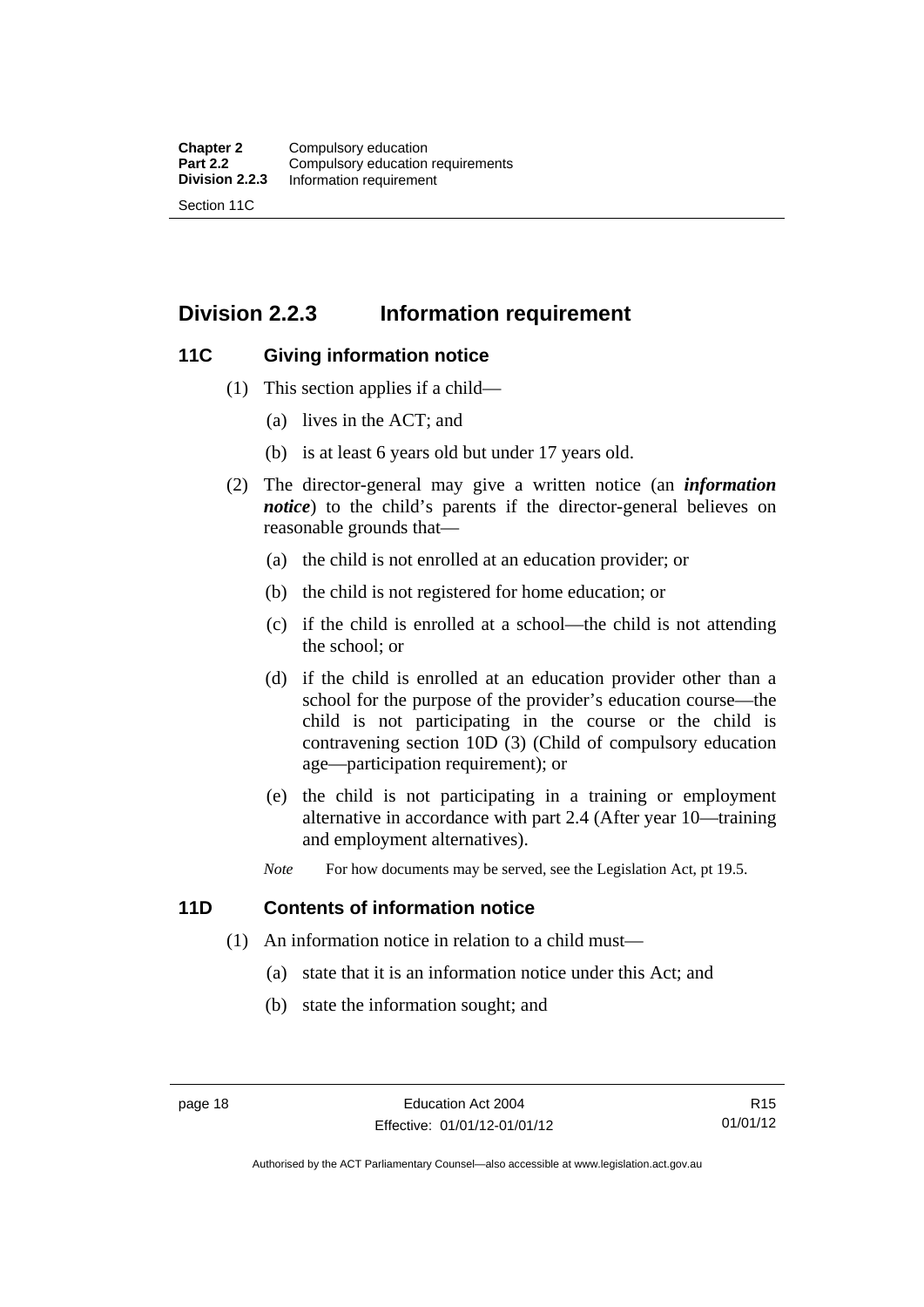## Division 2.2.3 Information requirement

### 11C Giving information notice

(1) This section applies if a child—

(a) lives in the ACT; and

(b) is at least 6 years old but under 17 years old.

(2) The director-general may give a written notice (an ***information notice***) to the child's parents if the director-general believes on reasonable grounds that—

(a) the child is not enrolled at an education provider; or

(b) the child is not registered for home education; or

(c) if the child is enrolled at a school—the child is not attending the school; or

(d) if the child is enrolled at an education provider other than a school for the purpose of the provider's education course—the child is not participating in the course or the child is contravening section 10D (3) (Child of compulsory education age—participation requirement); or

(e) the child is not participating in a training or employment alternative in accordance with part 2.4 (After year 10—training and employment alternatives).

*Note* For how documents may be served, see the Legislation Act, pt 19.5.

### 11D Contents of information notice

(1) An information notice in relation to a child must—

(a) state that it is an information notice under this Act; and

(b) state the information sought; and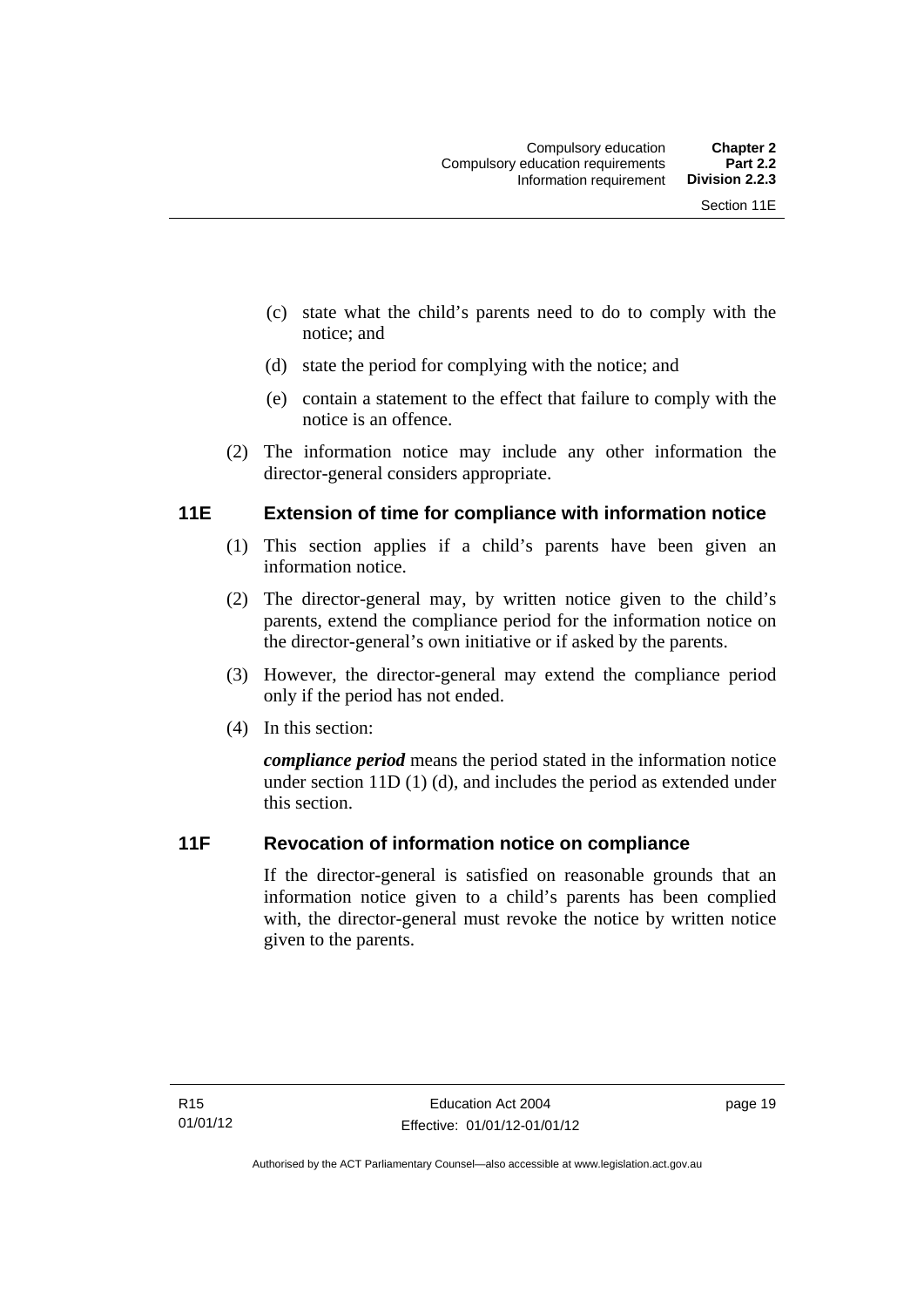(c) state what the child's parents need to do to comply with the notice; and

(d) state the period for complying with the notice; and

(e) contain a statement to the effect that failure to comply with the notice is an offence.

(2) The information notice may include any other information the director-general considers appropriate.

### 11E Extension of time for compliance with information notice

(1) This section applies if a child's parents have been given an information notice.

(2) The director-general may, by written notice given to the child's parents, extend the compliance period for the information notice on the director-general's own initiative or if asked by the parents.

(3) However, the director-general may extend the compliance period only if the period has not ended.

(4) In this section:

***compliance period*** means the period stated in the information notice under section 11D (1) (d), and includes the period as extended under this section.

### 11F Revocation of information notice on compliance

If the director-general is satisfied on reasonable grounds that an information notice given to a child's parents has been complied with, the director-general must revoke the notice by written notice given to the parents.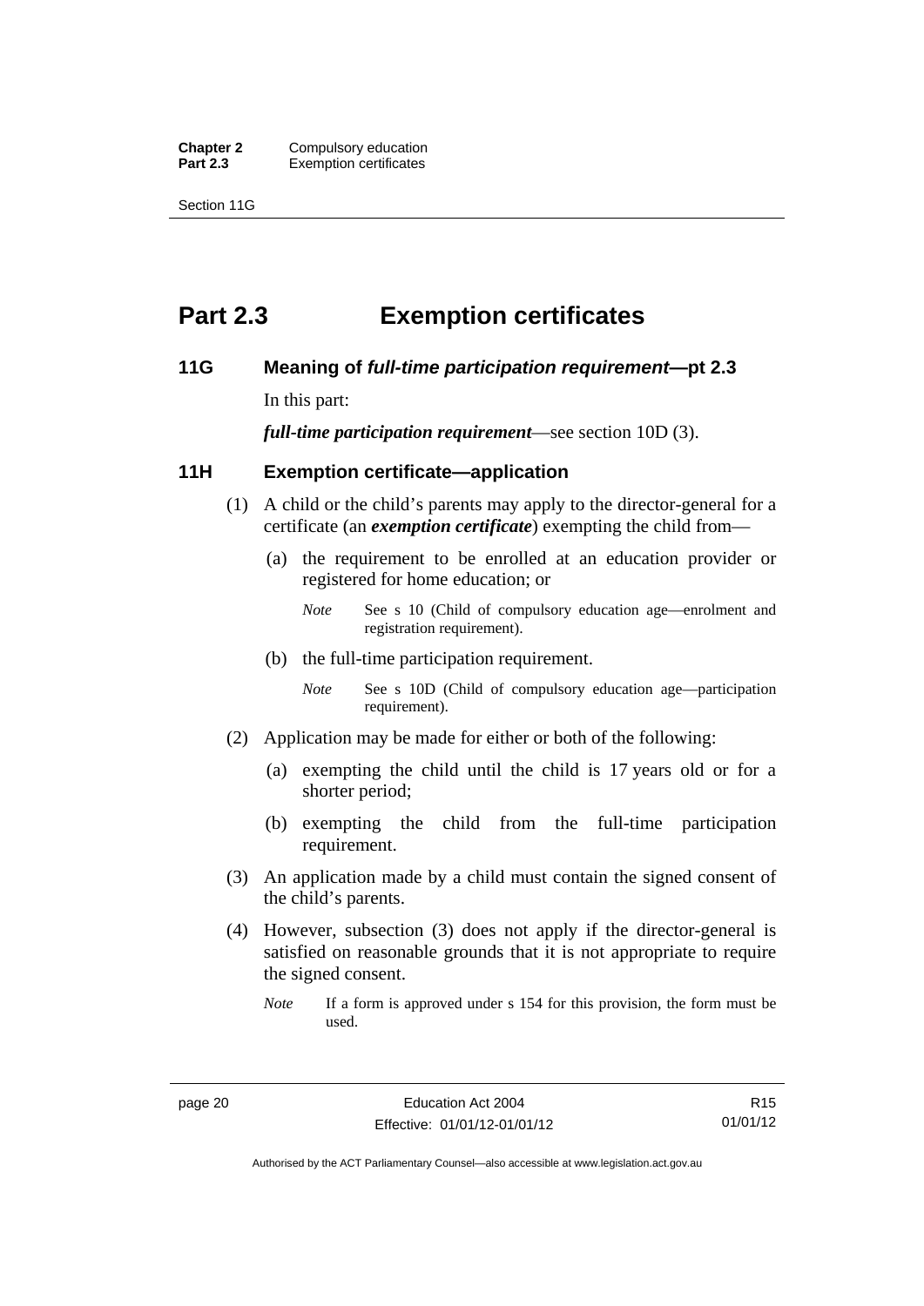# Part 2.3 Exemption certificates

## 11G Meaning of *full-time participation requirement*—pt 2.3

In this part:

***full-time participation requirement***—see section 10D (3).

## 11H Exemption certificate—application

(1) A child or the child's parents may apply to the director-general for a certificate (an ***exemption certificate***) exempting the child from—

(a) the requirement to be enrolled at an education provider or registered for home education; or

*Note* See s 10 (Child of compulsory education age—enrolment and registration requirement).

(b) the full-time participation requirement.

*Note* See s 10D (Child of compulsory education age—participation requirement).

(2) Application may be made for either or both of the following:

(a) exempting the child until the child is 17 years old or for a shorter period;

(b) exempting the child from the full-time participation requirement.

(3) An application made by a child must contain the signed consent of the child's parents.

(4) However, subsection (3) does not apply if the director-general is satisfied on reasonable grounds that it is not appropriate to require the signed consent.

*Note* If a form is approved under s 154 for this provision, the form must be used.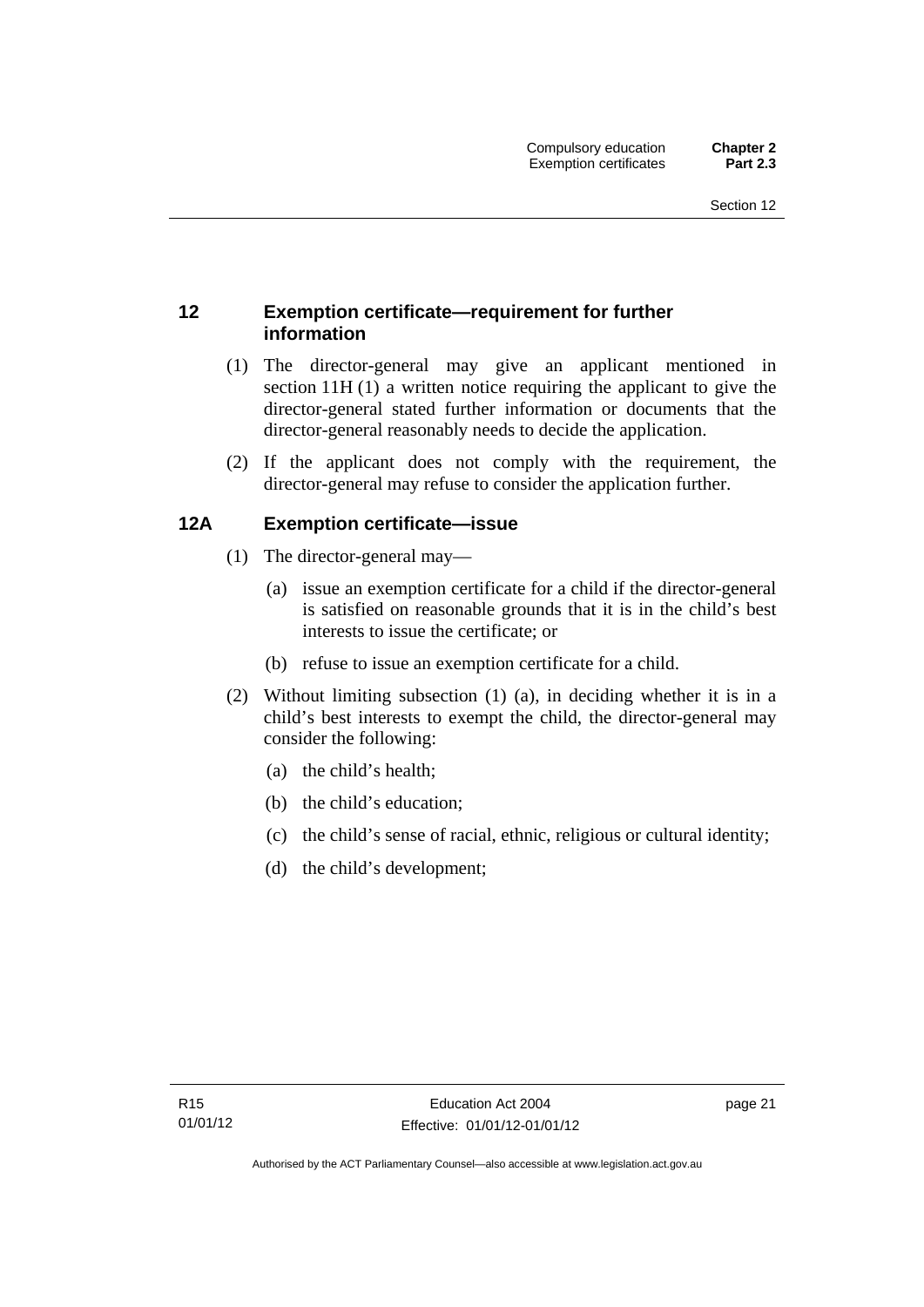## 12 Exemption certificate—requirement for further information

(1) The director-general may give an applicant mentioned in section 11H (1) a written notice requiring the applicant to give the director-general stated further information or documents that the director-general reasonably needs to decide the application.

(2) If the applicant does not comply with the requirement, the director-general may refuse to consider the application further.

## 12A Exemption certificate—issue

(1) The director-general may—

(a) issue an exemption certificate for a child if the director-general is satisfied on reasonable grounds that it is in the child's best interests to issue the certificate; or

(b) refuse to issue an exemption certificate for a child.

(2) Without limiting subsection (1) (a), in deciding whether it is in a child's best interests to exempt the child, the director-general may consider the following:

(a) the child's health;

(b) the child's education;

(c) the child's sense of racial, ethnic, religious or cultural identity;

(d) the child's development;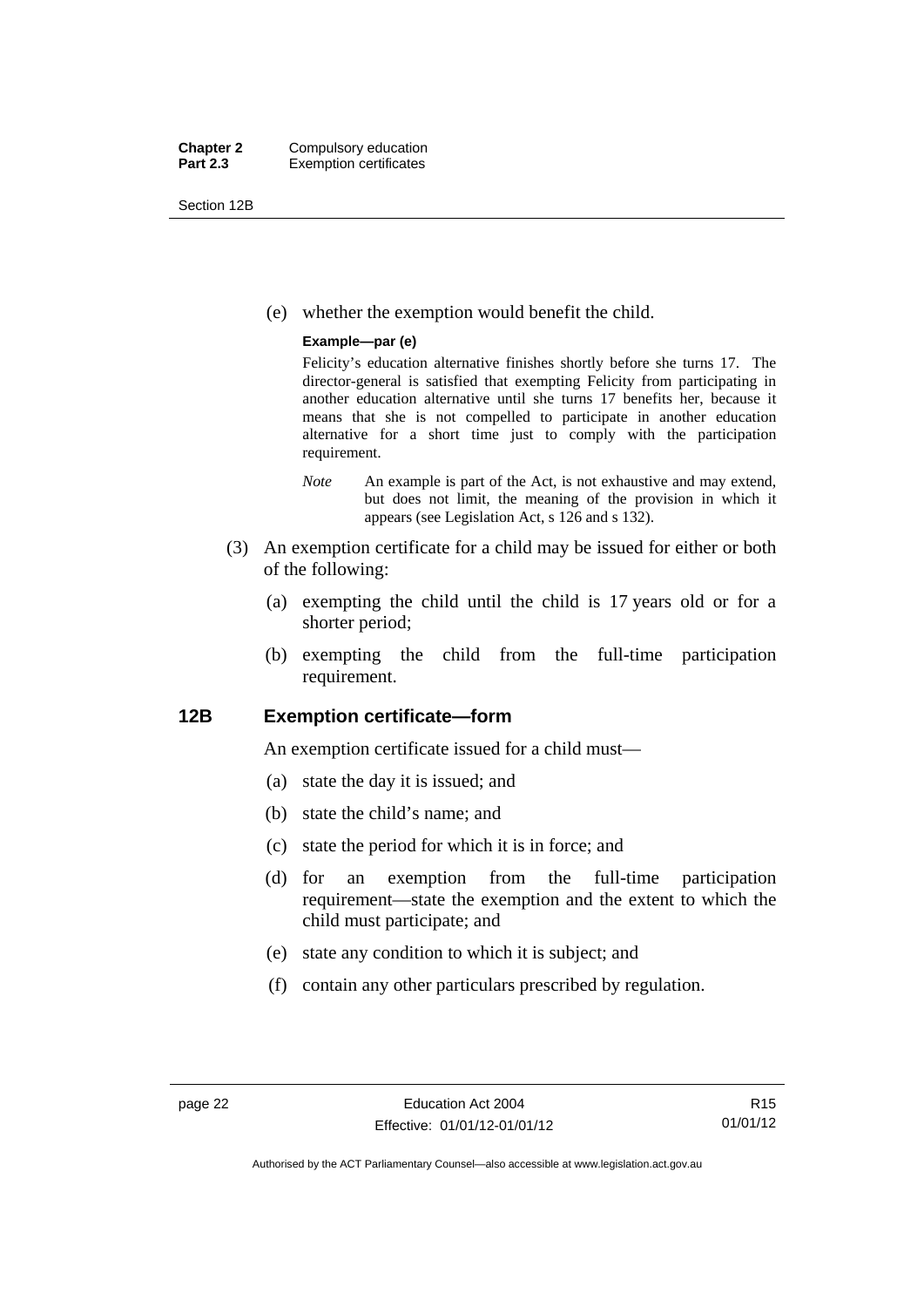(e) whether the exemption would benefit the child.

**Example—par (e)**

Felicity's education alternative finishes shortly before she turns 17. The director-general is satisfied that exempting Felicity from participating in another education alternative until she turns 17 benefits her, because it means that she is not compelled to participate in another education alternative for a short time just to comply with the participation requirement.

*Note* An example is part of the Act, is not exhaustive and may extend, but does not limit, the meaning of the provision in which it appears (see Legislation Act, s 126 and s 132).

(3) An exemption certificate for a child may be issued for either or both of the following:

(a) exempting the child until the child is 17 years old or for a shorter period;

(b) exempting the child from the full-time participation requirement.

## 12B Exemption certificate—form

An exemption certificate issued for a child must—

(a) state the day it is issued; and

(b) state the child's name; and

(c) state the period for which it is in force; and

(d) for an exemption from the full-time participation requirement—state the exemption and the extent to which the child must participate; and

(e) state any condition to which it is subject; and

(f) contain any other particulars prescribed by regulation.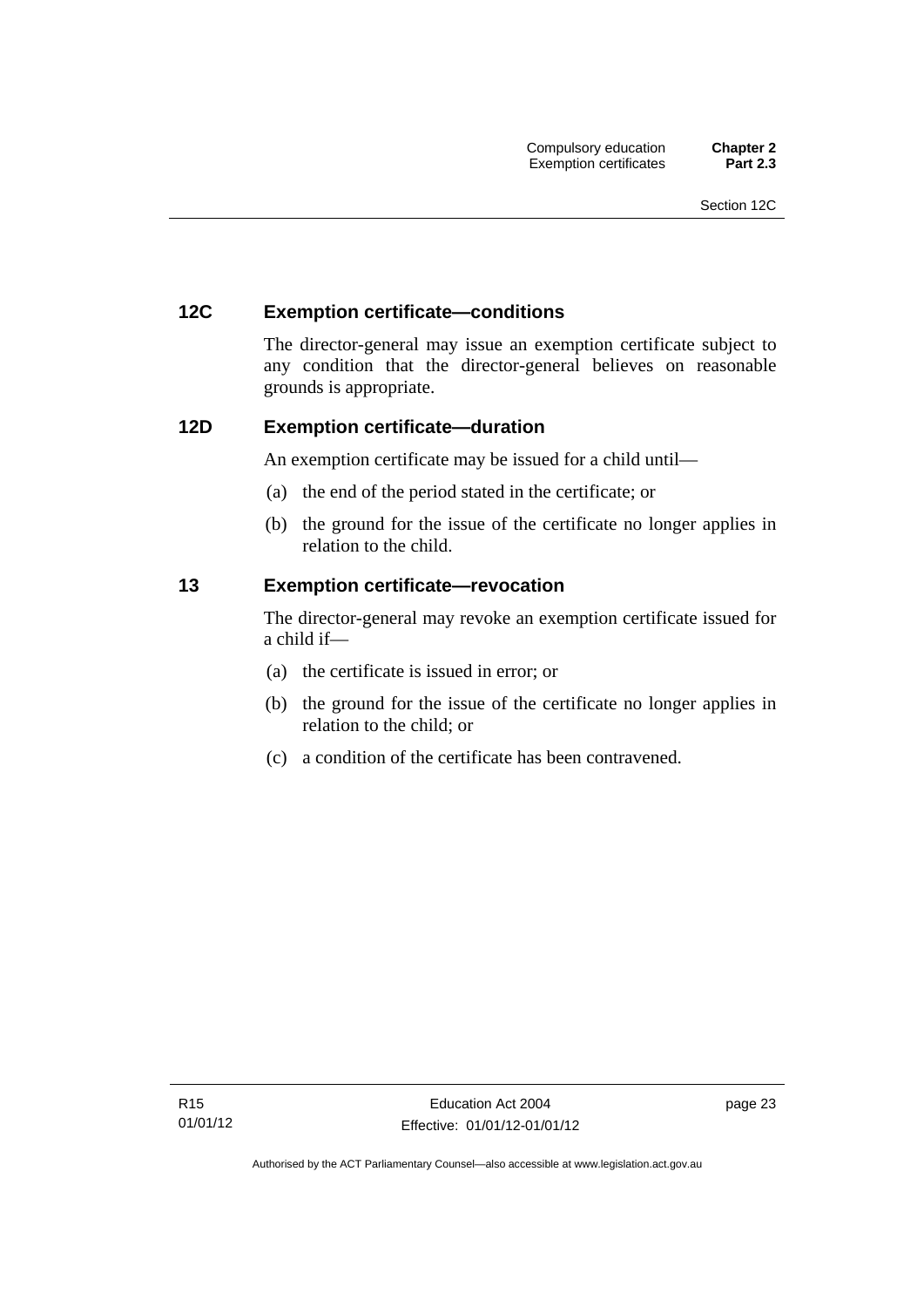## 12C Exemption certificate—conditions

The director-general may issue an exemption certificate subject to any condition that the director-general believes on reasonable grounds is appropriate.

## 12D Exemption certificate—duration

An exemption certificate may be issued for a child until—

(a) the end of the period stated in the certificate; or

(b) the ground for the issue of the certificate no longer applies in relation to the child.

## 13 Exemption certificate—revocation

The director-general may revoke an exemption certificate issued for a child if—

(a) the certificate is issued in error; or

(b) the ground for the issue of the certificate no longer applies in relation to the child; or

(c) a condition of the certificate has been contravened.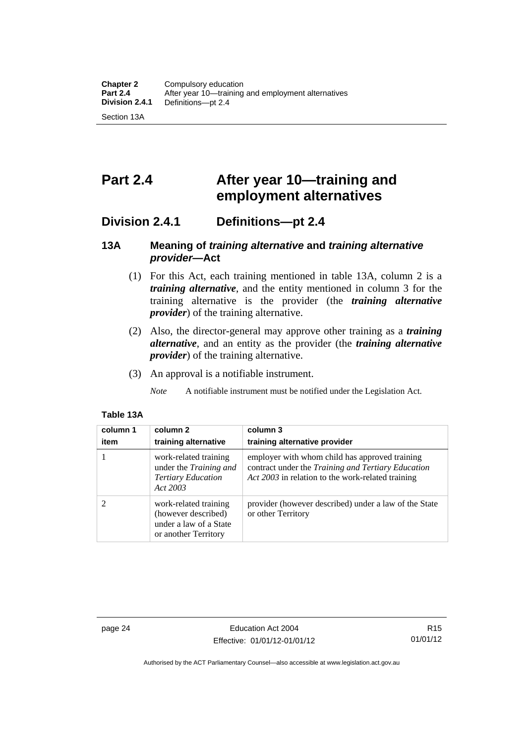# Part 2.4 After year 10—training and employment alternatives

## Division 2.4.1 Definitions—pt 2.4

### 13A Meaning of *training alternative* and *training alternative provider*—Act

(1) For this Act, each training mentioned in table 13A, column 2 is a ***training alternative***, and the entity mentioned in column 3 for the training alternative is the provider (the ***training alternative provider***) of the training alternative.

(2) Also, the director-general may approve other training as a ***training alternative***, and an entity as the provider (the ***training alternative provider***) of the training alternative.

(3) An approval is a notifiable instrument.

*Note* A notifiable instrument must be notified under the Legislation Act.

**Table 13A**

| column 1 item | column 2 training alternative | column 3 training alternative provider |
|---|---|---|
| 1 | work-related training under the *Training and Tertiary Education Act 2003* | employer with whom child has approved training contract under the *Training and Tertiary Education Act 2003* in relation to the work-related training |
| 2 | work-related training (however described) under a law of a State or another Territory | provider (however described) under a law of the State or other Territory |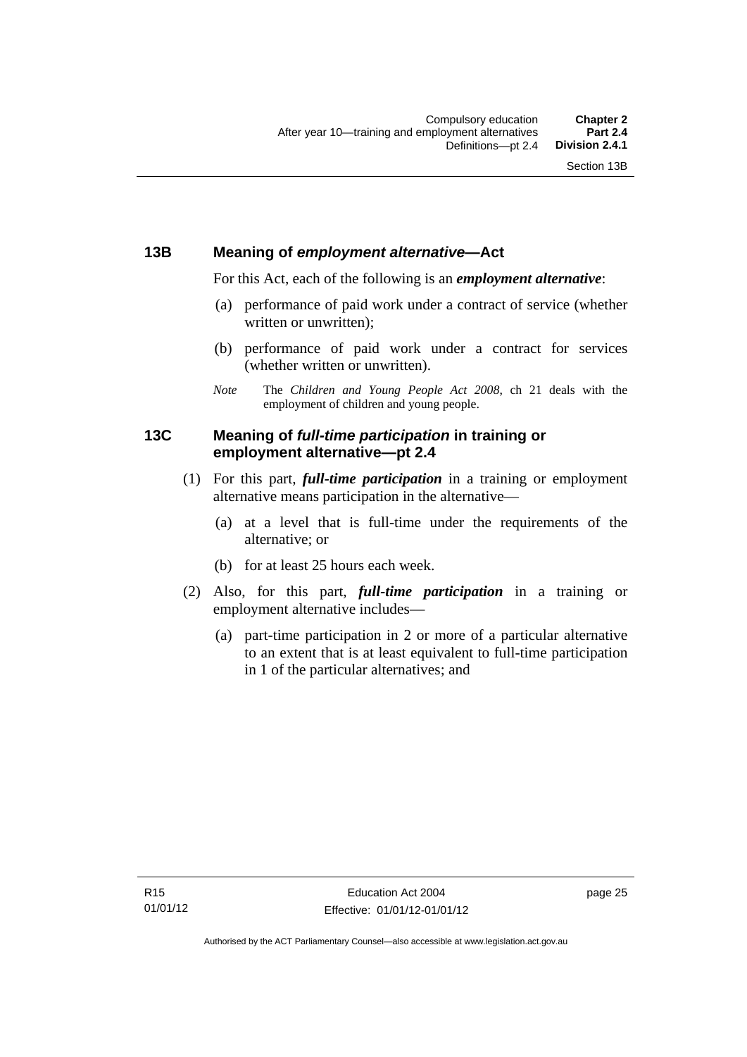## 13B Meaning of *employment alternative*—Act

For this Act, each of the following is an ***employment alternative***:

(a) performance of paid work under a contract of service (whether written or unwritten);

(b) performance of paid work under a contract for services (whether written or unwritten).

*Note* The *Children and Young People Act 2008*, ch 21 deals with the employment of children and young people.

## 13C Meaning of *full-time participation* in training or employment alternative—pt 2.4

(1) For this part, ***full-time participation*** in a training or employment alternative means participation in the alternative—

(a) at a level that is full-time under the requirements of the alternative; or

(b) for at least 25 hours each week.

(2) Also, for this part, ***full-time participation*** in a training or employment alternative includes—

(a) part-time participation in 2 or more of a particular alternative to an extent that is at least equivalent to full-time participation in 1 of the particular alternatives; and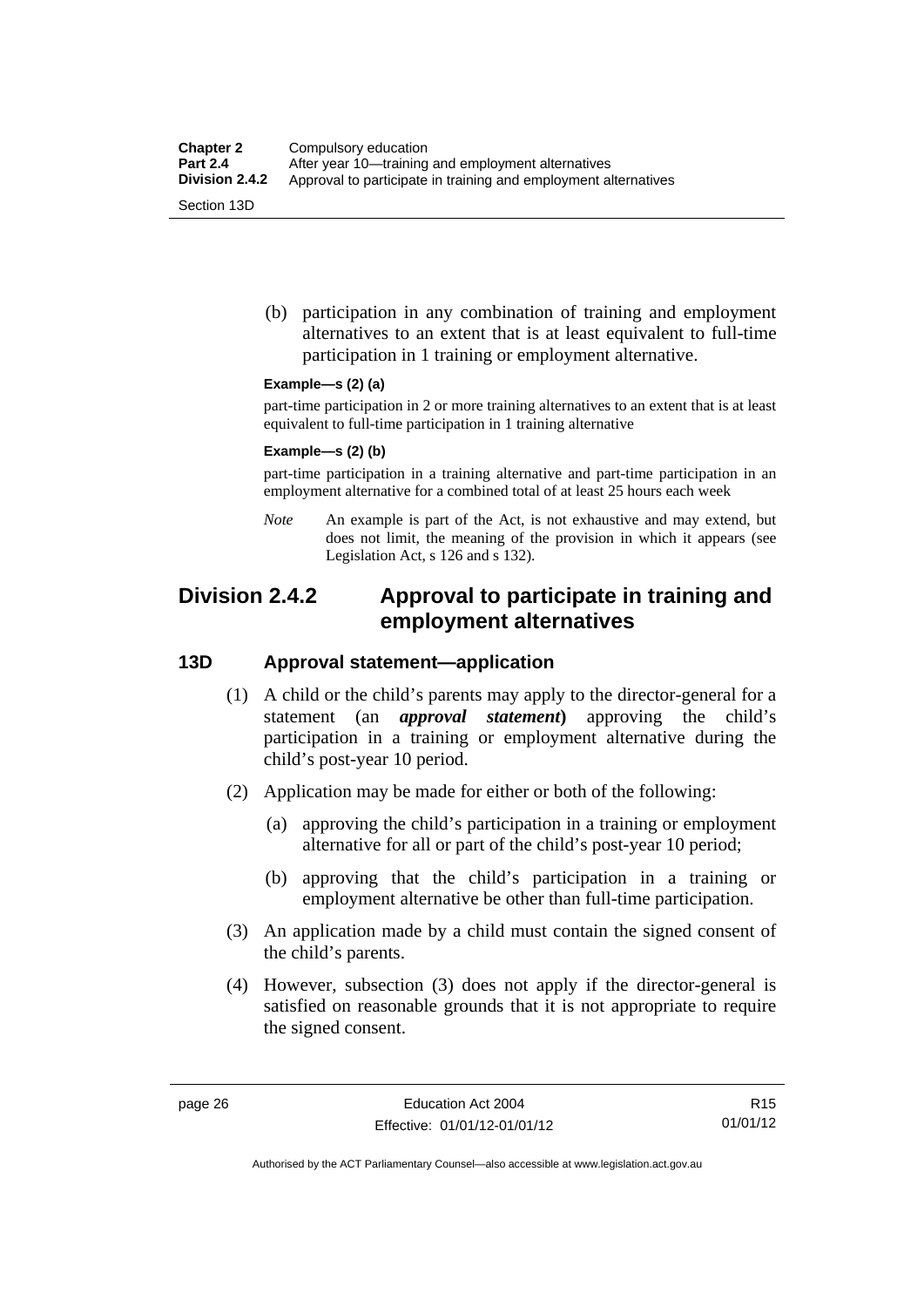(b) participation in any combination of training and employment alternatives to an extent that is at least equivalent to full-time participation in 1 training or employment alternative.

**Example—s (2) (a)**

part-time participation in 2 or more training alternatives to an extent that is at least equivalent to full-time participation in 1 training alternative

**Example—s (2) (b)**

part-time participation in a training alternative and part-time participation in an employment alternative for a combined total of at least 25 hours each week

*Note* An example is part of the Act, is not exhaustive and may extend, but does not limit, the meaning of the provision in which it appears (see Legislation Act, s 126 and s 132).

## Division 2.4.2 Approval to participate in training and employment alternatives

### 13D Approval statement—application

(1) A child or the child's parents may apply to the director-general for a statement (an ***approval statement***) approving the child's participation in a training or employment alternative during the child's post-year 10 period.

(2) Application may be made for either or both of the following:

(a) approving the child's participation in a training or employment alternative for all or part of the child's post-year 10 period;

(b) approving that the child's participation in a training or employment alternative be other than full-time participation.

(3) An application made by a child must contain the signed consent of the child's parents.

(4) However, subsection (3) does not apply if the director-general is satisfied on reasonable grounds that it is not appropriate to require the signed consent.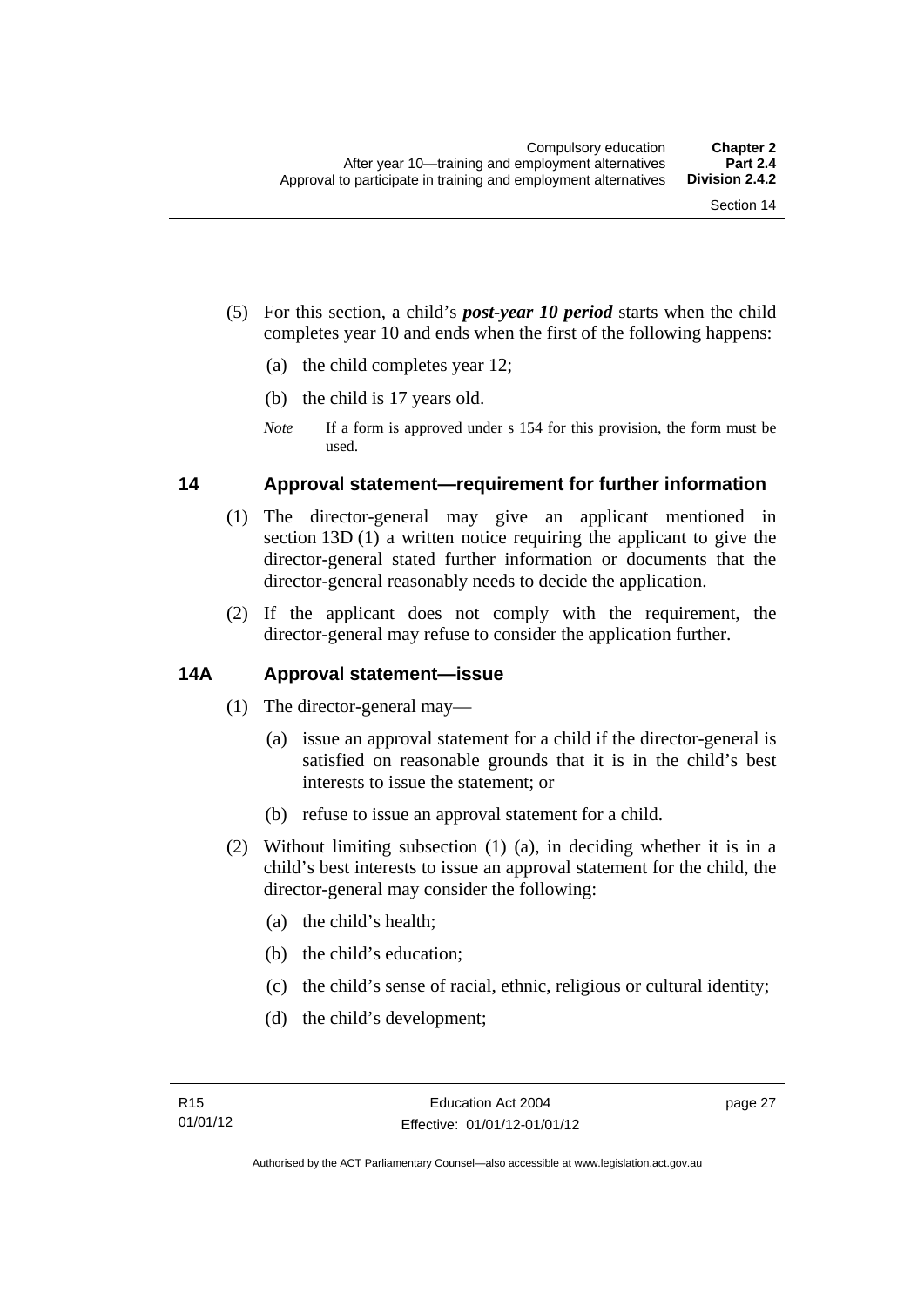(5) For this section, a child's ***post-year 10 period*** starts when the child completes year 10 and ends when the first of the following happens:

(a) the child completes year 12;

(b) the child is 17 years old.

*Note* If a form is approved under s 154 for this provision, the form must be used.

## 14 Approval statement—requirement for further information

(1) The director-general may give an applicant mentioned in section 13D (1) a written notice requiring the applicant to give the director-general stated further information or documents that the director-general reasonably needs to decide the application.

(2) If the applicant does not comply with the requirement, the director-general may refuse to consider the application further.

## 14A Approval statement—issue

(1) The director-general may—

(a) issue an approval statement for a child if the director-general is satisfied on reasonable grounds that it is in the child's best interests to issue the statement; or

(b) refuse to issue an approval statement for a child.

(2) Without limiting subsection (1) (a), in deciding whether it is in a child's best interests to issue an approval statement for the child, the director-general may consider the following:

(a) the child's health;

(b) the child's education;

(c) the child's sense of racial, ethnic, religious or cultural identity;

(d) the child's development;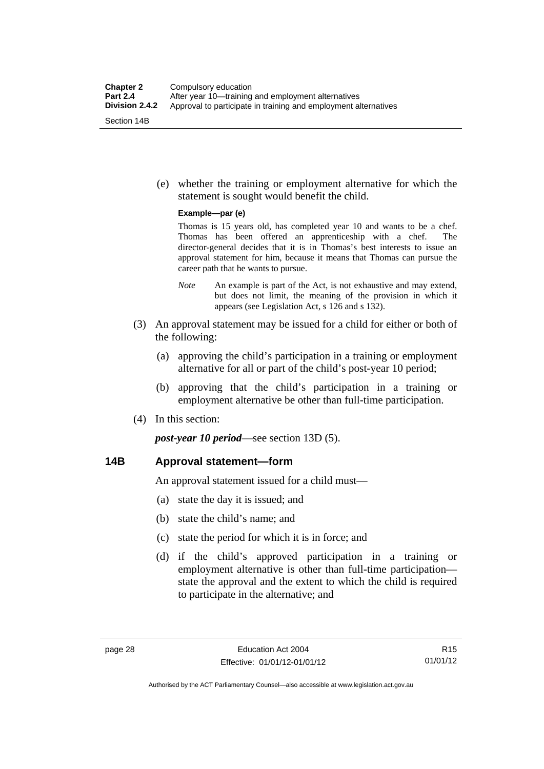(e) whether the training or employment alternative for which the statement is sought would benefit the child.

**Example—par (e)**

Thomas is 15 years old, has completed year 10 and wants to be a chef. Thomas has been offered an apprenticeship with a chef. The director-general decides that it is in Thomas's best interests to issue an approval statement for him, because it means that Thomas can pursue the career path that he wants to pursue.

*Note* An example is part of the Act, is not exhaustive and may extend, but does not limit, the meaning of the provision in which it appears (see Legislation Act, s 126 and s 132).

(3) An approval statement may be issued for a child for either or both of the following:

(a) approving the child's participation in a training or employment alternative for all or part of the child's post-year 10 period;

(b) approving that the child's participation in a training or employment alternative be other than full-time participation.

(4) In this section:

***post-year 10 period***—see section 13D (5).

## 14B Approval statement—form

An approval statement issued for a child must—

(a) state the day it is issued; and

(b) state the child's name; and

(c) state the period for which it is in force; and

(d) if the child's approved participation in a training or employment alternative is other than full-time participation—state the approval and the extent to which the child is required to participate in the alternative; and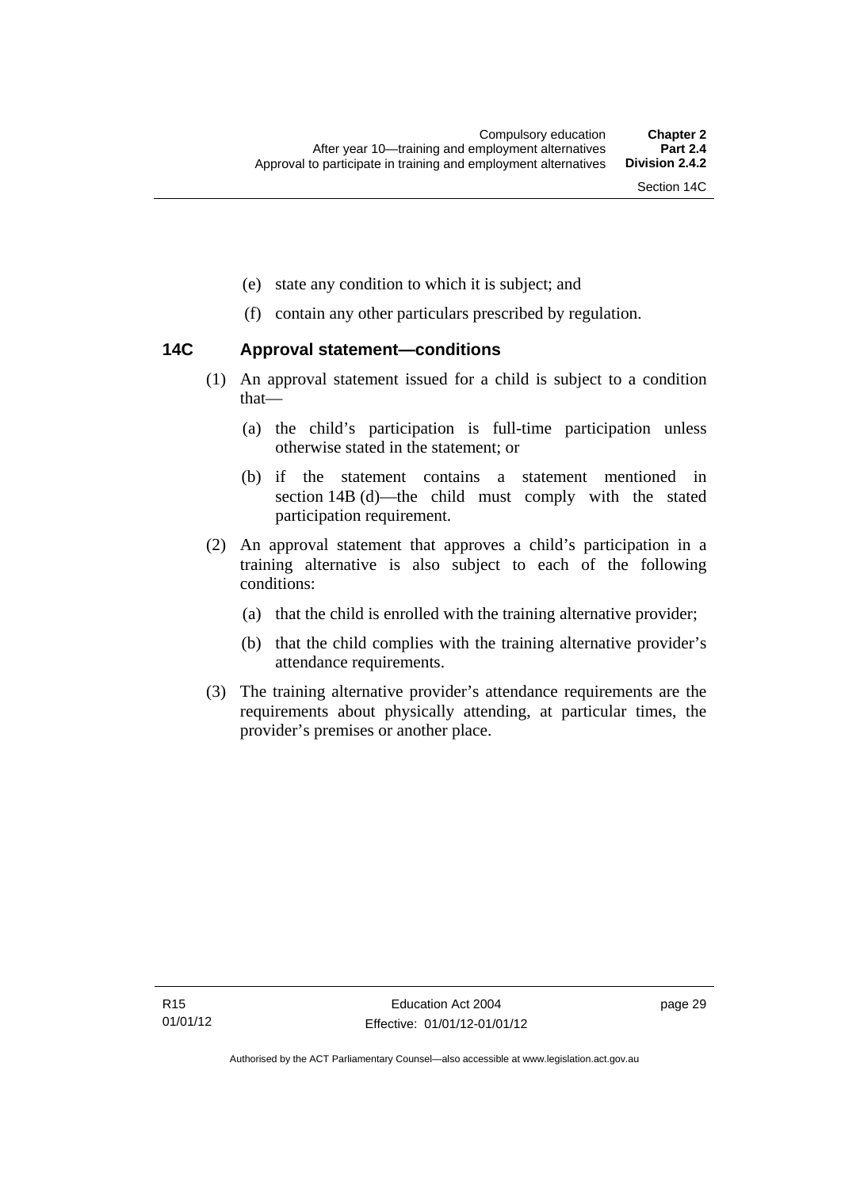(e) state any condition to which it is subject; and

(f) contain any other particulars prescribed by regulation.

### 14C Approval statement—conditions

(1) An approval statement issued for a child is subject to a condition that—

(a) the child's participation is full-time participation unless otherwise stated in the statement; or

(b) if the statement contains a statement mentioned in section 14B (d)—the child must comply with the stated participation requirement.

(2) An approval statement that approves a child's participation in a training alternative is also subject to each of the following conditions:

(a) that the child is enrolled with the training alternative provider;

(b) that the child complies with the training alternative provider's attendance requirements.

(3) The training alternative provider's attendance requirements are the requirements about physically attending, at particular times, the provider's premises or another place.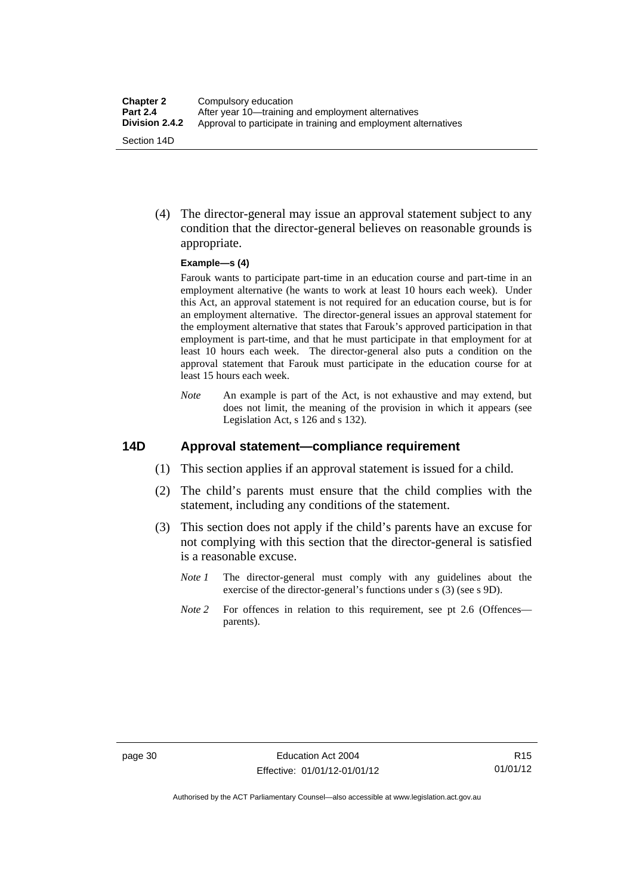(4) The director-general may issue an approval statement subject to any condition that the director-general believes on reasonable grounds is appropriate.

**Example—s (4)**

Farouk wants to participate part-time in an education course and part-time in an employment alternative (he wants to work at least 10 hours each week). Under this Act, an approval statement is not required for an education course, but is for an employment alternative. The director-general issues an approval statement for the employment alternative that states that Farouk's approved participation in that employment is part-time, and that he must participate in that employment for at least 10 hours each week. The director-general also puts a condition on the approval statement that Farouk must participate in the education course for at least 15 hours each week.

*Note* An example is part of the Act, is not exhaustive and may extend, but does not limit, the meaning of the provision in which it appears (see Legislation Act, s 126 and s 132).

## 14D Approval statement—compliance requirement

(1) This section applies if an approval statement is issued for a child.

(2) The child's parents must ensure that the child complies with the statement, including any conditions of the statement.

(3) This section does not apply if the child's parents have an excuse for not complying with this section that the director-general is satisfied is a reasonable excuse.

*Note 1* The director-general must comply with any guidelines about the exercise of the director-general's functions under s (3) (see s 9D).

*Note 2* For offences in relation to this requirement, see pt 2.6 (Offences—parents).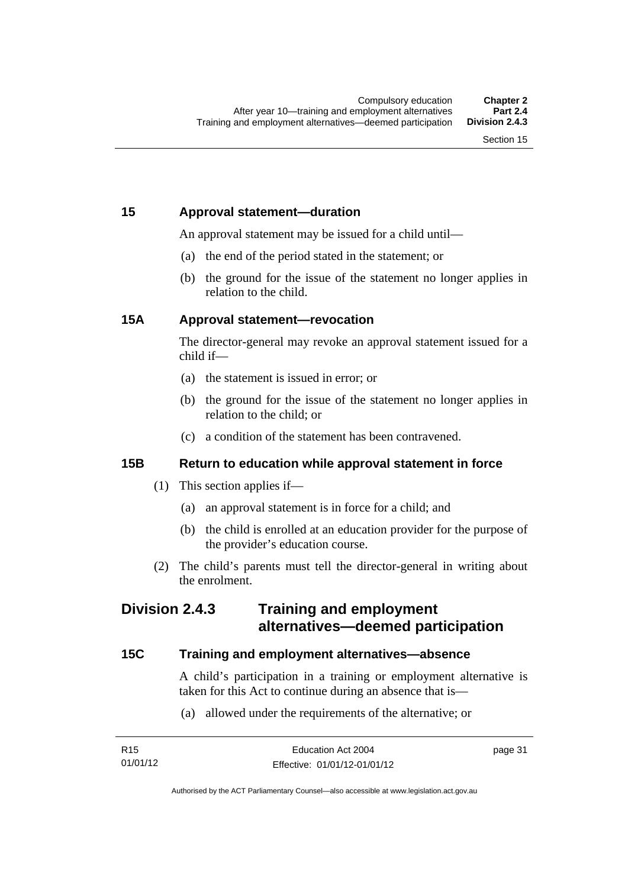### 15 Approval statement—duration

An approval statement may be issued for a child until—

(a) the end of the period stated in the statement; or

(b) the ground for the issue of the statement no longer applies in relation to the child.

### 15A Approval statement—revocation

The director-general may revoke an approval statement issued for a child if—

(a) the statement is issued in error; or

(b) the ground for the issue of the statement no longer applies in relation to the child; or

(c) a condition of the statement has been contravened.

### 15B Return to education while approval statement in force

(1) This section applies if—

(a) an approval statement is in force for a child; and

(b) the child is enrolled at an education provider for the purpose of the provider's education course.

(2) The child's parents must tell the director-general in writing about the enrolment.

## Division 2.4.3 Training and employment alternatives—deemed participation

### 15C Training and employment alternatives—absence

A child's participation in a training or employment alternative is taken for this Act to continue during an absence that is—

(a) allowed under the requirements of the alternative; or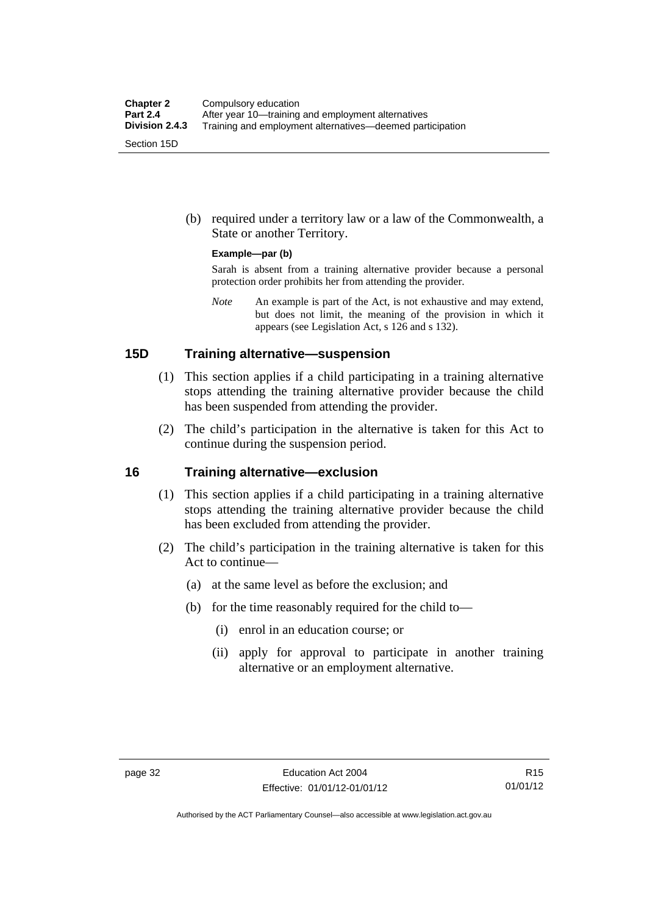(b) required under a territory law or a law of the Commonwealth, a State or another Territory.

**Example—par (b)**

Sarah is absent from a training alternative provider because a personal protection order prohibits her from attending the provider.

*Note* An example is part of the Act, is not exhaustive and may extend, but does not limit, the meaning of the provision in which it appears (see Legislation Act, s 126 and s 132).

## 15D Training alternative—suspension

(1) This section applies if a child participating in a training alternative stops attending the training alternative provider because the child has been suspended from attending the provider.

(2) The child's participation in the alternative is taken for this Act to continue during the suspension period.

## 16 Training alternative—exclusion

(1) This section applies if a child participating in a training alternative stops attending the training alternative provider because the child has been excluded from attending the provider.

(2) The child's participation in the training alternative is taken for this Act to continue—

(a) at the same level as before the exclusion; and

(b) for the time reasonably required for the child to—

(i) enrol in an education course; or

(ii) apply for approval to participate in another training alternative or an employment alternative.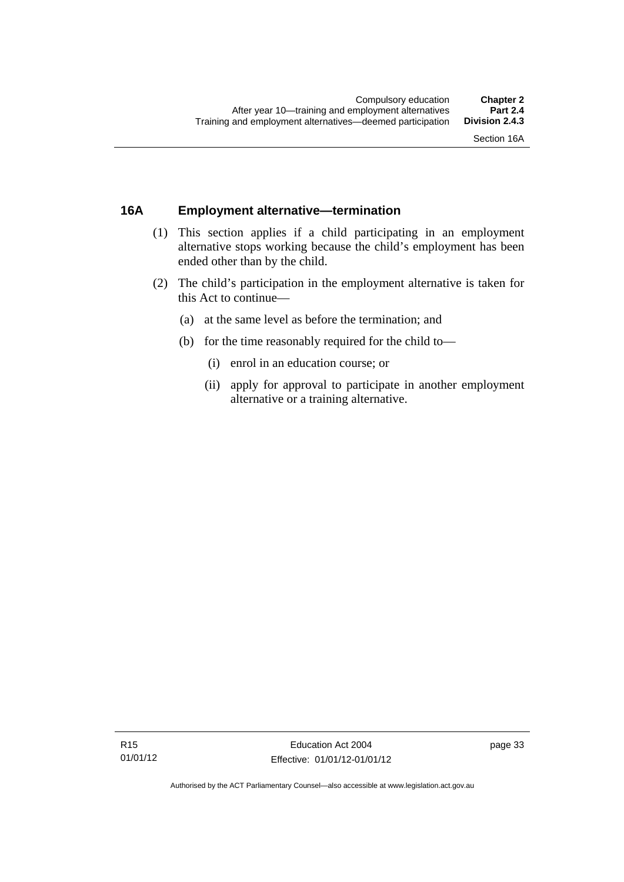## 16A Employment alternative—termination

(1) This section applies if a child participating in an employment alternative stops working because the child's employment has been ended other than by the child.

(2) The child's participation in the employment alternative is taken for this Act to continue—

  (a) at the same level as before the termination; and

  (b) for the time reasonably required for the child to—

    (i) enrol in an education course; or

    (ii) apply for approval to participate in another employment alternative or a training alternative.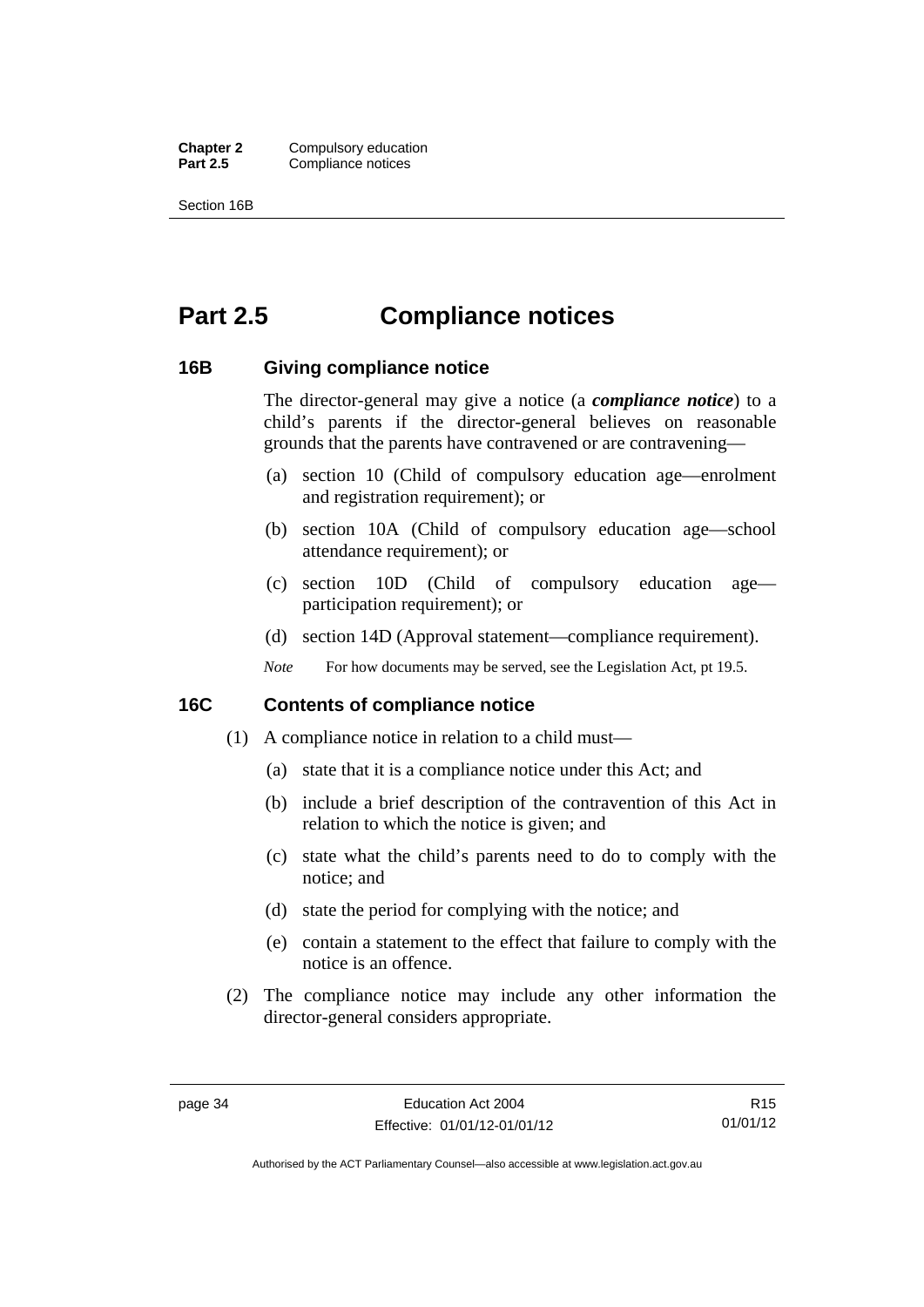# Part 2.5 Compliance notices

## 16B Giving compliance notice

The director-general may give a notice (a ***compliance notice***) to a child's parents if the director-general believes on reasonable grounds that the parents have contravened or are contravening—

(a) section 10 (Child of compulsory education age—enrolment and registration requirement); or

(b) section 10A (Child of compulsory education age—school attendance requirement); or

(c) section 10D (Child of compulsory education age—participation requirement); or

(d) section 14D (Approval statement—compliance requirement).

*Note* For how documents may be served, see the Legislation Act, pt 19.5.

## 16C Contents of compliance notice

(1) A compliance notice in relation to a child must—

(a) state that it is a compliance notice under this Act; and

(b) include a brief description of the contravention of this Act in relation to which the notice is given; and

(c) state what the child's parents need to do to comply with the notice; and

(d) state the period for complying with the notice; and

(e) contain a statement to the effect that failure to comply with the notice is an offence.

(2) The compliance notice may include any other information the director-general considers appropriate.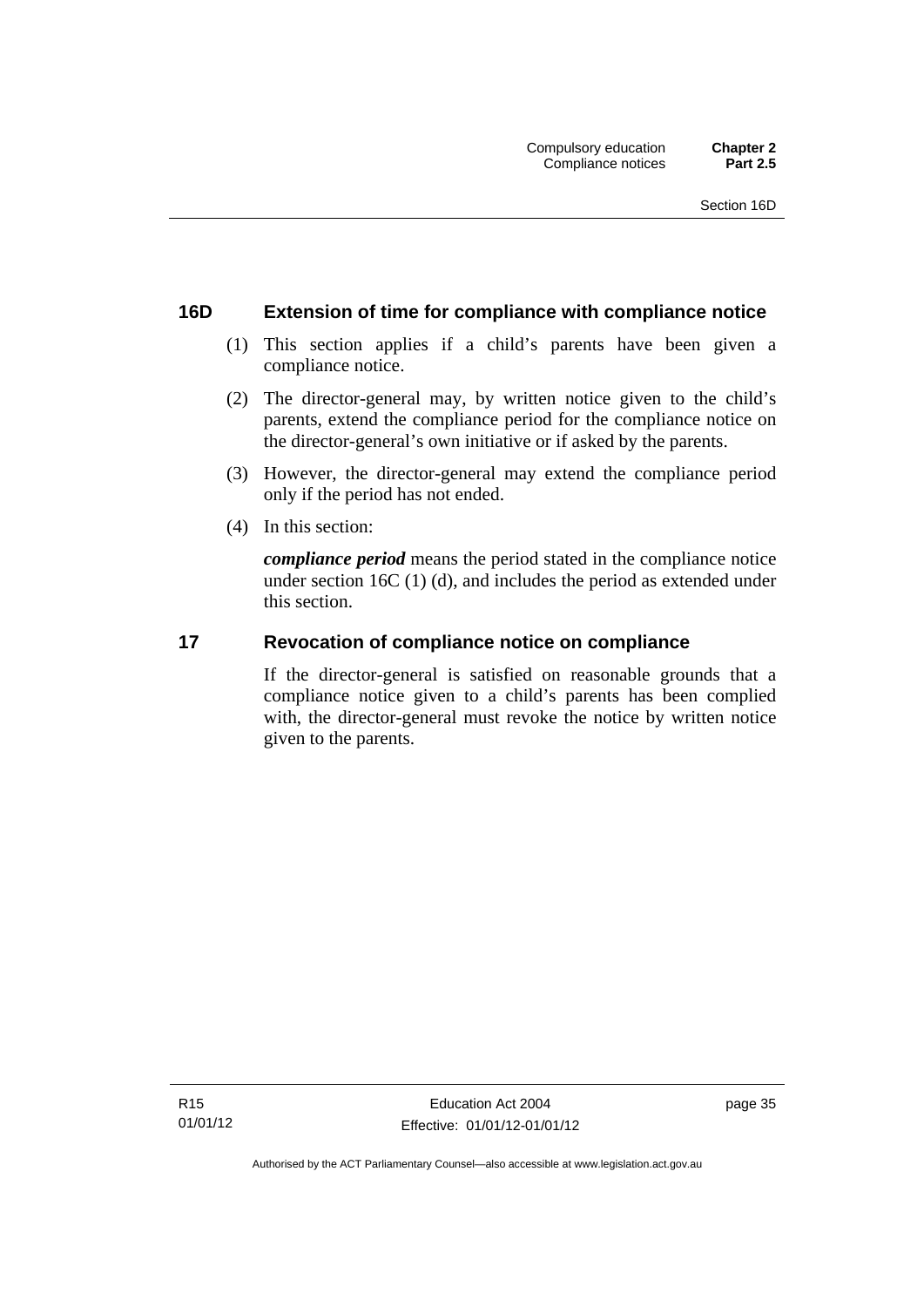## 16D Extension of time for compliance with compliance notice

(1) This section applies if a child's parents have been given a compliance notice.

(2) The director-general may, by written notice given to the child's parents, extend the compliance period for the compliance notice on the director-general's own initiative or if asked by the parents.

(3) However, the director-general may extend the compliance period only if the period has not ended.

(4) In this section:

***compliance period*** means the period stated in the compliance notice under section 16C (1) (d), and includes the period as extended under this section.

## 17 Revocation of compliance notice on compliance

If the director-general is satisfied on reasonable grounds that a compliance notice given to a child's parents has been complied with, the director-general must revoke the notice by written notice given to the parents.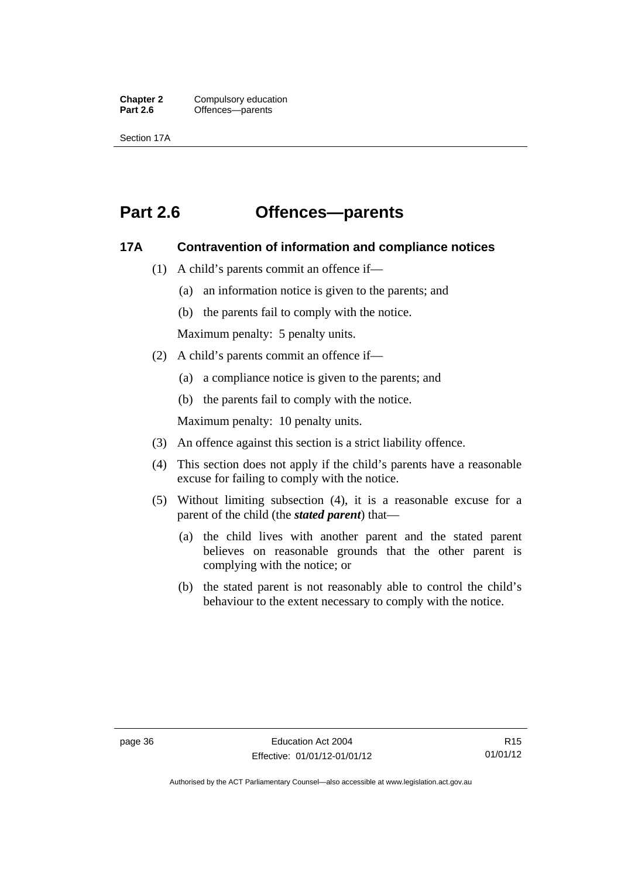# Part 2.6 Offences—parents

## 17A Contravention of information and compliance notices

(1) A child's parents commit an offence if—

(a) an information notice is given to the parents; and

(b) the parents fail to comply with the notice.

Maximum penalty: 5 penalty units.

(2) A child's parents commit an offence if—

(a) a compliance notice is given to the parents; and

(b) the parents fail to comply with the notice.

Maximum penalty: 10 penalty units.

(3) An offence against this section is a strict liability offence.

(4) This section does not apply if the child's parents have a reasonable excuse for failing to comply with the notice.

(5) Without limiting subsection (4), it is a reasonable excuse for a parent of the child (the ***stated parent***) that—

(a) the child lives with another parent and the stated parent believes on reasonable grounds that the other parent is complying with the notice; or

(b) the stated parent is not reasonably able to control the child's behaviour to the extent necessary to comply with the notice.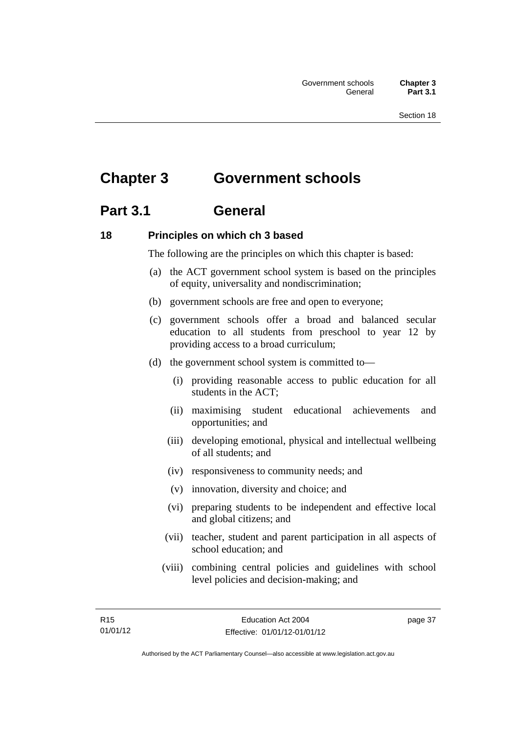# Chapter 3 Government schools

## Part 3.1 General

### 18 Principles on which ch 3 based

The following are the principles on which this chapter is based:

(a) the ACT government school system is based on the principles of equity, universality and nondiscrimination;

(b) government schools are free and open to everyone;

(c) government schools offer a broad and balanced secular education to all students from preschool to year 12 by providing access to a broad curriculum;

(d) the government school system is committed to—

  (i) providing reasonable access to public education for all students in the ACT;

  (ii) maximising student educational achievements and opportunities; and

  (iii) developing emotional, physical and intellectual wellbeing of all students; and

  (iv) responsiveness to community needs; and

  (v) innovation, diversity and choice; and

  (vi) preparing students to be independent and effective local and global citizens; and

  (vii) teacher, student and parent participation in all aspects of school education; and

  (viii) combining central policies and guidelines with school level policies and decision-making; and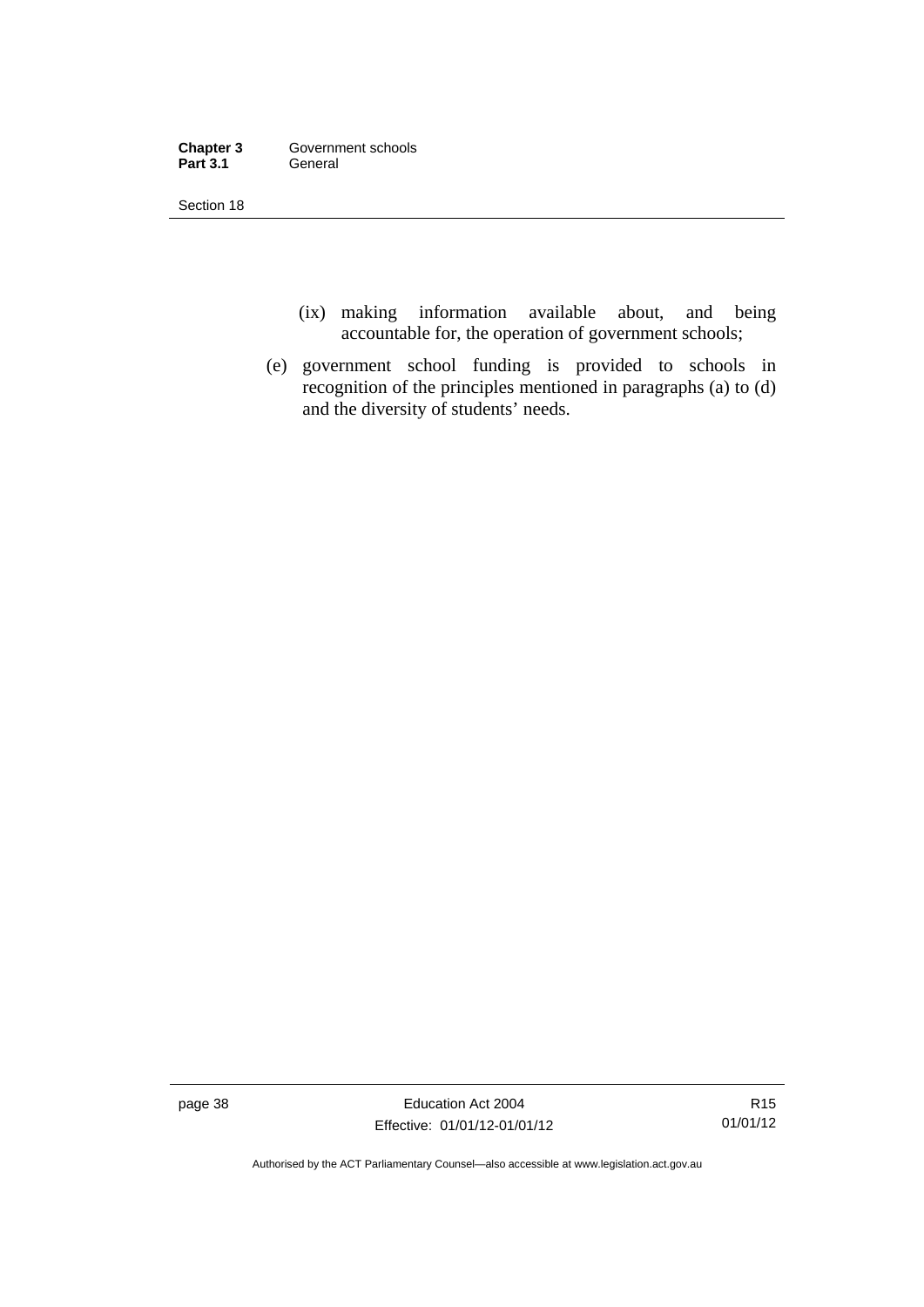(ix) making information available about, and being accountable for, the operation of government schools;

(e) government school funding is provided to schools in recognition of the principles mentioned in paragraphs (a) to (d) and the diversity of students' needs.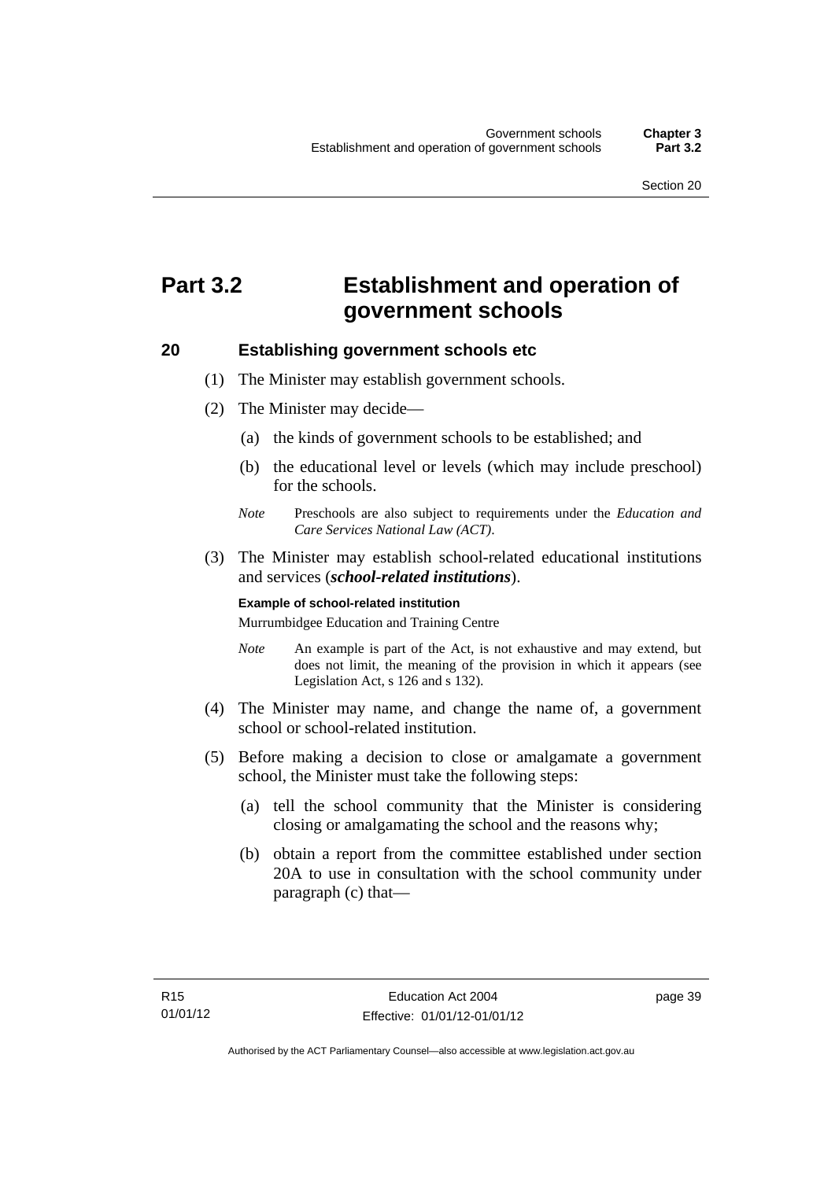# Part 3.2 Establishment and operation of government schools

## 20 Establishing government schools etc

(1) The Minister may establish government schools.

(2) The Minister may decide—

(a) the kinds of government schools to be established; and

(b) the educational level or levels (which may include preschool) for the schools.

*Note* Preschools are also subject to requirements under the *Education and Care Services National Law (ACT)*.

(3) The Minister may establish school-related educational institutions and services (***school-related institutions***).

**Example of school-related institution**

Murrumbidgee Education and Training Centre

*Note* An example is part of the Act, is not exhaustive and may extend, but does not limit, the meaning of the provision in which it appears (see Legislation Act, s 126 and s 132).

(4) The Minister may name, and change the name of, a government school or school-related institution.

(5) Before making a decision to close or amalgamate a government school, the Minister must take the following steps:

(a) tell the school community that the Minister is considering closing or amalgamating the school and the reasons why;

(b) obtain a report from the committee established under section 20A to use in consultation with the school community under paragraph (c) that—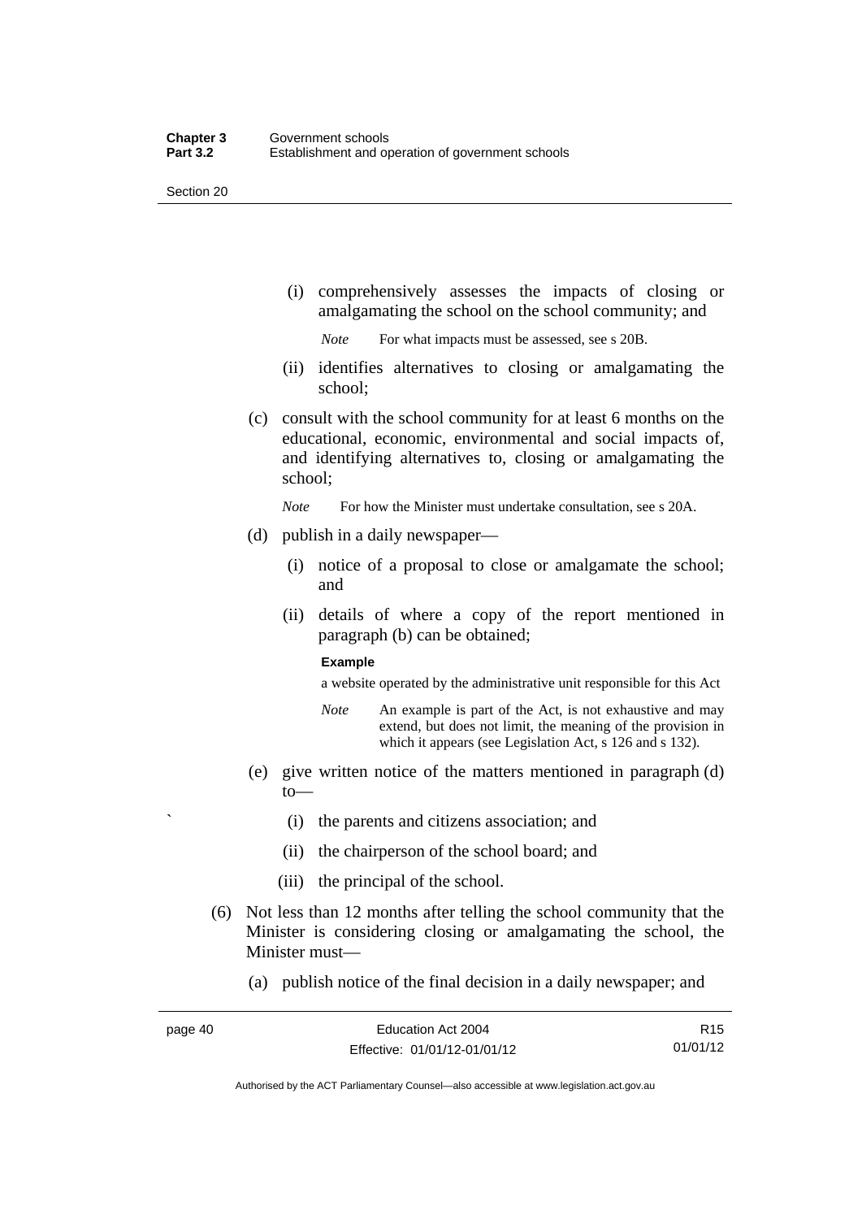(i) comprehensively assesses the impacts of closing or amalgamating the school on the school community; and

*Note* For what impacts must be assessed, see s 20B.

(ii) identifies alternatives to closing or amalgamating the school;

(c) consult with the school community for at least 6 months on the educational, economic, environmental and social impacts of, and identifying alternatives to, closing or amalgamating the school;

*Note* For how the Minister must undertake consultation, see s 20A.

(d) publish in a daily newspaper—

(i) notice of a proposal to close or amalgamate the school; and

(ii) details of where a copy of the report mentioned in paragraph (b) can be obtained;

**Example**

a website operated by the administrative unit responsible for this Act

*Note* An example is part of the Act, is not exhaustive and may extend, but does not limit, the meaning of the provision in which it appears (see Legislation Act, s 126 and s 132).

(e) give written notice of the matters mentioned in paragraph (d) to—

(i) the parents and citizens association; and

(ii) the chairperson of the school board; and

(iii) the principal of the school.

(6) Not less than 12 months after telling the school community that the Minister is considering closing or amalgamating the school, the Minister must—

(a) publish notice of the final decision in a daily newspaper; and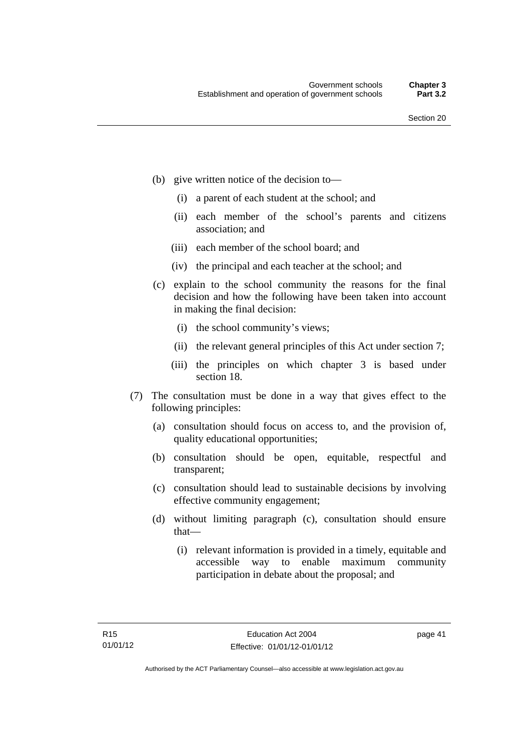(b) give written notice of the decision to—

  (i) a parent of each student at the school; and

  (ii) each member of the school's parents and citizens association; and

  (iii) each member of the school board; and

  (iv) the principal and each teacher at the school; and

(c) explain to the school community the reasons for the final decision and how the following have been taken into account in making the final decision:

  (i) the school community's views;

  (ii) the relevant general principles of this Act under section 7;

  (iii) the principles on which chapter 3 is based under section 18.

(7) The consultation must be done in a way that gives effect to the following principles:

  (a) consultation should focus on access to, and the provision of, quality educational opportunities;

  (b) consultation should be open, equitable, respectful and transparent;

  (c) consultation should lead to sustainable decisions by involving effective community engagement;

  (d) without limiting paragraph (c), consultation should ensure that—

    (i) relevant information is provided in a timely, equitable and accessible way to enable maximum community participation in debate about the proposal; and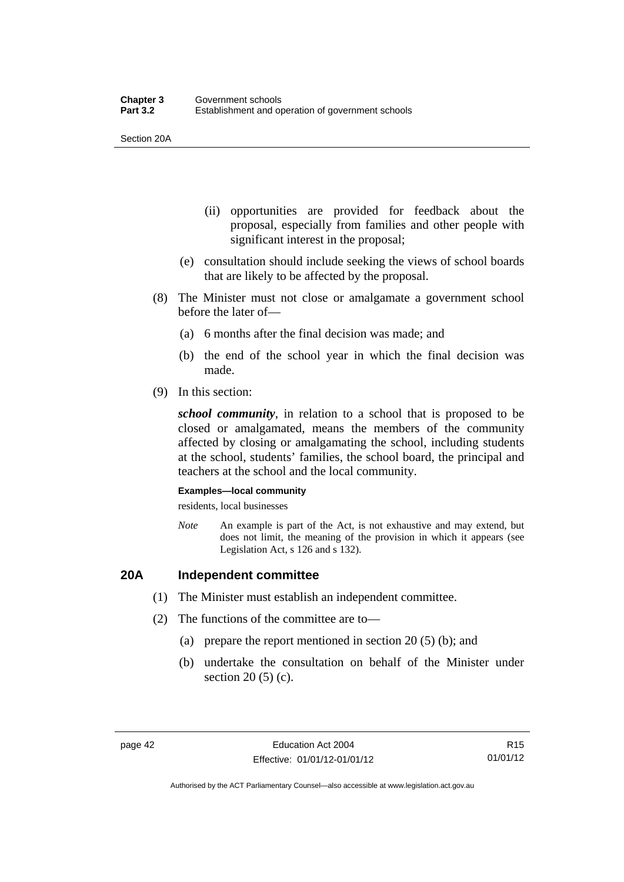(ii) opportunities are provided for feedback about the proposal, especially from families and other people with significant interest in the proposal;

(e) consultation should include seeking the views of school boards that are likely to be affected by the proposal.

(8) The Minister must not close or amalgamate a government school before the later of—

(a) 6 months after the final decision was made; and

(b) the end of the school year in which the final decision was made.

(9) In this section:

***school community***, in relation to a school that is proposed to be closed or amalgamated, means the members of the community affected by closing or amalgamating the school, including students at the school, students' families, the school board, the principal and teachers at the school and the local community.

**Examples—local community**

residents, local businesses

*Note* An example is part of the Act, is not exhaustive and may extend, but does not limit, the meaning of the provision in which it appears (see Legislation Act, s 126 and s 132).

## 20A Independent committee

(1) The Minister must establish an independent committee.

(2) The functions of the committee are to—

(a) prepare the report mentioned in section 20 (5) (b); and

(b) undertake the consultation on behalf of the Minister under section 20 (5) (c).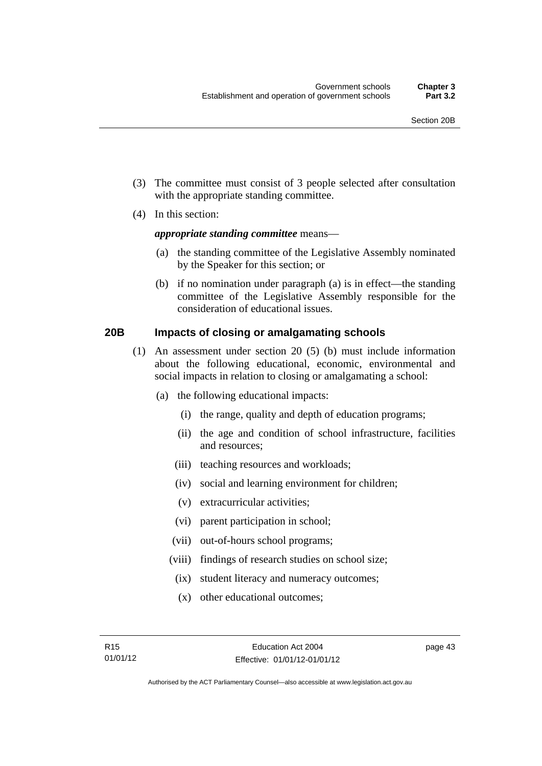(3) The committee must consist of 3 people selected after consultation with the appropriate standing committee.

(4) In this section:

***appropriate standing committee*** means—

(a) the standing committee of the Legislative Assembly nominated by the Speaker for this section; or

(b) if no nomination under paragraph (a) is in effect—the standing committee of the Legislative Assembly responsible for the consideration of educational issues.

## 20B Impacts of closing or amalgamating schools

(1) An assessment under section 20 (5) (b) must include information about the following educational, economic, environmental and social impacts in relation to closing or amalgamating a school:

(a) the following educational impacts:

(i) the range, quality and depth of education programs;

(ii) the age and condition of school infrastructure, facilities and resources;

(iii) teaching resources and workloads;

(iv) social and learning environment for children;

(v) extracurricular activities;

(vi) parent participation in school;

(vii) out-of-hours school programs;

(viii) findings of research studies on school size;

(ix) student literacy and numeracy outcomes;

(x) other educational outcomes;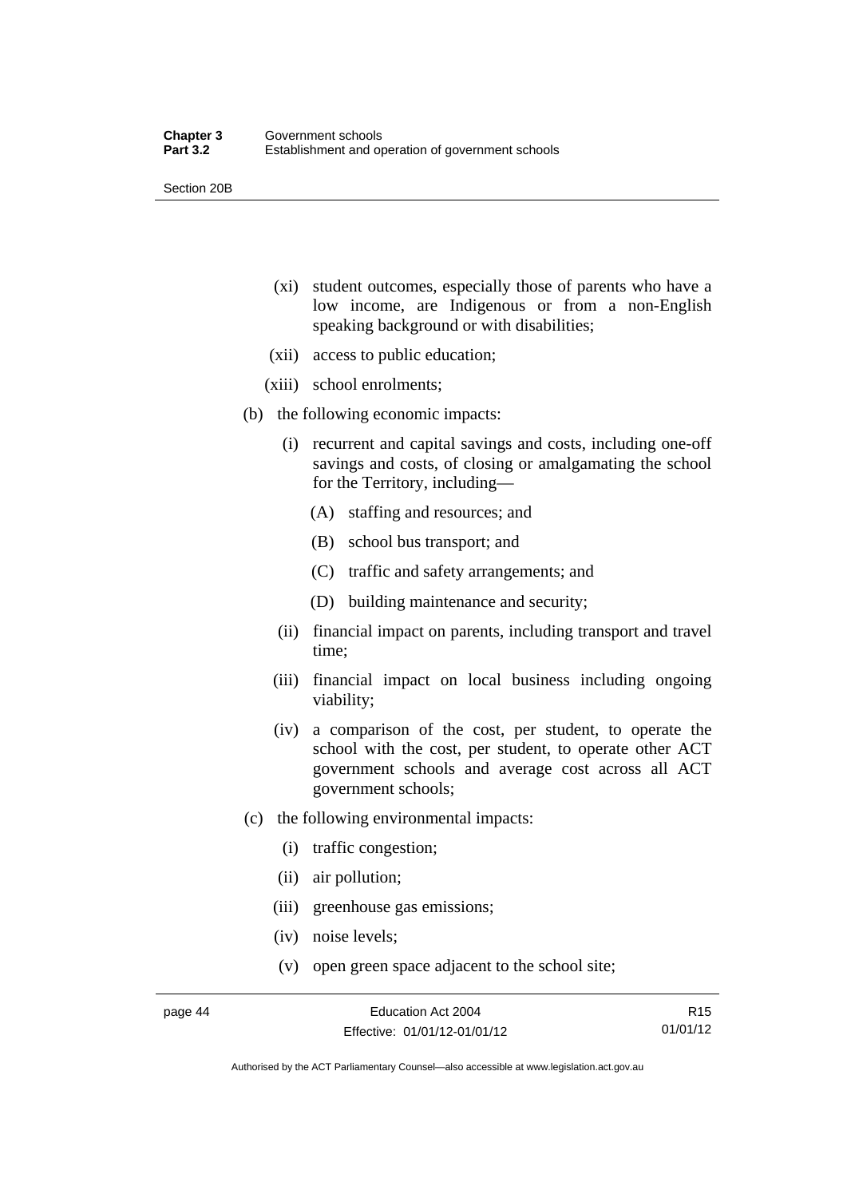(xi) student outcomes, especially those of parents who have a low income, are Indigenous or from a non-English speaking background or with disabilities;

(xii) access to public education;

(xiii) school enrolments;

(b) the following economic impacts:

(i) recurrent and capital savings and costs, including one-off savings and costs, of closing or amalgamating the school for the Territory, including—

(A) staffing and resources; and

(B) school bus transport; and

(C) traffic and safety arrangements; and

(D) building maintenance and security;

(ii) financial impact on parents, including transport and travel time;

(iii) financial impact on local business including ongoing viability;

(iv) a comparison of the cost, per student, to operate the school with the cost, per student, to operate other ACT government schools and average cost across all ACT government schools;

(c) the following environmental impacts:

(i) traffic congestion;

(ii) air pollution;

(iii) greenhouse gas emissions;

(iv) noise levels;

(v) open green space adjacent to the school site;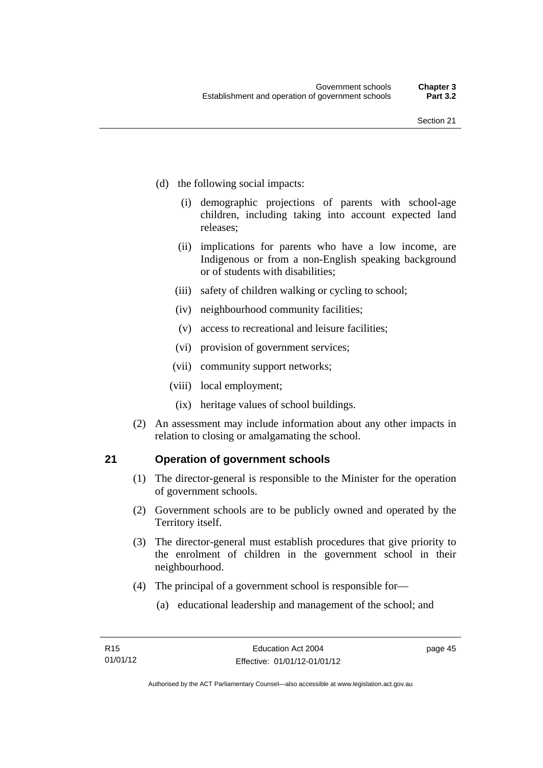(d) the following social impacts:

  (i) demographic projections of parents with school-age children, including taking into account expected land releases;

  (ii) implications for parents who have a low income, are Indigenous or from a non-English speaking background or of students with disabilities;

  (iii) safety of children walking or cycling to school;

  (iv) neighbourhood community facilities;

  (v) access to recreational and leisure facilities;

  (vi) provision of government services;

  (vii) community support networks;

  (viii) local employment;

  (ix) heritage values of school buildings.

(2) An assessment may include information about any other impacts in relation to closing or amalgamating the school.

## 21 Operation of government schools

(1) The director-general is responsible to the Minister for the operation of government schools.

(2) Government schools are to be publicly owned and operated by the Territory itself.

(3) The director-general must establish procedures that give priority to the enrolment of children in the government school in their neighbourhood.

(4) The principal of a government school is responsible for—

  (a) educational leadership and management of the school; and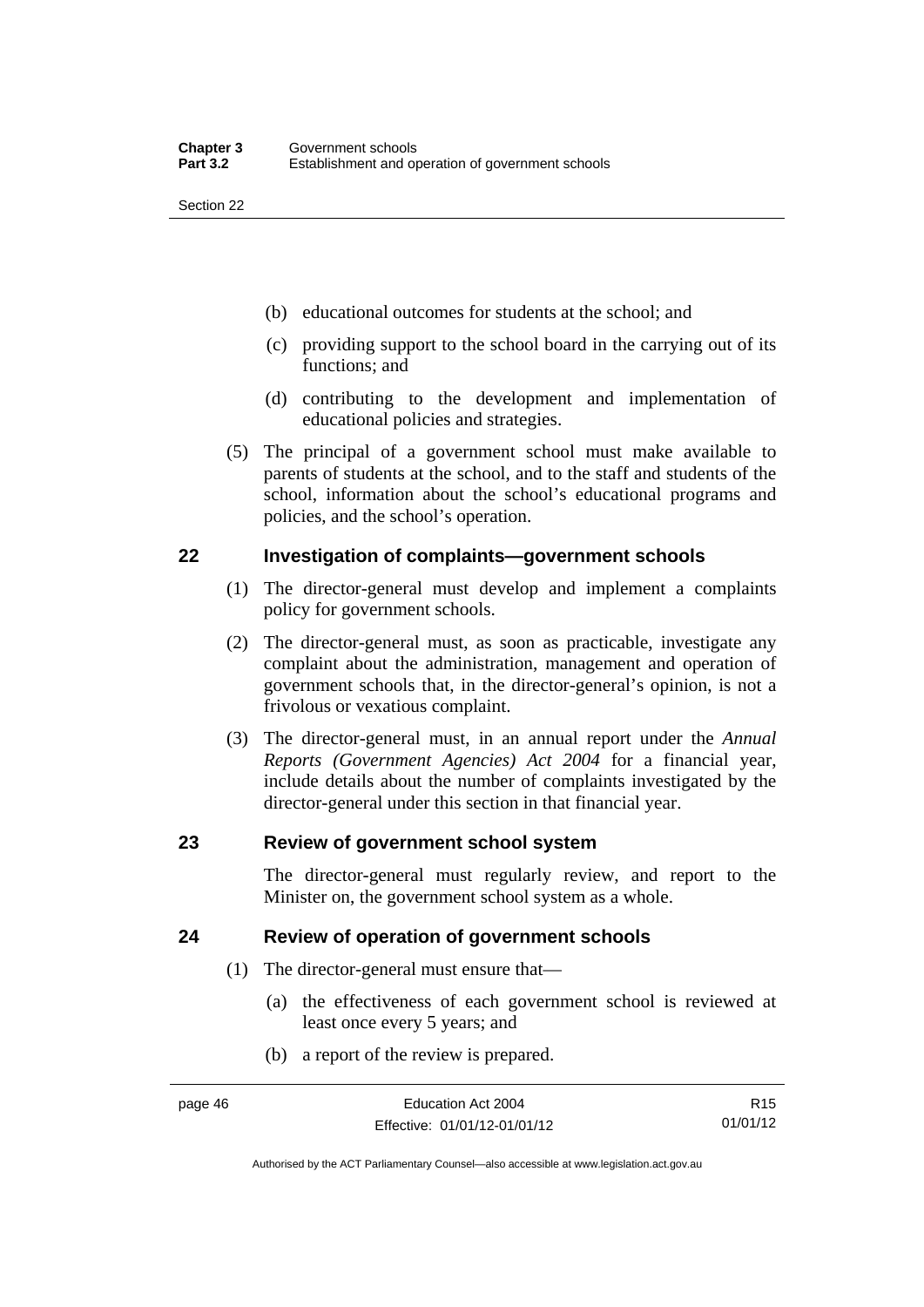(b) educational outcomes for students at the school; and

(c) providing support to the school board in the carrying out of its functions; and

(d) contributing to the development and implementation of educational policies and strategies.

(5) The principal of a government school must make available to parents of students at the school, and to the staff and students of the school, information about the school's educational programs and policies, and the school's operation.

## 22 Investigation of complaints—government schools

(1) The director-general must develop and implement a complaints policy for government schools.

(2) The director-general must, as soon as practicable, investigate any complaint about the administration, management and operation of government schools that, in the director-general's opinion, is not a frivolous or vexatious complaint.

(3) The director-general must, in an annual report under the *Annual Reports (Government Agencies) Act 2004* for a financial year, include details about the number of complaints investigated by the director-general under this section in that financial year.

## 23 Review of government school system

The director-general must regularly review, and report to the Minister on, the government school system as a whole.

## 24 Review of operation of government schools

(1) The director-general must ensure that—

(a) the effectiveness of each government school is reviewed at least once every 5 years; and

(b) a report of the review is prepared.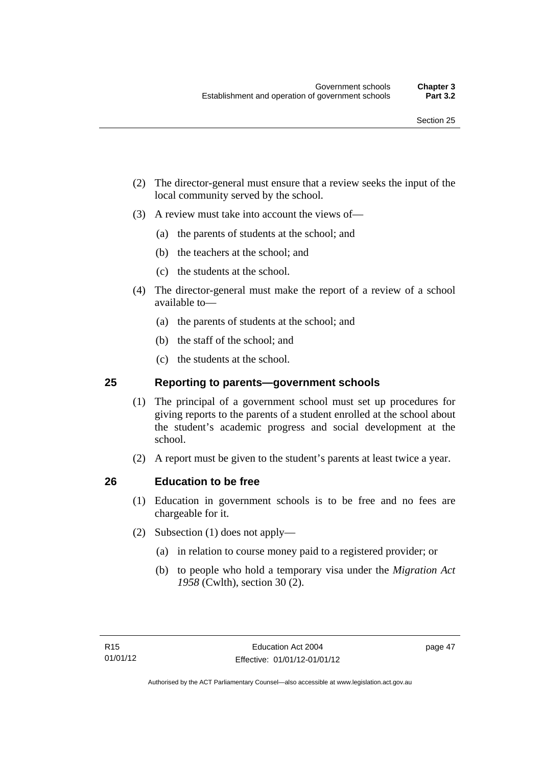(2) The director-general must ensure that a review seeks the input of the local community served by the school.

(3) A review must take into account the views of—

(a) the parents of students at the school; and

(b) the teachers at the school; and

(c) the students at the school.

(4) The director-general must make the report of a review of a school available to—

(a) the parents of students at the school; and

(b) the staff of the school; and

(c) the students at the school.

## 25 Reporting to parents—government schools

(1) The principal of a government school must set up procedures for giving reports to the parents of a student enrolled at the school about the student's academic progress and social development at the school.

(2) A report must be given to the student's parents at least twice a year.

## 26 Education to be free

(1) Education in government schools is to be free and no fees are chargeable for it.

(2) Subsection (1) does not apply—

(a) in relation to course money paid to a registered provider; or

(b) to people who hold a temporary visa under the *Migration Act 1958* (Cwlth), section 30 (2).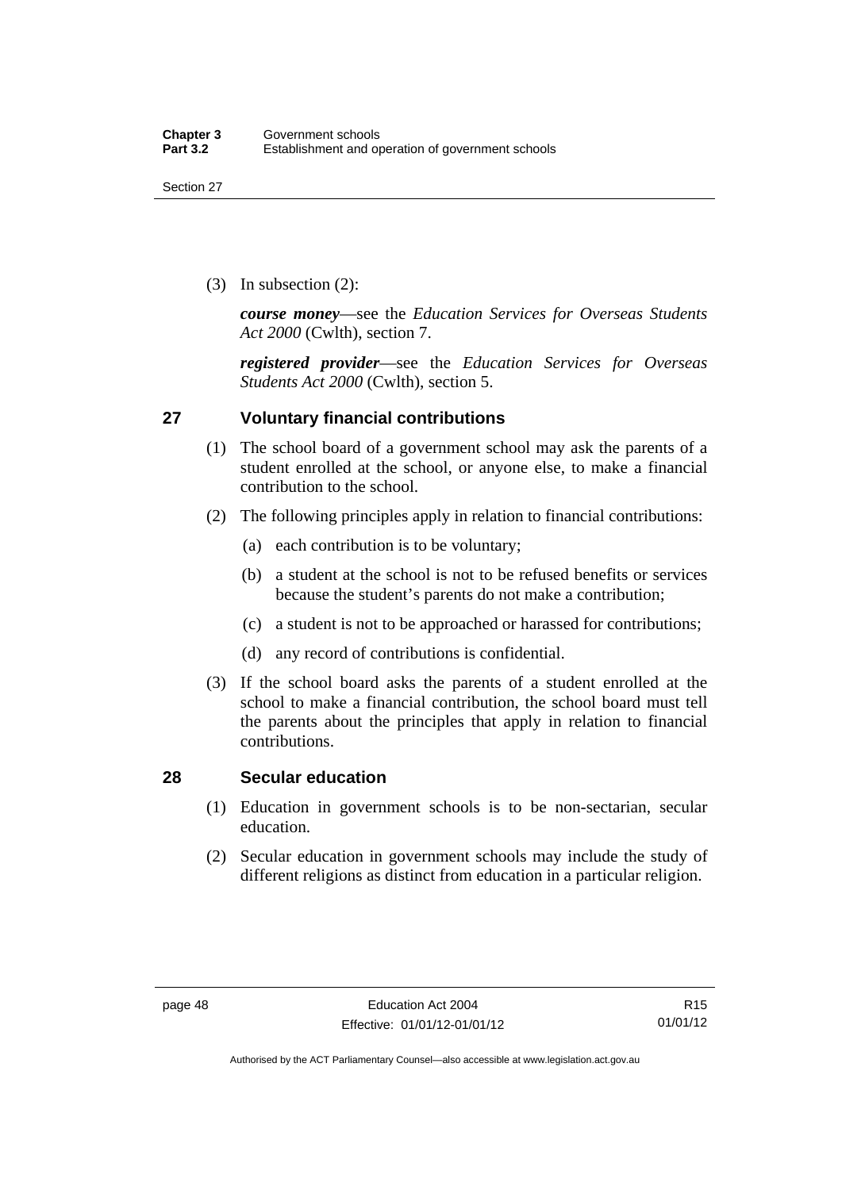(3) In subsection (2):

***course money***—see the *Education Services for Overseas Students Act 2000* (Cwlth), section 7.

***registered provider***—see the *Education Services for Overseas Students Act 2000* (Cwlth), section 5.

## 27 Voluntary financial contributions

(1) The school board of a government school may ask the parents of a student enrolled at the school, or anyone else, to make a financial contribution to the school.

(2) The following principles apply in relation to financial contributions:

(a) each contribution is to be voluntary;

(b) a student at the school is not to be refused benefits or services because the student's parents do not make a contribution;

(c) a student is not to be approached or harassed for contributions;

(d) any record of contributions is confidential.

(3) If the school board asks the parents of a student enrolled at the school to make a financial contribution, the school board must tell the parents about the principles that apply in relation to financial contributions.

## 28 Secular education

(1) Education in government schools is to be non-sectarian, secular education.

(2) Secular education in government schools may include the study of different religions as distinct from education in a particular religion.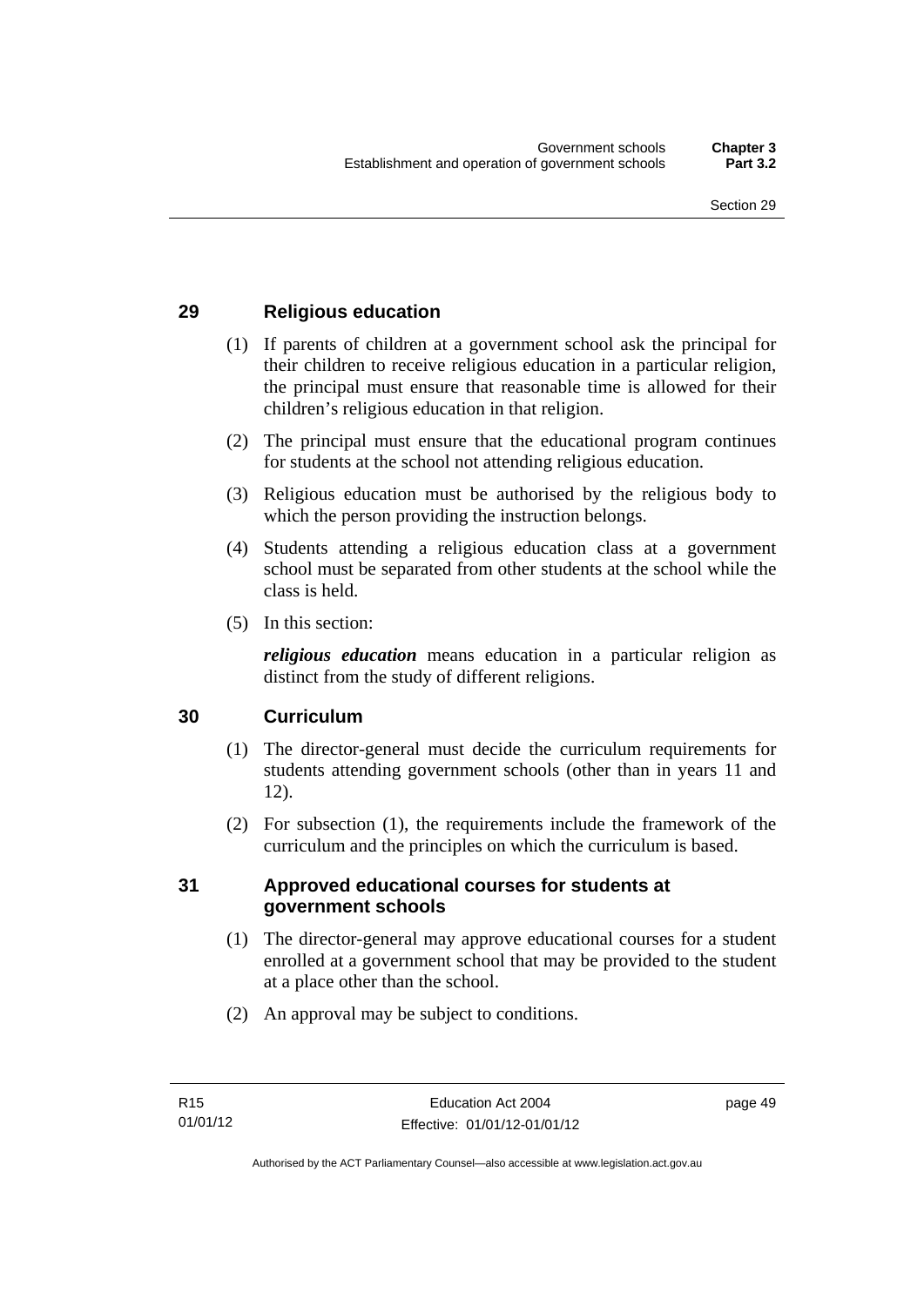## 29 Religious education

(1) If parents of children at a government school ask the principal for their children to receive religious education in a particular religion, the principal must ensure that reasonable time is allowed for their children's religious education in that religion.

(2) The principal must ensure that the educational program continues for students at the school not attending religious education.

(3) Religious education must be authorised by the religious body to which the person providing the instruction belongs.

(4) Students attending a religious education class at a government school must be separated from other students at the school while the class is held.

(5) In this section:

***religious education*** means education in a particular religion as distinct from the study of different religions.

## 30 Curriculum

(1) The director-general must decide the curriculum requirements for students attending government schools (other than in years 11 and 12).

(2) For subsection (1), the requirements include the framework of the curriculum and the principles on which the curriculum is based.

## 31 Approved educational courses for students at government schools

(1) The director-general may approve educational courses for a student enrolled at a government school that may be provided to the student at a place other than the school.

(2) An approval may be subject to conditions.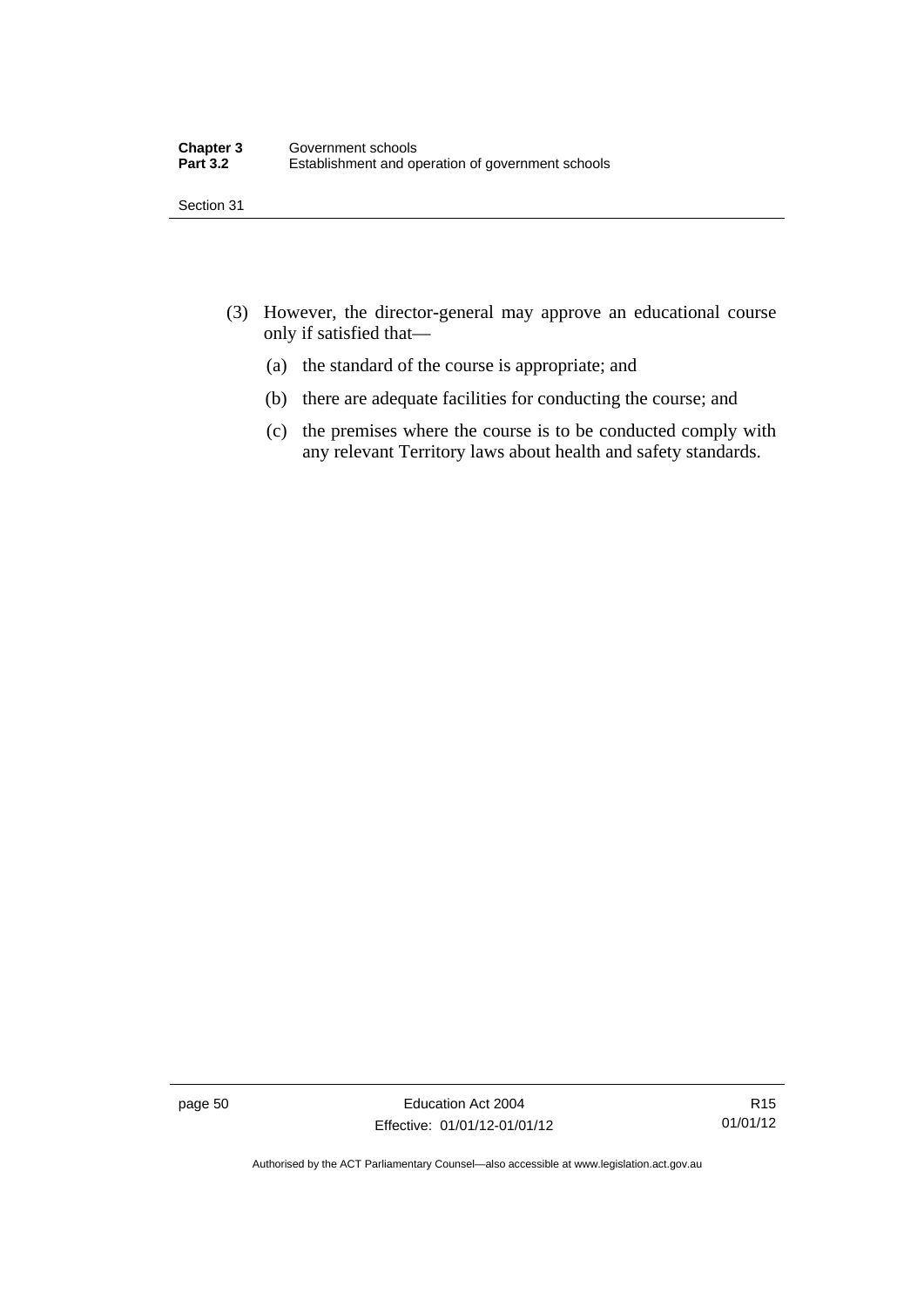(3) However, the director-general may approve an educational course only if satisfied that—

(a) the standard of the course is appropriate; and

(b) there are adequate facilities for conducting the course; and

(c) the premises where the course is to be conducted comply with any relevant Territory laws about health and safety standards.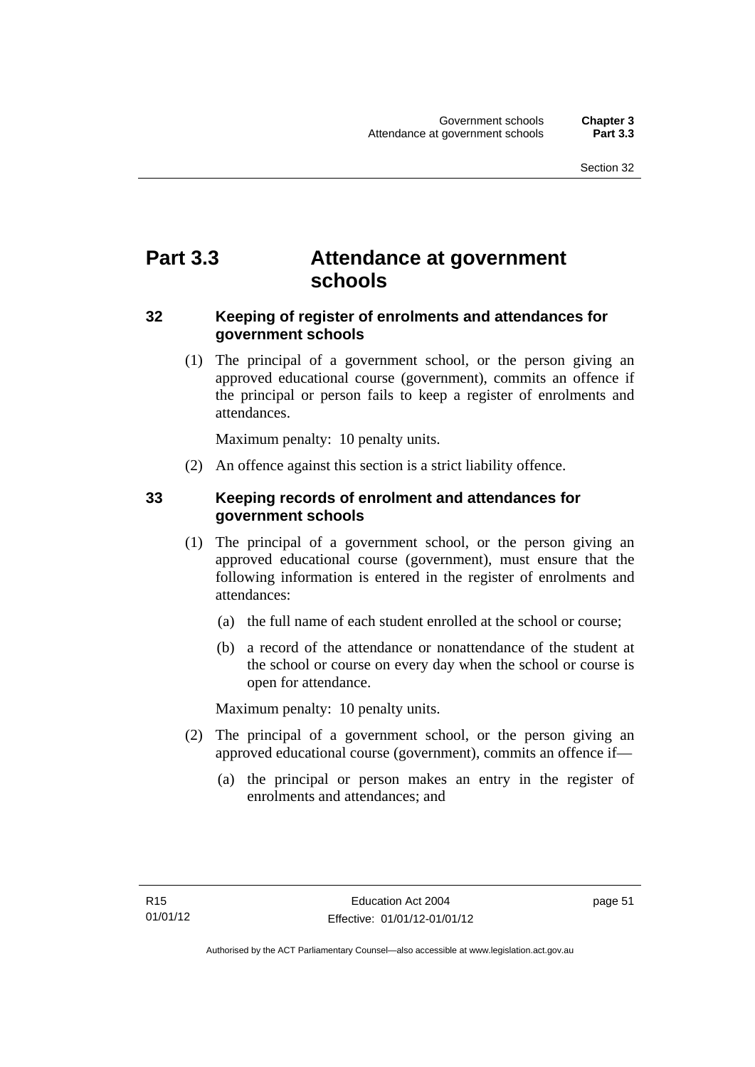# Part 3.3 Attendance at government schools

## 32 Keeping of register of enrolments and attendances for government schools

(1) The principal of a government school, or the person giving an approved educational course (government), commits an offence if the principal or person fails to keep a register of enrolments and attendances.

Maximum penalty: 10 penalty units.

(2) An offence against this section is a strict liability offence.

## 33 Keeping records of enrolment and attendances for government schools

(1) The principal of a government school, or the person giving an approved educational course (government), must ensure that the following information is entered in the register of enrolments and attendances:

(a) the full name of each student enrolled at the school or course;

(b) a record of the attendance or nonattendance of the student at the school or course on every day when the school or course is open for attendance.

Maximum penalty: 10 penalty units.

(2) The principal of a government school, or the person giving an approved educational course (government), commits an offence if—

(a) the principal or person makes an entry in the register of enrolments and attendances; and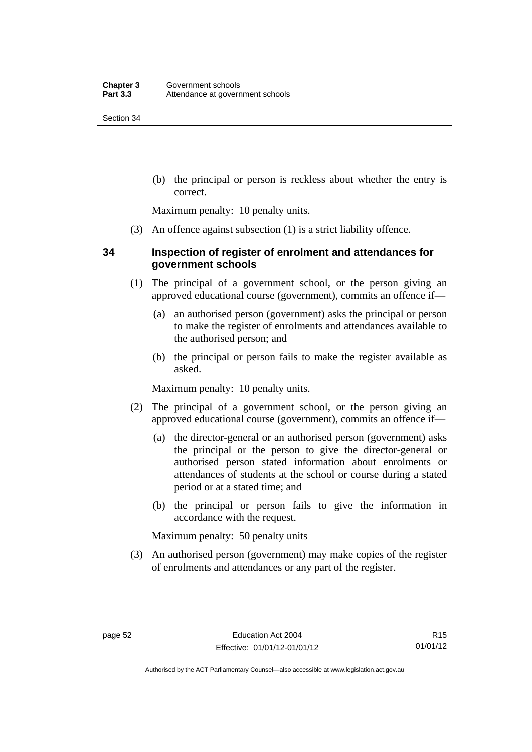(b) the principal or person is reckless about whether the entry is correct.

Maximum penalty: 10 penalty units.

(3) An offence against subsection (1) is a strict liability offence.

## 34 Inspection of register of enrolment and attendances for government schools

(1) The principal of a government school, or the person giving an approved educational course (government), commits an offence if—

(a) an authorised person (government) asks the principal or person to make the register of enrolments and attendances available to the authorised person; and

(b) the principal or person fails to make the register available as asked.

Maximum penalty: 10 penalty units.

(2) The principal of a government school, or the person giving an approved educational course (government), commits an offence if—

(a) the director-general or an authorised person (government) asks the principal or the person to give the director-general or authorised person stated information about enrolments or attendances of students at the school or course during a stated period or at a stated time; and

(b) the principal or person fails to give the information in accordance with the request.

Maximum penalty: 50 penalty units

(3) An authorised person (government) may make copies of the register of enrolments and attendances or any part of the register.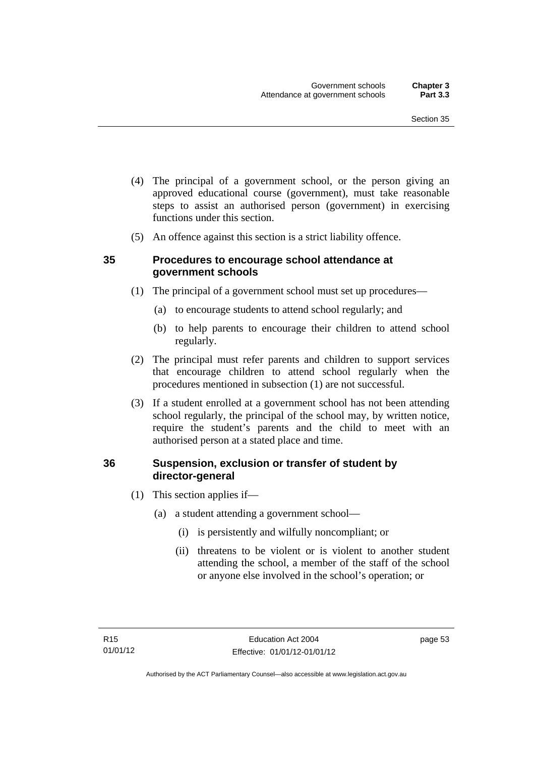(4) The principal of a government school, or the person giving an approved educational course (government), must take reasonable steps to assist an authorised person (government) in exercising functions under this section.

(5) An offence against this section is a strict liability offence.

### 35 Procedures to encourage school attendance at government schools

(1) The principal of a government school must set up procedures—

(a) to encourage students to attend school regularly; and

(b) to help parents to encourage their children to attend school regularly.

(2) The principal must refer parents and children to support services that encourage children to attend school regularly when the procedures mentioned in subsection (1) are not successful.

(3) If a student enrolled at a government school has not been attending school regularly, the principal of the school may, by written notice, require the student's parents and the child to meet with an authorised person at a stated place and time.

### 36 Suspension, exclusion or transfer of student by director-general

(1) This section applies if—

(a) a student attending a government school—

(i) is persistently and wilfully noncompliant; or

(ii) threatens to be violent or is violent to another student attending the school, a member of the staff of the school or anyone else involved in the school's operation; or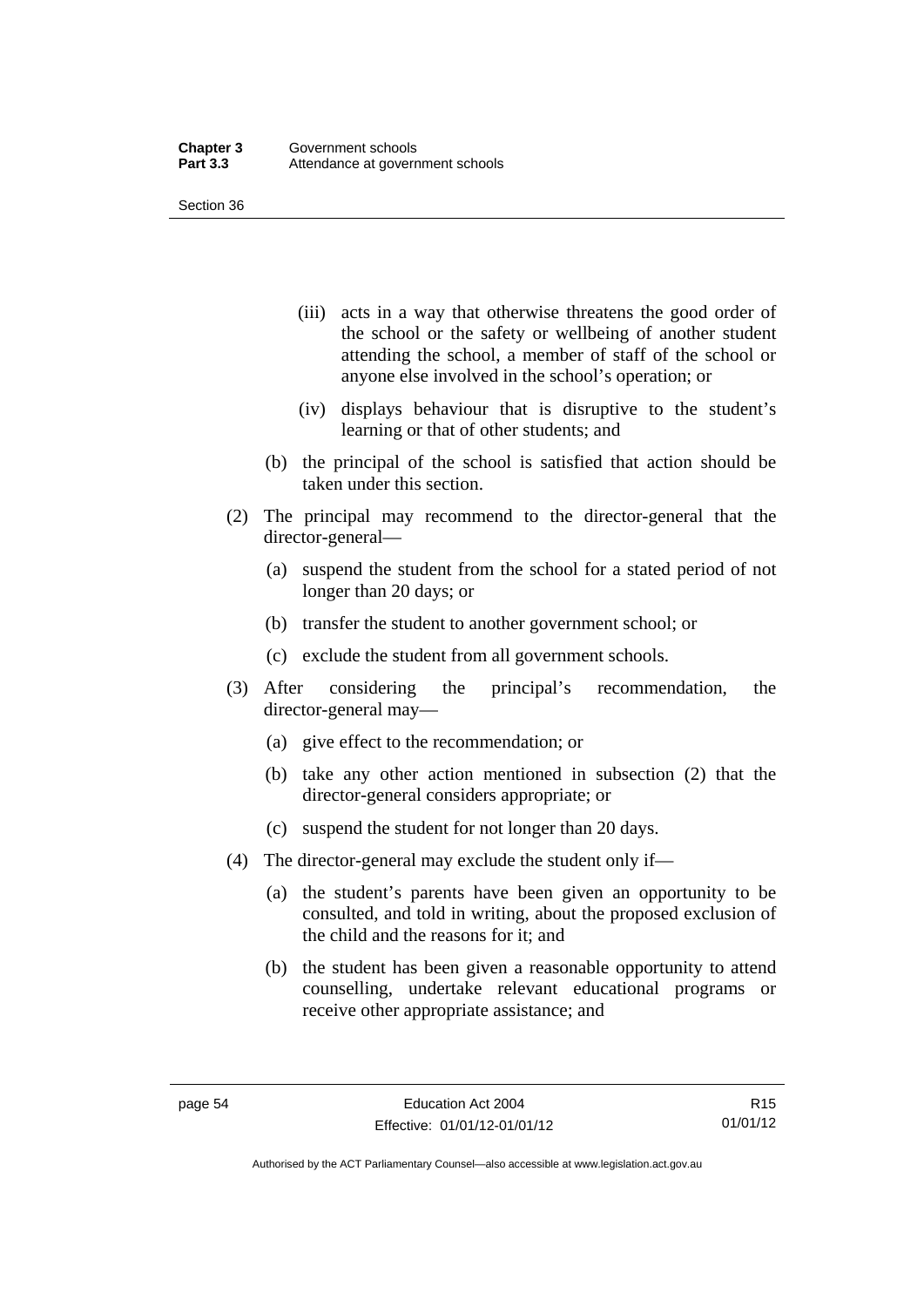(iii) acts in a way that otherwise threatens the good order of the school or the safety or wellbeing of another student attending the school, a member of staff of the school or anyone else involved in the school's operation; or

(iv) displays behaviour that is disruptive to the student's learning or that of other students; and

(b) the principal of the school is satisfied that action should be taken under this section.

(2) The principal may recommend to the director-general that the director-general—

(a) suspend the student from the school for a stated period of not longer than 20 days; or

(b) transfer the student to another government school; or

(c) exclude the student from all government schools.

(3) After considering the principal's recommendation, the director-general may—

(a) give effect to the recommendation; or

(b) take any other action mentioned in subsection (2) that the director-general considers appropriate; or

(c) suspend the student for not longer than 20 days.

(4) The director-general may exclude the student only if—

(a) the student's parents have been given an opportunity to be consulted, and told in writing, about the proposed exclusion of the child and the reasons for it; and

(b) the student has been given a reasonable opportunity to attend counselling, undertake relevant educational programs or receive other appropriate assistance; and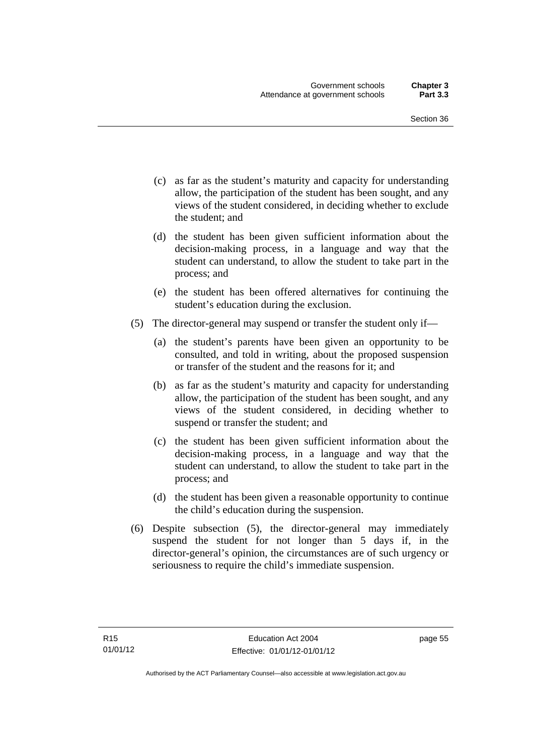(c) as far as the student's maturity and capacity for understanding allow, the participation of the student has been sought, and any views of the student considered, in deciding whether to exclude the student; and

(d) the student has been given sufficient information about the decision-making process, in a language and way that the student can understand, to allow the student to take part in the process; and

(e) the student has been offered alternatives for continuing the student's education during the exclusion.

(5) The director-general may suspend or transfer the student only if—

(a) the student's parents have been given an opportunity to be consulted, and told in writing, about the proposed suspension or transfer of the student and the reasons for it; and

(b) as far as the student's maturity and capacity for understanding allow, the participation of the student has been sought, and any views of the student considered, in deciding whether to suspend or transfer the student; and

(c) the student has been given sufficient information about the decision-making process, in a language and way that the student can understand, to allow the student to take part in the process; and

(d) the student has been given a reasonable opportunity to continue the child's education during the suspension.

(6) Despite subsection (5), the director-general may immediately suspend the student for not longer than 5 days if, in the director-general's opinion, the circumstances are of such urgency or seriousness to require the child's immediate suspension.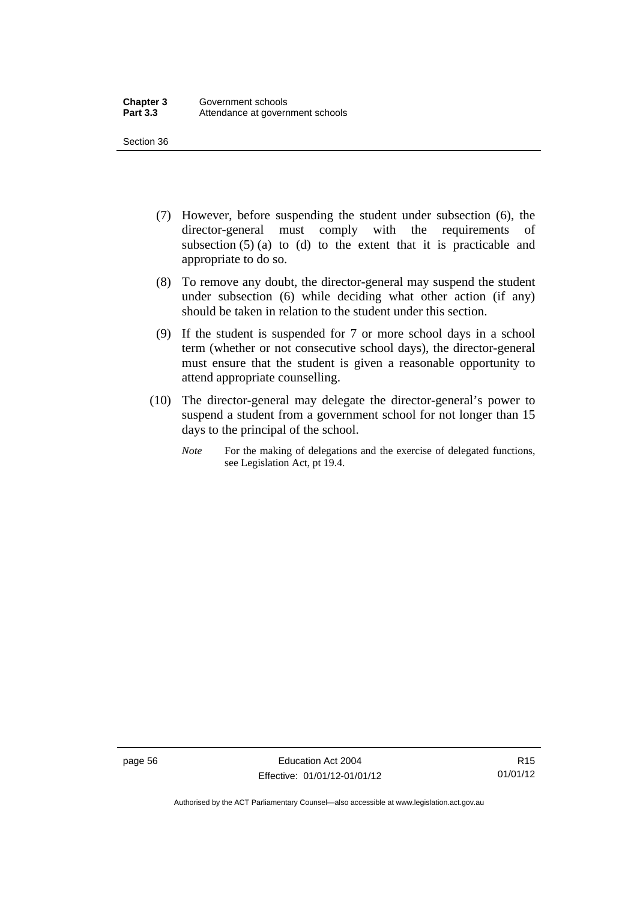(7) However, before suspending the student under subsection (6), the director-general must comply with the requirements of subsection (5) (a) to (d) to the extent that it is practicable and appropriate to do so.

(8) To remove any doubt, the director-general may suspend the student under subsection (6) while deciding what other action (if any) should be taken in relation to the student under this section.

(9) If the student is suspended for 7 or more school days in a school term (whether or not consecutive school days), the director-general must ensure that the student is given a reasonable opportunity to attend appropriate counselling.

(10) The director-general may delegate the director-general's power to suspend a student from a government school for not longer than 15 days to the principal of the school.

*Note* For the making of delegations and the exercise of delegated functions, see Legislation Act, pt 19.4.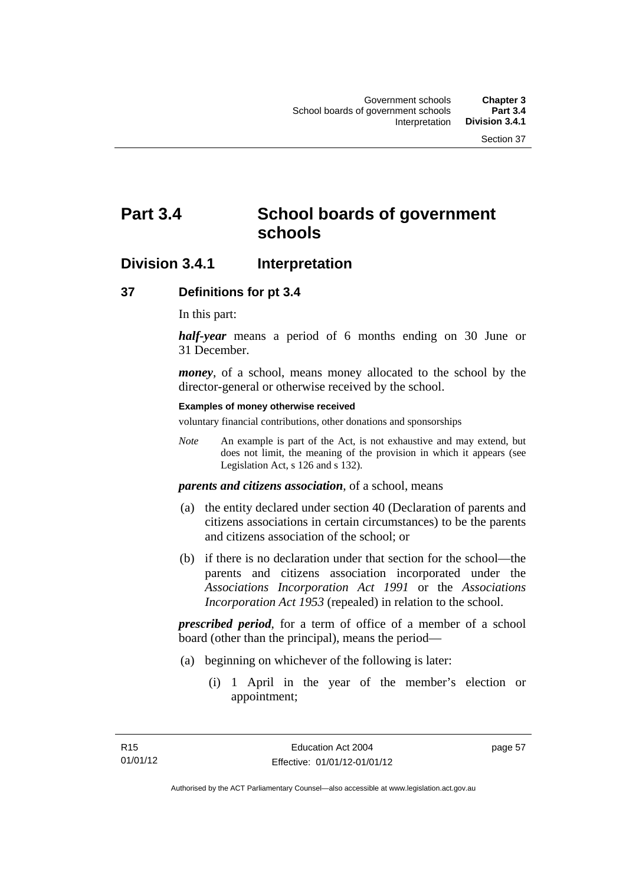# Part 3.4 School boards of government schools

## Division 3.4.1 Interpretation

### 37 Definitions for pt 3.4

In this part:

***half-year*** means a period of 6 months ending on 30 June or 31 December.

***money***, of a school, means money allocated to the school by the director-general or otherwise received by the school.

**Examples of money otherwise received**

voluntary financial contributions, other donations and sponsorships

*Note* An example is part of the Act, is not exhaustive and may extend, but does not limit, the meaning of the provision in which it appears (see Legislation Act, s 126 and s 132).

***parents and citizens association***, of a school, means

(a) the entity declared under section 40 (Declaration of parents and citizens associations in certain circumstances) to be the parents and citizens association of the school; or

(b) if there is no declaration under that section for the school—the parents and citizens association incorporated under the *Associations Incorporation Act 1991* or the *Associations Incorporation Act 1953* (repealed) in relation to the school.

***prescribed period***, for a term of office of a member of a school board (other than the principal), means the period—

(a) beginning on whichever of the following is later:

(i) 1 April in the year of the member's election or appointment;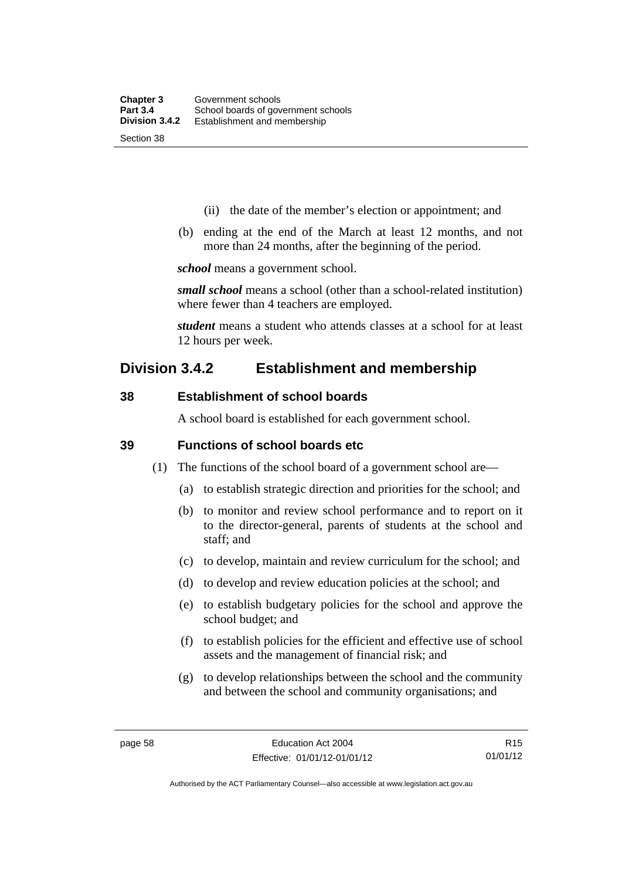(ii) the date of the member's election or appointment; and

(b) ending at the end of the March at least 12 months, and not more than 24 months, after the beginning of the period.

***school*** means a government school.

***small school*** means a school (other than a school-related institution) where fewer than 4 teachers are employed.

***student*** means a student who attends classes at a school for at least 12 hours per week.

## Division 3.4.2 Establishment and membership

### 38 Establishment of school boards

A school board is established for each government school.

### 39 Functions of school boards etc

(1) The functions of the school board of a government school are—

(a) to establish strategic direction and priorities for the school; and

(b) to monitor and review school performance and to report on it to the director-general, parents of students at the school and staff; and

(c) to develop, maintain and review curriculum for the school; and

(d) to develop and review education policies at the school; and

(e) to establish budgetary policies for the school and approve the school budget; and

(f) to establish policies for the efficient and effective use of school assets and the management of financial risk; and

(g) to develop relationships between the school and the community and between the school and community organisations; and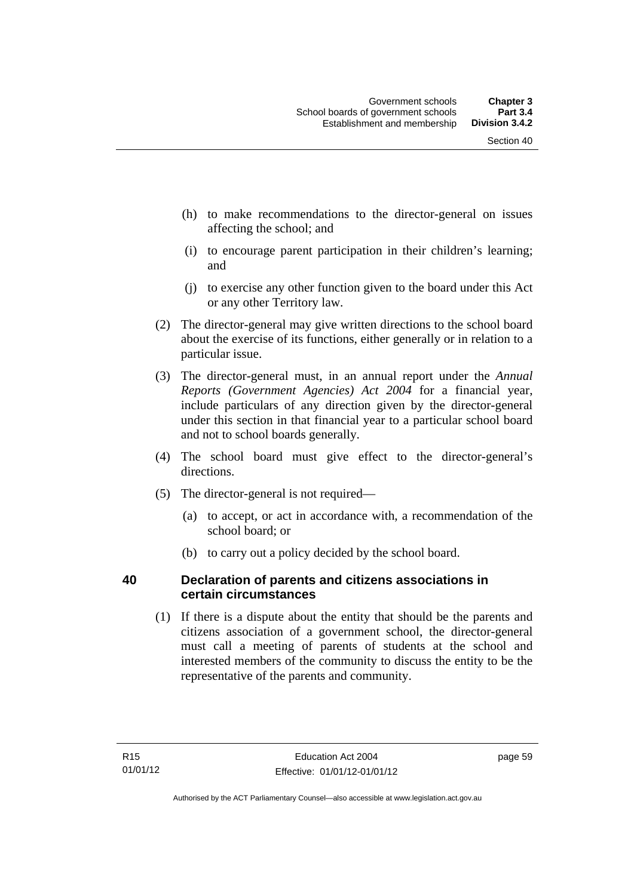(h) to make recommendations to the director-general on issues affecting the school; and

(i) to encourage parent participation in their children's learning; and

(j) to exercise any other function given to the board under this Act or any other Territory law.

(2) The director-general may give written directions to the school board about the exercise of its functions, either generally or in relation to a particular issue.

(3) The director-general must, in an annual report under the *Annual Reports (Government Agencies) Act 2004* for a financial year, include particulars of any direction given by the director-general under this section in that financial year to a particular school board and not to school boards generally.

(4) The school board must give effect to the director-general's directions.

(5) The director-general is not required—

(a) to accept, or act in accordance with, a recommendation of the school board; or

(b) to carry out a policy decided by the school board.

## 40 Declaration of parents and citizens associations in certain circumstances

(1) If there is a dispute about the entity that should be the parents and citizens association of a government school, the director-general must call a meeting of parents of students at the school and interested members of the community to discuss the entity to be the representative of the parents and community.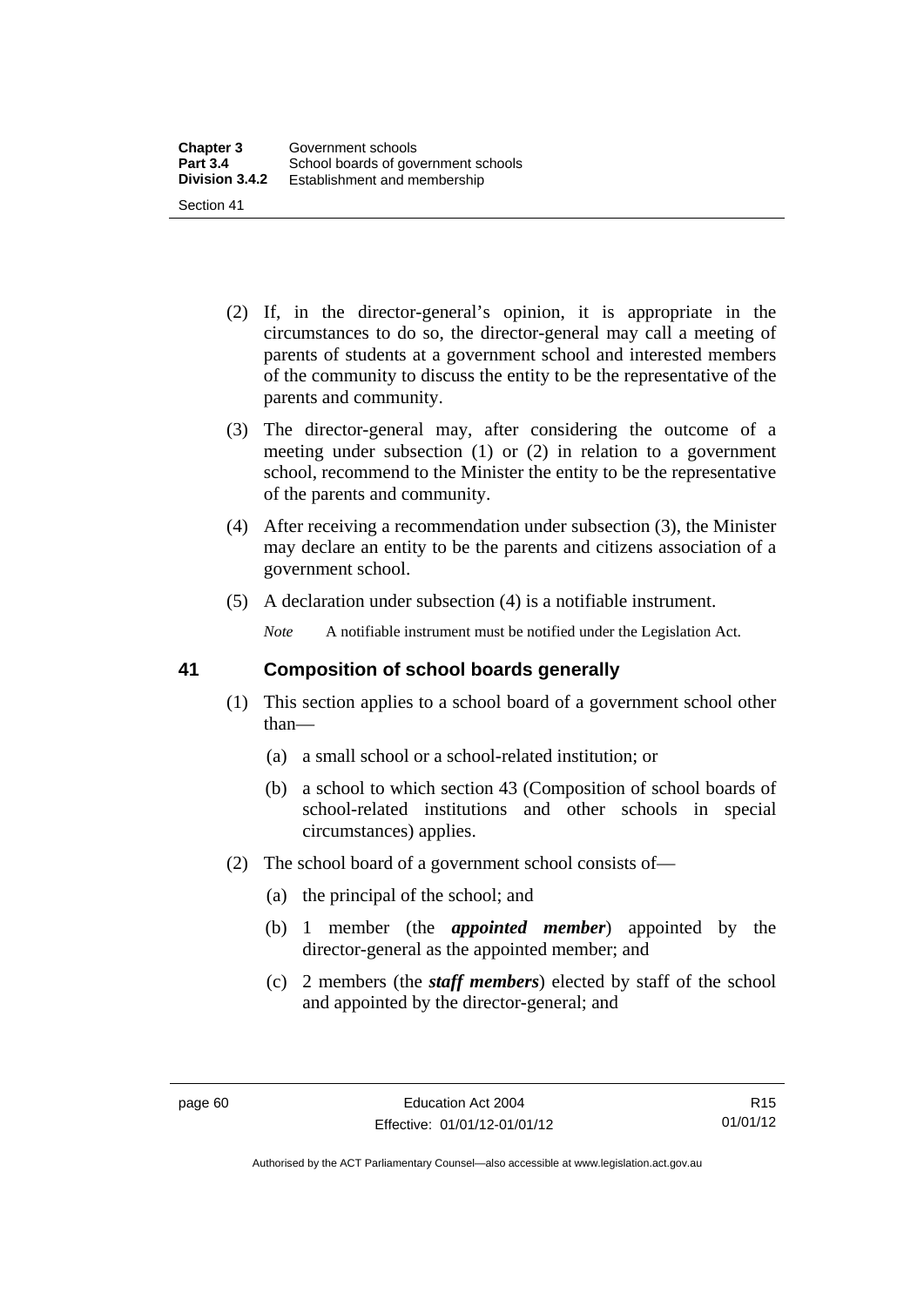(2) If, in the director-general's opinion, it is appropriate in the circumstances to do so, the director-general may call a meeting of parents of students at a government school and interested members of the community to discuss the entity to be the representative of the parents and community.

(3) The director-general may, after considering the outcome of a meeting under subsection (1) or (2) in relation to a government school, recommend to the Minister the entity to be the representative of the parents and community.

(4) After receiving a recommendation under subsection (3), the Minister may declare an entity to be the parents and citizens association of a government school.

(5) A declaration under subsection (4) is a notifiable instrument.

*Note* A notifiable instrument must be notified under the Legislation Act.

## 41 Composition of school boards generally

(1) This section applies to a school board of a government school other than—

(a) a small school or a school-related institution; or

(b) a school to which section 43 (Composition of school boards of school-related institutions and other schools in special circumstances) applies.

(2) The school board of a government school consists of—

(a) the principal of the school; and

(b) 1 member (the ***appointed member***) appointed by the director-general as the appointed member; and

(c) 2 members (the ***staff members***) elected by staff of the school and appointed by the director-general; and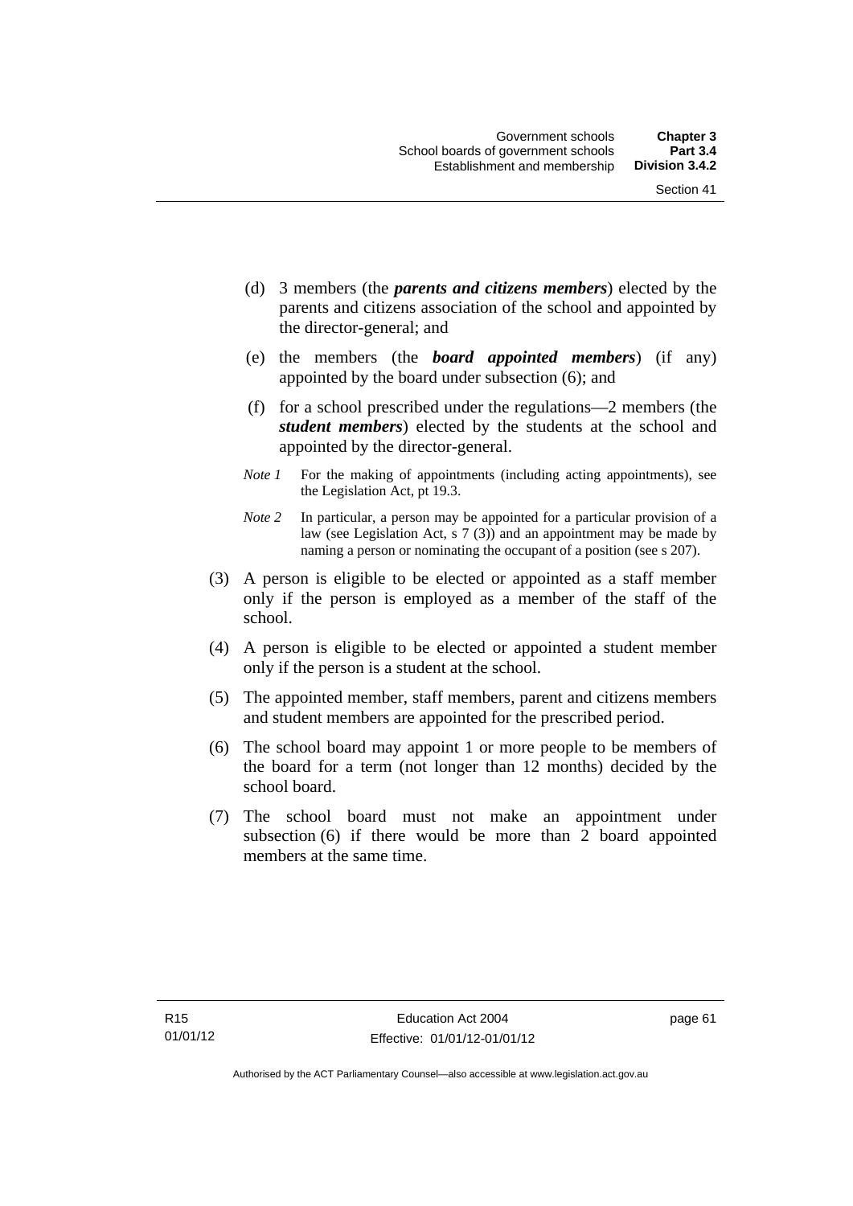(d) 3 members (the ***parents and citizens members***) elected by the parents and citizens association of the school and appointed by the director-general; and

(e) the members (the ***board appointed members***) (if any) appointed by the board under subsection (6); and

(f) for a school prescribed under the regulations—2 members (the ***student members***) elected by the students at the school and appointed by the director-general.

*Note 1* For the making of appointments (including acting appointments), see the Legislation Act, pt 19.3.

*Note 2* In particular, a person may be appointed for a particular provision of a law (see Legislation Act, s 7 (3)) and an appointment may be made by naming a person or nominating the occupant of a position (see s 207).

(3) A person is eligible to be elected or appointed as a staff member only if the person is employed as a member of the staff of the school.

(4) A person is eligible to be elected or appointed a student member only if the person is a student at the school.

(5) The appointed member, staff members, parent and citizens members and student members are appointed for the prescribed period.

(6) The school board may appoint 1 or more people to be members of the board for a term (not longer than 12 months) decided by the school board.

(7) The school board must not make an appointment under subsection (6) if there would be more than 2 board appointed members at the same time.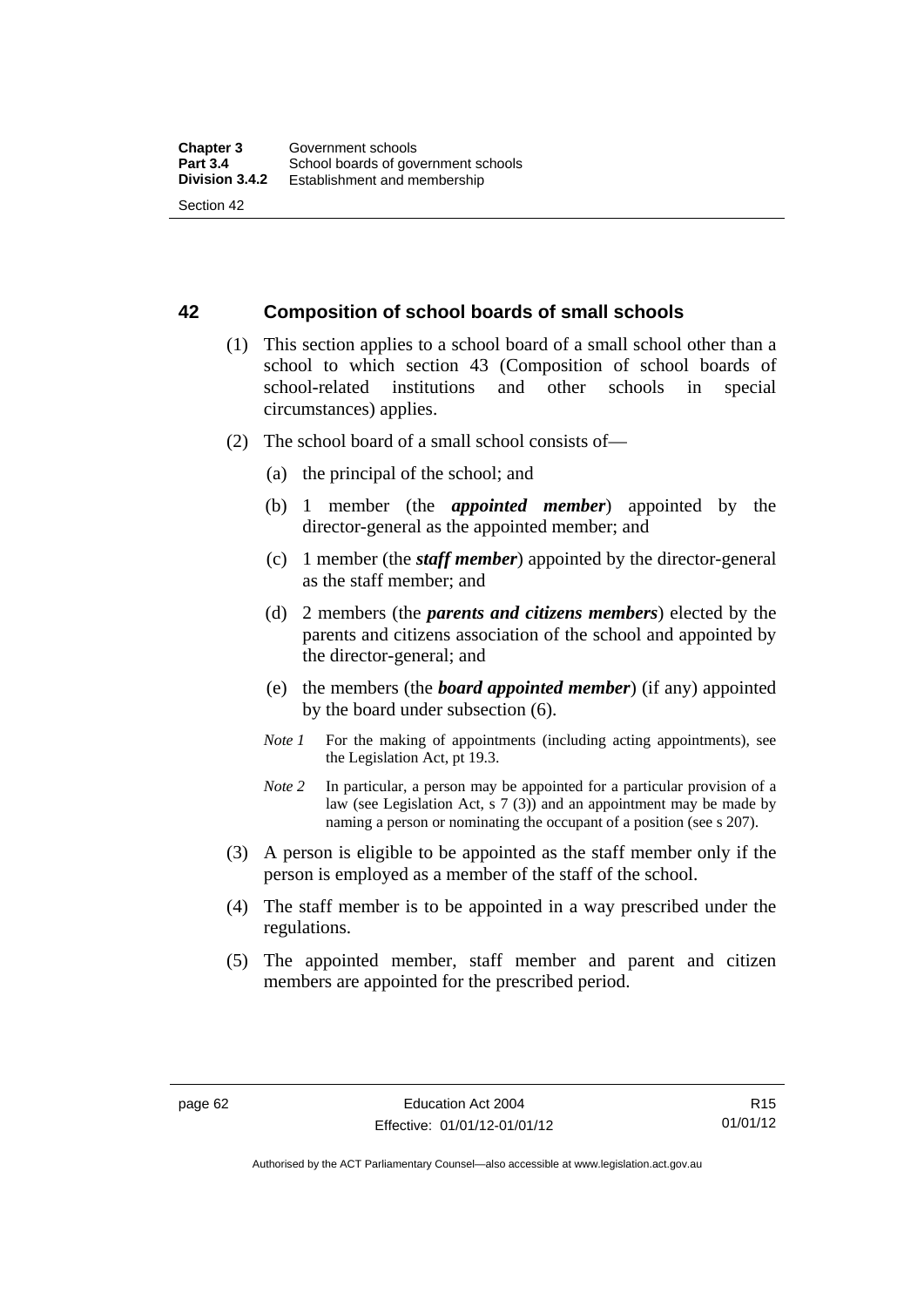## 42 Composition of school boards of small schools

(1) This section applies to a school board of a small school other than a school to which section 43 (Composition of school boards of school-related institutions and other schools in special circumstances) applies.

(2) The school board of a small school consists of—

(a) the principal of the school; and

(b) 1 member (the ***appointed member***) appointed by the director-general as the appointed member; and

(c) 1 member (the ***staff member***) appointed by the director-general as the staff member; and

(d) 2 members (the ***parents and citizens members***) elected by the parents and citizens association of the school and appointed by the director-general; and

(e) the members (the ***board appointed member***) (if any) appointed by the board under subsection (6).

*Note 1* For the making of appointments (including acting appointments), see the Legislation Act, pt 19.3.

*Note 2* In particular, a person may be appointed for a particular provision of a law (see Legislation Act, s 7 (3)) and an appointment may be made by naming a person or nominating the occupant of a position (see s 207).

(3) A person is eligible to be appointed as the staff member only if the person is employed as a member of the staff of the school.

(4) The staff member is to be appointed in a way prescribed under the regulations.

(5) The appointed member, staff member and parent and citizen members are appointed for the prescribed period.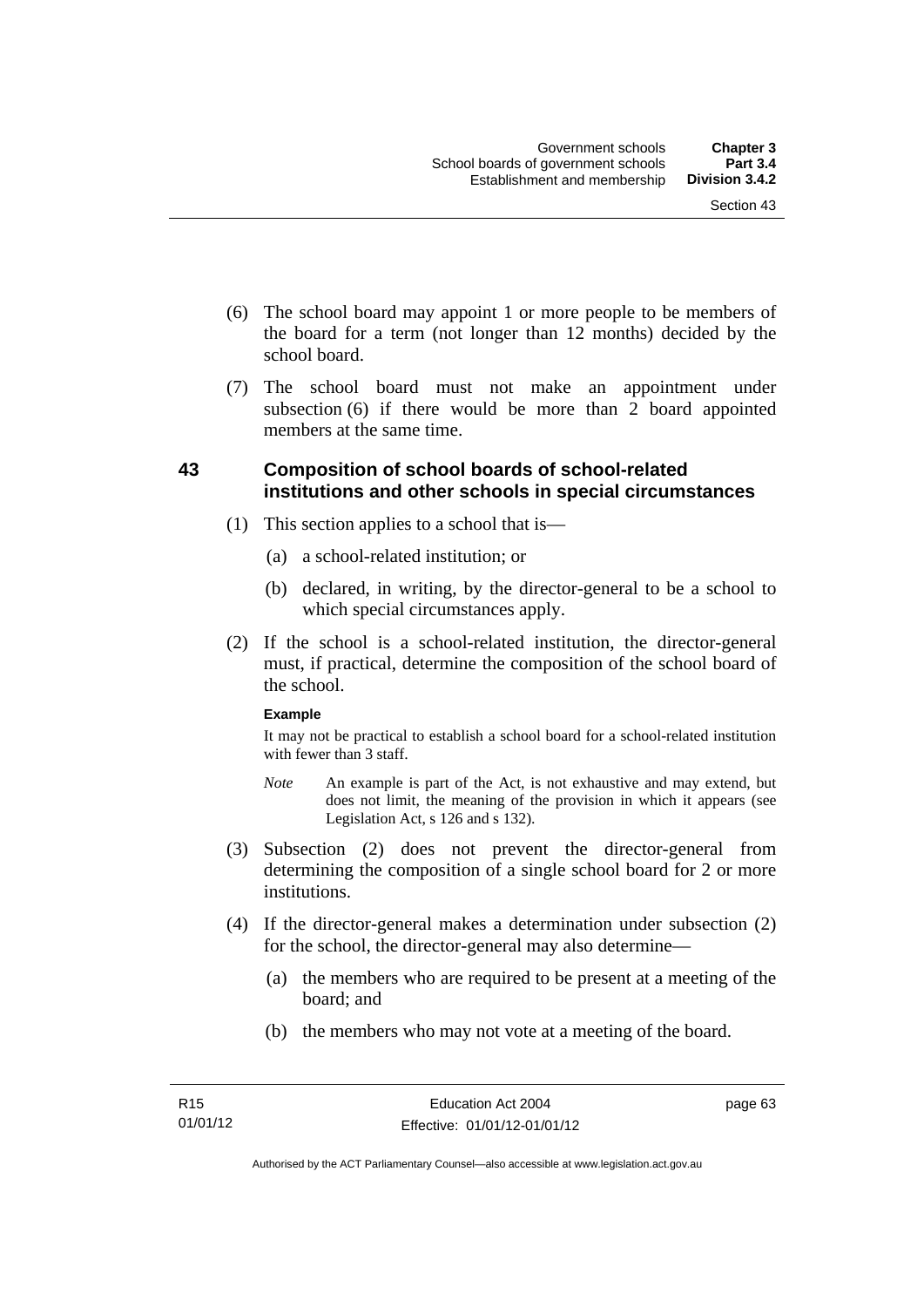(6) The school board may appoint 1 or more people to be members of the board for a term (not longer than 12 months) decided by the school board.

(7) The school board must not make an appointment under subsection (6) if there would be more than 2 board appointed members at the same time.

## 43 Composition of school boards of school-related institutions and other schools in special circumstances

(1) This section applies to a school that is—

(a) a school-related institution; or

(b) declared, in writing, by the director-general to be a school to which special circumstances apply.

(2) If the school is a school-related institution, the director-general must, if practical, determine the composition of the school board of the school.

**Example**

It may not be practical to establish a school board for a school-related institution with fewer than 3 staff.

*Note* An example is part of the Act, is not exhaustive and may extend, but does not limit, the meaning of the provision in which it appears (see Legislation Act, s 126 and s 132).

(3) Subsection (2) does not prevent the director-general from determining the composition of a single school board for 2 or more institutions.

(4) If the director-general makes a determination under subsection (2) for the school, the director-general may also determine—

(a) the members who are required to be present at a meeting of the board; and

(b) the members who may not vote at a meeting of the board.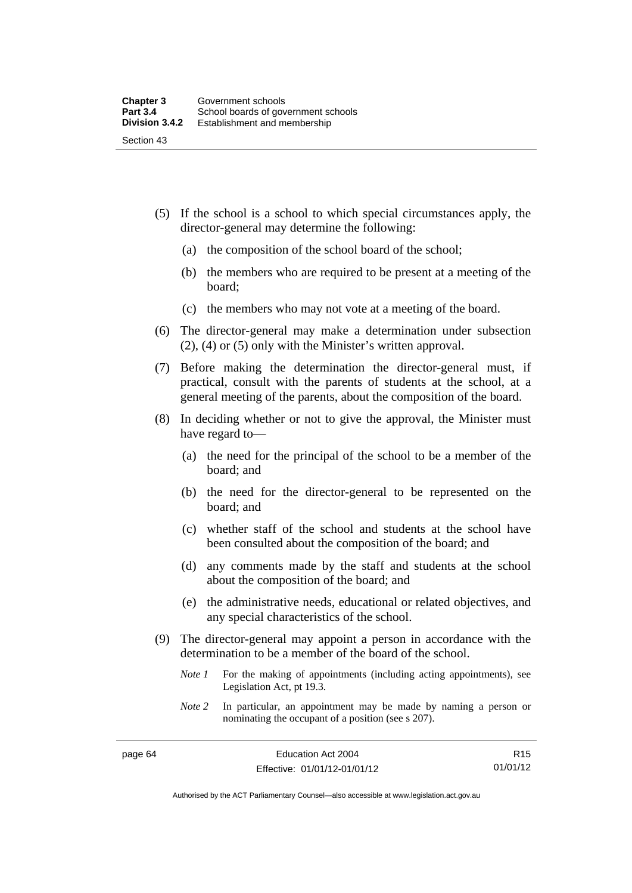(5) If the school is a school to which special circumstances apply, the director-general may determine the following:

   (a) the composition of the school board of the school;

   (b) the members who are required to be present at a meeting of the board;

   (c) the members who may not vote at a meeting of the board.

(6) The director-general may make a determination under subsection (2), (4) or (5) only with the Minister's written approval.

(7) Before making the determination the director-general must, if practical, consult with the parents of students at the school, at a general meeting of the parents, about the composition of the board.

(8) In deciding whether or not to give the approval, the Minister must have regard to—

   (a) the need for the principal of the school to be a member of the board; and

   (b) the need for the director-general to be represented on the board; and

   (c) whether staff of the school and students at the school have been consulted about the composition of the board; and

   (d) any comments made by the staff and students at the school about the composition of the board; and

   (e) the administrative needs, educational or related objectives, and any special characteristics of the school.

(9) The director-general may appoint a person in accordance with the determination to be a member of the board of the school.

   *Note 1* For the making of appointments (including acting appointments), see Legislation Act, pt 19.3.

   *Note 2* In particular, an appointment may be made by naming a person or nominating the occupant of a position (see s 207).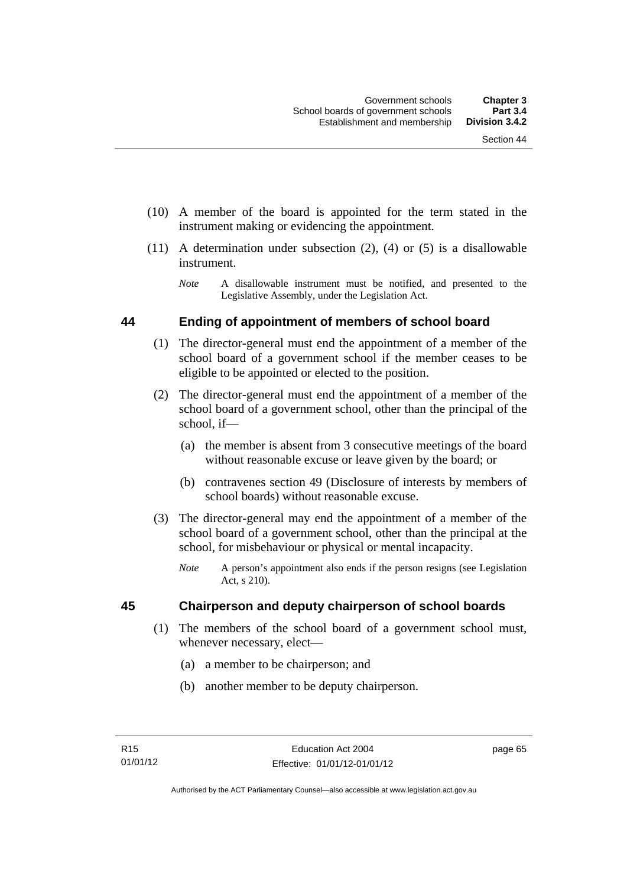(10) A member of the board is appointed for the term stated in the instrument making or evidencing the appointment.

(11) A determination under subsection (2), (4) or (5) is a disallowable instrument.

*Note* A disallowable instrument must be notified, and presented to the Legislative Assembly, under the Legislation Act.

## 44 Ending of appointment of members of school board

(1) The director-general must end the appointment of a member of the school board of a government school if the member ceases to be eligible to be appointed or elected to the position.

(2) The director-general must end the appointment of a member of the school board of a government school, other than the principal of the school, if—

(a) the member is absent from 3 consecutive meetings of the board without reasonable excuse or leave given by the board; or

(b) contravenes section 49 (Disclosure of interests by members of school boards) without reasonable excuse.

(3) The director-general may end the appointment of a member of the school board of a government school, other than the principal at the school, for misbehaviour or physical or mental incapacity.

*Note* A person's appointment also ends if the person resigns (see Legislation Act, s 210).

## 45 Chairperson and deputy chairperson of school boards

(1) The members of the school board of a government school must, whenever necessary, elect—

(a) a member to be chairperson; and

(b) another member to be deputy chairperson.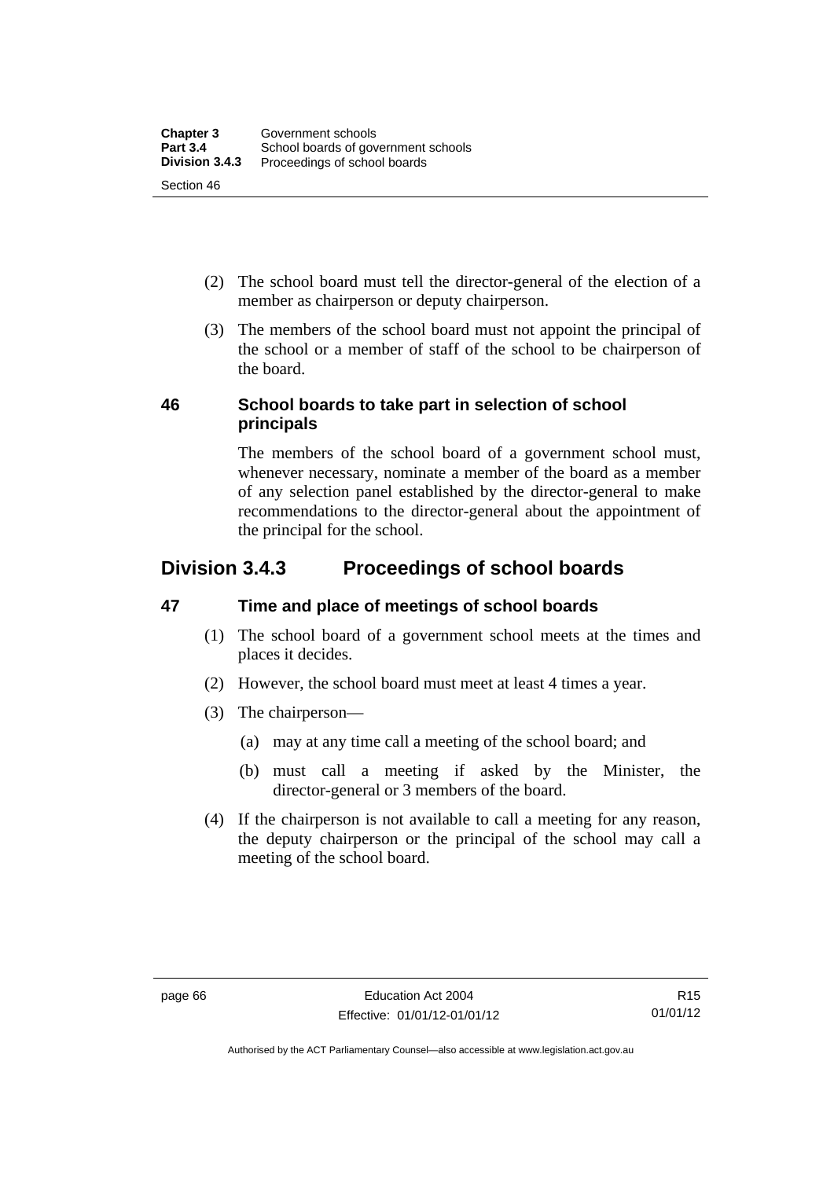(2) The school board must tell the director-general of the election of a member as chairperson or deputy chairperson.

(3) The members of the school board must not appoint the principal of the school or a member of staff of the school to be chairperson of the board.

### 46 School boards to take part in selection of school principals

The members of the school board of a government school must, whenever necessary, nominate a member of the board as a member of any selection panel established by the director-general to make recommendations to the director-general about the appointment of the principal for the school.

## Division 3.4.3 Proceedings of school boards

### 47 Time and place of meetings of school boards

(1) The school board of a government school meets at the times and places it decides.

(2) However, the school board must meet at least 4 times a year.

(3) The chairperson—

(a) may at any time call a meeting of the school board; and

(b) must call a meeting if asked by the Minister, the director-general or 3 members of the board.

(4) If the chairperson is not available to call a meeting for any reason, the deputy chairperson or the principal of the school may call a meeting of the school board.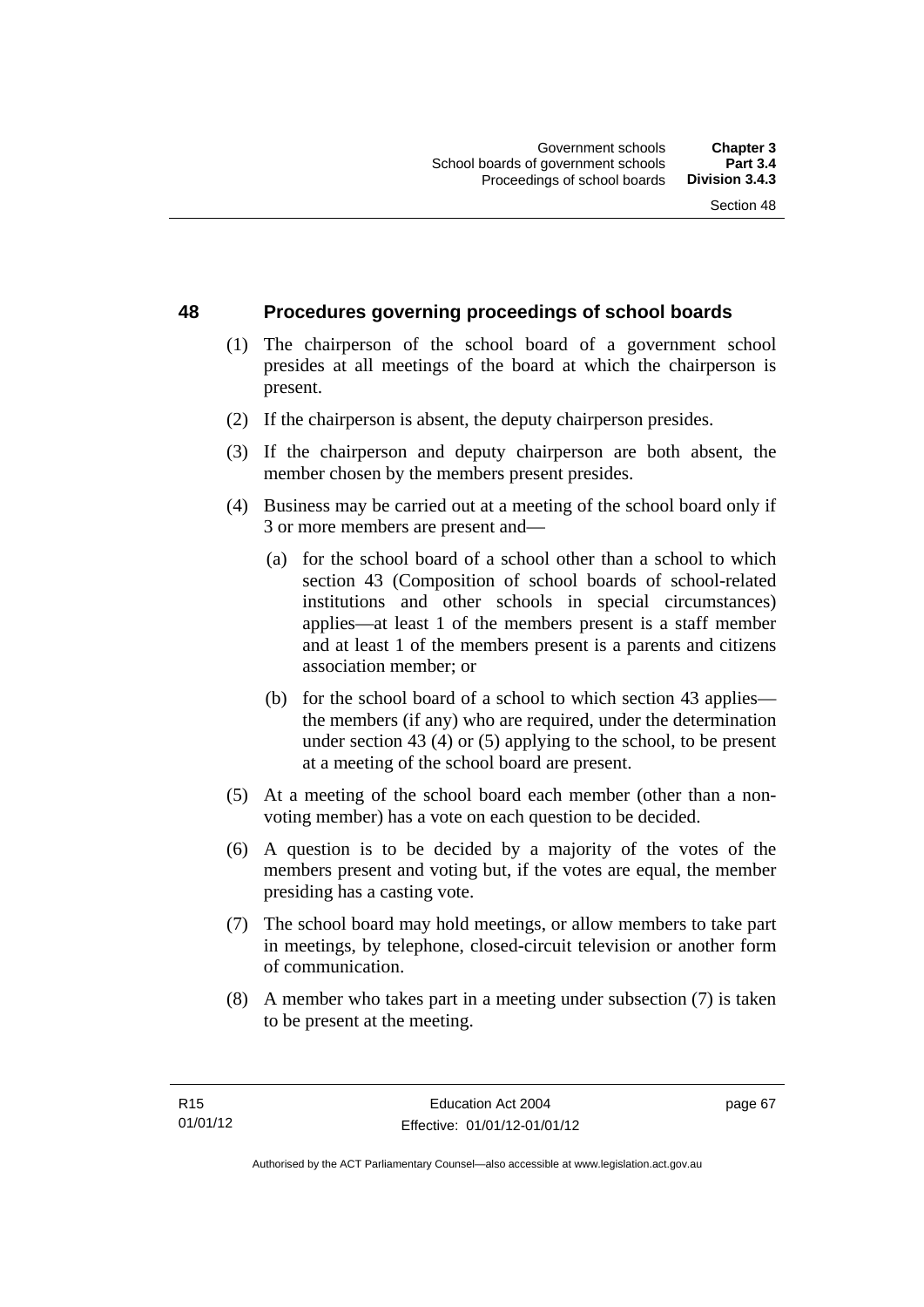## 48 Procedures governing proceedings of school boards

(1) The chairperson of the school board of a government school presides at all meetings of the board at which the chairperson is present.

(2) If the chairperson is absent, the deputy chairperson presides.

(3) If the chairperson and deputy chairperson are both absent, the member chosen by the members present presides.

(4) Business may be carried out at a meeting of the school board only if 3 or more members are present and—

(a) for the school board of a school other than a school to which section 43 (Composition of school boards of school-related institutions and other schools in special circumstances) applies—at least 1 of the members present is a staff member and at least 1 of the members present is a parents and citizens association member; or

(b) for the school board of a school to which section 43 applies—the members (if any) who are required, under the determination under section 43 (4) or (5) applying to the school, to be present at a meeting of the school board are present.

(5) At a meeting of the school board each member (other than a non-voting member) has a vote on each question to be decided.

(6) A question is to be decided by a majority of the votes of the members present and voting but, if the votes are equal, the member presiding has a casting vote.

(7) The school board may hold meetings, or allow members to take part in meetings, by telephone, closed-circuit television or another form of communication.

(8) A member who takes part in a meeting under subsection (7) is taken to be present at the meeting.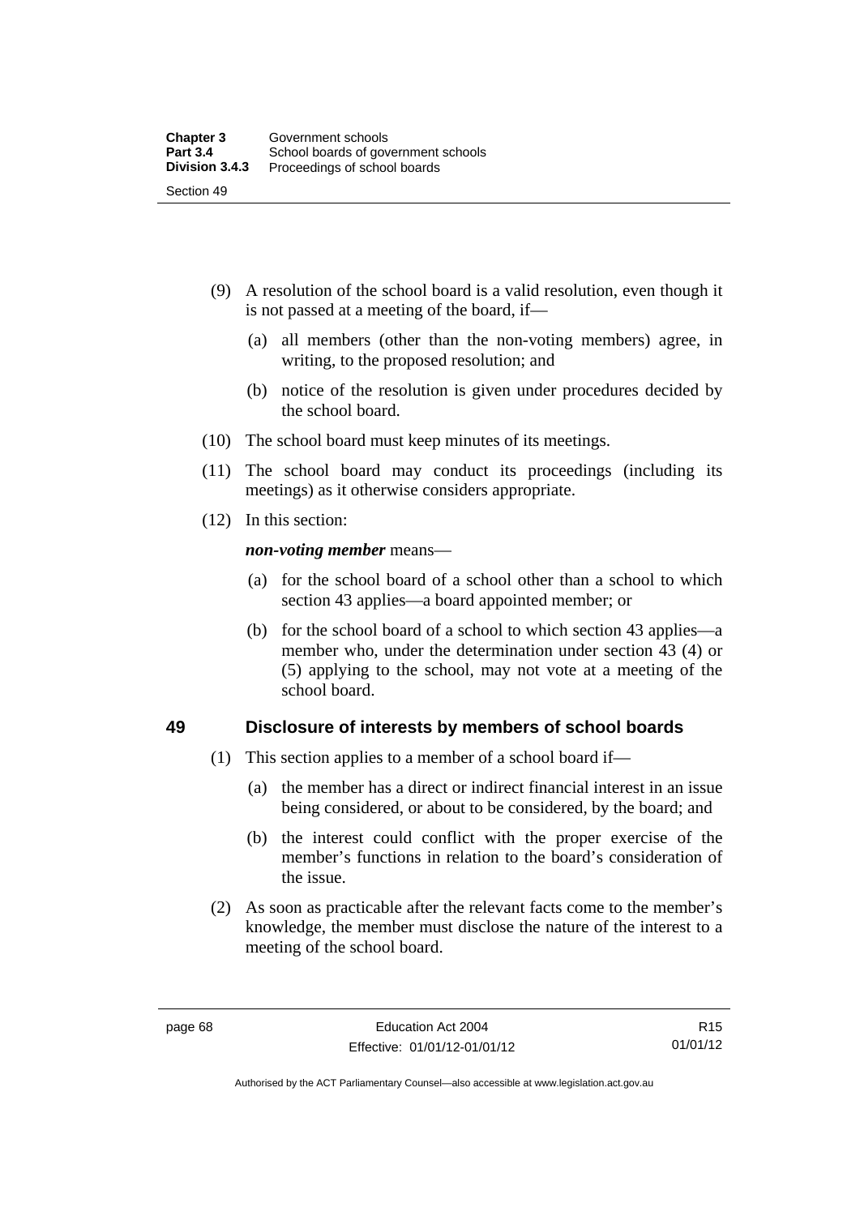(9) A resolution of the school board is a valid resolution, even though it is not passed at a meeting of the board, if—

(a) all members (other than the non-voting members) agree, in writing, to the proposed resolution; and

(b) notice of the resolution is given under procedures decided by the school board.

(10) The school board must keep minutes of its meetings.

(11) The school board may conduct its proceedings (including its meetings) as it otherwise considers appropriate.

(12) In this section:

***non-voting member*** means—

(a) for the school board of a school other than a school to which section 43 applies—a board appointed member; or

(b) for the school board of a school to which section 43 applies—a member who, under the determination under section 43 (4) or (5) applying to the school, may not vote at a meeting of the school board.

### 49 Disclosure of interests by members of school boards

(1) This section applies to a member of a school board if—

(a) the member has a direct or indirect financial interest in an issue being considered, or about to be considered, by the board; and

(b) the interest could conflict with the proper exercise of the member's functions in relation to the board's consideration of the issue.

(2) As soon as practicable after the relevant facts come to the member's knowledge, the member must disclose the nature of the interest to a meeting of the school board.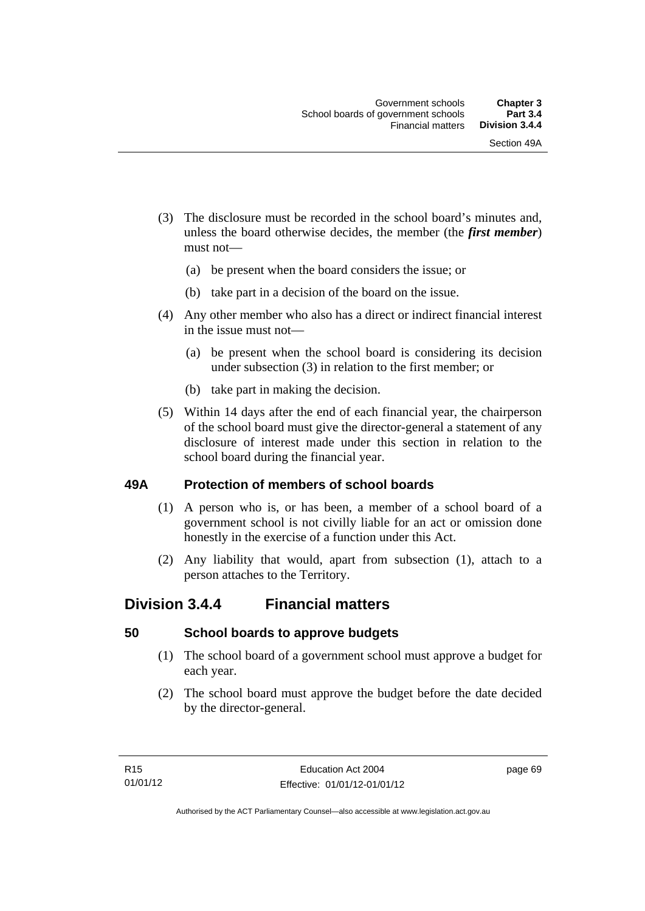(3) The disclosure must be recorded in the school board's minutes and, unless the board otherwise decides, the member (the ***first member***) must not—

(a) be present when the board considers the issue; or

(b) take part in a decision of the board on the issue.

(4) Any other member who also has a direct or indirect financial interest in the issue must not—

(a) be present when the school board is considering its decision under subsection (3) in relation to the first member; or

(b) take part in making the decision.

(5) Within 14 days after the end of each financial year, the chairperson of the school board must give the director-general a statement of any disclosure of interest made under this section in relation to the school board during the financial year.

### 49A Protection of members of school boards

(1) A person who is, or has been, a member of a school board of a government school is not civilly liable for an act or omission done honestly in the exercise of a function under this Act.

(2) Any liability that would, apart from subsection (1), attach to a person attaches to the Territory.

## Division 3.4.4 Financial matters

### 50 School boards to approve budgets

(1) The school board of a government school must approve a budget for each year.

(2) The school board must approve the budget before the date decided by the director-general.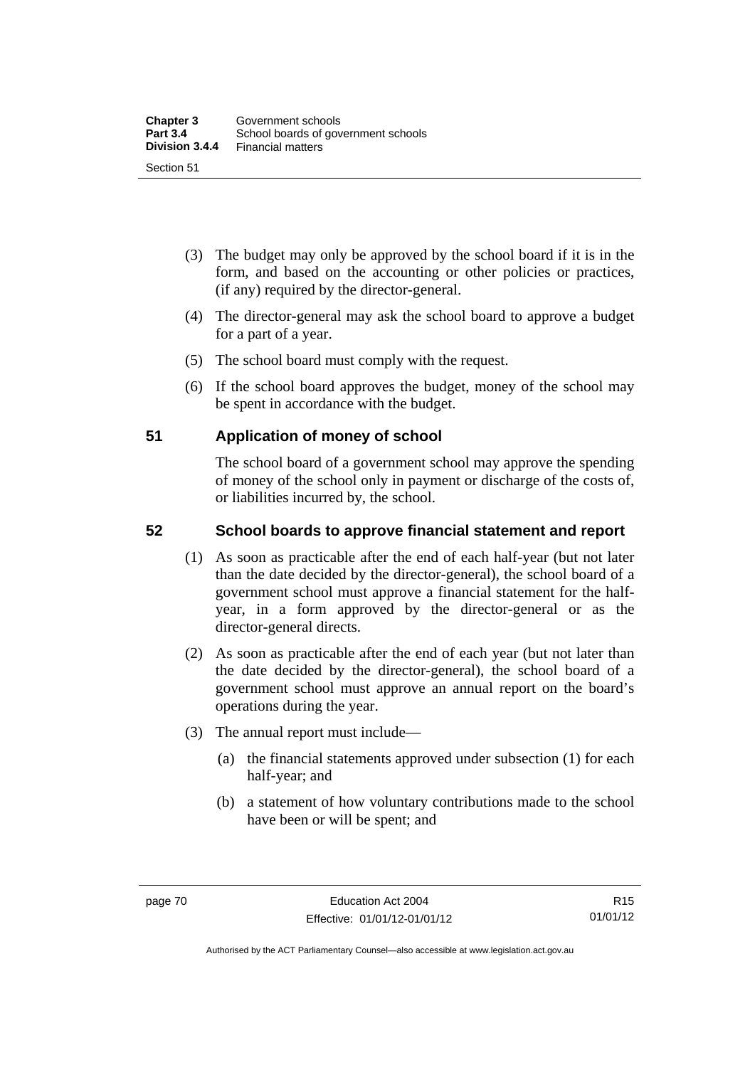(3) The budget may only be approved by the school board if it is in the form, and based on the accounting or other policies or practices, (if any) required by the director-general.

(4) The director-general may ask the school board to approve a budget for a part of a year.

(5) The school board must comply with the request.

(6) If the school board approves the budget, money of the school may be spent in accordance with the budget.

## 51 Application of money of school

The school board of a government school may approve the spending of money of the school only in payment or discharge of the costs of, or liabilities incurred by, the school.

## 52 School boards to approve financial statement and report

(1) As soon as practicable after the end of each half-year (but not later than the date decided by the director-general), the school board of a government school must approve a financial statement for the half-year, in a form approved by the director-general or as the director-general directs.

(2) As soon as practicable after the end of each year (but not later than the date decided by the director-general), the school board of a government school must approve an annual report on the board's operations during the year.

(3) The annual report must include—

(a) the financial statements approved under subsection (1) for each half-year; and

(b) a statement of how voluntary contributions made to the school have been or will be spent; and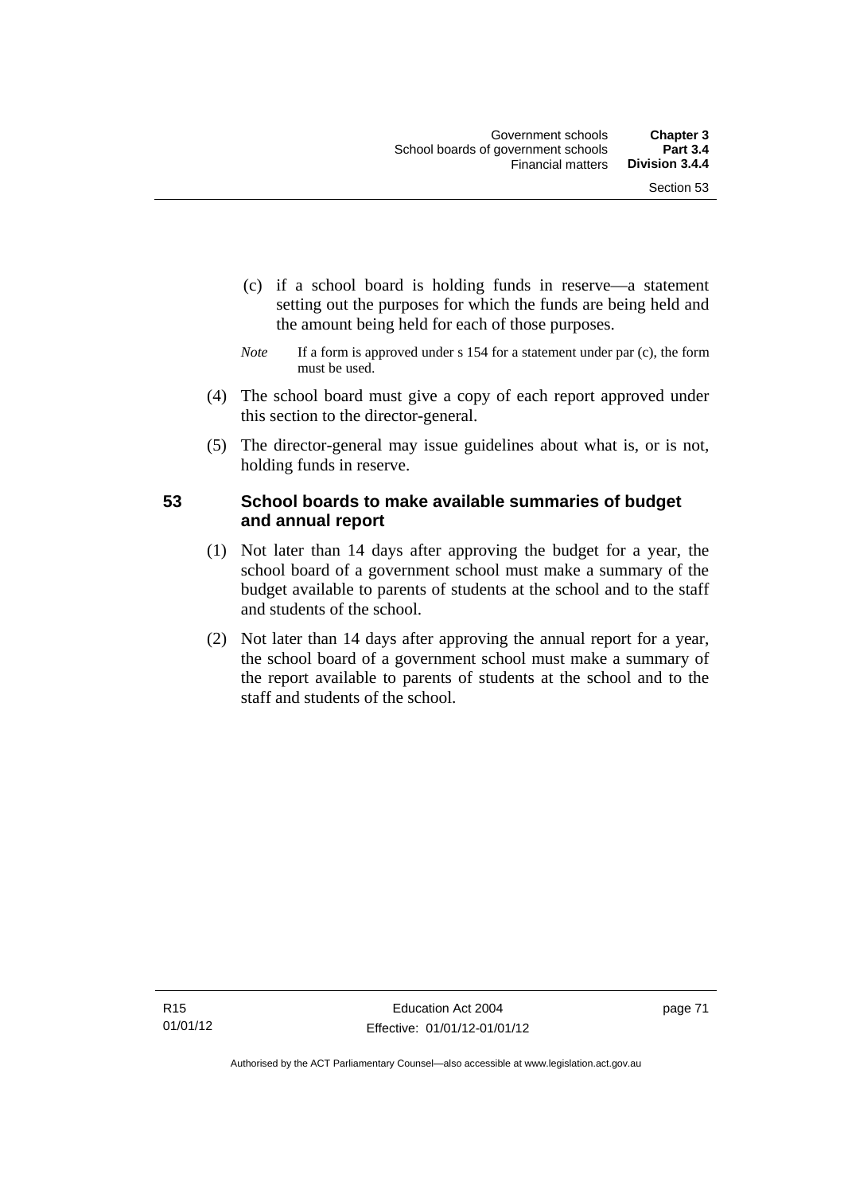(c) if a school board is holding funds in reserve—a statement setting out the purposes for which the funds are being held and the amount being held for each of those purposes.

*Note* If a form is approved under s 154 for a statement under par (c), the form must be used.

(4) The school board must give a copy of each report approved under this section to the director-general.

(5) The director-general may issue guidelines about what is, or is not, holding funds in reserve.

## 53 School boards to make available summaries of budget and annual report

(1) Not later than 14 days after approving the budget for a year, the school board of a government school must make a summary of the budget available to parents of students at the school and to the staff and students of the school.

(2) Not later than 14 days after approving the annual report for a year, the school board of a government school must make a summary of the report available to parents of students at the school and to the staff and students of the school.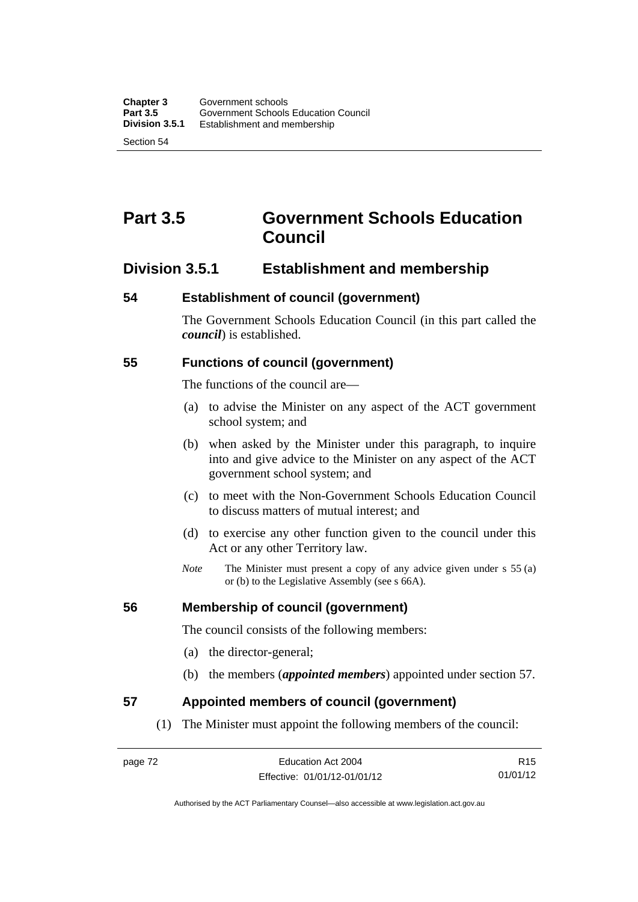# Part 3.5 Government Schools Education Council

## Division 3.5.1 Establishment and membership

### 54 Establishment of council (government)

The Government Schools Education Council (in this part called the ***council***) is established.

### 55 Functions of council (government)

The functions of the council are—

(a) to advise the Minister on any aspect of the ACT government school system; and

(b) when asked by the Minister under this paragraph, to inquire into and give advice to the Minister on any aspect of the ACT government school system; and

(c) to meet with the Non-Government Schools Education Council to discuss matters of mutual interest; and

(d) to exercise any other function given to the council under this Act or any other Territory law.

*Note* The Minister must present a copy of any advice given under s 55 (a) or (b) to the Legislative Assembly (see s 66A).

### 56 Membership of council (government)

The council consists of the following members:

(a) the director-general;

(b) the members (***appointed members***) appointed under section 57.

### 57 Appointed members of council (government)

(1) The Minister must appoint the following members of the council: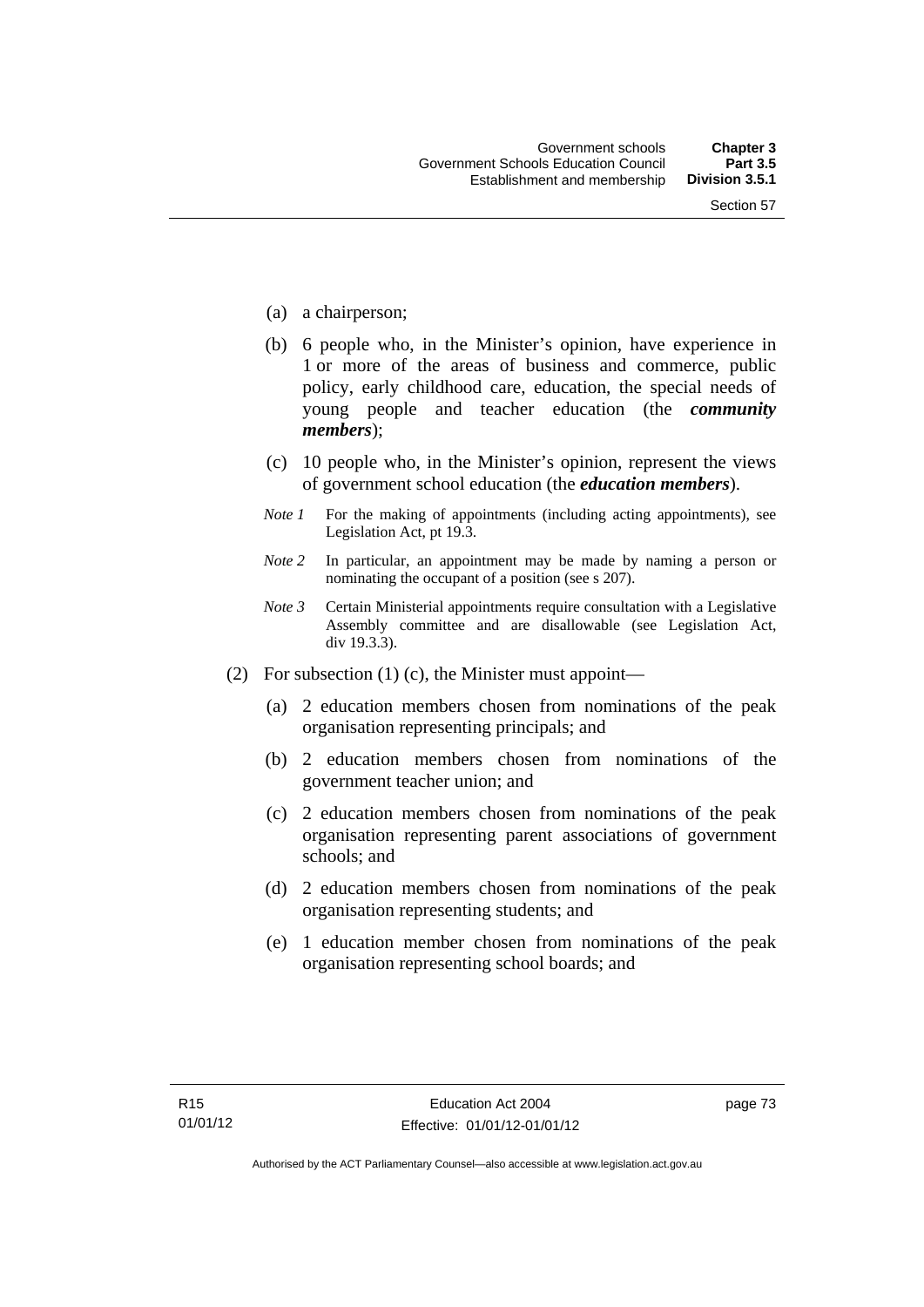(a) a chairperson;

(b) 6 people who, in the Minister's opinion, have experience in 1 or more of the areas of business and commerce, public policy, early childhood care, education, the special needs of young people and teacher education (the ***community members***);

(c) 10 people who, in the Minister's opinion, represent the views of government school education (the ***education members***).

*Note 1* For the making of appointments (including acting appointments), see Legislation Act, pt 19.3.

*Note 2* In particular, an appointment may be made by naming a person or nominating the occupant of a position (see s 207).

*Note 3* Certain Ministerial appointments require consultation with a Legislative Assembly committee and are disallowable (see Legislation Act, div 19.3.3).

(2) For subsection (1) (c), the Minister must appoint—

(a) 2 education members chosen from nominations of the peak organisation representing principals; and

(b) 2 education members chosen from nominations of the government teacher union; and

(c) 2 education members chosen from nominations of the peak organisation representing parent associations of government schools; and

(d) 2 education members chosen from nominations of the peak organisation representing students; and

(e) 1 education member chosen from nominations of the peak organisation representing school boards; and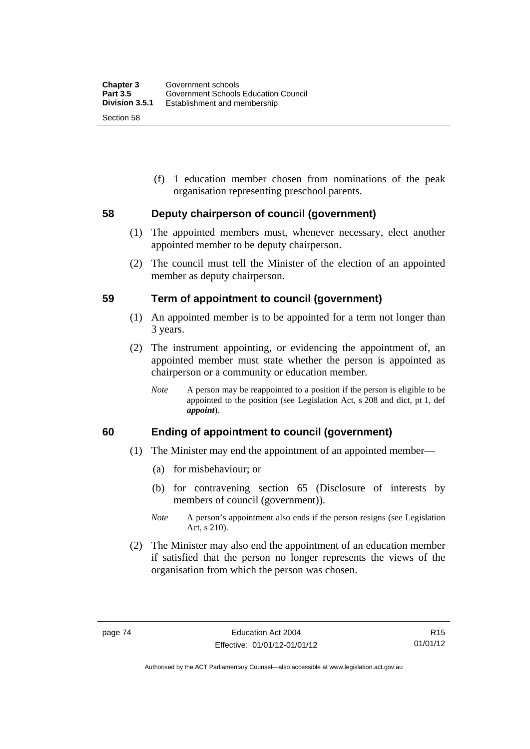(f) 1 education member chosen from nominations of the peak organisation representing preschool parents.

## 58 Deputy chairperson of council (government)

(1) The appointed members must, whenever necessary, elect another appointed member to be deputy chairperson.

(2) The council must tell the Minister of the election of an appointed member as deputy chairperson.

## 59 Term of appointment to council (government)

(1) An appointed member is to be appointed for a term not longer than 3 years.

(2) The instrument appointing, or evidencing the appointment of, an appointed member must state whether the person is appointed as chairperson or a community or education member.

*Note* A person may be reappointed to a position if the person is eligible to be appointed to the position (see Legislation Act, s 208 and dict, pt 1, def ***appoint***).

## 60 Ending of appointment to council (government)

(1) The Minister may end the appointment of an appointed member—

(a) for misbehaviour; or

(b) for contravening section 65 (Disclosure of interests by members of council (government)).

*Note* A person's appointment also ends if the person resigns (see Legislation Act, s 210).

(2) The Minister may also end the appointment of an education member if satisfied that the person no longer represents the views of the organisation from which the person was chosen.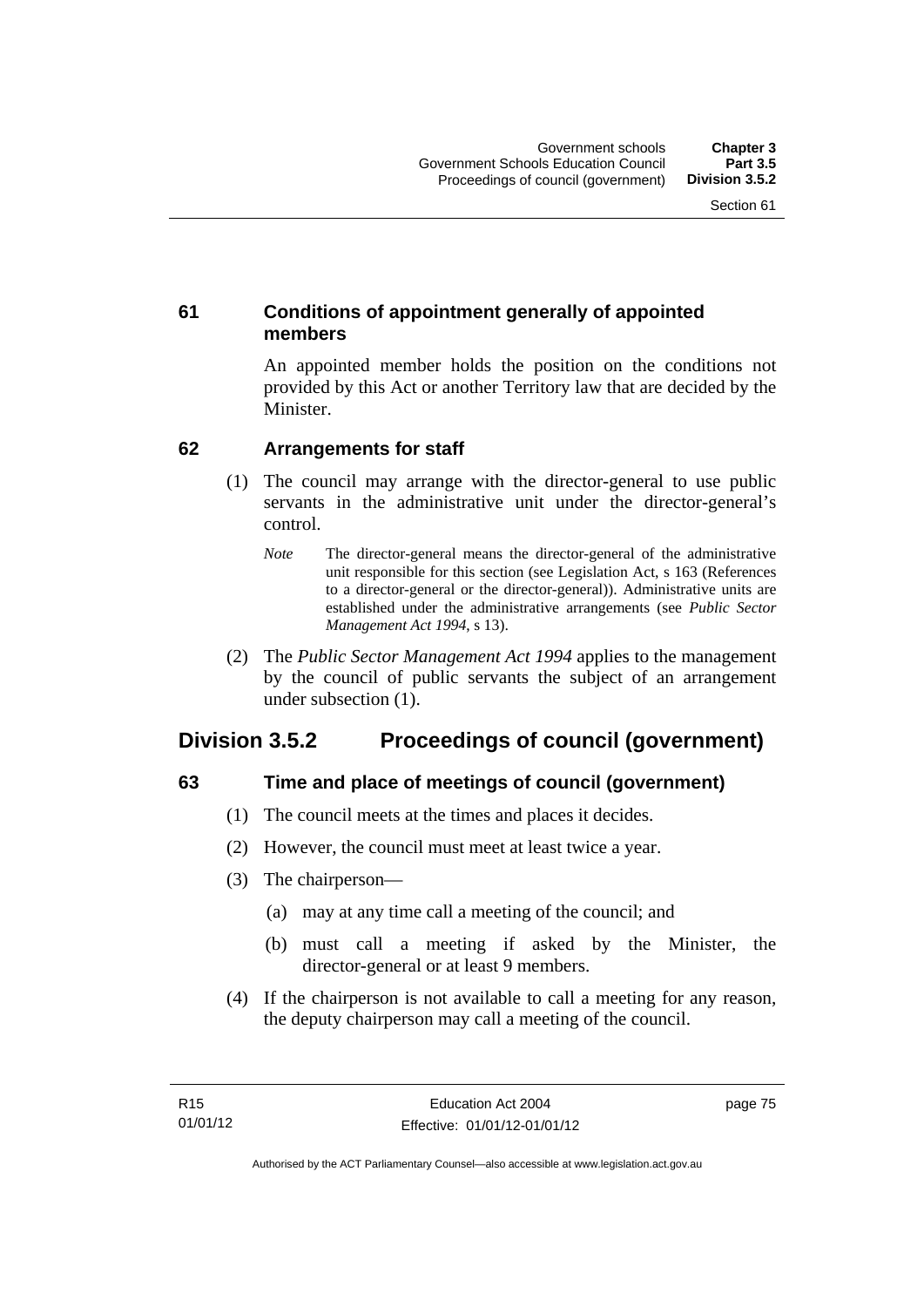### 61 Conditions of appointment generally of appointed members

An appointed member holds the position on the conditions not provided by this Act or another Territory law that are decided by the Minister.

### 62 Arrangements for staff

(1) The council may arrange with the director-general to use public servants in the administrative unit under the director-general's control.

*Note* The director-general means the director-general of the administrative unit responsible for this section (see Legislation Act, s 163 (References to a director-general or the director-general)). Administrative units are established under the administrative arrangements (see *Public Sector Management Act 1994*, s 13).

(2) The *Public Sector Management Act 1994* applies to the management by the council of public servants the subject of an arrangement under subsection (1).

## Division 3.5.2 Proceedings of council (government)

### 63 Time and place of meetings of council (government)

(1) The council meets at the times and places it decides.

(2) However, the council must meet at least twice a year.

(3) The chairperson—

(a) may at any time call a meeting of the council; and

(b) must call a meeting if asked by the Minister, the director-general or at least 9 members.

(4) If the chairperson is not available to call a meeting for any reason, the deputy chairperson may call a meeting of the council.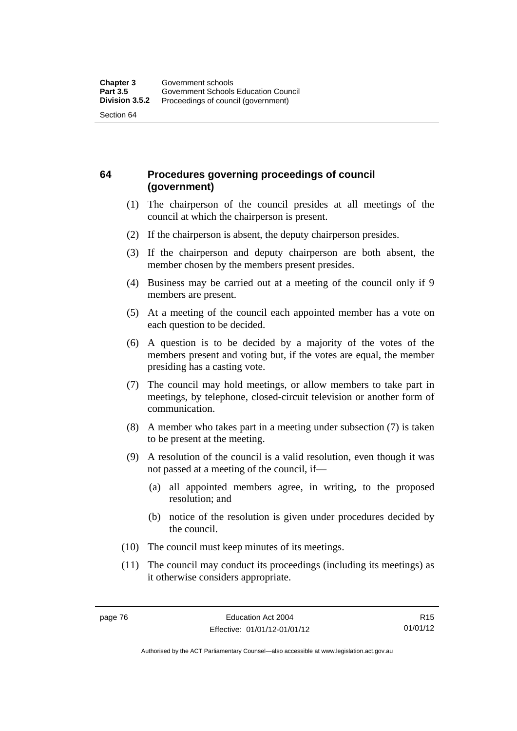## 64 Procedures governing proceedings of council (government)

(1) The chairperson of the council presides at all meetings of the council at which the chairperson is present.

(2) If the chairperson is absent, the deputy chairperson presides.

(3) If the chairperson and deputy chairperson are both absent, the member chosen by the members present presides.

(4) Business may be carried out at a meeting of the council only if 9 members are present.

(5) At a meeting of the council each appointed member has a vote on each question to be decided.

(6) A question is to be decided by a majority of the votes of the members present and voting but, if the votes are equal, the member presiding has a casting vote.

(7) The council may hold meetings, or allow members to take part in meetings, by telephone, closed-circuit television or another form of communication.

(8) A member who takes part in a meeting under subsection (7) is taken to be present at the meeting.

(9) A resolution of the council is a valid resolution, even though it was not passed at a meeting of the council, if—

(a) all appointed members agree, in writing, to the proposed resolution; and

(b) notice of the resolution is given under procedures decided by the council.

(10) The council must keep minutes of its meetings.

(11) The council may conduct its proceedings (including its meetings) as it otherwise considers appropriate.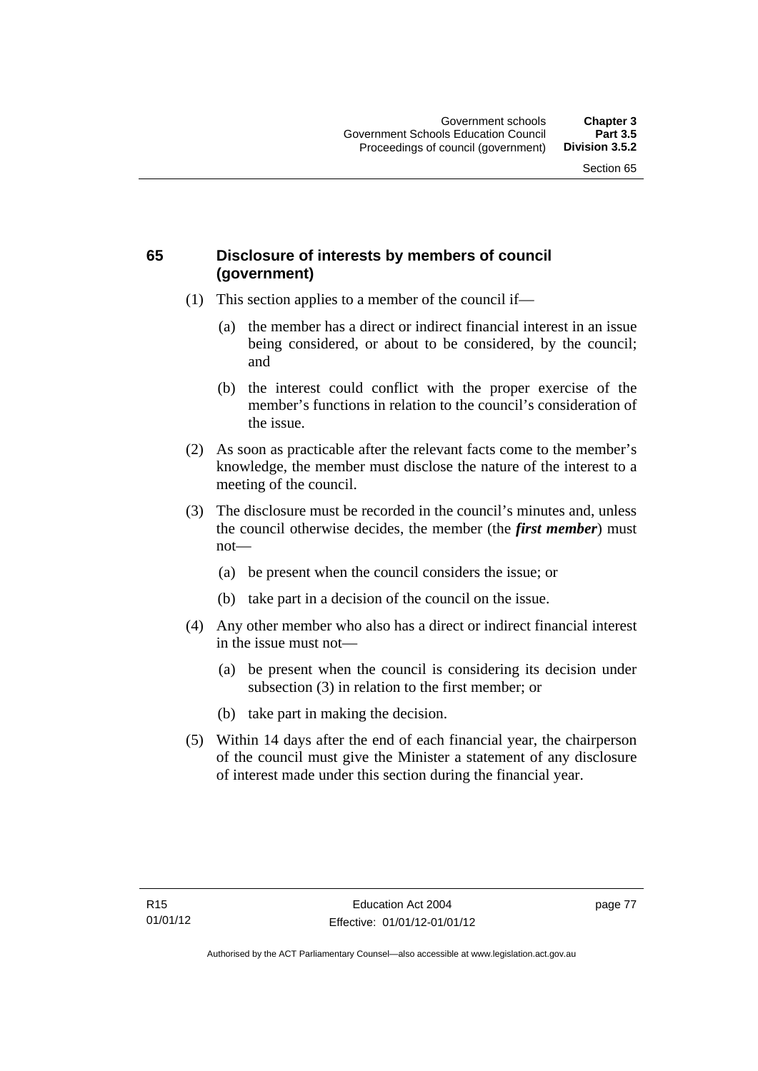## 65 Disclosure of interests by members of council (government)

(1) This section applies to a member of the council if—

(a) the member has a direct or indirect financial interest in an issue being considered, or about to be considered, by the council; and

(b) the interest could conflict with the proper exercise of the member's functions in relation to the council's consideration of the issue.

(2) As soon as practicable after the relevant facts come to the member's knowledge, the member must disclose the nature of the interest to a meeting of the council.

(3) The disclosure must be recorded in the council's minutes and, unless the council otherwise decides, the member (the ***first member***) must not—

(a) be present when the council considers the issue; or

(b) take part in a decision of the council on the issue.

(4) Any other member who also has a direct or indirect financial interest in the issue must not—

(a) be present when the council is considering its decision under subsection (3) in relation to the first member; or

(b) take part in making the decision.

(5) Within 14 days after the end of each financial year, the chairperson of the council must give the Minister a statement of any disclosure of interest made under this section during the financial year.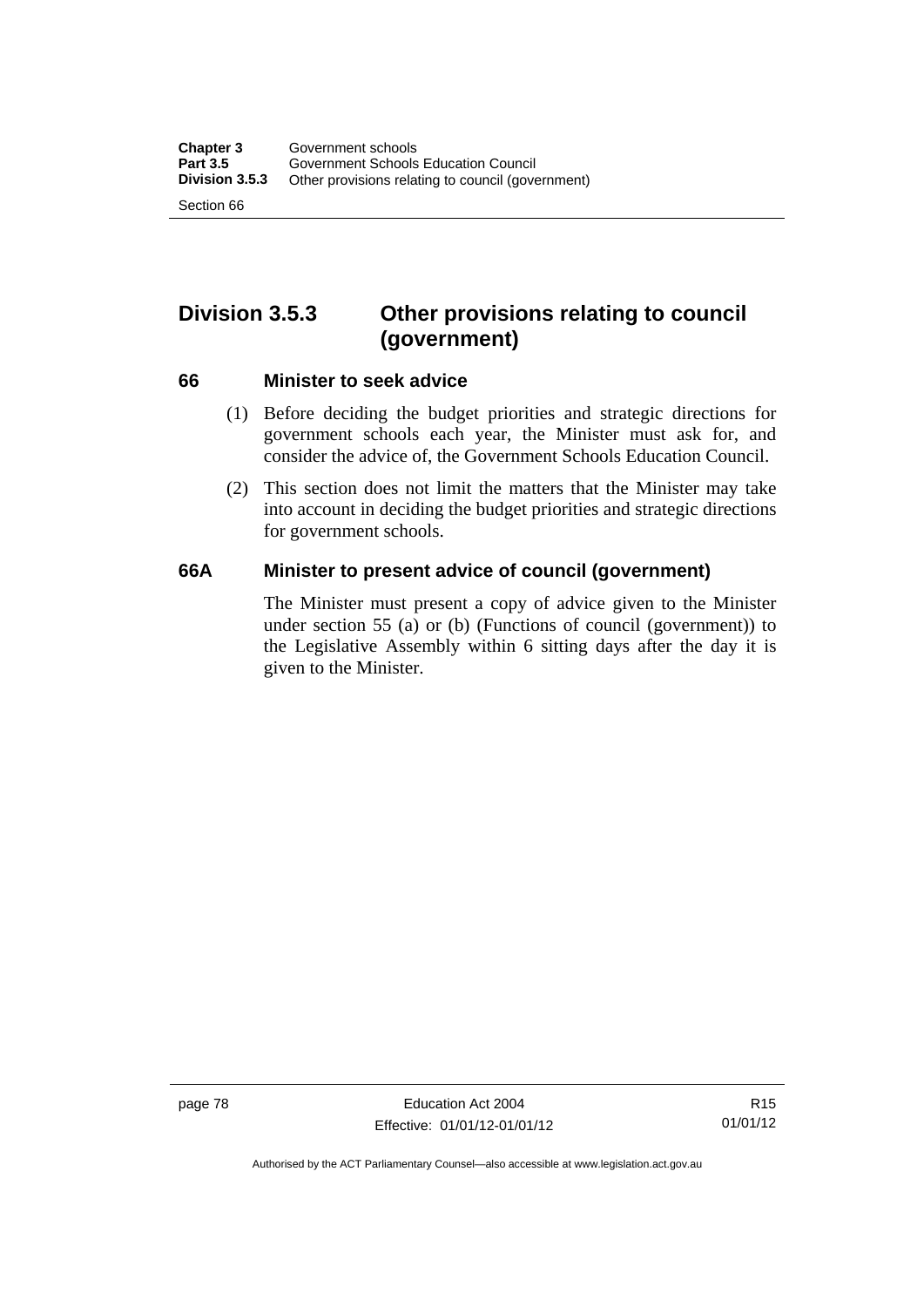## Division 3.5.3 Other provisions relating to council (government)

### 66 Minister to seek advice

(1) Before deciding the budget priorities and strategic directions for government schools each year, the Minister must ask for, and consider the advice of, the Government Schools Education Council.

(2) This section does not limit the matters that the Minister may take into account in deciding the budget priorities and strategic directions for government schools.

### 66A Minister to present advice of council (government)

The Minister must present a copy of advice given to the Minister under section 55 (a) or (b) (Functions of council (government)) to the Legislative Assembly within 6 sitting days after the day it is given to the Minister.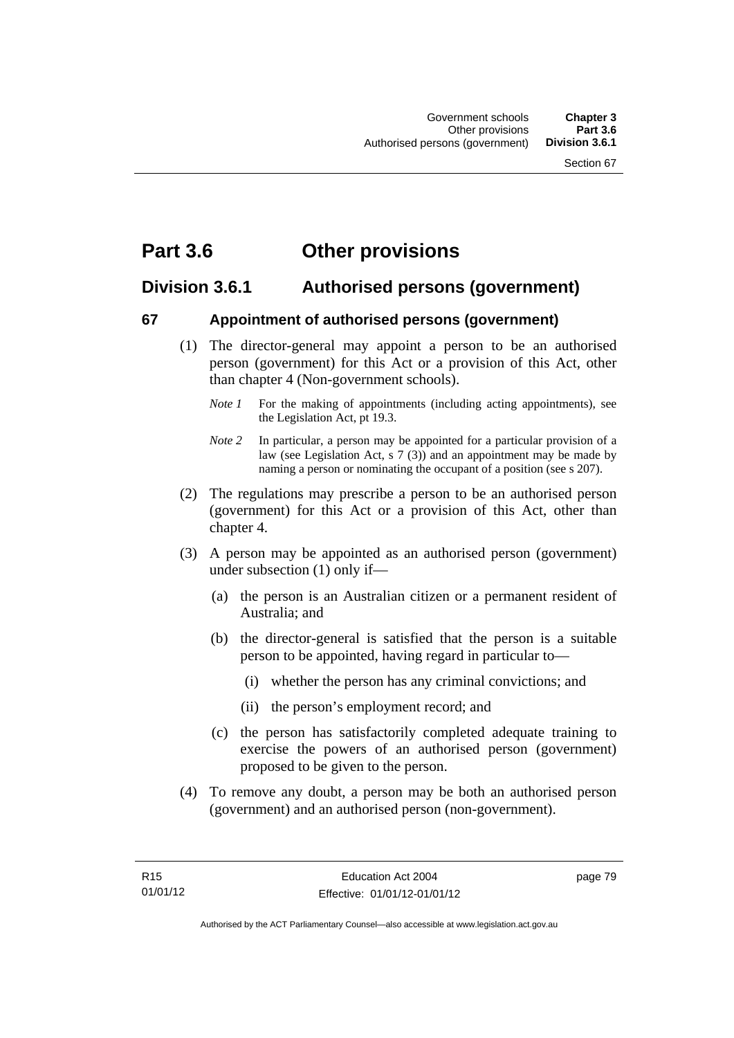# Part 3.6 Other provisions

## Division 3.6.1 Authorised persons (government)

### 67 Appointment of authorised persons (government)

(1) The director-general may appoint a person to be an authorised person (government) for this Act or a provision of this Act, other than chapter 4 (Non-government schools).

*Note 1* For the making of appointments (including acting appointments), see the Legislation Act, pt 19.3.

*Note 2* In particular, a person may be appointed for a particular provision of a law (see Legislation Act, s 7 (3)) and an appointment may be made by naming a person or nominating the occupant of a position (see s 207).

(2) The regulations may prescribe a person to be an authorised person (government) for this Act or a provision of this Act, other than chapter 4.

(3) A person may be appointed as an authorised person (government) under subsection (1) only if—

(a) the person is an Australian citizen or a permanent resident of Australia; and

(b) the director-general is satisfied that the person is a suitable person to be appointed, having regard in particular to—

(i) whether the person has any criminal convictions; and

(ii) the person's employment record; and

(c) the person has satisfactorily completed adequate training to exercise the powers of an authorised person (government) proposed to be given to the person.

(4) To remove any doubt, a person may be both an authorised person (government) and an authorised person (non-government).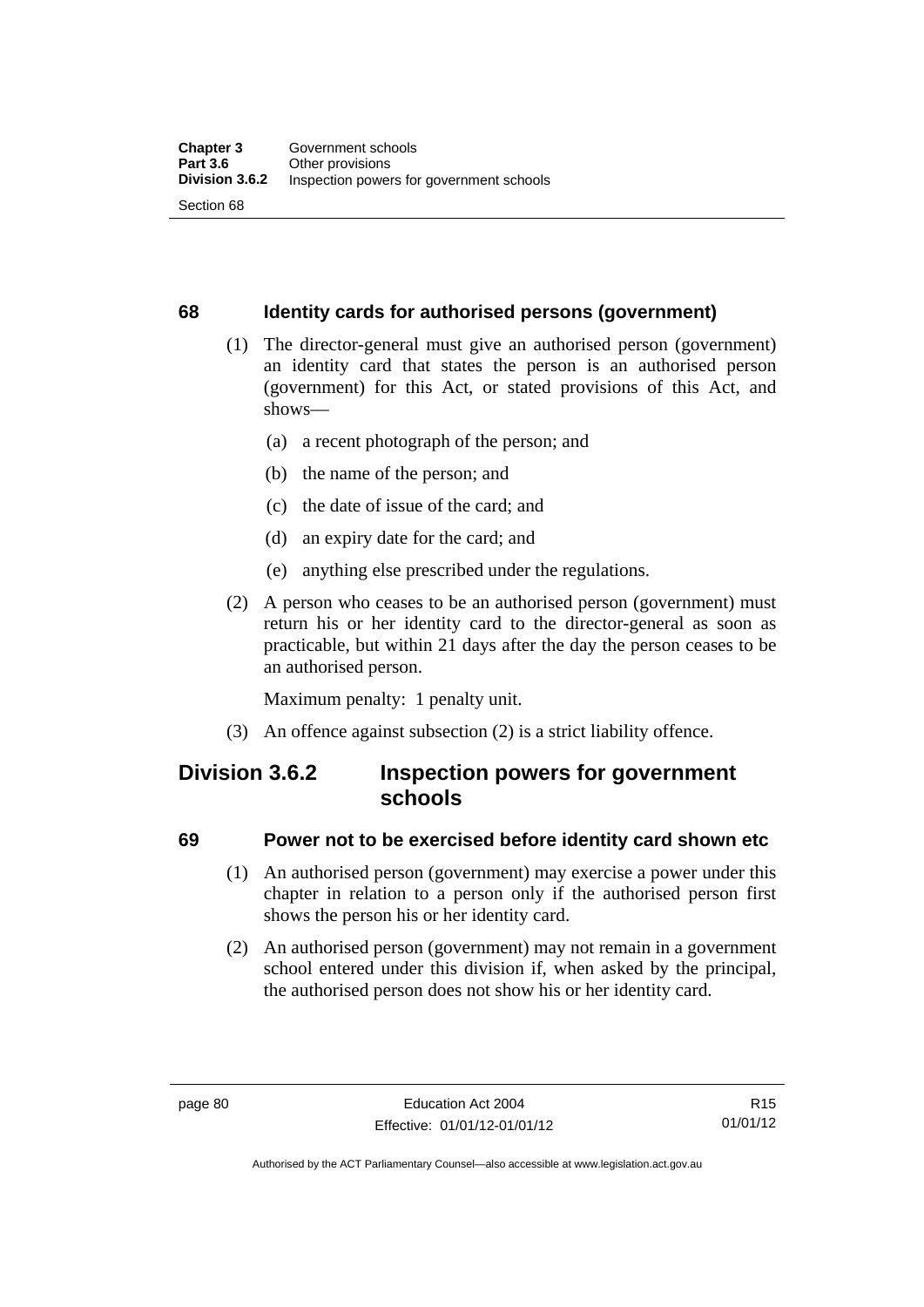## 68 Identity cards for authorised persons (government)

(1) The director-general must give an authorised person (government) an identity card that states the person is an authorised person (government) for this Act, or stated provisions of this Act, and shows—

(a) a recent photograph of the person; and

(b) the name of the person; and

(c) the date of issue of the card; and

(d) an expiry date for the card; and

(e) anything else prescribed under the regulations.

(2) A person who ceases to be an authorised person (government) must return his or her identity card to the director-general as soon as practicable, but within 21 days after the day the person ceases to be an authorised person.

Maximum penalty: 1 penalty unit.

(3) An offence against subsection (2) is a strict liability offence.

# Division 3.6.2 Inspection powers for government schools

## 69 Power not to be exercised before identity card shown etc

(1) An authorised person (government) may exercise a power under this chapter in relation to a person only if the authorised person first shows the person his or her identity card.

(2) An authorised person (government) may not remain in a government school entered under this division if, when asked by the principal, the authorised person does not show his or her identity card.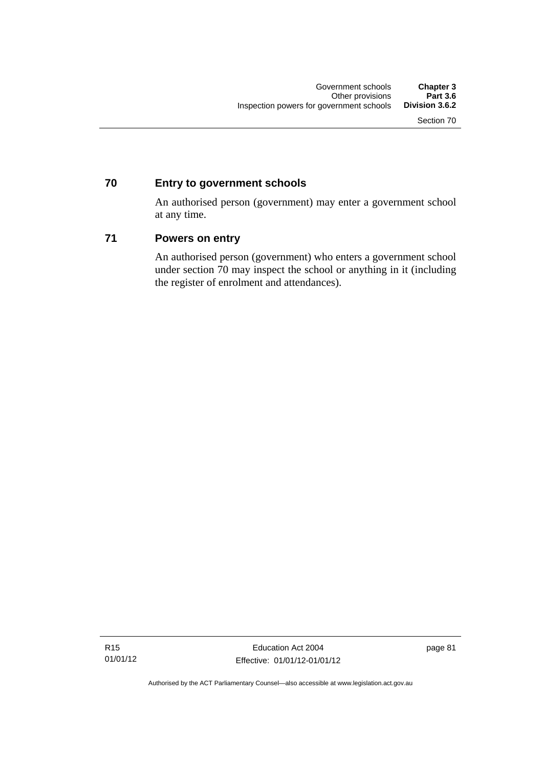## 70 Entry to government schools

An authorised person (government) may enter a government school at any time.

## 71 Powers on entry

An authorised person (government) who enters a government school under section 70 may inspect the school or anything in it (including the register of enrolment and attendances).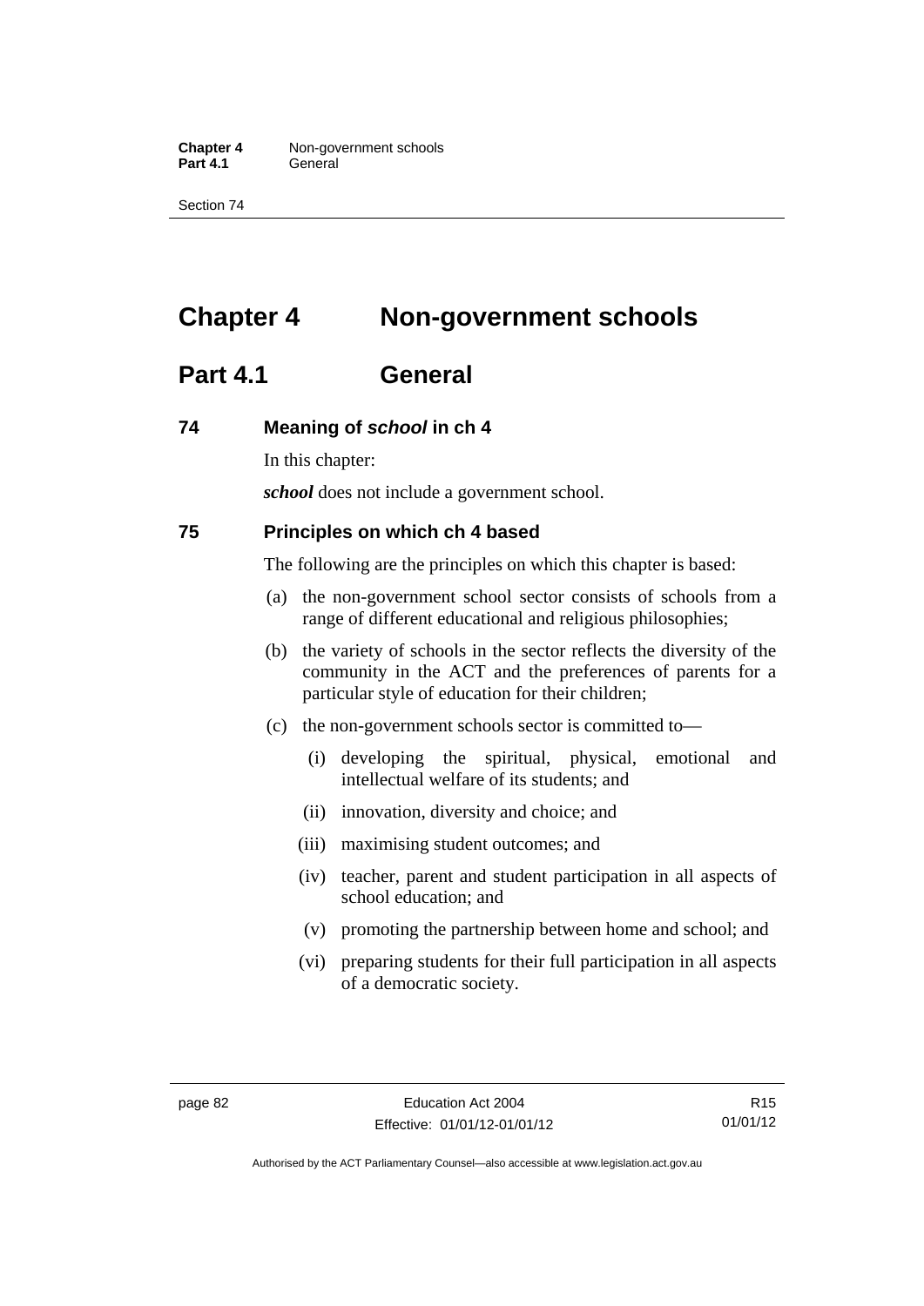# Chapter 4 Non-government schools

## Part 4.1 General

### 74 Meaning of *school* in ch 4

In this chapter:

***school*** does not include a government school.

### 75 Principles on which ch 4 based

The following are the principles on which this chapter is based:

(a) the non-government school sector consists of schools from a range of different educational and religious philosophies;

(b) the variety of schools in the sector reflects the diversity of the community in the ACT and the preferences of parents for a particular style of education for their children;

(c) the non-government schools sector is committed to—

(i) developing the spiritual, physical, emotional and intellectual welfare of its students; and

(ii) innovation, diversity and choice; and

(iii) maximising student outcomes; and

(iv) teacher, parent and student participation in all aspects of school education; and

(v) promoting the partnership between home and school; and

(vi) preparing students for their full participation in all aspects of a democratic society.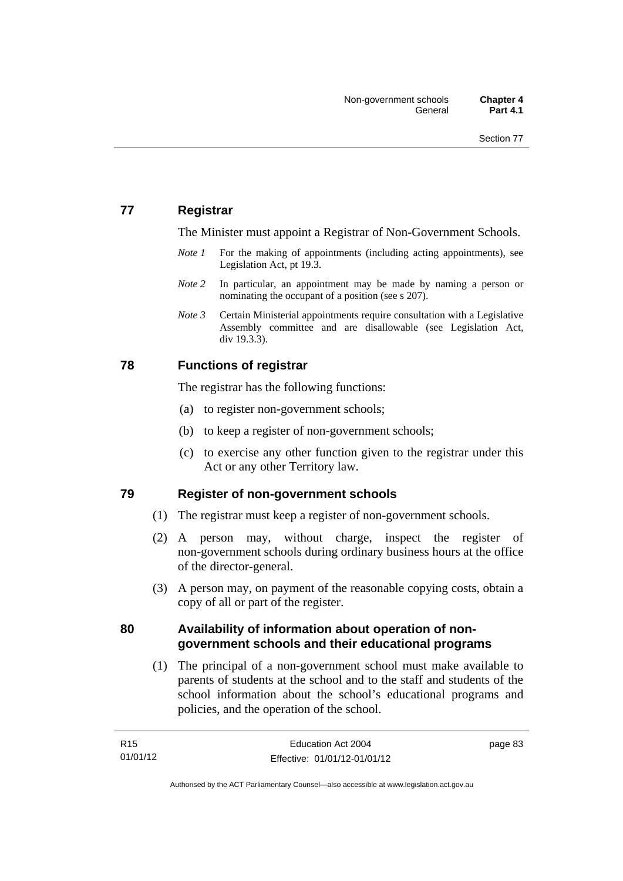## 77 Registrar

The Minister must appoint a Registrar of Non-Government Schools.

*Note 1* For the making of appointments (including acting appointments), see Legislation Act, pt 19.3.

*Note 2* In particular, an appointment may be made by naming a person or nominating the occupant of a position (see s 207).

*Note 3* Certain Ministerial appointments require consultation with a Legislative Assembly committee and are disallowable (see Legislation Act, div 19.3.3).

## 78 Functions of registrar

The registrar has the following functions:

(a) to register non-government schools;

(b) to keep a register of non-government schools;

(c) to exercise any other function given to the registrar under this Act or any other Territory law.

## 79 Register of non-government schools

(1) The registrar must keep a register of non-government schools.

(2) A person may, without charge, inspect the register of non-government schools during ordinary business hours at the office of the director-general.

(3) A person may, on payment of the reasonable copying costs, obtain a copy of all or part of the register.

## 80 Availability of information about operation of non-government schools and their educational programs

(1) The principal of a non-government school must make available to parents of students at the school and to the staff and students of the school information about the school's educational programs and policies, and the operation of the school.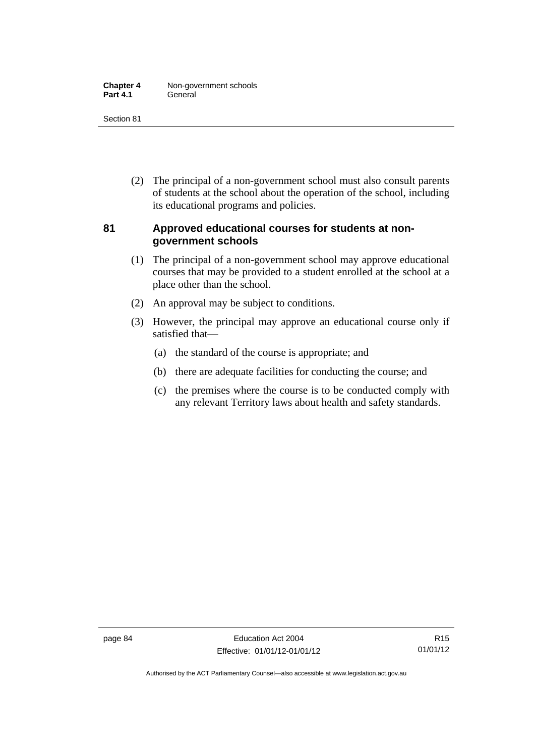(2) The principal of a non-government school must also consult parents of students at the school about the operation of the school, including its educational programs and policies.

### 81 Approved educational courses for students at non-government schools

(1) The principal of a non-government school may approve educational courses that may be provided to a student enrolled at the school at a place other than the school.

(2) An approval may be subject to conditions.

(3) However, the principal may approve an educational course only if satisfied that—

(a) the standard of the course is appropriate; and

(b) there are adequate facilities for conducting the course; and

(c) the premises where the course is to be conducted comply with any relevant Territory laws about health and safety standards.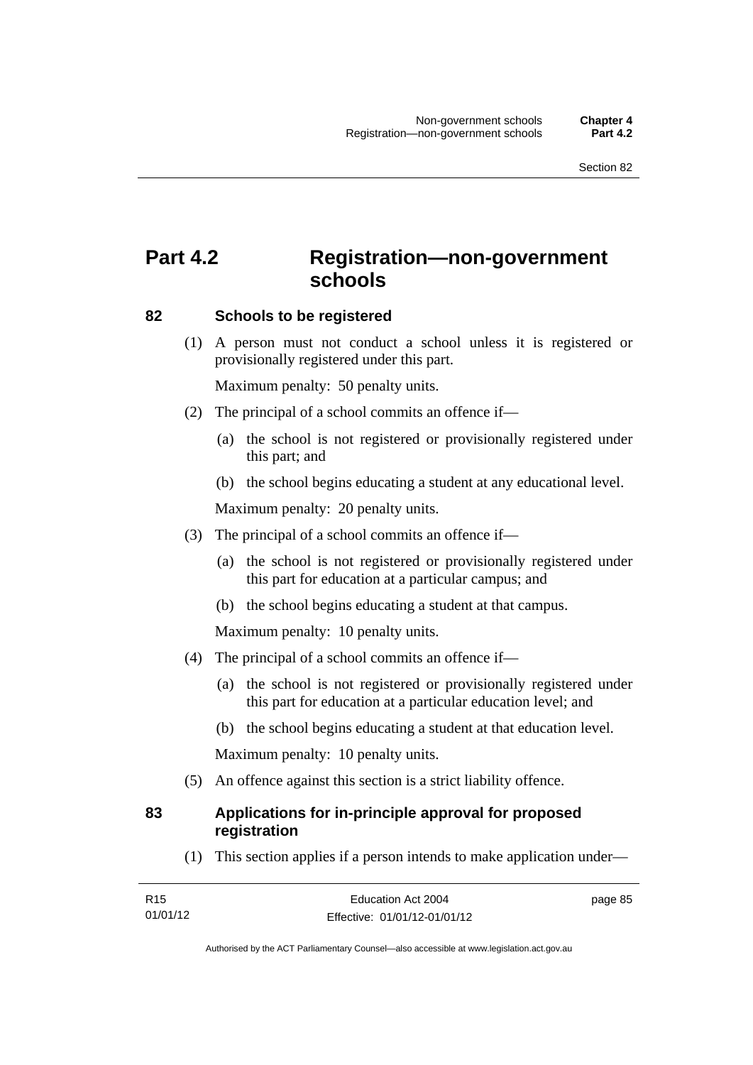# Part 4.2 Registration—non-government schools

## 82 Schools to be registered

(1) A person must not conduct a school unless it is registered or provisionally registered under this part.

Maximum penalty: 50 penalty units.

(2) The principal of a school commits an offence if—

(a) the school is not registered or provisionally registered under this part; and

(b) the school begins educating a student at any educational level.

Maximum penalty: 20 penalty units.

(3) The principal of a school commits an offence if—

(a) the school is not registered or provisionally registered under this part for education at a particular campus; and

(b) the school begins educating a student at that campus.

Maximum penalty: 10 penalty units.

(4) The principal of a school commits an offence if—

(a) the school is not registered or provisionally registered under this part for education at a particular education level; and

(b) the school begins educating a student at that education level.

Maximum penalty: 10 penalty units.

(5) An offence against this section is a strict liability offence.

## 83 Applications for in-principle approval for proposed registration

(1) This section applies if a person intends to make application under—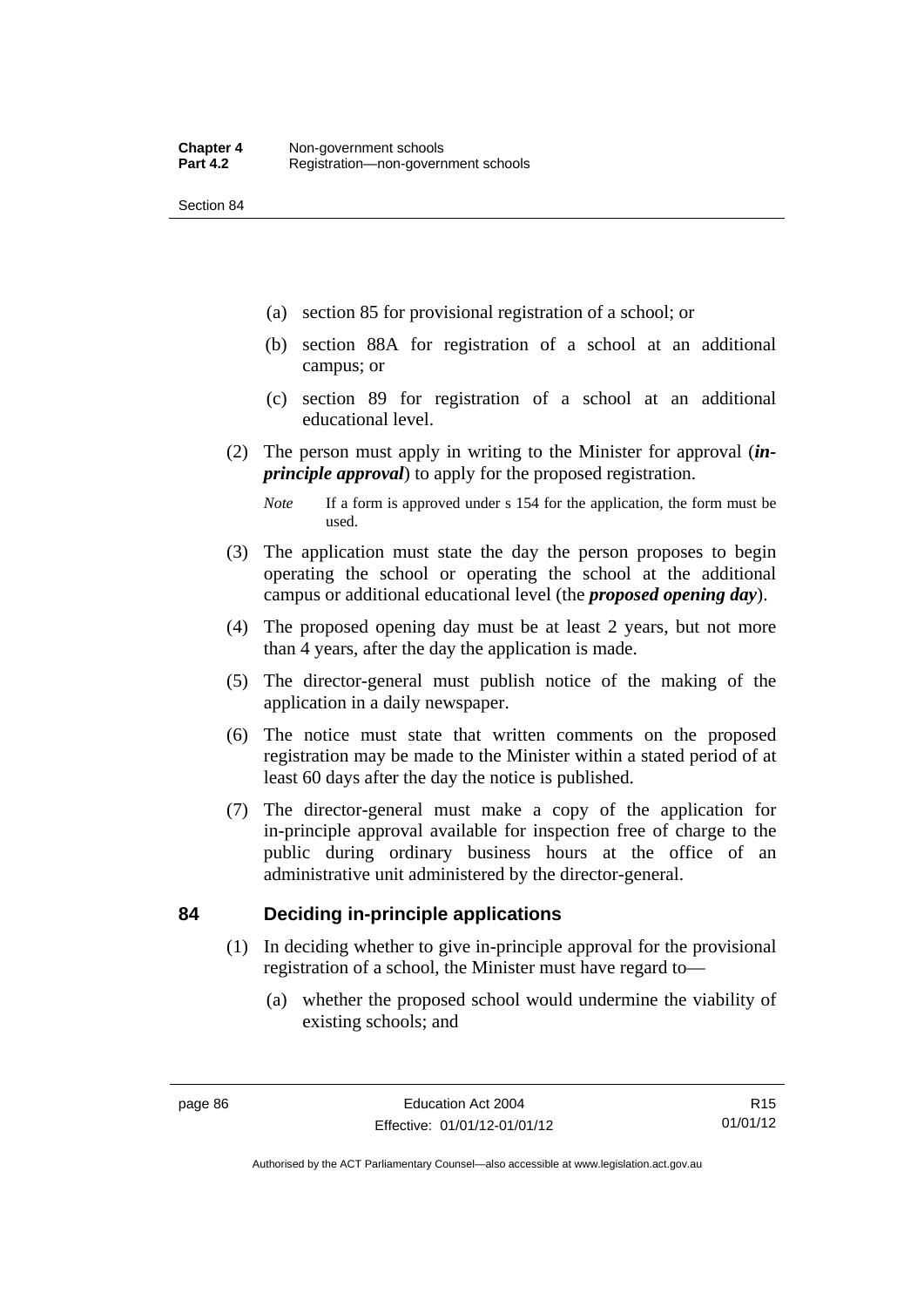(a) section 85 for provisional registration of a school; or

(b) section 88A for registration of a school at an additional campus; or

(c) section 89 for registration of a school at an additional educational level.

(2) The person must apply in writing to the Minister for approval (***in-principle approval***) to apply for the proposed registration.

*Note* If a form is approved under s 154 for the application, the form must be used.

(3) The application must state the day the person proposes to begin operating the school or operating the school at the additional campus or additional educational level (the ***proposed opening day***).

(4) The proposed opening day must be at least 2 years, but not more than 4 years, after the day the application is made.

(5) The director-general must publish notice of the making of the application in a daily newspaper.

(6) The notice must state that written comments on the proposed registration may be made to the Minister within a stated period of at least 60 days after the day the notice is published.

(7) The director-general must make a copy of the application for in-principle approval available for inspection free of charge to the public during ordinary business hours at the office of an administrative unit administered by the director-general.

## 84 Deciding in-principle applications

(1) In deciding whether to give in-principle approval for the provisional registration of a school, the Minister must have regard to—

(a) whether the proposed school would undermine the viability of existing schools; and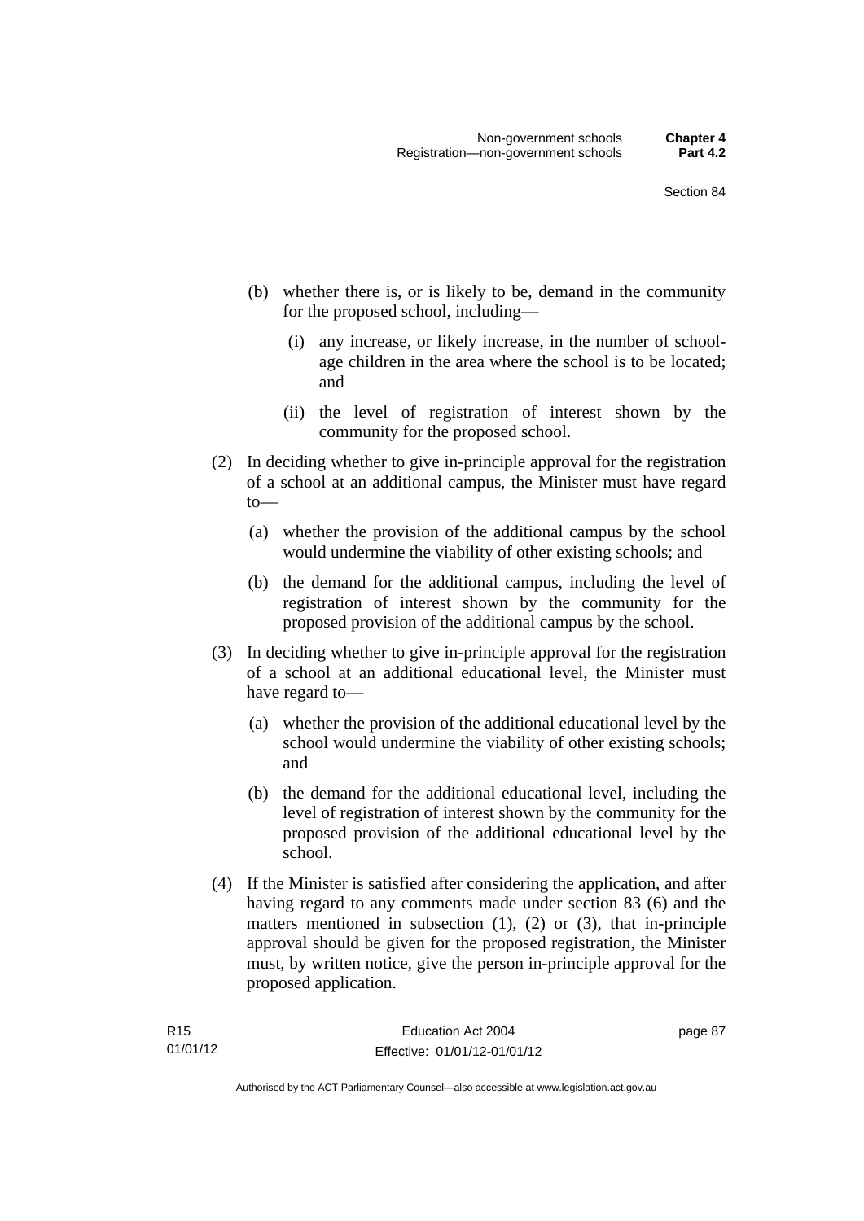(b) whether there is, or is likely to be, demand in the community for the proposed school, including—

 (i) any increase, or likely increase, in the number of school-age children in the area where the school is to be located; and

 (ii) the level of registration of interest shown by the community for the proposed school.

(2) In deciding whether to give in-principle approval for the registration of a school at an additional campus, the Minister must have regard to—

 (a) whether the provision of the additional campus by the school would undermine the viability of other existing schools; and

 (b) the demand for the additional campus, including the level of registration of interest shown by the community for the proposed provision of the additional campus by the school.

(3) In deciding whether to give in-principle approval for the registration of a school at an additional educational level, the Minister must have regard to—

 (a) whether the provision of the additional educational level by the school would undermine the viability of other existing schools; and

 (b) the demand for the additional educational level, including the level of registration of interest shown by the community for the proposed provision of the additional educational level by the school.

(4) If the Minister is satisfied after considering the application, and after having regard to any comments made under section 83 (6) and the matters mentioned in subsection (1), (2) or (3), that in-principle approval should be given for the proposed registration, the Minister must, by written notice, give the person in-principle approval for the proposed application.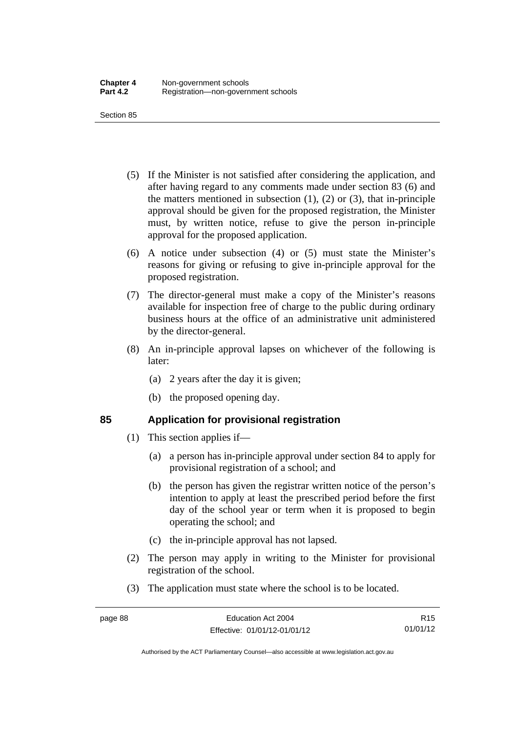(5) If the Minister is not satisfied after considering the application, and after having regard to any comments made under section 83 (6) and the matters mentioned in subsection (1), (2) or (3), that in-principle approval should be given for the proposed registration, the Minister must, by written notice, refuse to give the person in-principle approval for the proposed application.

(6) A notice under subsection (4) or (5) must state the Minister's reasons for giving or refusing to give in-principle approval for the proposed registration.

(7) The director-general must make a copy of the Minister's reasons available for inspection free of charge to the public during ordinary business hours at the office of an administrative unit administered by the director-general.

(8) An in-principle approval lapses on whichever of the following is later:

(a) 2 years after the day it is given;

(b) the proposed opening day.

## 85 Application for provisional registration

(1) This section applies if—

(a) a person has in-principle approval under section 84 to apply for provisional registration of a school; and

(b) the person has given the registrar written notice of the person's intention to apply at least the prescribed period before the first day of the school year or term when it is proposed to begin operating the school; and

(c) the in-principle approval has not lapsed.

(2) The person may apply in writing to the Minister for provisional registration of the school.

(3) The application must state where the school is to be located.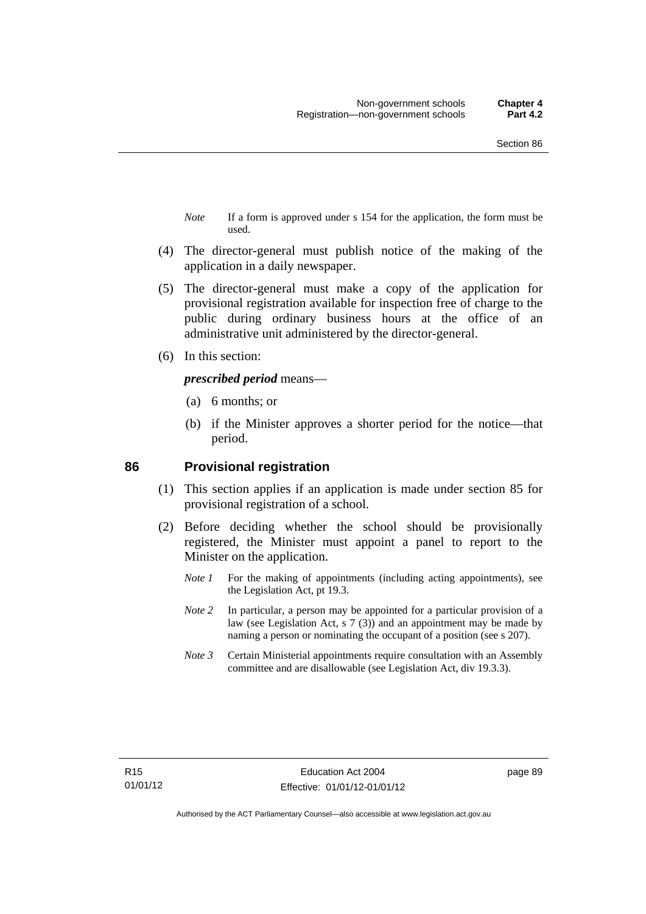*Note* If a form is approved under s 154 for the application, the form must be used.

(4) The director-general must publish notice of the making of the application in a daily newspaper.

(5) The director-general must make a copy of the application for provisional registration available for inspection free of charge to the public during ordinary business hours at the office of an administrative unit administered by the director-general.

(6) In this section:

***prescribed period*** means—

(a) 6 months; or

(b) if the Minister approves a shorter period for the notice—that period.

## 86 Provisional registration

(1) This section applies if an application is made under section 85 for provisional registration of a school.

(2) Before deciding whether the school should be provisionally registered, the Minister must appoint a panel to report to the Minister on the application.

*Note 1* For the making of appointments (including acting appointments), see the Legislation Act, pt 19.3.

*Note 2* In particular, a person may be appointed for a particular provision of a law (see Legislation Act, s 7 (3)) and an appointment may be made by naming a person or nominating the occupant of a position (see s 207).

*Note 3* Certain Ministerial appointments require consultation with an Assembly committee and are disallowable (see Legislation Act, div 19.3.3).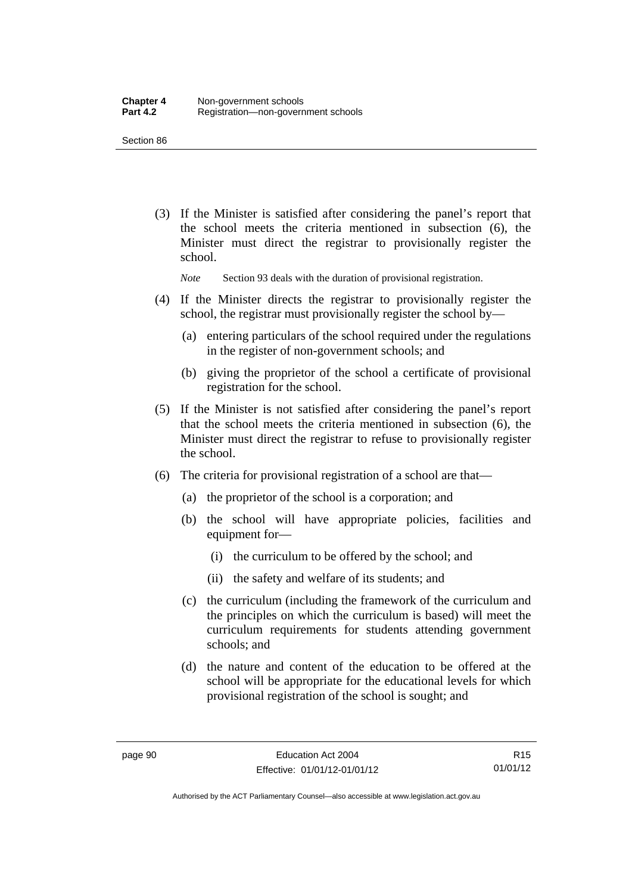(3) If the Minister is satisfied after considering the panel's report that the school meets the criteria mentioned in subsection (6), the Minister must direct the registrar to provisionally register the school.

*Note* Section 93 deals with the duration of provisional registration.

(4) If the Minister directs the registrar to provisionally register the school, the registrar must provisionally register the school by—

(a) entering particulars of the school required under the regulations in the register of non-government schools; and

(b) giving the proprietor of the school a certificate of provisional registration for the school.

(5) If the Minister is not satisfied after considering the panel's report that the school meets the criteria mentioned in subsection (6), the Minister must direct the registrar to refuse to provisionally register the school.

(6) The criteria for provisional registration of a school are that—

(a) the proprietor of the school is a corporation; and

(b) the school will have appropriate policies, facilities and equipment for—

(i) the curriculum to be offered by the school; and

(ii) the safety and welfare of its students; and

(c) the curriculum (including the framework of the curriculum and the principles on which the curriculum is based) will meet the curriculum requirements for students attending government schools; and

(d) the nature and content of the education to be offered at the school will be appropriate for the educational levels for which provisional registration of the school is sought; and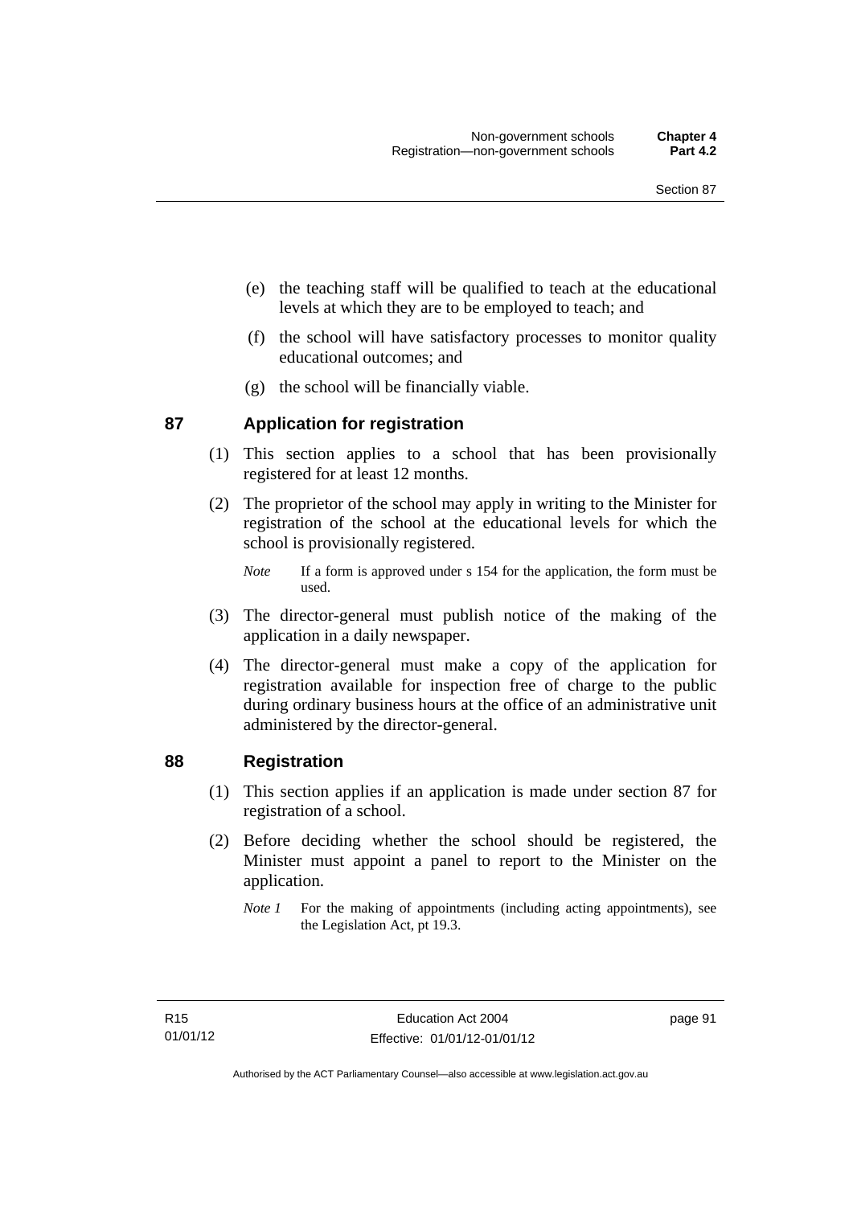(e) the teaching staff will be qualified to teach at the educational levels at which they are to be employed to teach; and

(f) the school will have satisfactory processes to monitor quality educational outcomes; and

(g) the school will be financially viable.

## 87 Application for registration

(1) This section applies to a school that has been provisionally registered for at least 12 months.

(2) The proprietor of the school may apply in writing to the Minister for registration of the school at the educational levels for which the school is provisionally registered.

*Note* If a form is approved under s 154 for the application, the form must be used.

(3) The director-general must publish notice of the making of the application in a daily newspaper.

(4) The director-general must make a copy of the application for registration available for inspection free of charge to the public during ordinary business hours at the office of an administrative unit administered by the director-general.

## 88 Registration

(1) This section applies if an application is made under section 87 for registration of a school.

(2) Before deciding whether the school should be registered, the Minister must appoint a panel to report to the Minister on the application.

*Note 1* For the making of appointments (including acting appointments), see the Legislation Act, pt 19.3.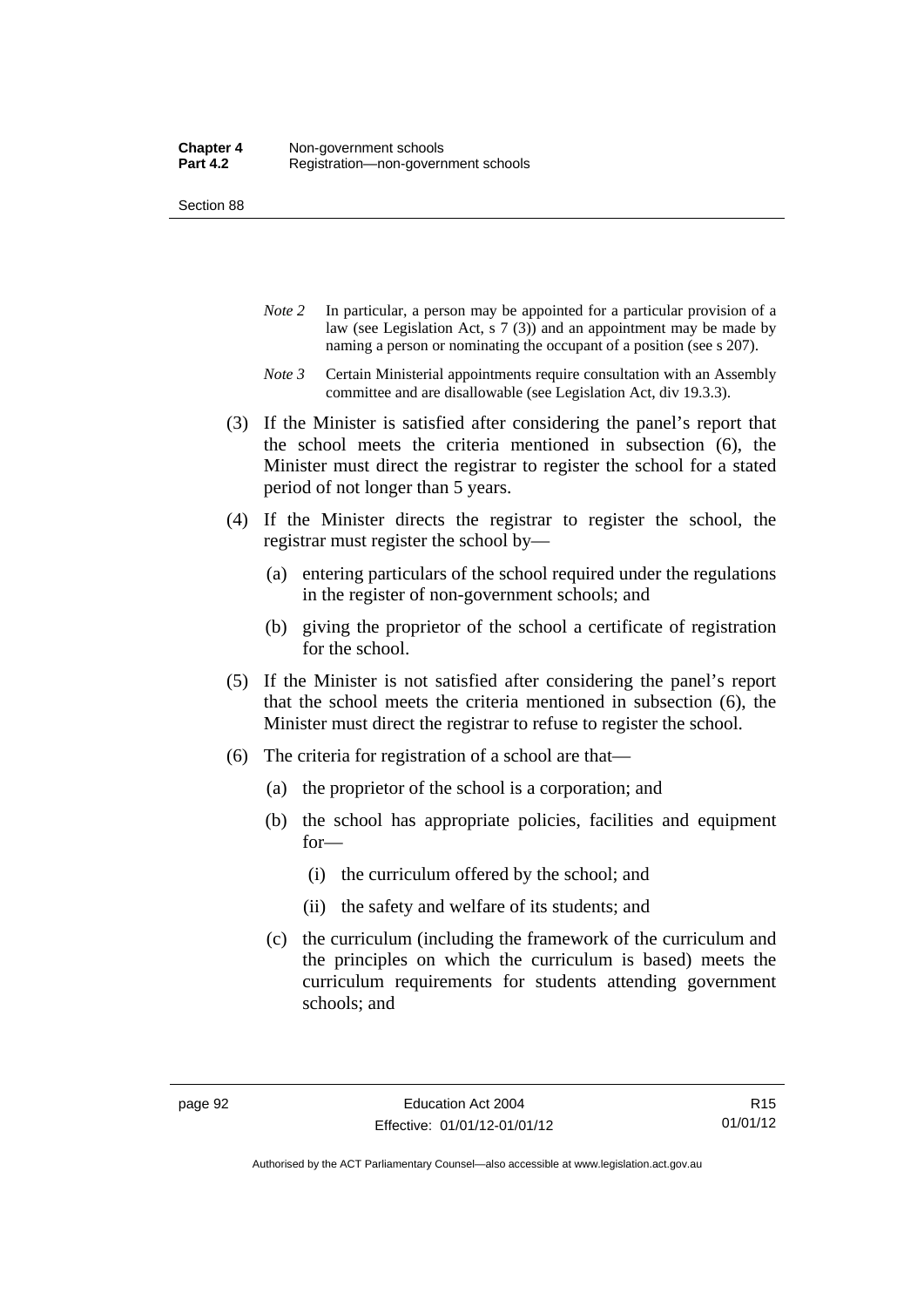*Note 2* In particular, a person may be appointed for a particular provision of a law (see Legislation Act, s 7 (3)) and an appointment may be made by naming a person or nominating the occupant of a position (see s 207).

*Note 3* Certain Ministerial appointments require consultation with an Assembly committee and are disallowable (see Legislation Act, div 19.3.3).

(3) If the Minister is satisfied after considering the panel's report that the school meets the criteria mentioned in subsection (6), the Minister must direct the registrar to register the school for a stated period of not longer than 5 years.

(4) If the Minister directs the registrar to register the school, the registrar must register the school by—

(a) entering particulars of the school required under the regulations in the register of non-government schools; and

(b) giving the proprietor of the school a certificate of registration for the school.

(5) If the Minister is not satisfied after considering the panel's report that the school meets the criteria mentioned in subsection (6), the Minister must direct the registrar to refuse to register the school.

(6) The criteria for registration of a school are that—

(a) the proprietor of the school is a corporation; and

(b) the school has appropriate policies, facilities and equipment for—

(i) the curriculum offered by the school; and

(ii) the safety and welfare of its students; and

(c) the curriculum (including the framework of the curriculum and the principles on which the curriculum is based) meets the curriculum requirements for students attending government schools; and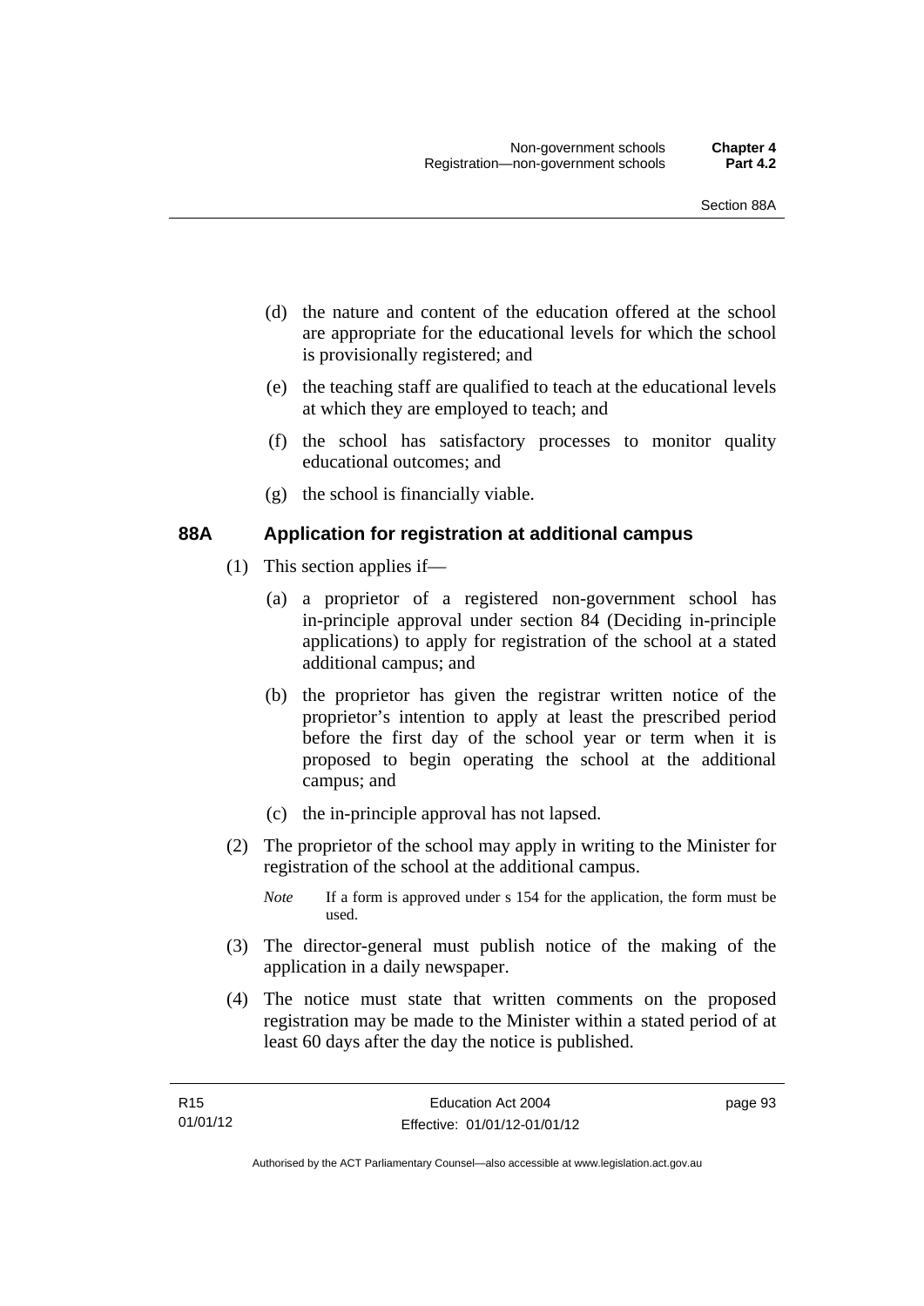(d) the nature and content of the education offered at the school are appropriate for the educational levels for which the school is provisionally registered; and

(e) the teaching staff are qualified to teach at the educational levels at which they are employed to teach; and

(f) the school has satisfactory processes to monitor quality educational outcomes; and

(g) the school is financially viable.

## 88A Application for registration at additional campus

(1) This section applies if—

(a) a proprietor of a registered non-government school has in-principle approval under section 84 (Deciding in-principle applications) to apply for registration of the school at a stated additional campus; and

(b) the proprietor has given the registrar written notice of the proprietor's intention to apply at least the prescribed period before the first day of the school year or term when it is proposed to begin operating the school at the additional campus; and

(c) the in-principle approval has not lapsed.

(2) The proprietor of the school may apply in writing to the Minister for registration of the school at the additional campus.

*Note* If a form is approved under s 154 for the application, the form must be used.

(3) The director-general must publish notice of the making of the application in a daily newspaper.

(4) The notice must state that written comments on the proposed registration may be made to the Minister within a stated period of at least 60 days after the day the notice is published.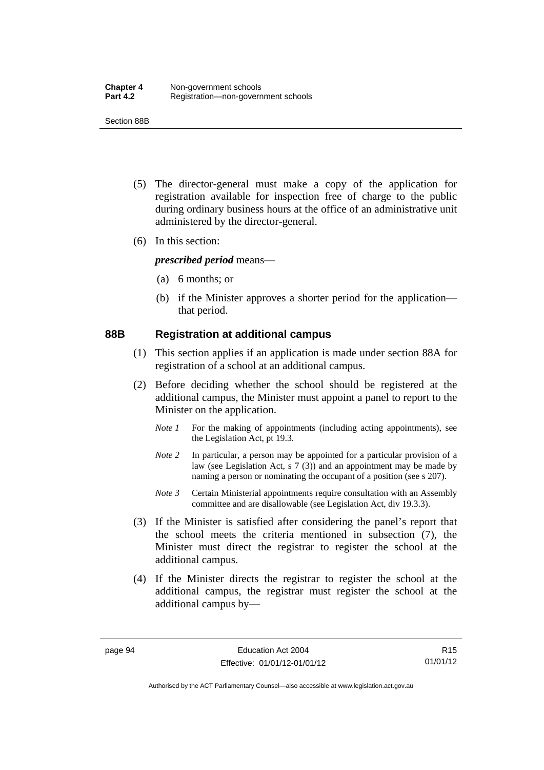(5) The director-general must make a copy of the application for registration available for inspection free of charge to the public during ordinary business hours at the office of an administrative unit administered by the director-general.

(6) In this section:

***prescribed period*** means—

(a) 6 months; or

(b) if the Minister approves a shorter period for the application—that period.

### 88B Registration at additional campus

(1) This section applies if an application is made under section 88A for registration of a school at an additional campus.

(2) Before deciding whether the school should be registered at the additional campus, the Minister must appoint a panel to report to the Minister on the application.

*Note 1* For the making of appointments (including acting appointments), see the Legislation Act, pt 19.3.

*Note 2* In particular, a person may be appointed for a particular provision of a law (see Legislation Act, s 7 (3)) and an appointment may be made by naming a person or nominating the occupant of a position (see s 207).

*Note 3* Certain Ministerial appointments require consultation with an Assembly committee and are disallowable (see Legislation Act, div 19.3.3).

(3) If the Minister is satisfied after considering the panel's report that the school meets the criteria mentioned in subsection (7), the Minister must direct the registrar to register the school at the additional campus.

(4) If the Minister directs the registrar to register the school at the additional campus, the registrar must register the school at the additional campus by—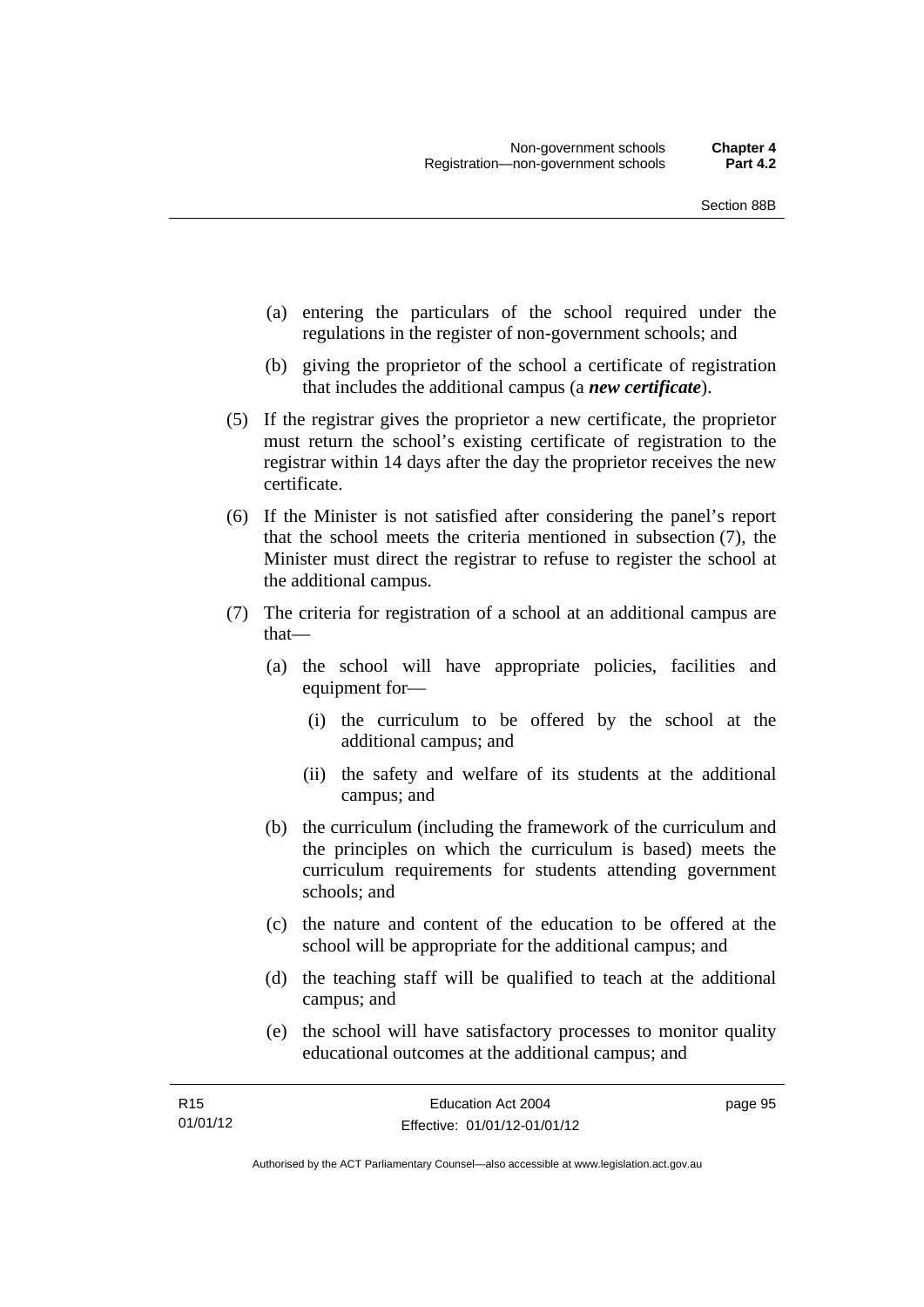(a) entering the particulars of the school required under the regulations in the register of non-government schools; and

(b) giving the proprietor of the school a certificate of registration that includes the additional campus (a ***new certificate***).

(5) If the registrar gives the proprietor a new certificate, the proprietor must return the school's existing certificate of registration to the registrar within 14 days after the day the proprietor receives the new certificate.

(6) If the Minister is not satisfied after considering the panel's report that the school meets the criteria mentioned in subsection (7), the Minister must direct the registrar to refuse to register the school at the additional campus.

(7) The criteria for registration of a school at an additional campus are that—

(a) the school will have appropriate policies, facilities and equipment for—

(i) the curriculum to be offered by the school at the additional campus; and

(ii) the safety and welfare of its students at the additional campus; and

(b) the curriculum (including the framework of the curriculum and the principles on which the curriculum is based) meets the curriculum requirements for students attending government schools; and

(c) the nature and content of the education to be offered at the school will be appropriate for the additional campus; and

(d) the teaching staff will be qualified to teach at the additional campus; and

(e) the school will have satisfactory processes to monitor quality educational outcomes at the additional campus; and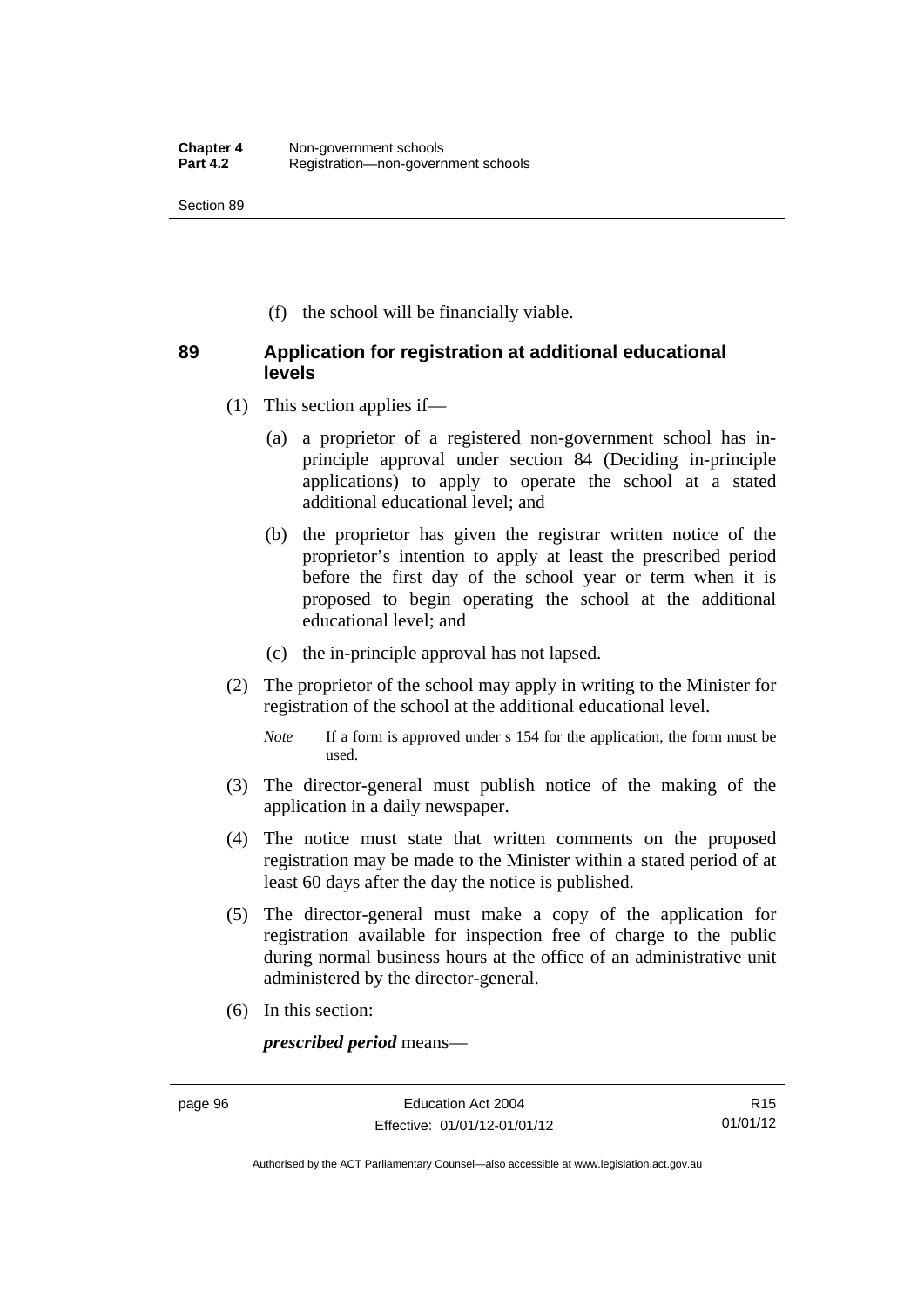(f) the school will be financially viable.

## 89 Application for registration at additional educational levels

(1) This section applies if—

(a) a proprietor of a registered non-government school has in-principle approval under section 84 (Deciding in-principle applications) to apply to operate the school at a stated additional educational level; and

(b) the proprietor has given the registrar written notice of the proprietor's intention to apply at least the prescribed period before the first day of the school year or term when it is proposed to begin operating the school at the additional educational level; and

(c) the in-principle approval has not lapsed.

(2) The proprietor of the school may apply in writing to the Minister for registration of the school at the additional educational level.

*Note* If a form is approved under s 154 for the application, the form must be used.

(3) The director-general must publish notice of the making of the application in a daily newspaper.

(4) The notice must state that written comments on the proposed registration may be made to the Minister within a stated period of at least 60 days after the day the notice is published.

(5) The director-general must make a copy of the application for registration available for inspection free of charge to the public during normal business hours at the office of an administrative unit administered by the director-general.

(6) In this section:

***prescribed period*** means—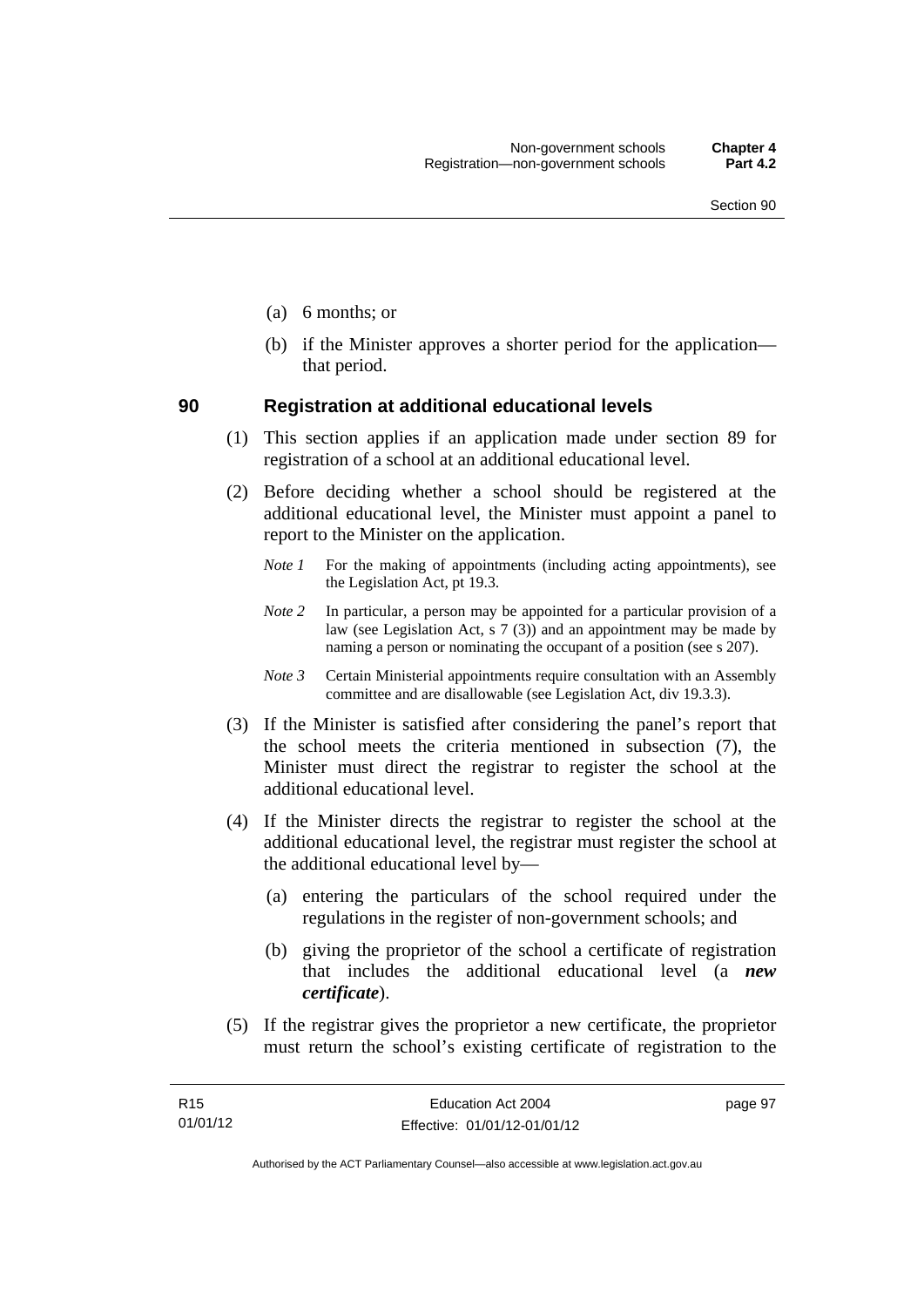(a) 6 months; or

(b) if the Minister approves a shorter period for the application—that period.

## 90 Registration at additional educational levels

(1) This section applies if an application made under section 89 for registration of a school at an additional educational level.

(2) Before deciding whether a school should be registered at the additional educational level, the Minister must appoint a panel to report to the Minister on the application.

*Note 1* For the making of appointments (including acting appointments), see the Legislation Act, pt 19.3.

*Note 2* In particular, a person may be appointed for a particular provision of a law (see Legislation Act, s 7 (3)) and an appointment may be made by naming a person or nominating the occupant of a position (see s 207).

*Note 3* Certain Ministerial appointments require consultation with an Assembly committee and are disallowable (see Legislation Act, div 19.3.3).

(3) If the Minister is satisfied after considering the panel's report that the school meets the criteria mentioned in subsection (7), the Minister must direct the registrar to register the school at the additional educational level.

(4) If the Minister directs the registrar to register the school at the additional educational level, the registrar must register the school at the additional educational level by—

(a) entering the particulars of the school required under the regulations in the register of non-government schools; and

(b) giving the proprietor of the school a certificate of registration that includes the additional educational level (a ***new certificate***).

(5) If the registrar gives the proprietor a new certificate, the proprietor must return the school's existing certificate of registration to the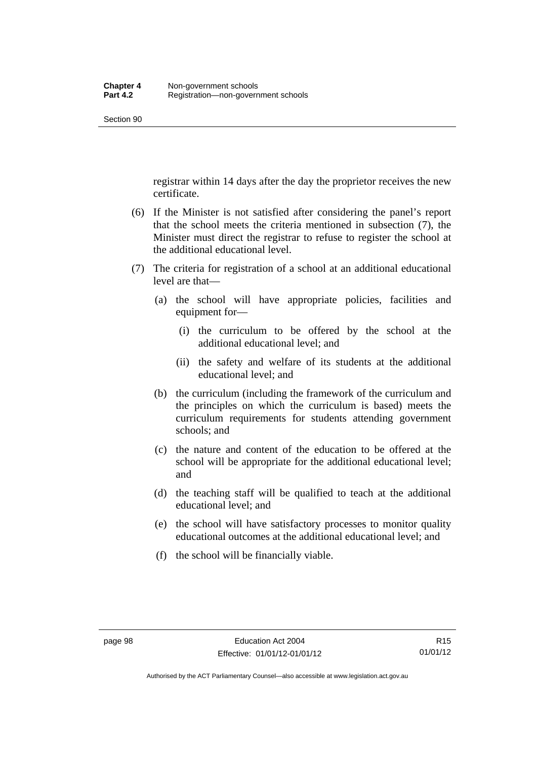registrar within 14 days after the day the proprietor receives the new certificate.

(6) If the Minister is not satisfied after considering the panel's report that the school meets the criteria mentioned in subsection (7), the Minister must direct the registrar to refuse to register the school at the additional educational level.

(7) The criteria for registration of a school at an additional educational level are that—

(a) the school will have appropriate policies, facilities and equipment for—

(i) the curriculum to be offered by the school at the additional educational level; and

(ii) the safety and welfare of its students at the additional educational level; and

(b) the curriculum (including the framework of the curriculum and the principles on which the curriculum is based) meets the curriculum requirements for students attending government schools; and

(c) the nature and content of the education to be offered at the school will be appropriate for the additional educational level; and

(d) the teaching staff will be qualified to teach at the additional educational level; and

(e) the school will have satisfactory processes to monitor quality educational outcomes at the additional educational level; and

(f) the school will be financially viable.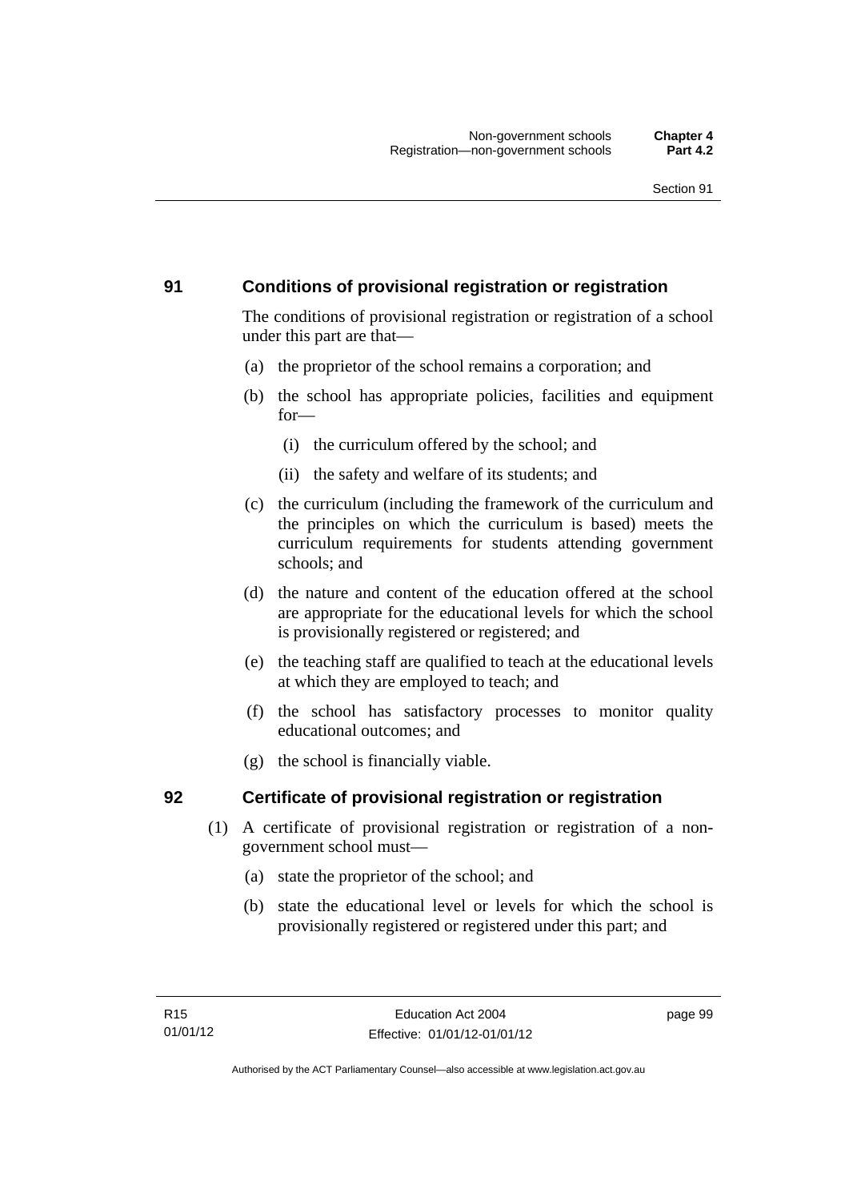## 91 Conditions of provisional registration or registration

The conditions of provisional registration or registration of a school under this part are that—

(a) the proprietor of the school remains a corporation; and

(b) the school has appropriate policies, facilities and equipment for—

(i) the curriculum offered by the school; and

(ii) the safety and welfare of its students; and

(c) the curriculum (including the framework of the curriculum and the principles on which the curriculum is based) meets the curriculum requirements for students attending government schools; and

(d) the nature and content of the education offered at the school are appropriate for the educational levels for which the school is provisionally registered or registered; and

(e) the teaching staff are qualified to teach at the educational levels at which they are employed to teach; and

(f) the school has satisfactory processes to monitor quality educational outcomes; and

(g) the school is financially viable.

## 92 Certificate of provisional registration or registration

(1) A certificate of provisional registration or registration of a non-government school must—

(a) state the proprietor of the school; and

(b) state the educational level or levels for which the school is provisionally registered or registered under this part; and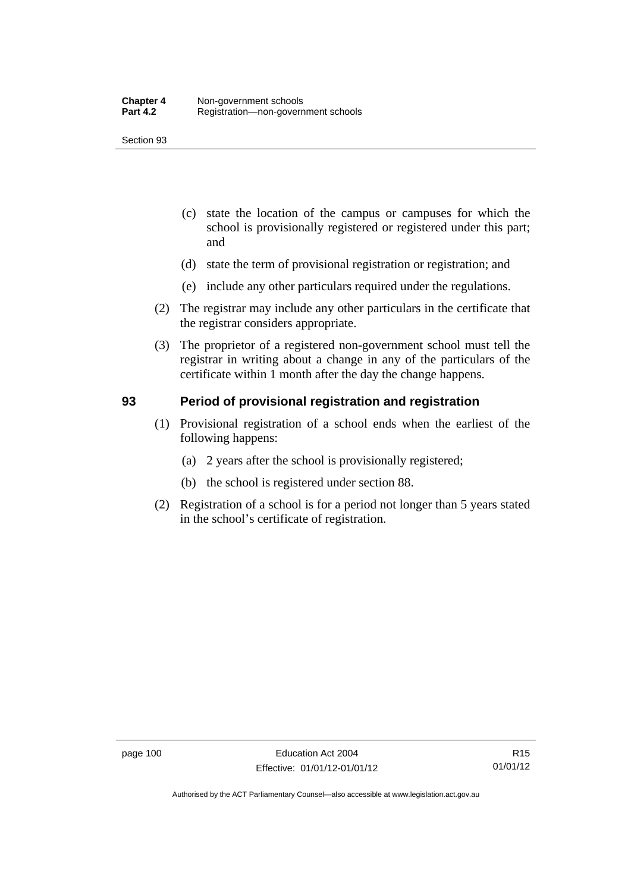(c) state the location of the campus or campuses for which the school is provisionally registered or registered under this part; and

(d) state the term of provisional registration or registration; and

(e) include any other particulars required under the regulations.

(2) The registrar may include any other particulars in the certificate that the registrar considers appropriate.

(3) The proprietor of a registered non-government school must tell the registrar in writing about a change in any of the particulars of the certificate within 1 month after the day the change happens.

## 93 Period of provisional registration and registration

(1) Provisional registration of a school ends when the earliest of the following happens:

(a) 2 years after the school is provisionally registered;

(b) the school is registered under section 88.

(2) Registration of a school is for a period not longer than 5 years stated in the school's certificate of registration.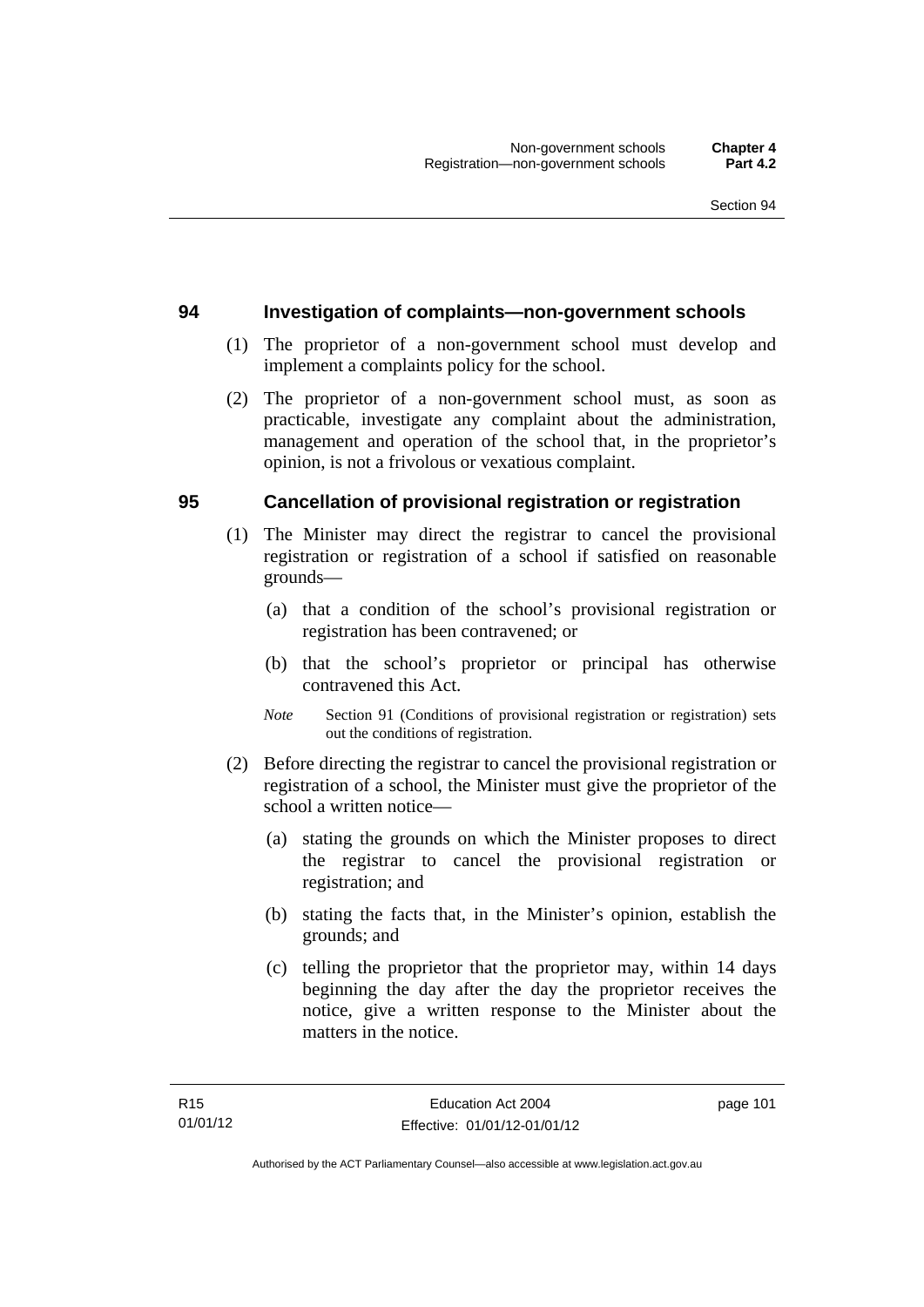## 94 Investigation of complaints—non-government schools

(1) The proprietor of a non-government school must develop and implement a complaints policy for the school.

(2) The proprietor of a non-government school must, as soon as practicable, investigate any complaint about the administration, management and operation of the school that, in the proprietor's opinion, is not a frivolous or vexatious complaint.

## 95 Cancellation of provisional registration or registration

(1) The Minister may direct the registrar to cancel the provisional registration or registration of a school if satisfied on reasonable grounds—

(a) that a condition of the school's provisional registration or registration has been contravened; or

(b) that the school's proprietor or principal has otherwise contravened this Act.

*Note* Section 91 (Conditions of provisional registration or registration) sets out the conditions of registration.

(2) Before directing the registrar to cancel the provisional registration or registration of a school, the Minister must give the proprietor of the school a written notice—

(a) stating the grounds on which the Minister proposes to direct the registrar to cancel the provisional registration or registration; and

(b) stating the facts that, in the Minister's opinion, establish the grounds; and

(c) telling the proprietor that the proprietor may, within 14 days beginning the day after the day the proprietor receives the notice, give a written response to the Minister about the matters in the notice.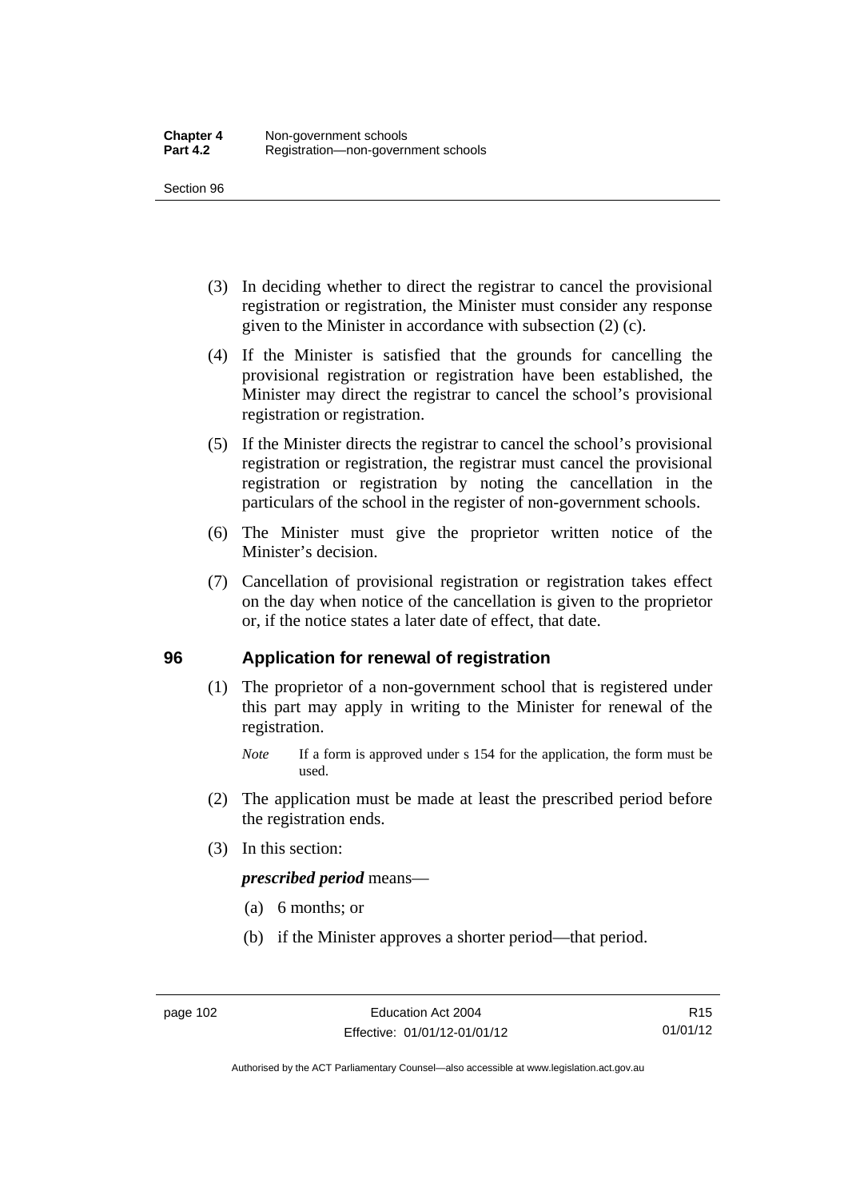(3) In deciding whether to direct the registrar to cancel the provisional registration or registration, the Minister must consider any response given to the Minister in accordance with subsection (2) (c).

(4) If the Minister is satisfied that the grounds for cancelling the provisional registration or registration have been established, the Minister may direct the registrar to cancel the school's provisional registration or registration.

(5) If the Minister directs the registrar to cancel the school's provisional registration or registration, the registrar must cancel the provisional registration or registration by noting the cancellation in the particulars of the school in the register of non-government schools.

(6) The Minister must give the proprietor written notice of the Minister's decision.

(7) Cancellation of provisional registration or registration takes effect on the day when notice of the cancellation is given to the proprietor or, if the notice states a later date of effect, that date.

## 96 Application for renewal of registration

(1) The proprietor of a non-government school that is registered under this part may apply in writing to the Minister for renewal of the registration.

*Note* If a form is approved under s 154 for the application, the form must be used.

(2) The application must be made at least the prescribed period before the registration ends.

(3) In this section:

***prescribed period*** means—

(a) 6 months; or

(b) if the Minister approves a shorter period—that period.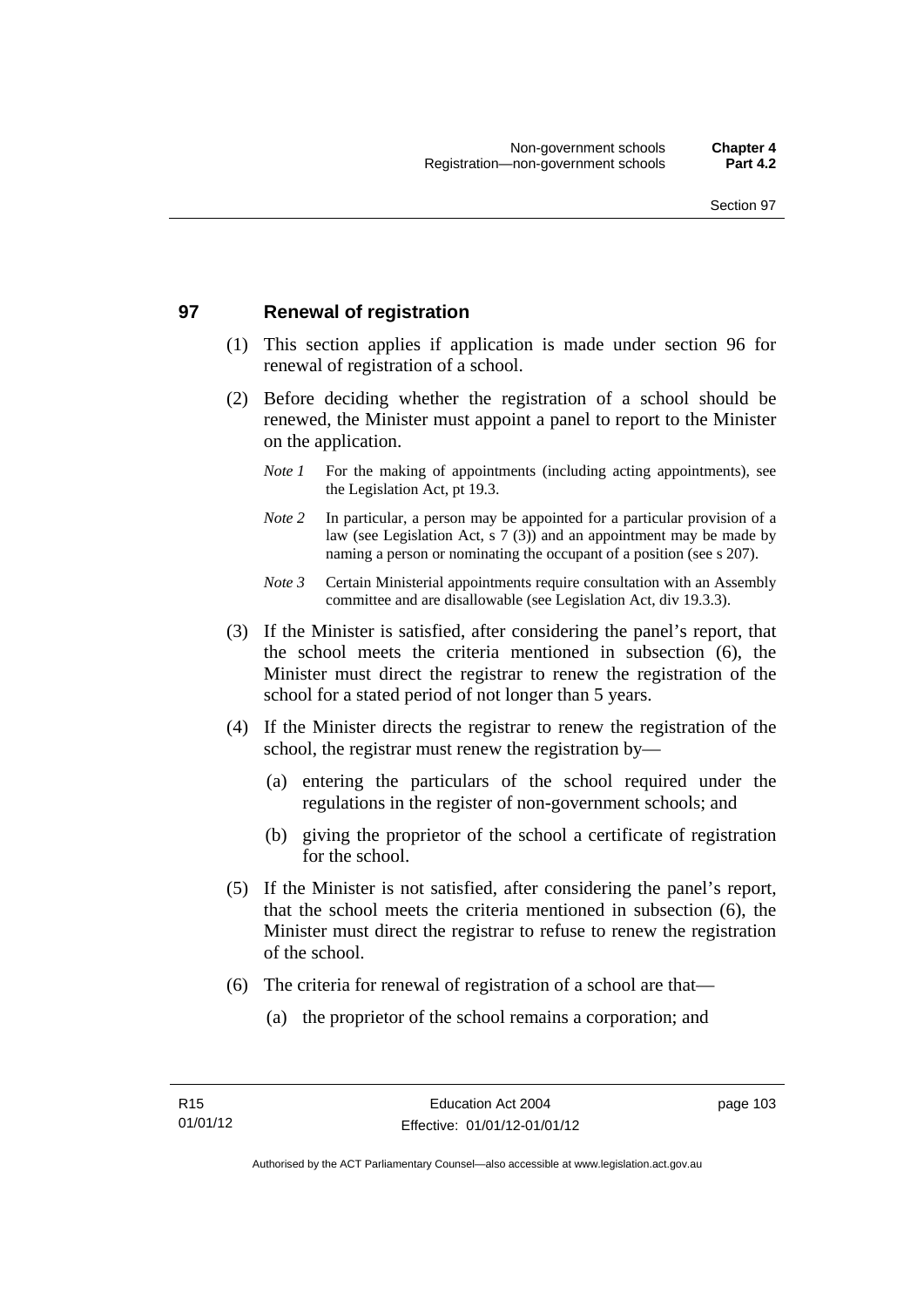## 97 Renewal of registration

(1) This section applies if application is made under section 96 for renewal of registration of a school.

(2) Before deciding whether the registration of a school should be renewed, the Minister must appoint a panel to report to the Minister on the application.

*Note 1* For the making of appointments (including acting appointments), see the Legislation Act, pt 19.3.

*Note 2* In particular, a person may be appointed for a particular provision of a law (see Legislation Act, s 7 (3)) and an appointment may be made by naming a person or nominating the occupant of a position (see s 207).

*Note 3* Certain Ministerial appointments require consultation with an Assembly committee and are disallowable (see Legislation Act, div 19.3.3).

(3) If the Minister is satisfied, after considering the panel's report, that the school meets the criteria mentioned in subsection (6), the Minister must direct the registrar to renew the registration of the school for a stated period of not longer than 5 years.

(4) If the Minister directs the registrar to renew the registration of the school, the registrar must renew the registration by—

(a) entering the particulars of the school required under the regulations in the register of non-government schools; and

(b) giving the proprietor of the school a certificate of registration for the school.

(5) If the Minister is not satisfied, after considering the panel's report, that the school meets the criteria mentioned in subsection (6), the Minister must direct the registrar to refuse to renew the registration of the school.

(6) The criteria for renewal of registration of a school are that—

(a) the proprietor of the school remains a corporation; and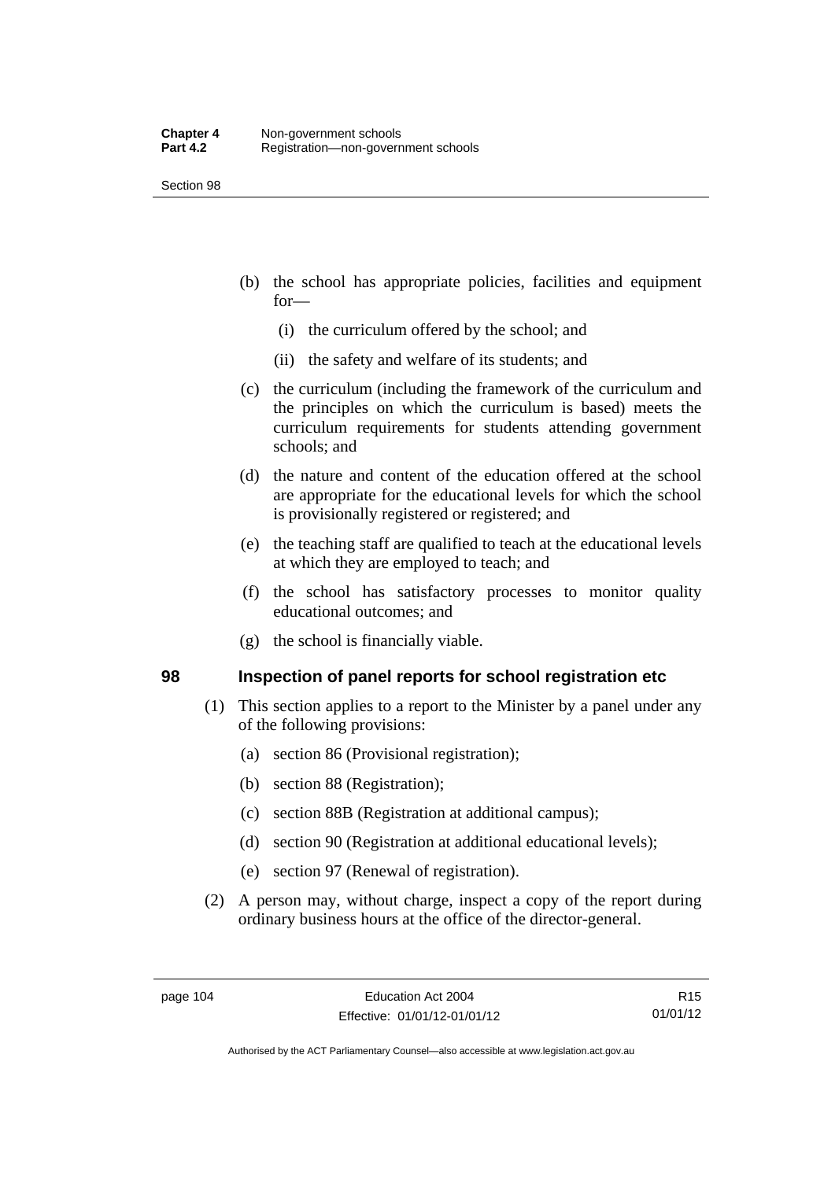(b) the school has appropriate policies, facilities and equipment for—

   (i) the curriculum offered by the school; and

   (ii) the safety and welfare of its students; and

(c) the curriculum (including the framework of the curriculum and the principles on which the curriculum is based) meets the curriculum requirements for students attending government schools; and

(d) the nature and content of the education offered at the school are appropriate for the educational levels for which the school is provisionally registered or registered; and

(e) the teaching staff are qualified to teach at the educational levels at which they are employed to teach; and

(f) the school has satisfactory processes to monitor quality educational outcomes; and

(g) the school is financially viable.

## 98 Inspection of panel reports for school registration etc

(1) This section applies to a report to the Minister by a panel under any of the following provisions:

   (a) section 86 (Provisional registration);

   (b) section 88 (Registration);

   (c) section 88B (Registration at additional campus);

   (d) section 90 (Registration at additional educational levels);

   (e) section 97 (Renewal of registration).

(2) A person may, without charge, inspect a copy of the report during ordinary business hours at the office of the director-general.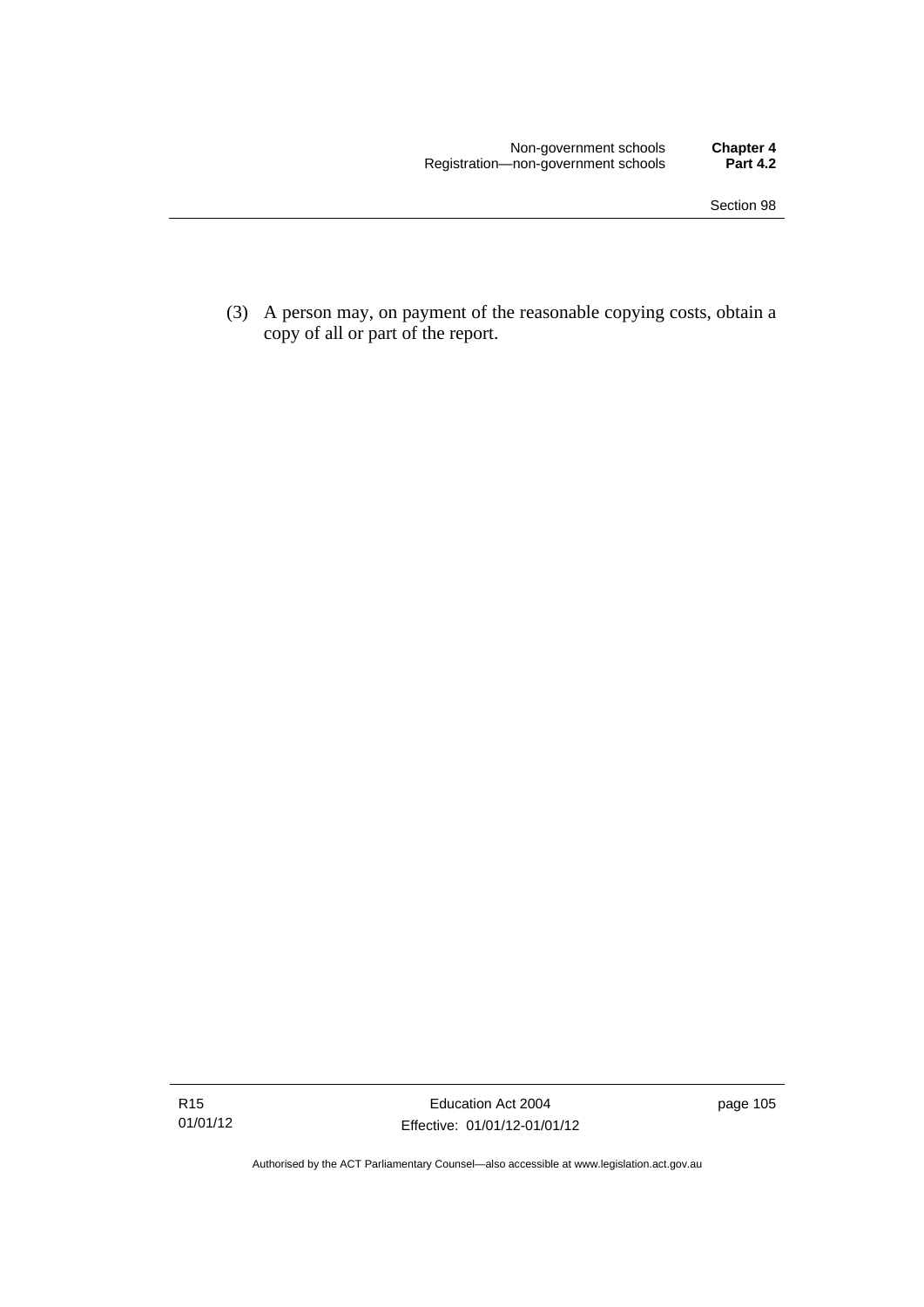(3) A person may, on payment of the reasonable copying costs, obtain a copy of all or part of the report.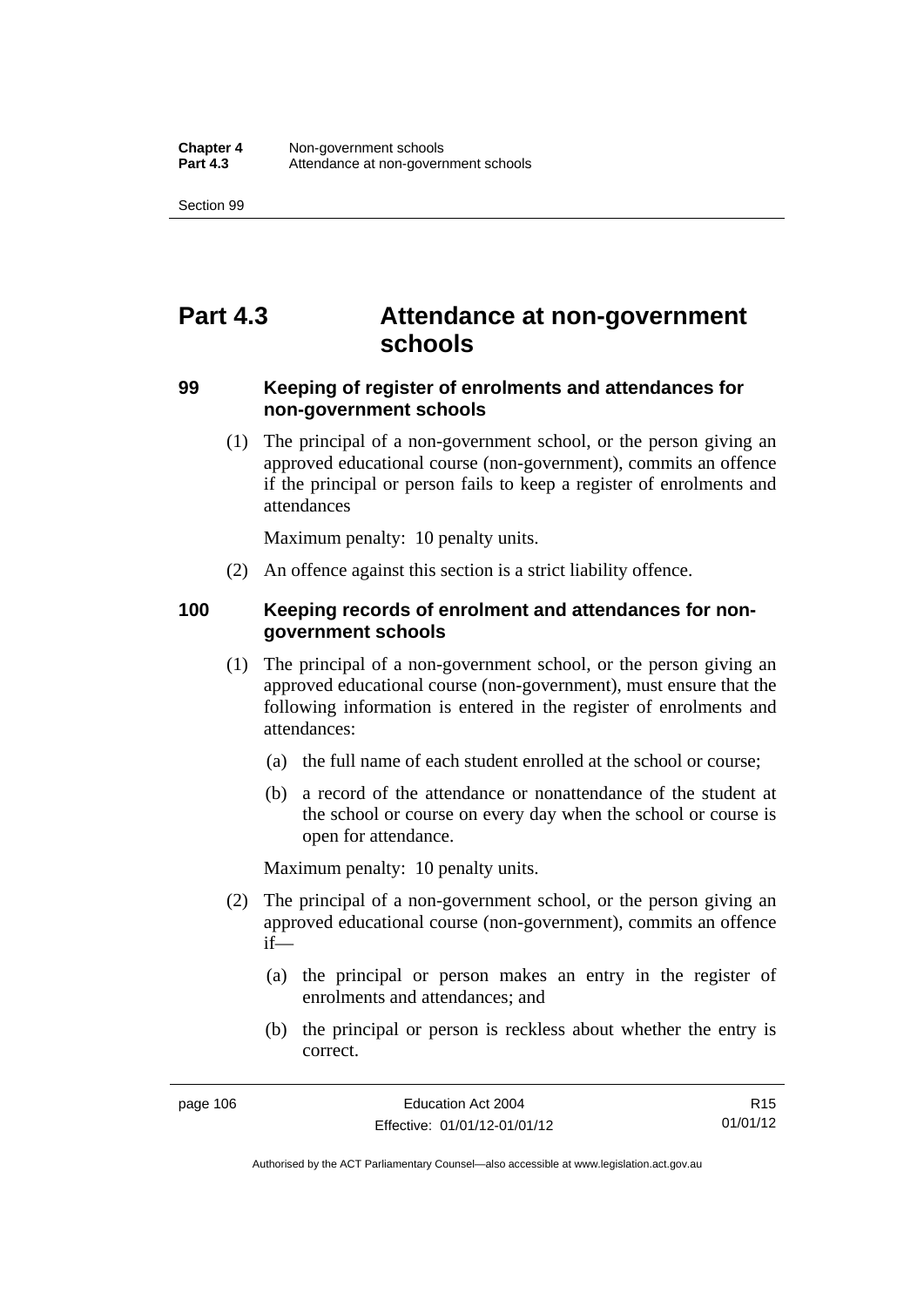# Part 4.3 Attendance at non-government schools

### 99 Keeping of register of enrolments and attendances for non-government schools

(1) The principal of a non-government school, or the person giving an approved educational course (non-government), commits an offence if the principal or person fails to keep a register of enrolments and attendances

Maximum penalty: 10 penalty units.

(2) An offence against this section is a strict liability offence.

### 100 Keeping records of enrolment and attendances for non-government schools

(1) The principal of a non-government school, or the person giving an approved educational course (non-government), must ensure that the following information is entered in the register of enrolments and attendances:

(a) the full name of each student enrolled at the school or course;

(b) a record of the attendance or nonattendance of the student at the school or course on every day when the school or course is open for attendance.

Maximum penalty: 10 penalty units.

(2) The principal of a non-government school, or the person giving an approved educational course (non-government), commits an offence if—

(a) the principal or person makes an entry in the register of enrolments and attendances; and

(b) the principal or person is reckless about whether the entry is correct.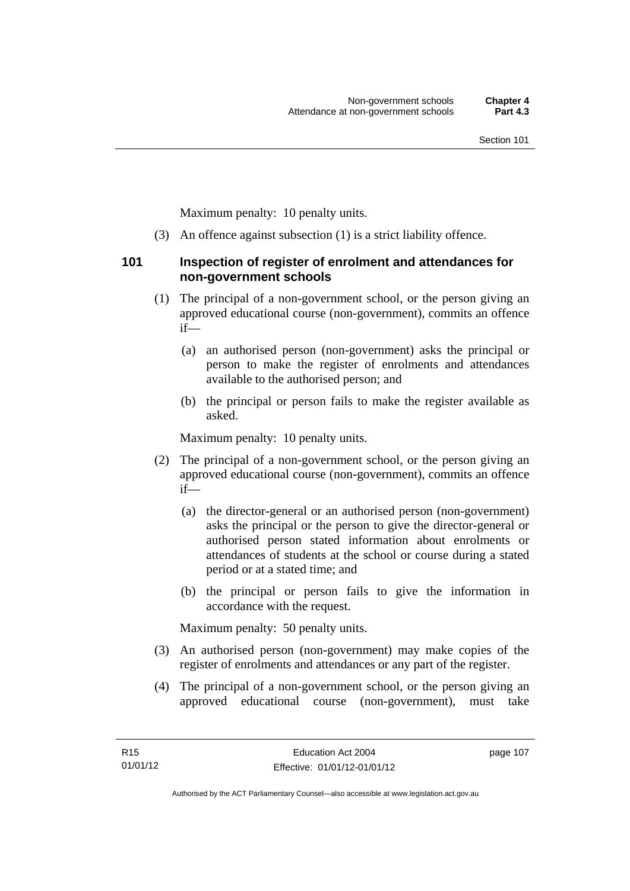Maximum penalty: 10 penalty units.

(3) An offence against subsection (1) is a strict liability offence.

### 101 Inspection of register of enrolment and attendances for non-government schools

(1) The principal of a non-government school, or the person giving an approved educational course (non-government), commits an offence if—

(a) an authorised person (non-government) asks the principal or person to make the register of enrolments and attendances available to the authorised person; and

(b) the principal or person fails to make the register available as asked.

Maximum penalty: 10 penalty units.

(2) The principal of a non-government school, or the person giving an approved educational course (non-government), commits an offence if—

(a) the director-general or an authorised person (non-government) asks the principal or the person to give the director-general or authorised person stated information about enrolments or attendances of students at the school or course during a stated period or at a stated time; and

(b) the principal or person fails to give the information in accordance with the request.

Maximum penalty: 50 penalty units.

(3) An authorised person (non-government) may make copies of the register of enrolments and attendances or any part of the register.

(4) The principal of a non-government school, or the person giving an approved educational course (non-government), must take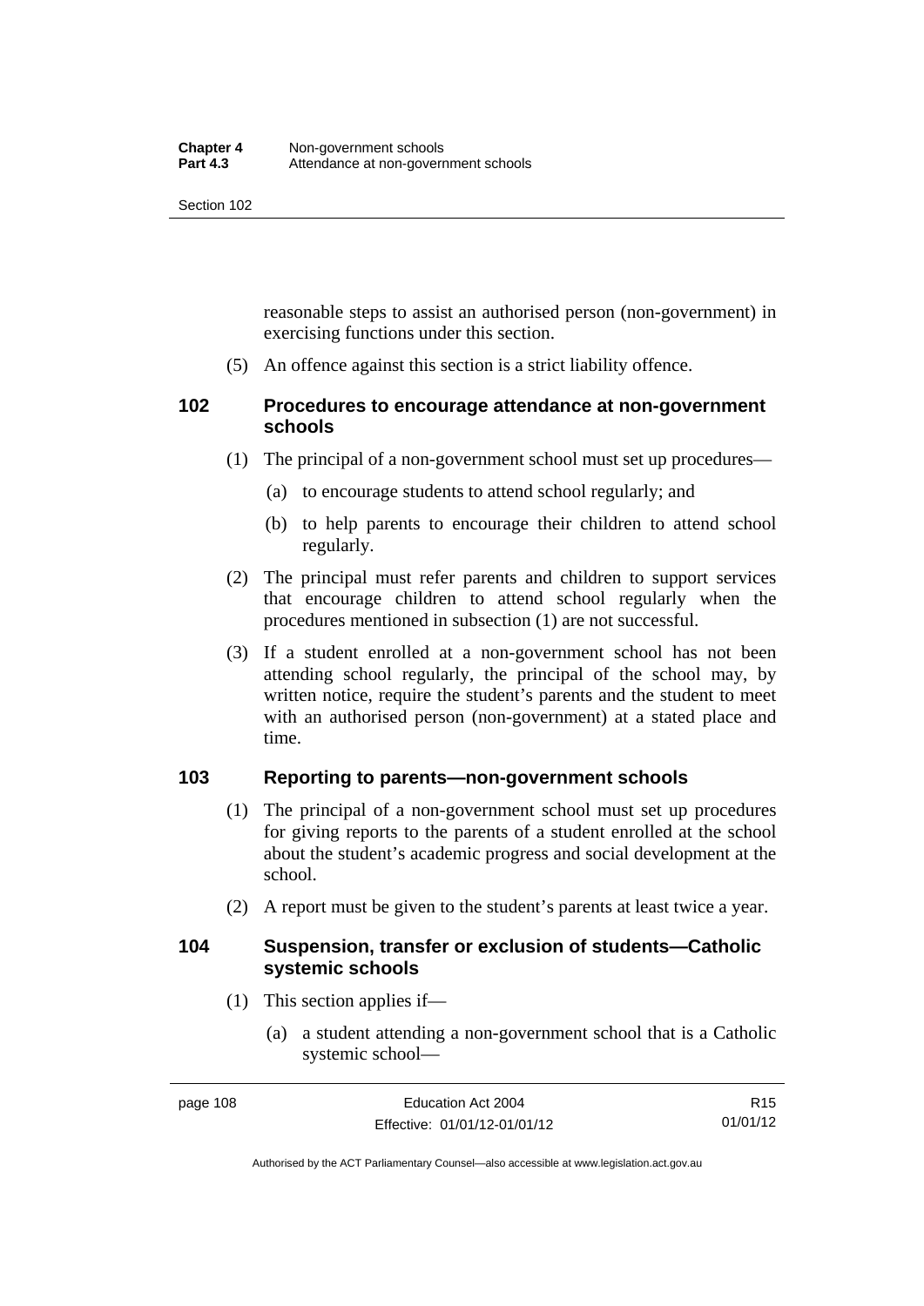reasonable steps to assist an authorised person (non-government) in exercising functions under this section.

(5) An offence against this section is a strict liability offence.

## 102 Procedures to encourage attendance at non-government schools

(1) The principal of a non-government school must set up procedures—

(a) to encourage students to attend school regularly; and

(b) to help parents to encourage their children to attend school regularly.

(2) The principal must refer parents and children to support services that encourage children to attend school regularly when the procedures mentioned in subsection (1) are not successful.

(3) If a student enrolled at a non-government school has not been attending school regularly, the principal of the school may, by written notice, require the student's parents and the student to meet with an authorised person (non-government) at a stated place and time.

## 103 Reporting to parents—non-government schools

(1) The principal of a non-government school must set up procedures for giving reports to the parents of a student enrolled at the school about the student's academic progress and social development at the school.

(2) A report must be given to the student's parents at least twice a year.

## 104 Suspension, transfer or exclusion of students—Catholic systemic schools

(1) This section applies if—

(a) a student attending a non-government school that is a Catholic systemic school—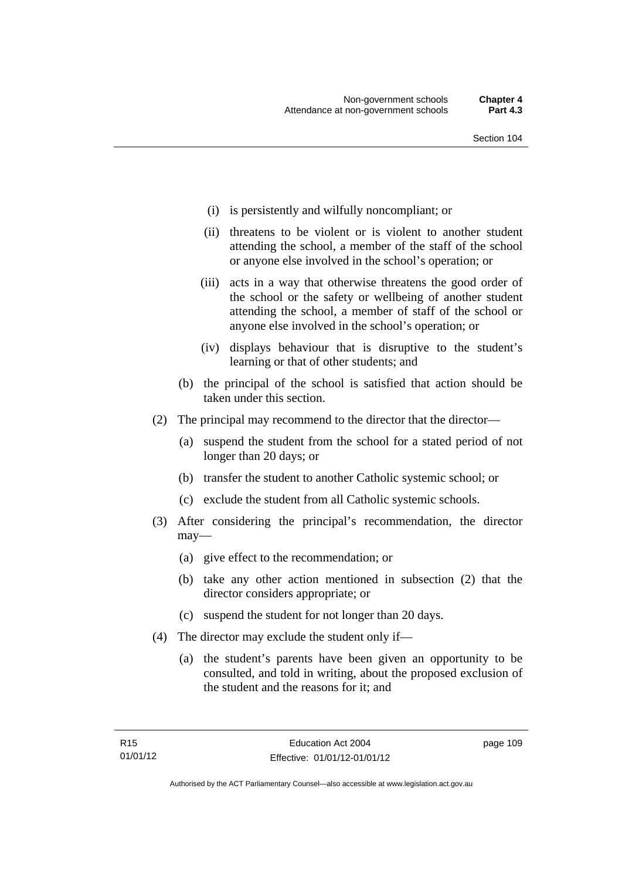(i) is persistently and wilfully noncompliant; or

(ii) threatens to be violent or is violent to another student attending the school, a member of the staff of the school or anyone else involved in the school's operation; or

(iii) acts in a way that otherwise threatens the good order of the school or the safety or wellbeing of another student attending the school, a member of staff of the school or anyone else involved in the school's operation; or

(iv) displays behaviour that is disruptive to the student's learning or that of other students; and

(b) the principal of the school is satisfied that action should be taken under this section.

(2) The principal may recommend to the director that the director—

(a) suspend the student from the school for a stated period of not longer than 20 days; or

(b) transfer the student to another Catholic systemic school; or

(c) exclude the student from all Catholic systemic schools.

(3) After considering the principal's recommendation, the director may—

(a) give effect to the recommendation; or

(b) take any other action mentioned in subsection (2) that the director considers appropriate; or

(c) suspend the student for not longer than 20 days.

(4) The director may exclude the student only if—

(a) the student's parents have been given an opportunity to be consulted, and told in writing, about the proposed exclusion of the student and the reasons for it; and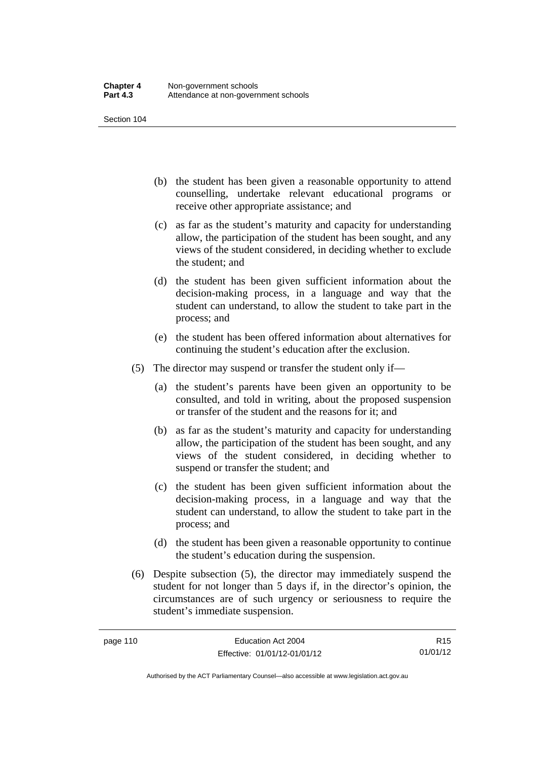(b) the student has been given a reasonable opportunity to attend counselling, undertake relevant educational programs or receive other appropriate assistance; and

(c) as far as the student's maturity and capacity for understanding allow, the participation of the student has been sought, and any views of the student considered, in deciding whether to exclude the student; and

(d) the student has been given sufficient information about the decision-making process, in a language and way that the student can understand, to allow the student to take part in the process; and

(e) the student has been offered information about alternatives for continuing the student's education after the exclusion.

(5) The director may suspend or transfer the student only if—

(a) the student's parents have been given an opportunity to be consulted, and told in writing, about the proposed suspension or transfer of the student and the reasons for it; and

(b) as far as the student's maturity and capacity for understanding allow, the participation of the student has been sought, and any views of the student considered, in deciding whether to suspend or transfer the student; and

(c) the student has been given sufficient information about the decision-making process, in a language and way that the student can understand, to allow the student to take part in the process; and

(d) the student has been given a reasonable opportunity to continue the student's education during the suspension.

(6) Despite subsection (5), the director may immediately suspend the student for not longer than 5 days if, in the director's opinion, the circumstances are of such urgency or seriousness to require the student's immediate suspension.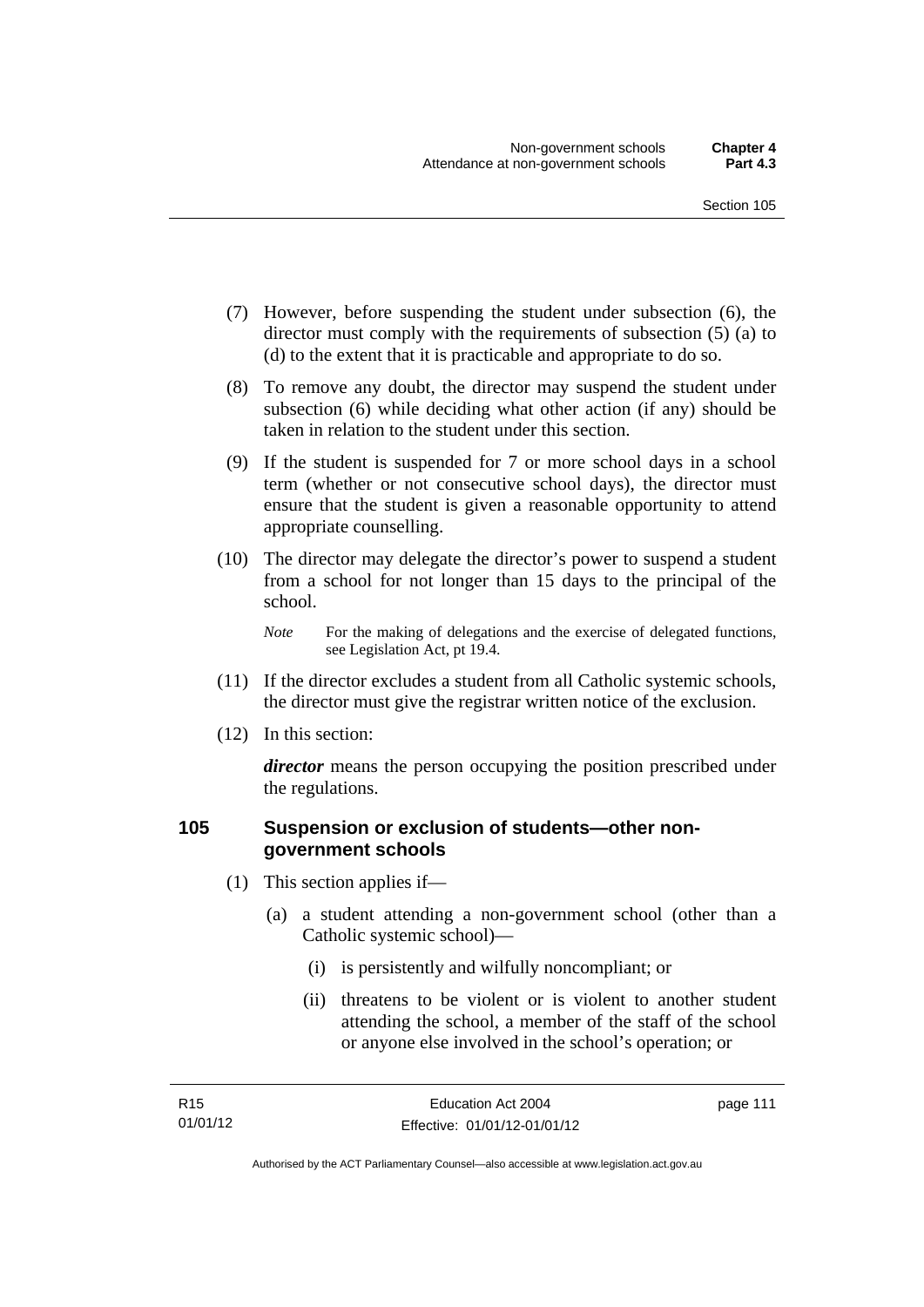(7) However, before suspending the student under subsection (6), the director must comply with the requirements of subsection (5) (a) to (d) to the extent that it is practicable and appropriate to do so.

(8) To remove any doubt, the director may suspend the student under subsection (6) while deciding what other action (if any) should be taken in relation to the student under this section.

(9) If the student is suspended for 7 or more school days in a school term (whether or not consecutive school days), the director must ensure that the student is given a reasonable opportunity to attend appropriate counselling.

(10) The director may delegate the director's power to suspend a student from a school for not longer than 15 days to the principal of the school.

*Note* For the making of delegations and the exercise of delegated functions, see Legislation Act, pt 19.4.

(11) If the director excludes a student from all Catholic systemic schools, the director must give the registrar written notice of the exclusion.

(12) In this section:

***director*** means the person occupying the position prescribed under the regulations.

### 105 Suspension or exclusion of students—other non-government schools

(1) This section applies if—

(a) a student attending a non-government school (other than a Catholic systemic school)—

(i) is persistently and wilfully noncompliant; or

(ii) threatens to be violent or is violent to another student attending the school, a member of the staff of the school or anyone else involved in the school's operation; or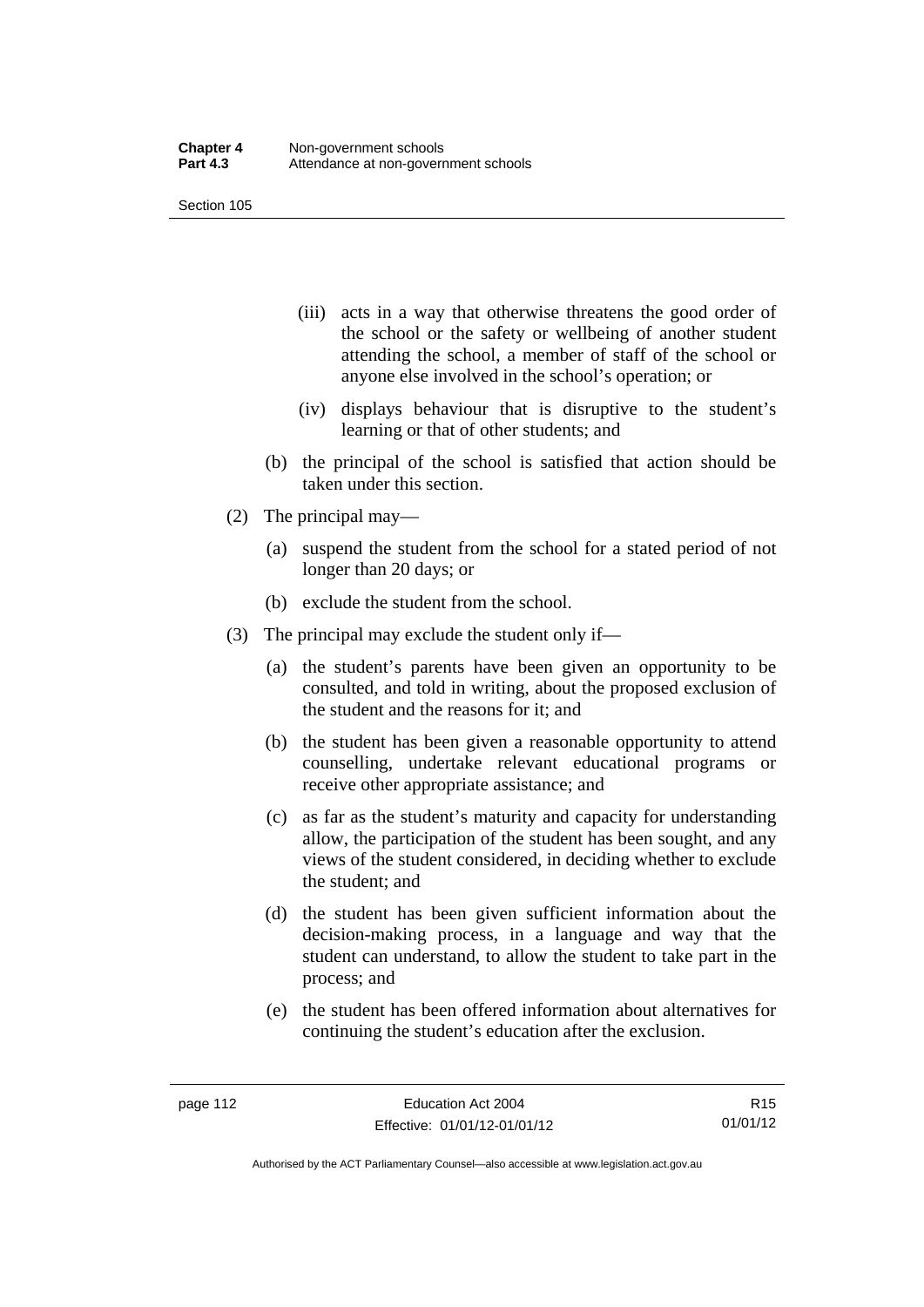(iii) acts in a way that otherwise threatens the good order of the school or the safety or wellbeing of another student attending the school, a member of staff of the school or anyone else involved in the school's operation; or

(iv) displays behaviour that is disruptive to the student's learning or that of other students; and

(b) the principal of the school is satisfied that action should be taken under this section.

(2) The principal may—

(a) suspend the student from the school for a stated period of not longer than 20 days; or

(b) exclude the student from the school.

(3) The principal may exclude the student only if—

(a) the student's parents have been given an opportunity to be consulted, and told in writing, about the proposed exclusion of the student and the reasons for it; and

(b) the student has been given a reasonable opportunity to attend counselling, undertake relevant educational programs or receive other appropriate assistance; and

(c) as far as the student's maturity and capacity for understanding allow, the participation of the student has been sought, and any views of the student considered, in deciding whether to exclude the student; and

(d) the student has been given sufficient information about the decision-making process, in a language and way that the student can understand, to allow the student to take part in the process; and

(e) the student has been offered information about alternatives for continuing the student's education after the exclusion.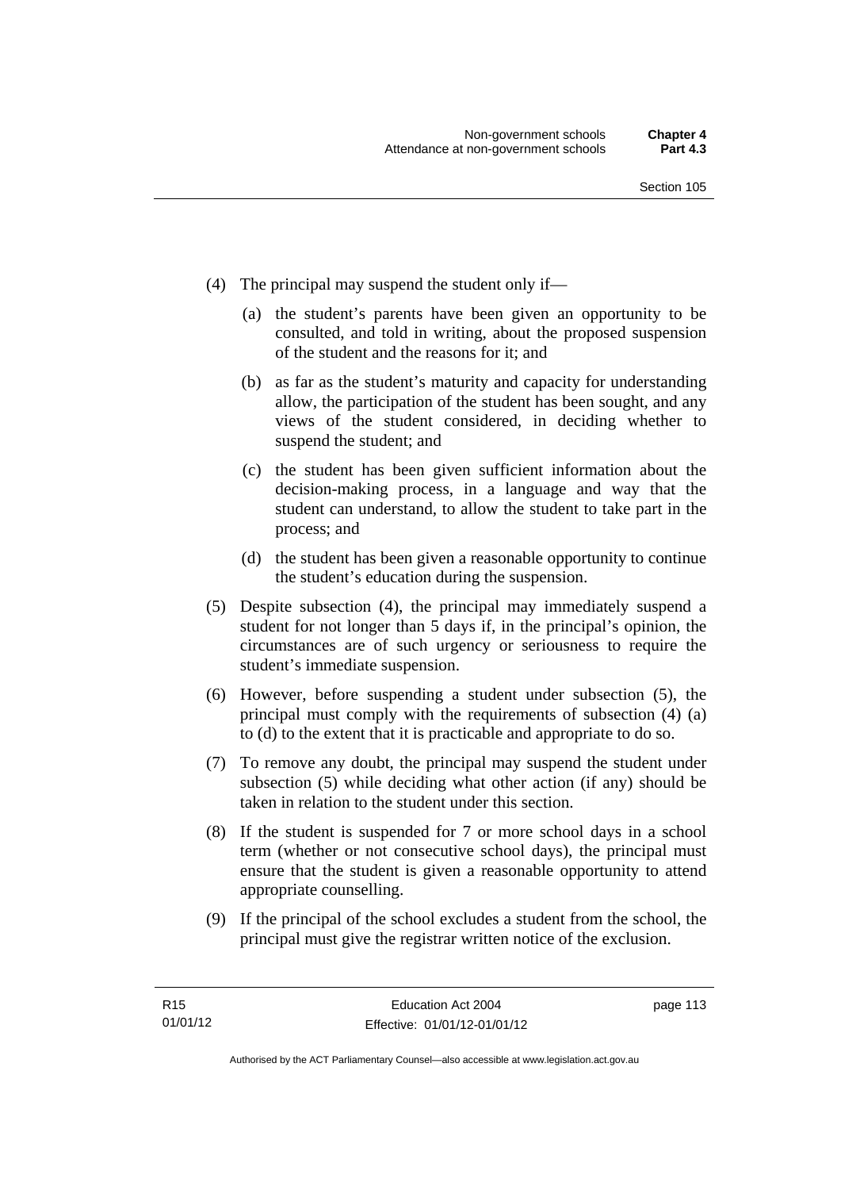(4) The principal may suspend the student only if—

(a) the student's parents have been given an opportunity to be consulted, and told in writing, about the proposed suspension of the student and the reasons for it; and

(b) as far as the student's maturity and capacity for understanding allow, the participation of the student has been sought, and any views of the student considered, in deciding whether to suspend the student; and

(c) the student has been given sufficient information about the decision-making process, in a language and way that the student can understand, to allow the student to take part in the process; and

(d) the student has been given a reasonable opportunity to continue the student's education during the suspension.

(5) Despite subsection (4), the principal may immediately suspend a student for not longer than 5 days if, in the principal's opinion, the circumstances are of such urgency or seriousness to require the student's immediate suspension.

(6) However, before suspending a student under subsection (5), the principal must comply with the requirements of subsection (4) (a) to (d) to the extent that it is practicable and appropriate to do so.

(7) To remove any doubt, the principal may suspend the student under subsection (5) while deciding what other action (if any) should be taken in relation to the student under this section.

(8) If the student is suspended for 7 or more school days in a school term (whether or not consecutive school days), the principal must ensure that the student is given a reasonable opportunity to attend appropriate counselling.

(9) If the principal of the school excludes a student from the school, the principal must give the registrar written notice of the exclusion.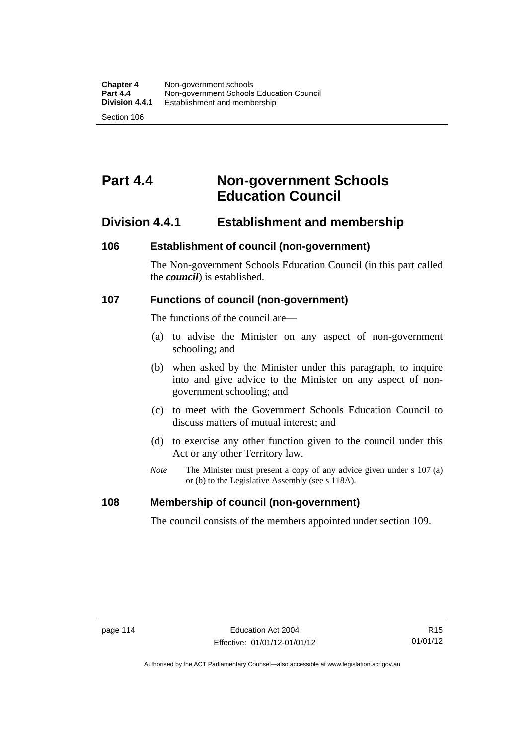# Part 4.4 Non-government Schools Education Council

## Division 4.4.1 Establishment and membership

### 106 Establishment of council (non-government)

The Non-government Schools Education Council (in this part called the ***council***) is established.

### 107 Functions of council (non-government)

The functions of the council are—

(a) to advise the Minister on any aspect of non-government schooling; and

(b) when asked by the Minister under this paragraph, to inquire into and give advice to the Minister on any aspect of non-government schooling; and

(c) to meet with the Government Schools Education Council to discuss matters of mutual interest; and

(d) to exercise any other function given to the council under this Act or any other Territory law.

*Note* The Minister must present a copy of any advice given under s 107 (a) or (b) to the Legislative Assembly (see s 118A).

### 108 Membership of council (non-government)

The council consists of the members appointed under section 109.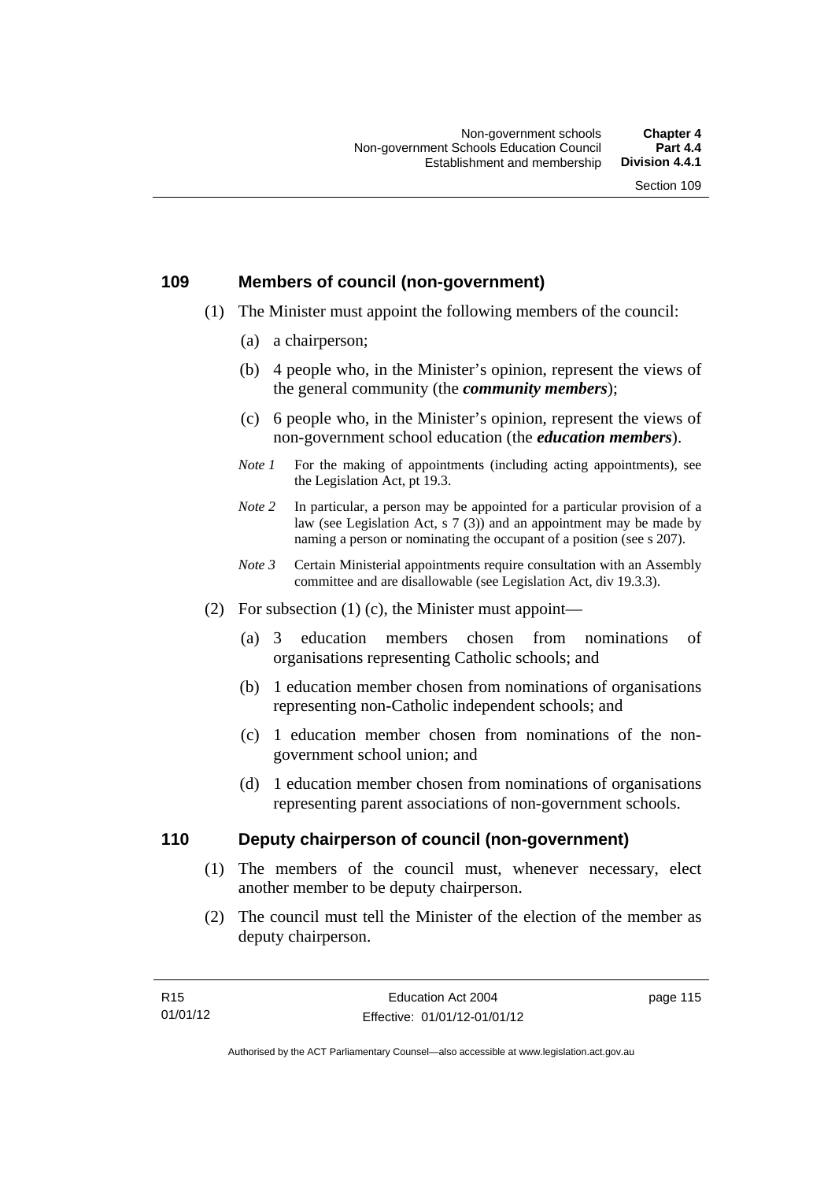## 109 Members of council (non-government)

(1) The Minister must appoint the following members of the council:

(a) a chairperson;

(b) 4 people who, in the Minister's opinion, represent the views of the general community (the ***community members***);

(c) 6 people who, in the Minister's opinion, represent the views of non-government school education (the ***education members***).

*Note 1* For the making of appointments (including acting appointments), see the Legislation Act, pt 19.3.

*Note 2* In particular, a person may be appointed for a particular provision of a law (see Legislation Act, s 7 (3)) and an appointment may be made by naming a person or nominating the occupant of a position (see s 207).

*Note 3* Certain Ministerial appointments require consultation with an Assembly committee and are disallowable (see Legislation Act, div 19.3.3).

(2) For subsection (1) (c), the Minister must appoint—

(a) 3 education members chosen from nominations of organisations representing Catholic schools; and

(b) 1 education member chosen from nominations of organisations representing non-Catholic independent schools; and

(c) 1 education member chosen from nominations of the non-government school union; and

(d) 1 education member chosen from nominations of organisations representing parent associations of non-government schools.

## 110 Deputy chairperson of council (non-government)

(1) The members of the council must, whenever necessary, elect another member to be deputy chairperson.

(2) The council must tell the Minister of the election of the member as deputy chairperson.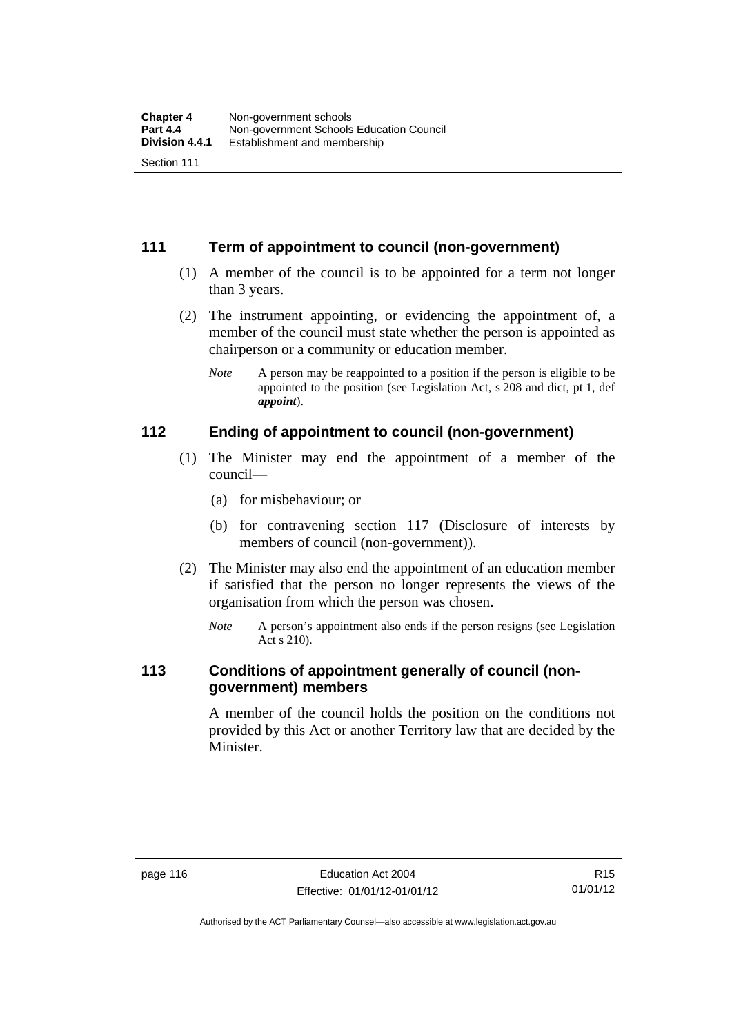## 111 Term of appointment to council (non-government)

(1) A member of the council is to be appointed for a term not longer than 3 years.

(2) The instrument appointing, or evidencing the appointment of, a member of the council must state whether the person is appointed as chairperson or a community or education member.

*Note* A person may be reappointed to a position if the person is eligible to be appointed to the position (see Legislation Act, s 208 and dict, pt 1, def ***appoint***).

## 112 Ending of appointment to council (non-government)

(1) The Minister may end the appointment of a member of the council—

(a) for misbehaviour; or

(b) for contravening section 117 (Disclosure of interests by members of council (non-government)).

(2) The Minister may also end the appointment of an education member if satisfied that the person no longer represents the views of the organisation from which the person was chosen.

*Note* A person's appointment also ends if the person resigns (see Legislation Act s 210).

## 113 Conditions of appointment generally of council (non-government) members

A member of the council holds the position on the conditions not provided by this Act or another Territory law that are decided by the Minister.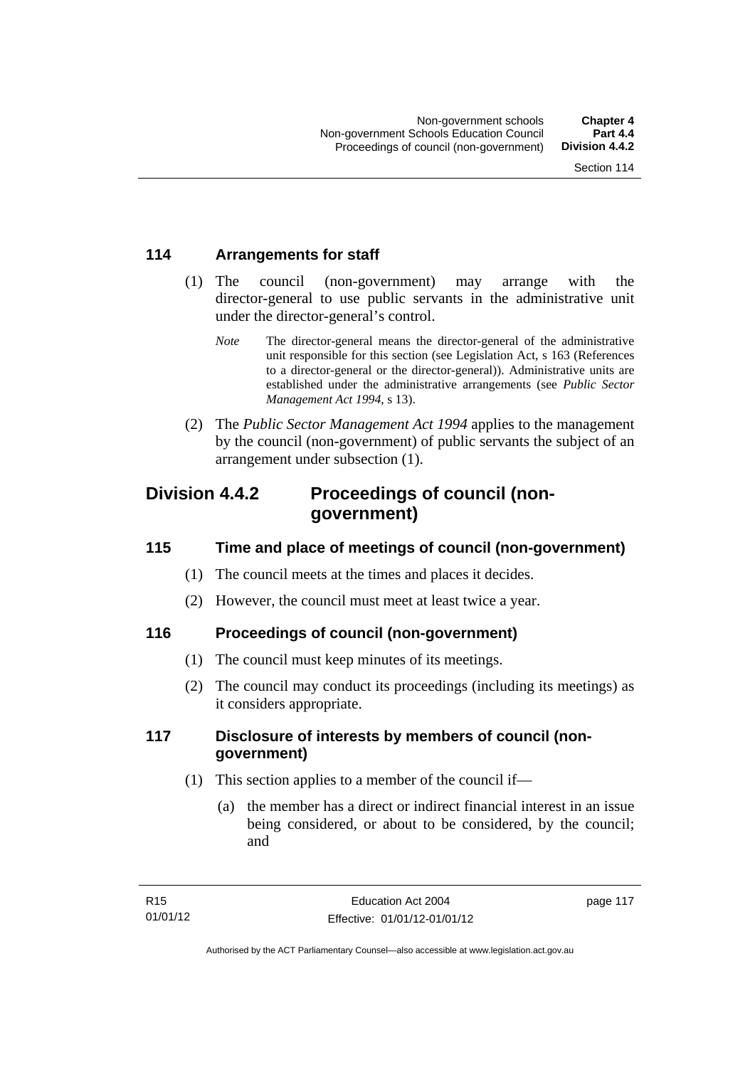### 114 Arrangements for staff

(1) The council (non-government) may arrange with the director-general to use public servants in the administrative unit under the director-general's control.

*Note* The director-general means the director-general of the administrative unit responsible for this section (see Legislation Act, s 163 (References to a director-general or the director-general)). Administrative units are established under the administrative arrangements (see *Public Sector Management Act 1994*, s 13).

(2) The *Public Sector Management Act 1994* applies to the management by the council (non-government) of public servants the subject of an arrangement under subsection (1).

## Division 4.4.2 Proceedings of council (non-government)

### 115 Time and place of meetings of council (non-government)

(1) The council meets at the times and places it decides.

(2) However, the council must meet at least twice a year.

### 116 Proceedings of council (non-government)

(1) The council must keep minutes of its meetings.

(2) The council may conduct its proceedings (including its meetings) as it considers appropriate.

### 117 Disclosure of interests by members of council (non-government)

(1) This section applies to a member of the council if—

(a) the member has a direct or indirect financial interest in an issue being considered, or about to be considered, by the council; and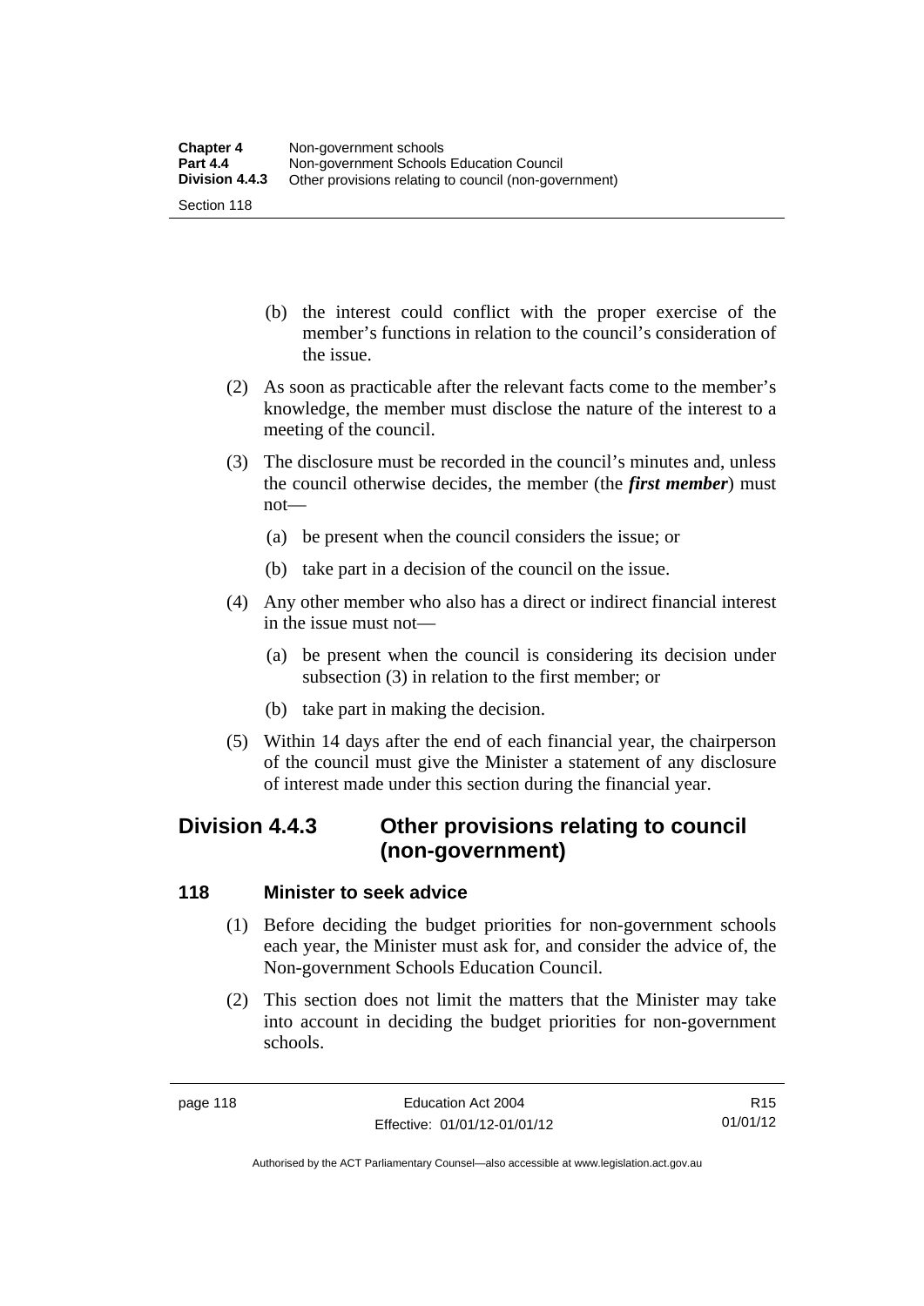(b) the interest could conflict with the proper exercise of the member's functions in relation to the council's consideration of the issue.

(2) As soon as practicable after the relevant facts come to the member's knowledge, the member must disclose the nature of the interest to a meeting of the council.

(3) The disclosure must be recorded in the council's minutes and, unless the council otherwise decides, the member (the ***first member***) must not—

(a) be present when the council considers the issue; or

(b) take part in a decision of the council on the issue.

(4) Any other member who also has a direct or indirect financial interest in the issue must not—

(a) be present when the council is considering its decision under subsection (3) in relation to the first member; or

(b) take part in making the decision.

(5) Within 14 days after the end of each financial year, the chairperson of the council must give the Minister a statement of any disclosure of interest made under this section during the financial year.

## Division 4.4.3 Other provisions relating to council (non-government)

### 118 Minister to seek advice

(1) Before deciding the budget priorities for non-government schools each year, the Minister must ask for, and consider the advice of, the Non-government Schools Education Council.

(2) This section does not limit the matters that the Minister may take into account in deciding the budget priorities for non-government schools.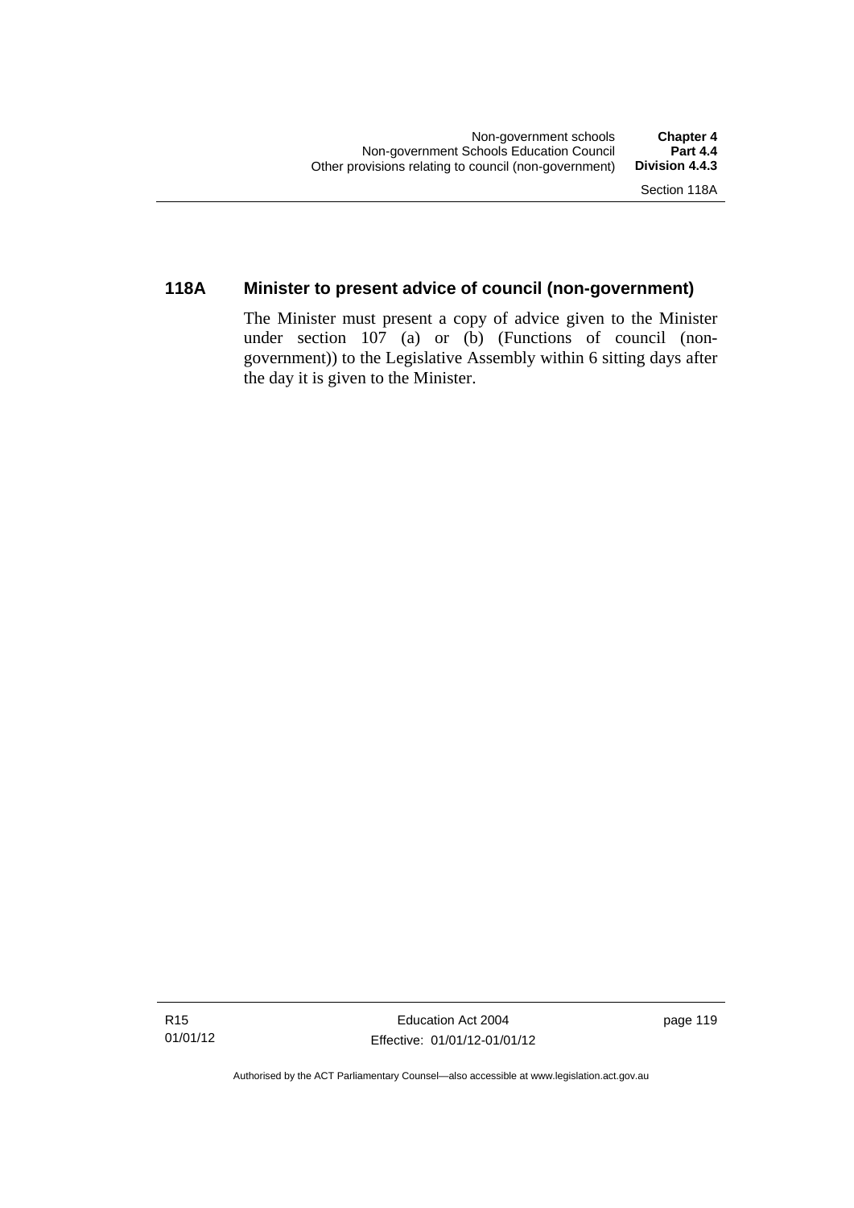### 118A Minister to present advice of council (non-government)

The Minister must present a copy of advice given to the Minister under section 107 (a) or (b) (Functions of council (non-government)) to the Legislative Assembly within 6 sitting days after the day it is given to the Minister.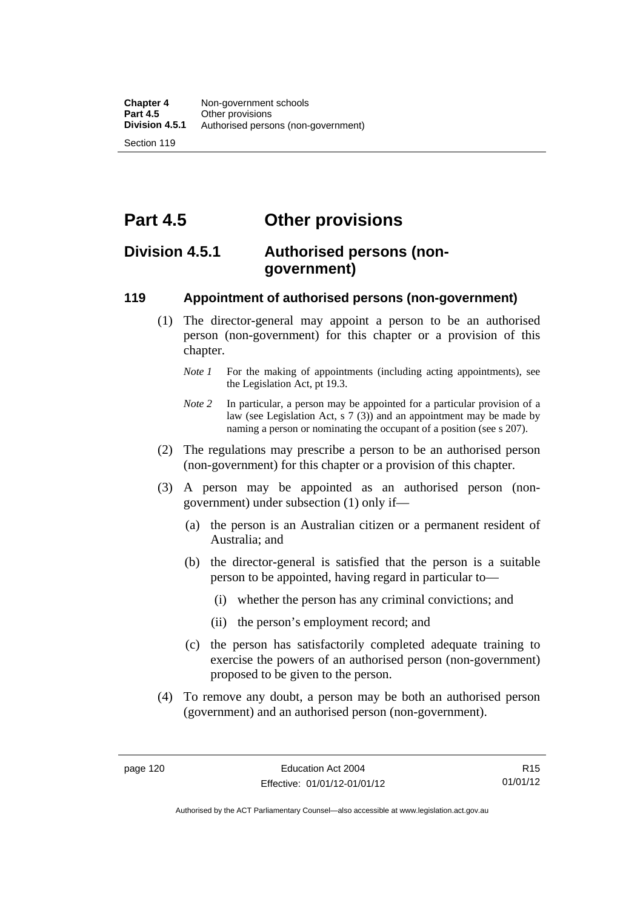# Part 4.5 Other provisions

## Division 4.5.1 Authorised persons (non-government)

### 119 Appointment of authorised persons (non-government)

(1) The director-general may appoint a person to be an authorised person (non-government) for this chapter or a provision of this chapter.

*Note 1* For the making of appointments (including acting appointments), see the Legislation Act, pt 19.3.

*Note 2* In particular, a person may be appointed for a particular provision of a law (see Legislation Act, s 7 (3)) and an appointment may be made by naming a person or nominating the occupant of a position (see s 207).

(2) The regulations may prescribe a person to be an authorised person (non-government) for this chapter or a provision of this chapter.

(3) A person may be appointed as an authorised person (non-government) under subsection (1) only if—

(a) the person is an Australian citizen or a permanent resident of Australia; and

(b) the director-general is satisfied that the person is a suitable person to be appointed, having regard in particular to—

(i) whether the person has any criminal convictions; and

(ii) the person's employment record; and

(c) the person has satisfactorily completed adequate training to exercise the powers of an authorised person (non-government) proposed to be given to the person.

(4) To remove any doubt, a person may be both an authorised person (government) and an authorised person (non-government).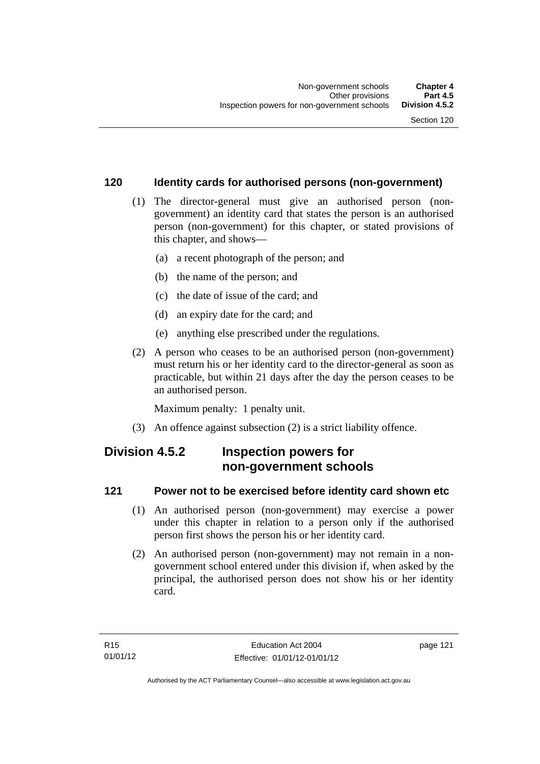### 120 Identity cards for authorised persons (non-government)

(1) The director-general must give an authorised person (non-government) an identity card that states the person is an authorised person (non-government) for this chapter, or stated provisions of this chapter, and shows—

(a) a recent photograph of the person; and

(b) the name of the person; and

(c) the date of issue of the card; and

(d) an expiry date for the card; and

(e) anything else prescribed under the regulations.

(2) A person who ceases to be an authorised person (non-government) must return his or her identity card to the director-general as soon as practicable, but within 21 days after the day the person ceases to be an authorised person.

Maximum penalty: 1 penalty unit.

(3) An offence against subsection (2) is a strict liability offence.

## Division 4.5.2 Inspection powers for non-government schools

### 121 Power not to be exercised before identity card shown etc

(1) An authorised person (non-government) may exercise a power under this chapter in relation to a person only if the authorised person first shows the person his or her identity card.

(2) An authorised person (non-government) may not remain in a non-government school entered under this division if, when asked by the principal, the authorised person does not show his or her identity card.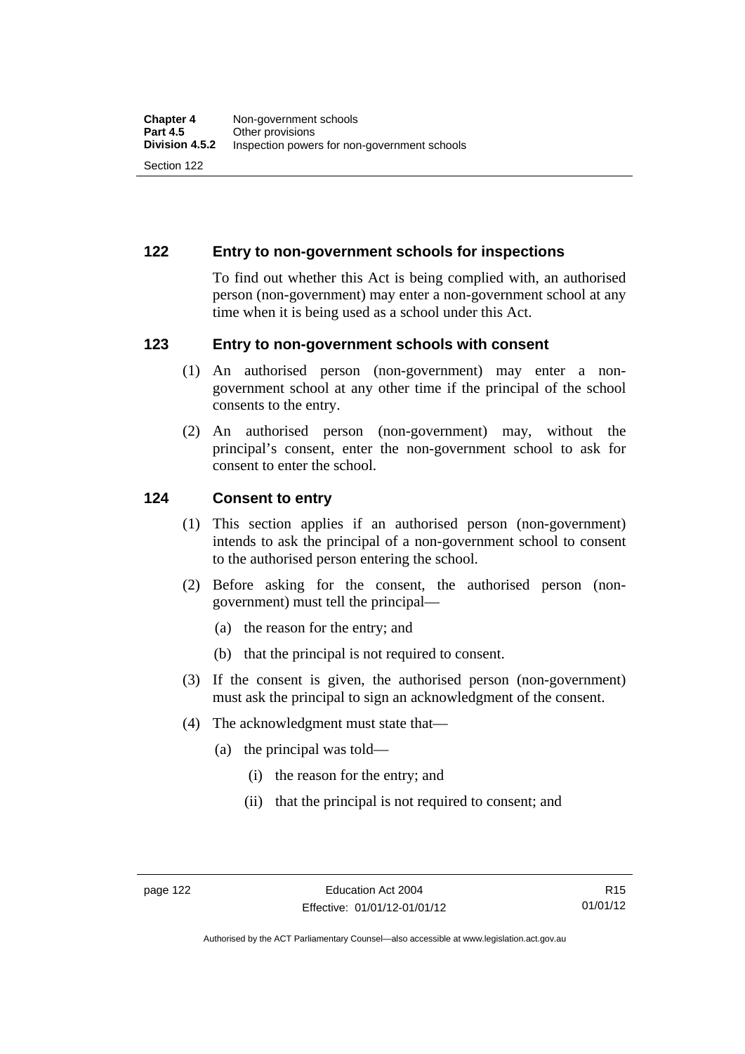## 122 Entry to non-government schools for inspections

To find out whether this Act is being complied with, an authorised person (non-government) may enter a non-government school at any time when it is being used as a school under this Act.

## 123 Entry to non-government schools with consent

(1) An authorised person (non-government) may enter a non-government school at any other time if the principal of the school consents to the entry.

(2) An authorised person (non-government) may, without the principal's consent, enter the non-government school to ask for consent to enter the school.

## 124 Consent to entry

(1) This section applies if an authorised person (non-government) intends to ask the principal of a non-government school to consent to the authorised person entering the school.

(2) Before asking for the consent, the authorised person (non-government) must tell the principal—

- (a) the reason for the entry; and
- (b) that the principal is not required to consent.

(3) If the consent is given, the authorised person (non-government) must ask the principal to sign an acknowledgment of the consent.

(4) The acknowledgment must state that—

- (a) the principal was told—
  - (i) the reason for the entry; and
  - (ii) that the principal is not required to consent; and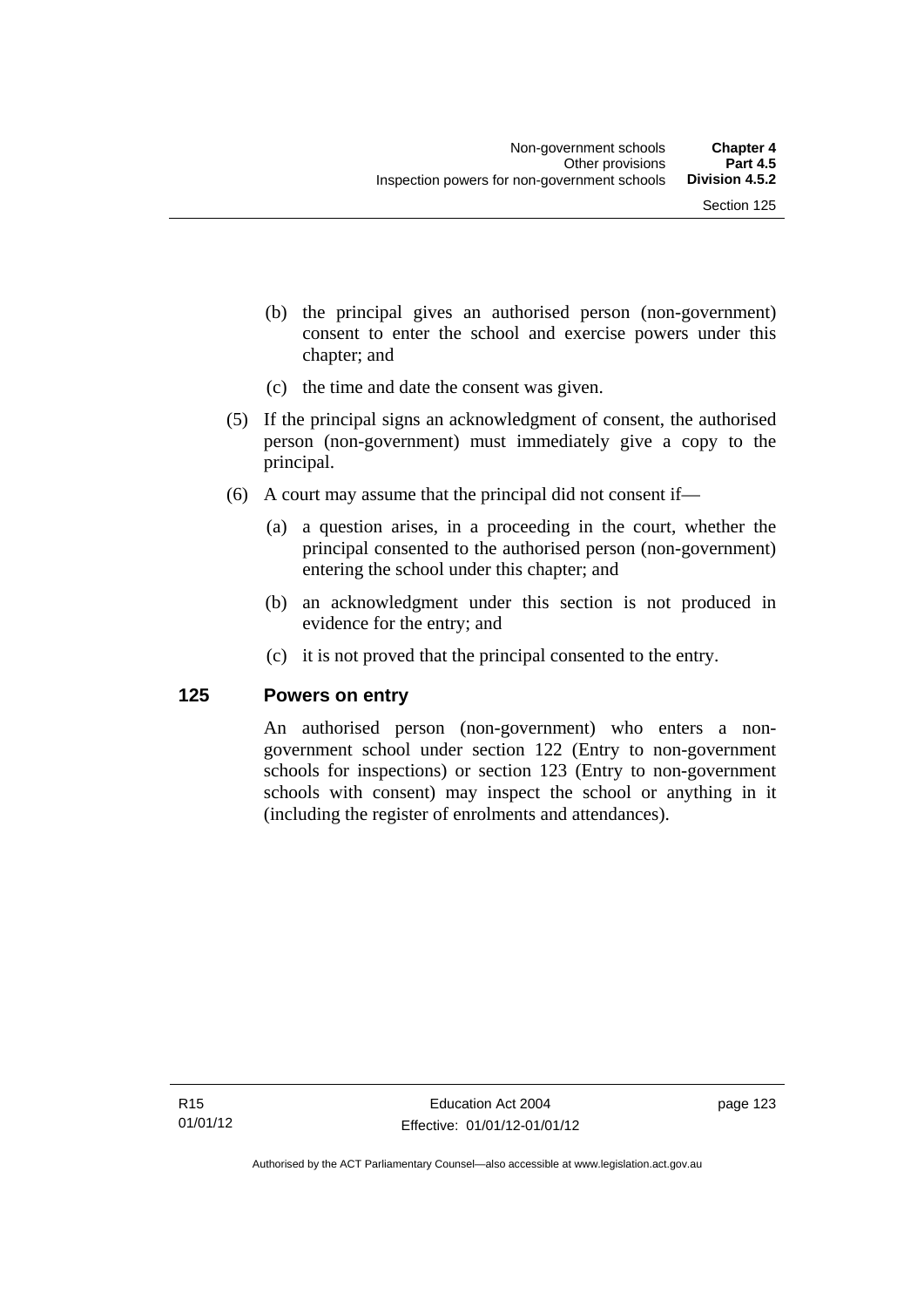(b) the principal gives an authorised person (non-government) consent to enter the school and exercise powers under this chapter; and

(c) the time and date the consent was given.

(5) If the principal signs an acknowledgment of consent, the authorised person (non-government) must immediately give a copy to the principal.

(6) A court may assume that the principal did not consent if—

(a) a question arises, in a proceeding in the court, whether the principal consented to the authorised person (non-government) entering the school under this chapter; and

(b) an acknowledgment under this section is not produced in evidence for the entry; and

(c) it is not proved that the principal consented to the entry.

## 125 Powers on entry

An authorised person (non-government) who enters a non-government school under section 122 (Entry to non-government schools for inspections) or section 123 (Entry to non-government schools with consent) may inspect the school or anything in it (including the register of enrolments and attendances).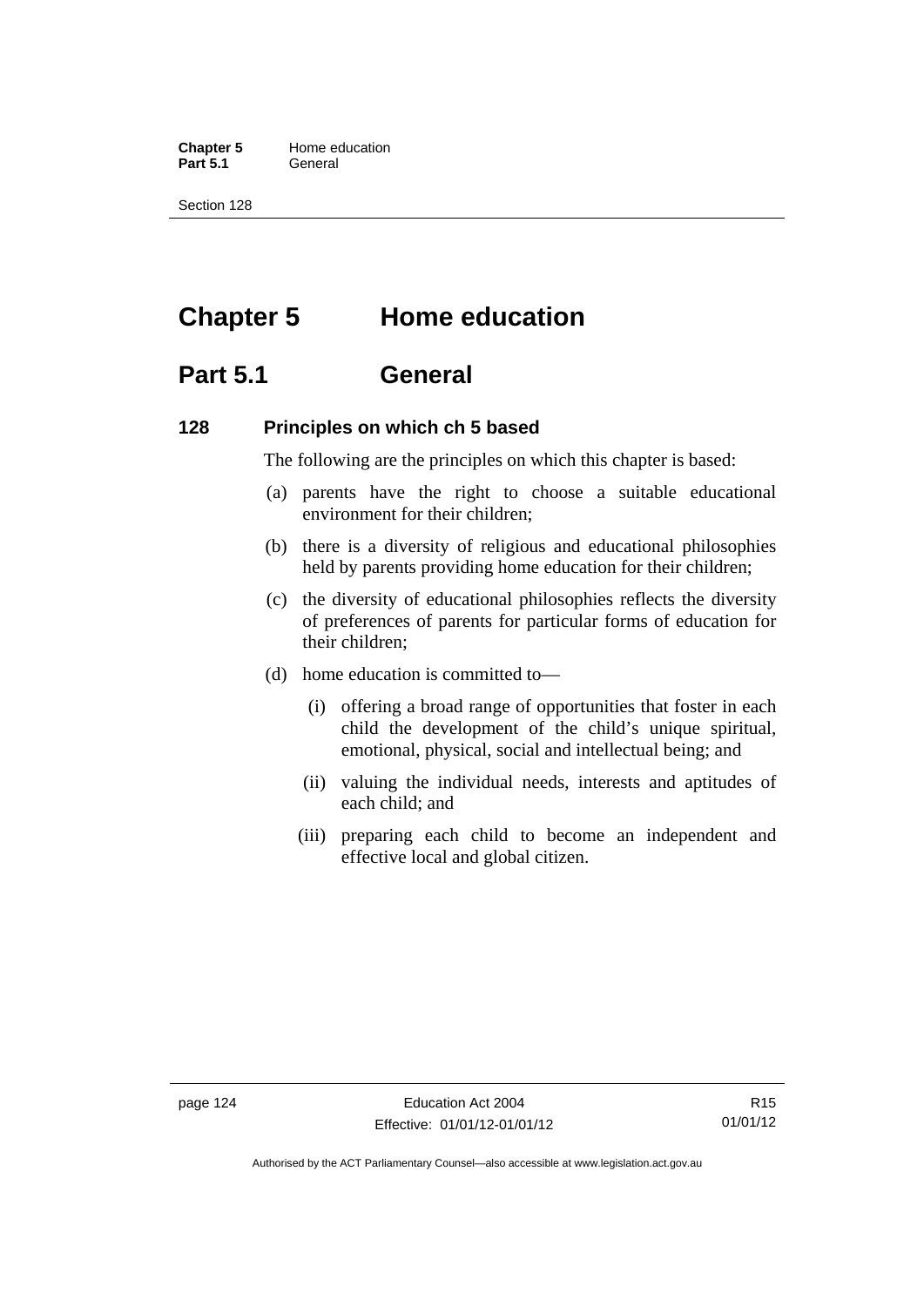# Chapter 5 Home education

## Part 5.1 General

### 128 Principles on which ch 5 based

The following are the principles on which this chapter is based:

(a) parents have the right to choose a suitable educational environment for their children;

(b) there is a diversity of religious and educational philosophies held by parents providing home education for their children;

(c) the diversity of educational philosophies reflects the diversity of preferences of parents for particular forms of education for their children;

(d) home education is committed to—

  (i) offering a broad range of opportunities that foster in each child the development of the child's unique spiritual, emotional, physical, social and intellectual being; and

  (ii) valuing the individual needs, interests and aptitudes of each child; and

  (iii) preparing each child to become an independent and effective local and global citizen.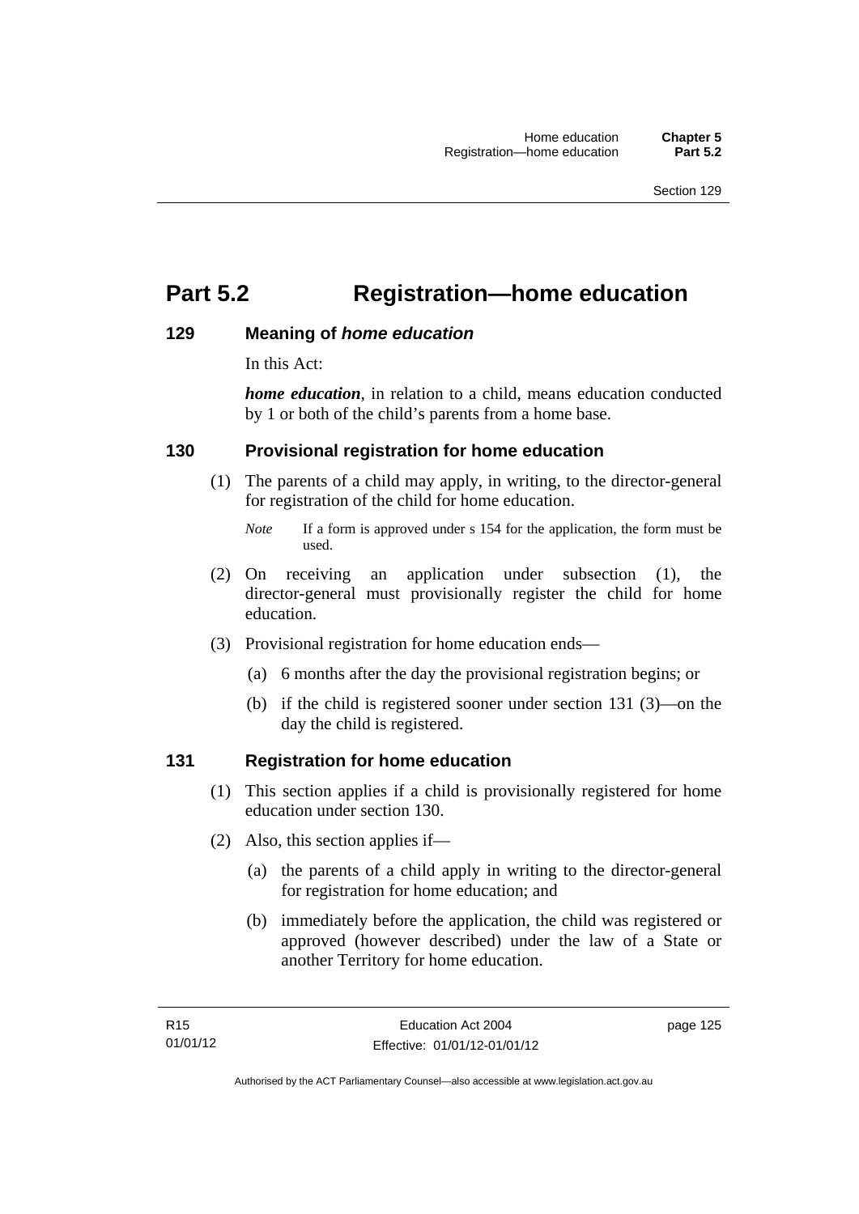# Part 5.2 Registration—home education

## 129 Meaning of *home education*

In this Act:

***home education***, in relation to a child, means education conducted by 1 or both of the child's parents from a home base.

## 130 Provisional registration for home education

(1) The parents of a child may apply, in writing, to the director-general for registration of the child for home education.

*Note* If a form is approved under s 154 for the application, the form must be used.

(2) On receiving an application under subsection (1), the director-general must provisionally register the child for home education.

(3) Provisional registration for home education ends—

(a) 6 months after the day the provisional registration begins; or

(b) if the child is registered sooner under section 131 (3)—on the day the child is registered.

## 131 Registration for home education

(1) This section applies if a child is provisionally registered for home education under section 130.

(2) Also, this section applies if—

(a) the parents of a child apply in writing to the director-general for registration for home education; and

(b) immediately before the application, the child was registered or approved (however described) under the law of a State or another Territory for home education.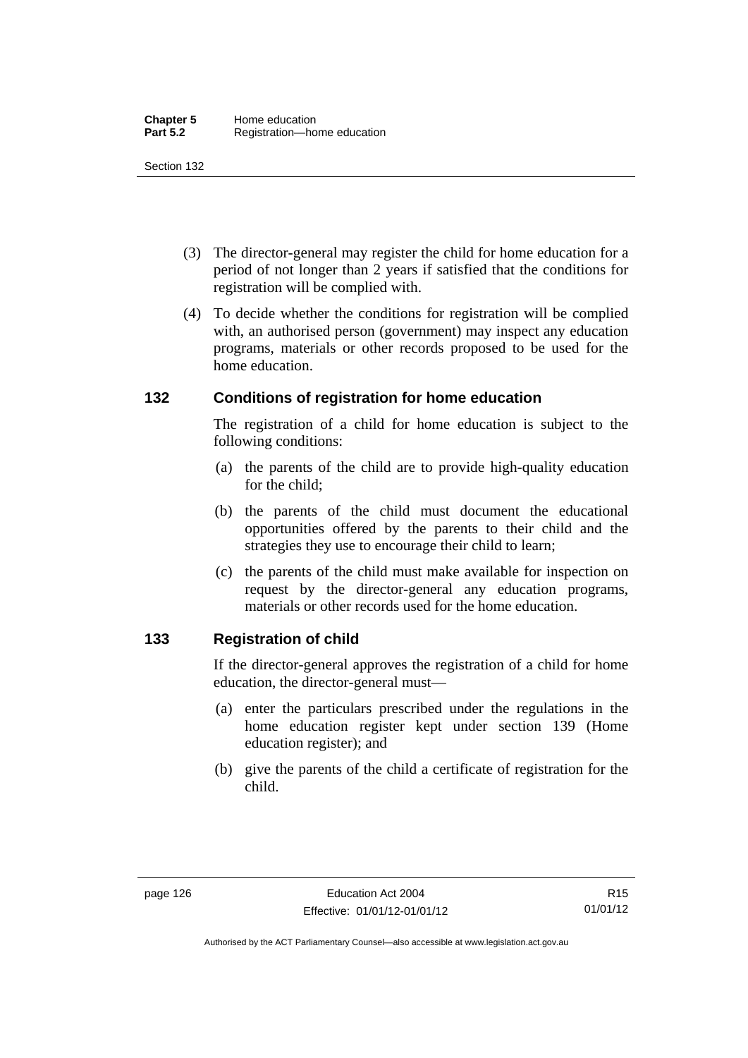(3) The director-general may register the child for home education for a period of not longer than 2 years if satisfied that the conditions for registration will be complied with.

(4) To decide whether the conditions for registration will be complied with, an authorised person (government) may inspect any education programs, materials or other records proposed to be used for the home education.

## 132 Conditions of registration for home education

The registration of a child for home education is subject to the following conditions:

(a) the parents of the child are to provide high-quality education for the child;

(b) the parents of the child must document the educational opportunities offered by the parents to their child and the strategies they use to encourage their child to learn;

(c) the parents of the child must make available for inspection on request by the director-general any education programs, materials or other records used for the home education.

## 133 Registration of child

If the director-general approves the registration of a child for home education, the director-general must—

(a) enter the particulars prescribed under the regulations in the home education register kept under section 139 (Home education register); and

(b) give the parents of the child a certificate of registration for the child.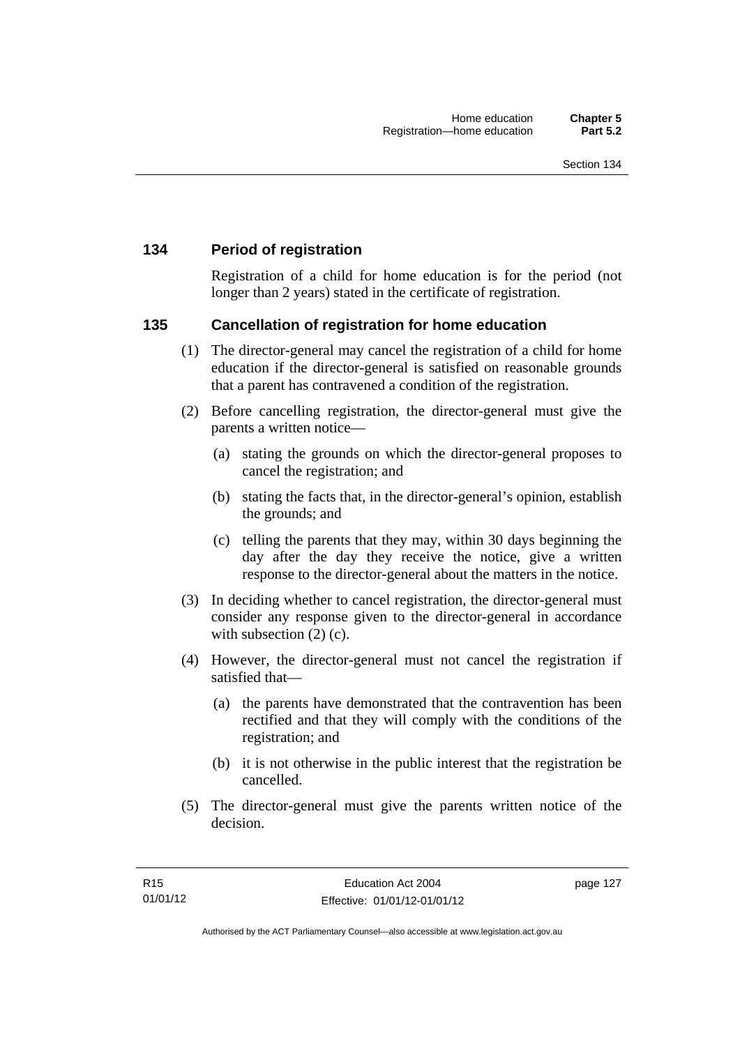## 134 Period of registration

Registration of a child for home education is for the period (not longer than 2 years) stated in the certificate of registration.

## 135 Cancellation of registration for home education

(1) The director-general may cancel the registration of a child for home education if the director-general is satisfied on reasonable grounds that a parent has contravened a condition of the registration.

(2) Before cancelling registration, the director-general must give the parents a written notice—

(a) stating the grounds on which the director-general proposes to cancel the registration; and

(b) stating the facts that, in the director-general's opinion, establish the grounds; and

(c) telling the parents that they may, within 30 days beginning the day after the day they receive the notice, give a written response to the director-general about the matters in the notice.

(3) In deciding whether to cancel registration, the director-general must consider any response given to the director-general in accordance with subsection (2) (c).

(4) However, the director-general must not cancel the registration if satisfied that—

(a) the parents have demonstrated that the contravention has been rectified and that they will comply with the conditions of the registration; and

(b) it is not otherwise in the public interest that the registration be cancelled.

(5) The director-general must give the parents written notice of the decision.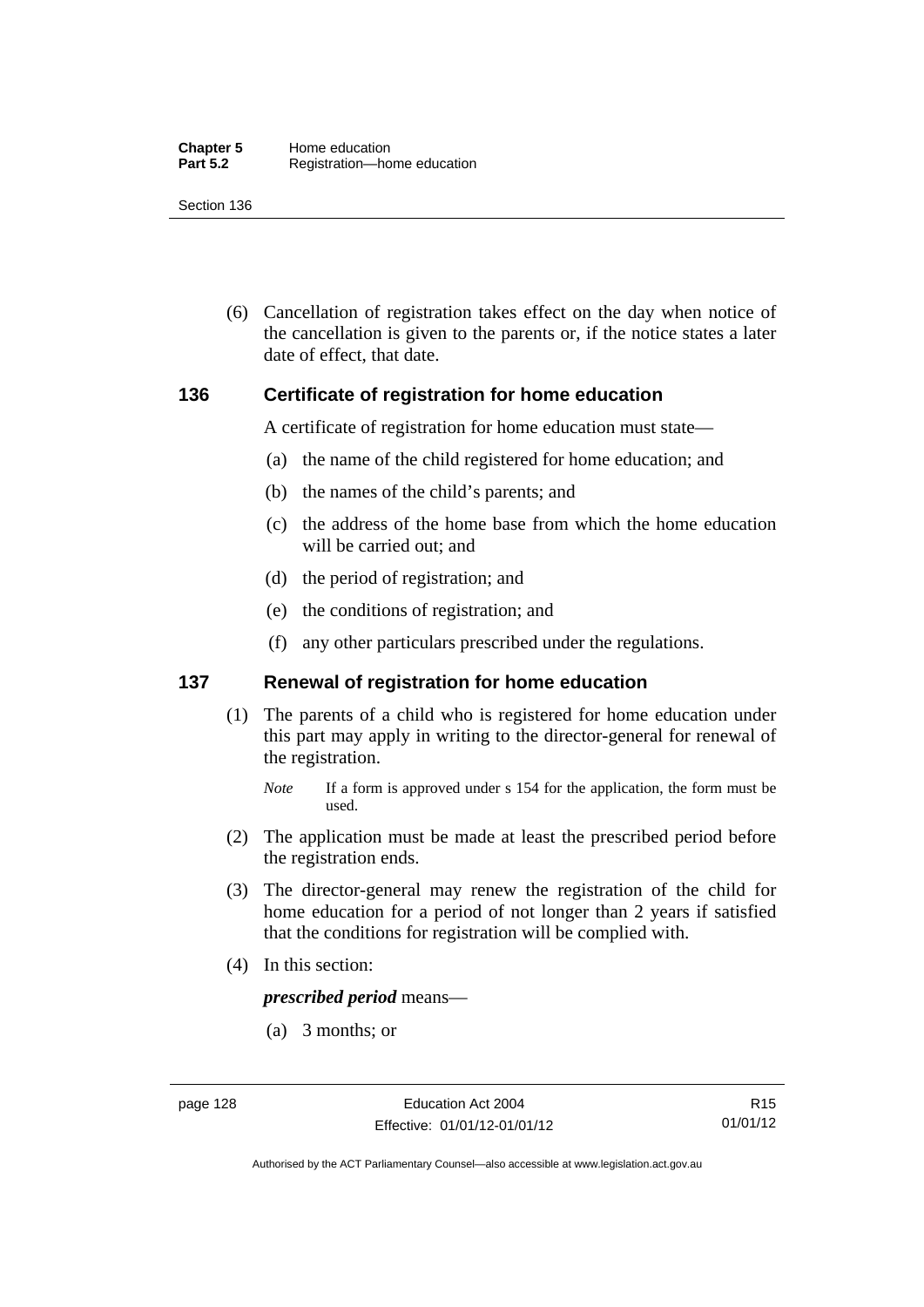(6) Cancellation of registration takes effect on the day when notice of the cancellation is given to the parents or, if the notice states a later date of effect, that date.

### 136 Certificate of registration for home education

A certificate of registration for home education must state—

(a) the name of the child registered for home education; and

(b) the names of the child's parents; and

(c) the address of the home base from which the home education will be carried out; and

(d) the period of registration; and

(e) the conditions of registration; and

(f) any other particulars prescribed under the regulations.

### 137 Renewal of registration for home education

(1) The parents of a child who is registered for home education under this part may apply in writing to the director-general for renewal of the registration.

*Note* If a form is approved under s 154 for the application, the form must be used.

(2) The application must be made at least the prescribed period before the registration ends.

(3) The director-general may renew the registration of the child for home education for a period of not longer than 2 years if satisfied that the conditions for registration will be complied with.

(4) In this section:

***prescribed period*** means—

(a) 3 months; or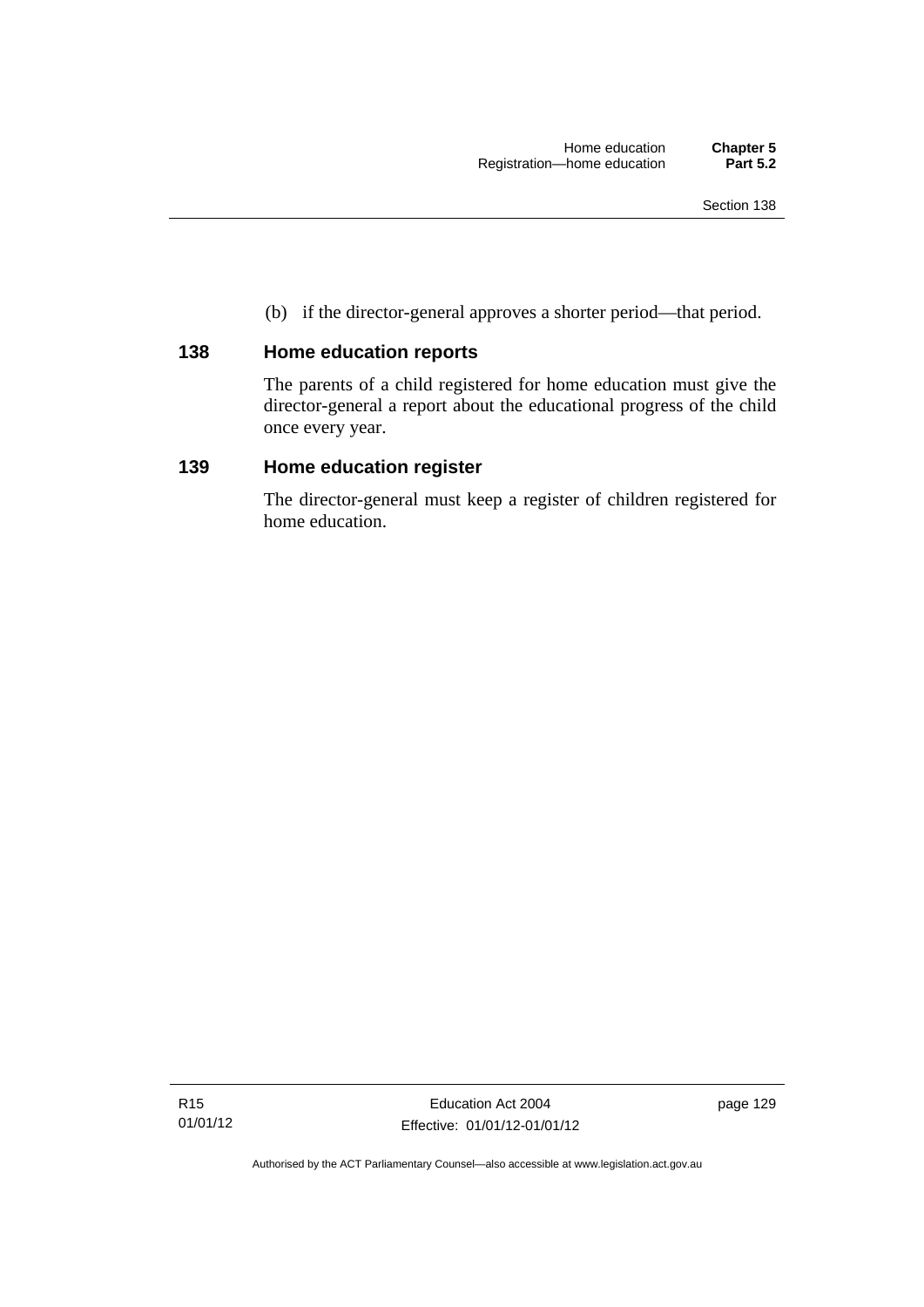(b) if the director-general approves a shorter period—that period.

### 138 Home education reports

The parents of a child registered for home education must give the director-general a report about the educational progress of the child once every year.

### 139 Home education register

The director-general must keep a register of children registered for home education.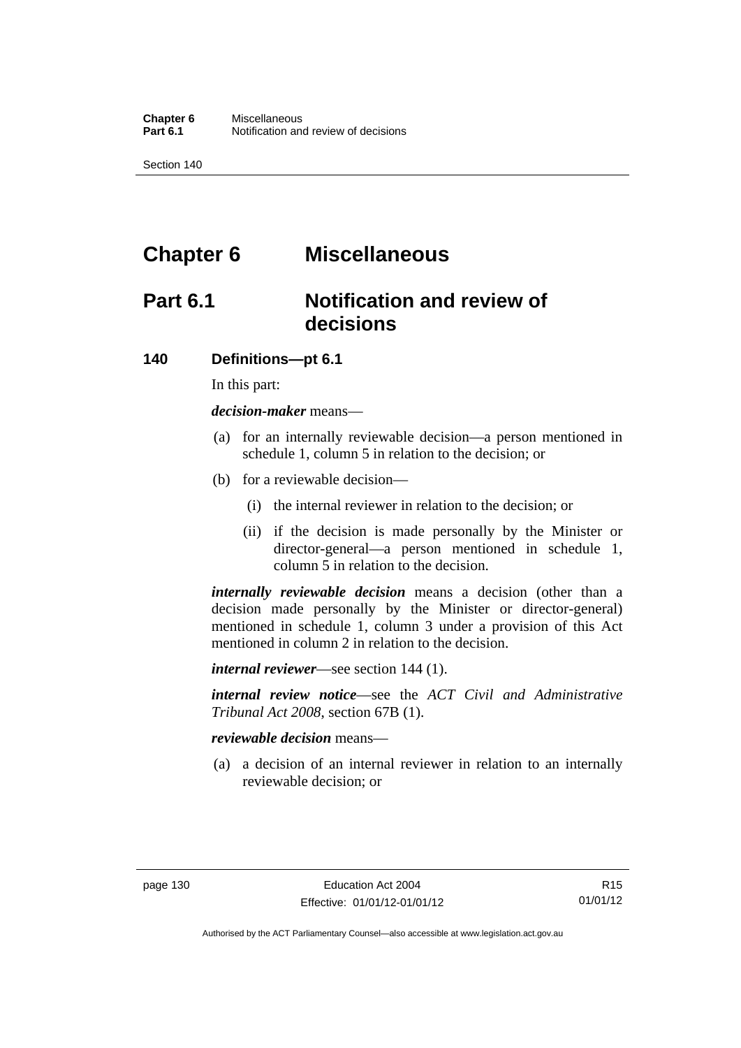# Chapter 6 Miscellaneous

## Part 6.1 Notification and review of decisions

### 140 Definitions—pt 6.1

In this part:

***decision-maker*** means—

(a) for an internally reviewable decision—a person mentioned in schedule 1, column 5 in relation to the decision; or

(b) for a reviewable decision—

(i) the internal reviewer in relation to the decision; or

(ii) if the decision is made personally by the Minister or director-general—a person mentioned in schedule 1, column 5 in relation to the decision.

***internally reviewable decision*** means a decision (other than a decision made personally by the Minister or director-general) mentioned in schedule 1, column 3 under a provision of this Act mentioned in column 2 in relation to the decision.

***internal reviewer***—see section 144 (1).

***internal review notice***—see the *ACT Civil and Administrative Tribunal Act 2008*, section 67B (1).

***reviewable decision*** means—

(a) a decision of an internal reviewer in relation to an internally reviewable decision; or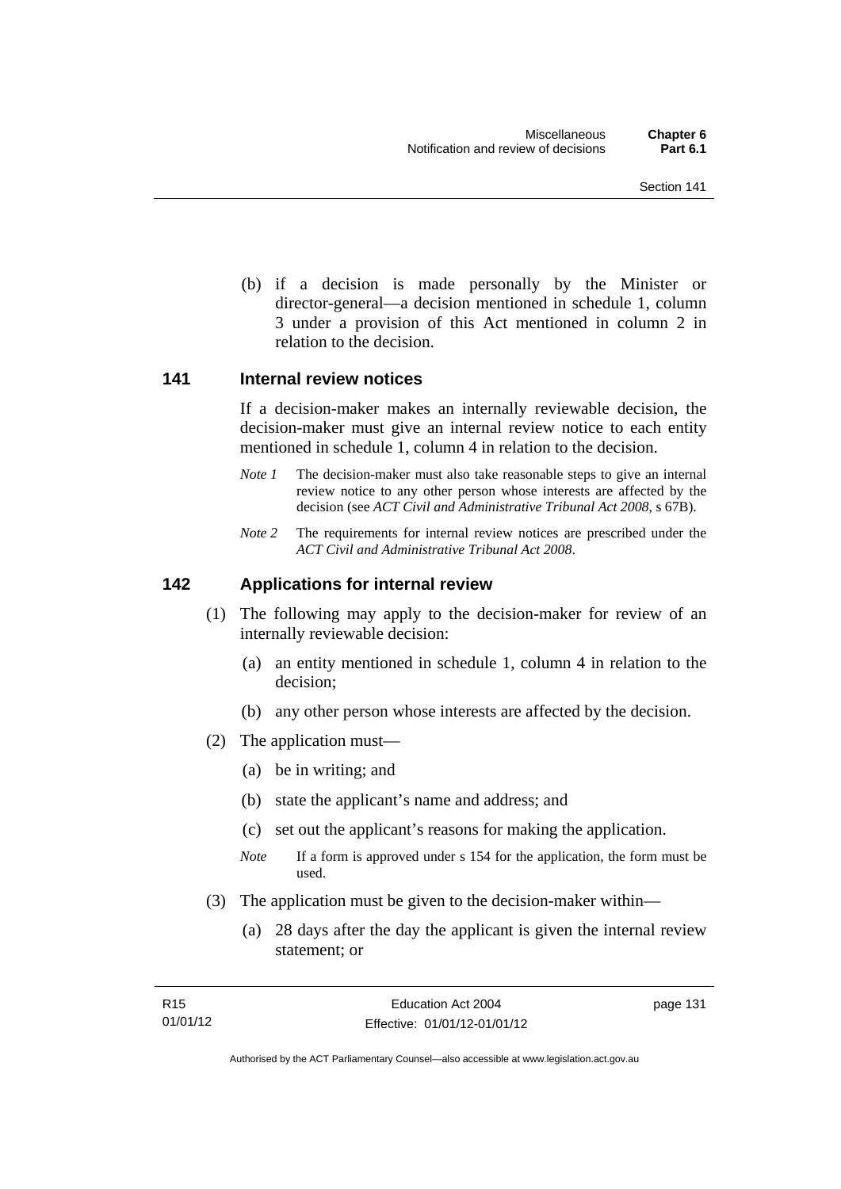(b) if a decision is made personally by the Minister or director-general—a decision mentioned in schedule 1, column 3 under a provision of this Act mentioned in column 2 in relation to the decision.

## 141 Internal review notices

If a decision-maker makes an internally reviewable decision, the decision-maker must give an internal review notice to each entity mentioned in schedule 1, column 4 in relation to the decision.

*Note 1* The decision-maker must also take reasonable steps to give an internal review notice to any other person whose interests are affected by the decision (see *ACT Civil and Administrative Tribunal Act 2008*, s 67B).

*Note 2* The requirements for internal review notices are prescribed under the *ACT Civil and Administrative Tribunal Act 2008*.

## 142 Applications for internal review

(1) The following may apply to the decision-maker for review of an internally reviewable decision:

(a) an entity mentioned in schedule 1, column 4 in relation to the decision;

(b) any other person whose interests are affected by the decision.

(2) The application must—

(a) be in writing; and

(b) state the applicant's name and address; and

(c) set out the applicant's reasons for making the application.

*Note* If a form is approved under s 154 for the application, the form must be used.

(3) The application must be given to the decision-maker within—

(a) 28 days after the day the applicant is given the internal review statement; or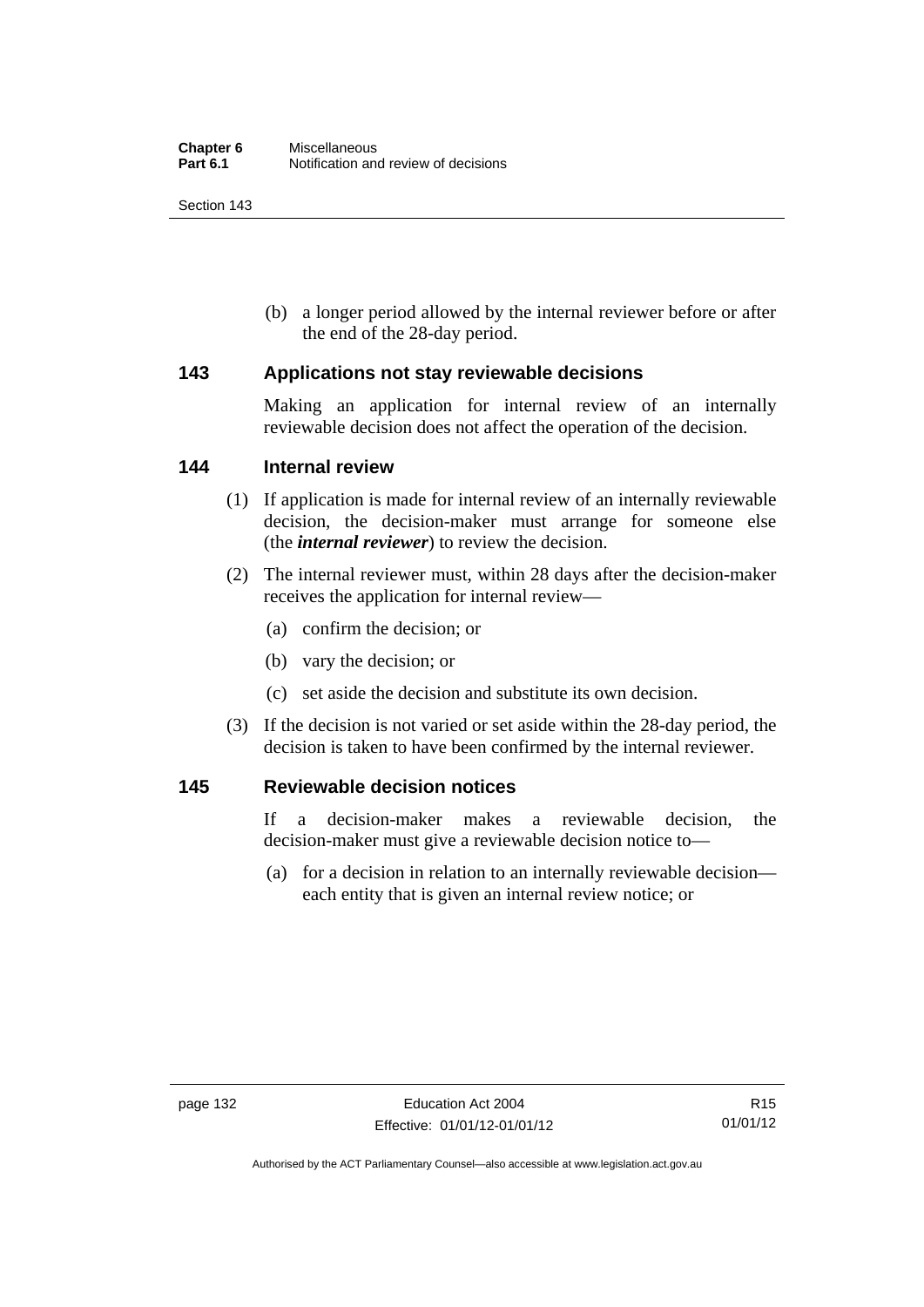(b) a longer period allowed by the internal reviewer before or after the end of the 28-day period.

### 143 Applications not stay reviewable decisions

Making an application for internal review of an internally reviewable decision does not affect the operation of the decision.

### 144 Internal review

(1) If application is made for internal review of an internally reviewable decision, the decision-maker must arrange for someone else (the ***internal reviewer***) to review the decision.

(2) The internal reviewer must, within 28 days after the decision-maker receives the application for internal review—

(a) confirm the decision; or

(b) vary the decision; or

(c) set aside the decision and substitute its own decision.

(3) If the decision is not varied or set aside within the 28-day period, the decision is taken to have been confirmed by the internal reviewer.

### 145 Reviewable decision notices

If a decision-maker makes a reviewable decision, the decision-maker must give a reviewable decision notice to—

(a) for a decision in relation to an internally reviewable decision—each entity that is given an internal review notice; or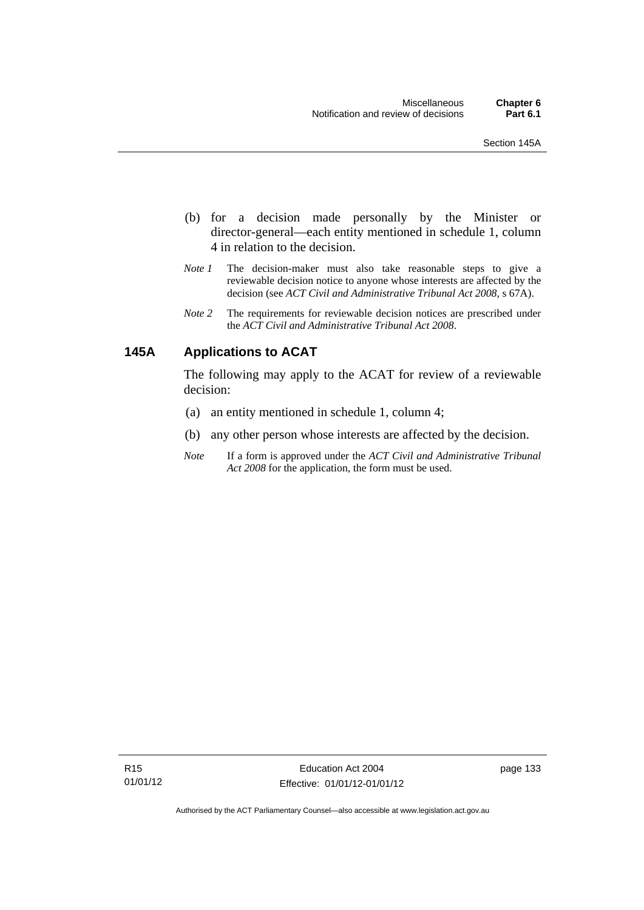(b) for a decision made personally by the Minister or director-general—each entity mentioned in schedule 1, column 4 in relation to the decision.

*Note 1* The decision-maker must also take reasonable steps to give a reviewable decision notice to anyone whose interests are affected by the decision (see *ACT Civil and Administrative Tribunal Act 2008*, s 67A).

*Note 2* The requirements for reviewable decision notices are prescribed under the *ACT Civil and Administrative Tribunal Act 2008*.

## 145A Applications to ACAT

The following may apply to the ACAT for review of a reviewable decision:

(a) an entity mentioned in schedule 1, column 4;

(b) any other person whose interests are affected by the decision.

*Note* If a form is approved under the *ACT Civil and Administrative Tribunal Act 2008* for the application, the form must be used.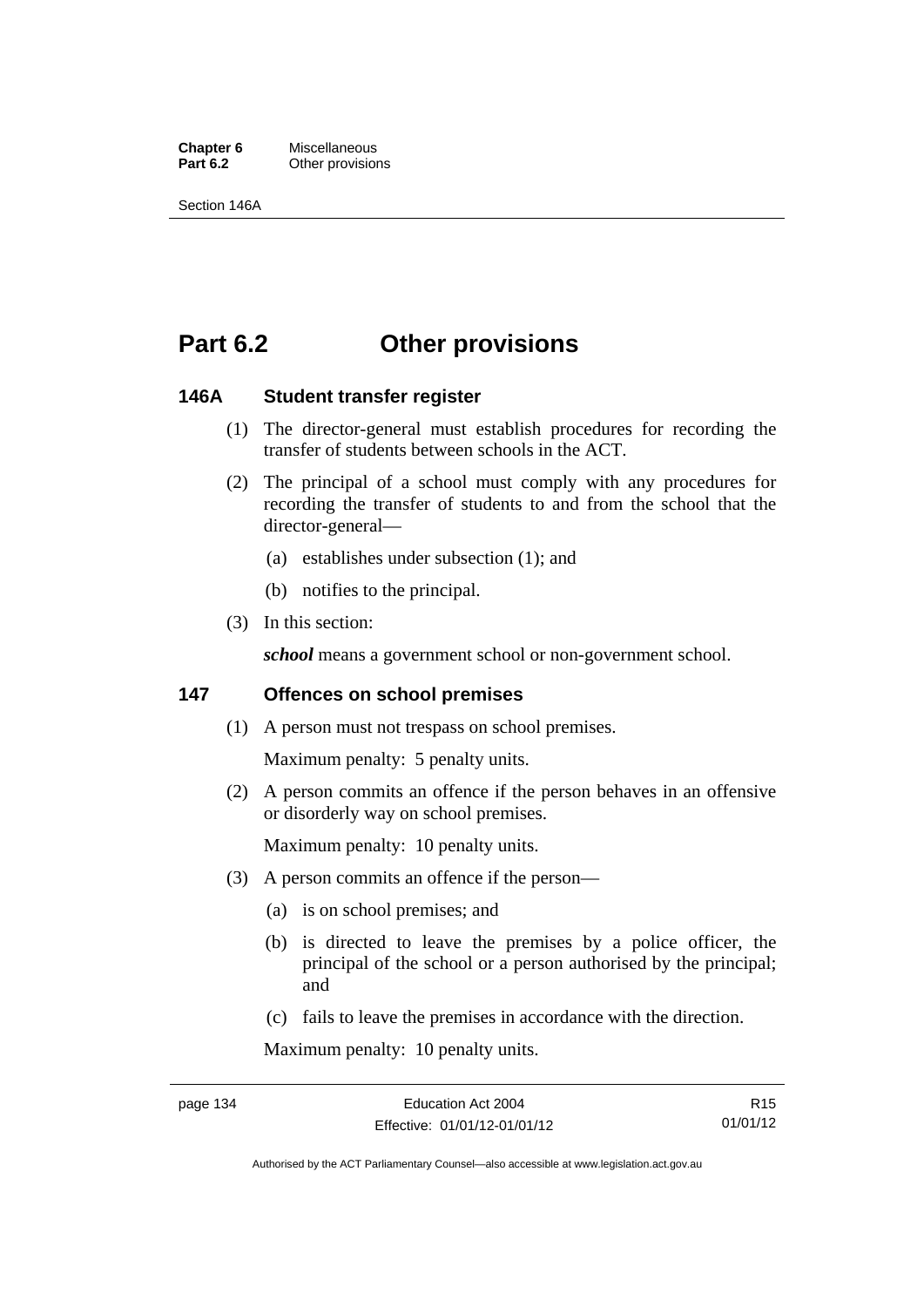# Part 6.2 Other provisions

### 146A Student transfer register

(1) The director-general must establish procedures for recording the transfer of students between schools in the ACT.

(2) The principal of a school must comply with any procedures for recording the transfer of students to and from the school that the director-general—

(a) establishes under subsection (1); and

(b) notifies to the principal.

(3) In this section:

***school*** means a government school or non-government school.

### 147 Offences on school premises

(1) A person must not trespass on school premises.

Maximum penalty: 5 penalty units.

(2) A person commits an offence if the person behaves in an offensive or disorderly way on school premises.

Maximum penalty: 10 penalty units.

(3) A person commits an offence if the person—

(a) is on school premises; and

(b) is directed to leave the premises by a police officer, the principal of the school or a person authorised by the principal; and

(c) fails to leave the premises in accordance with the direction.

Maximum penalty: 10 penalty units.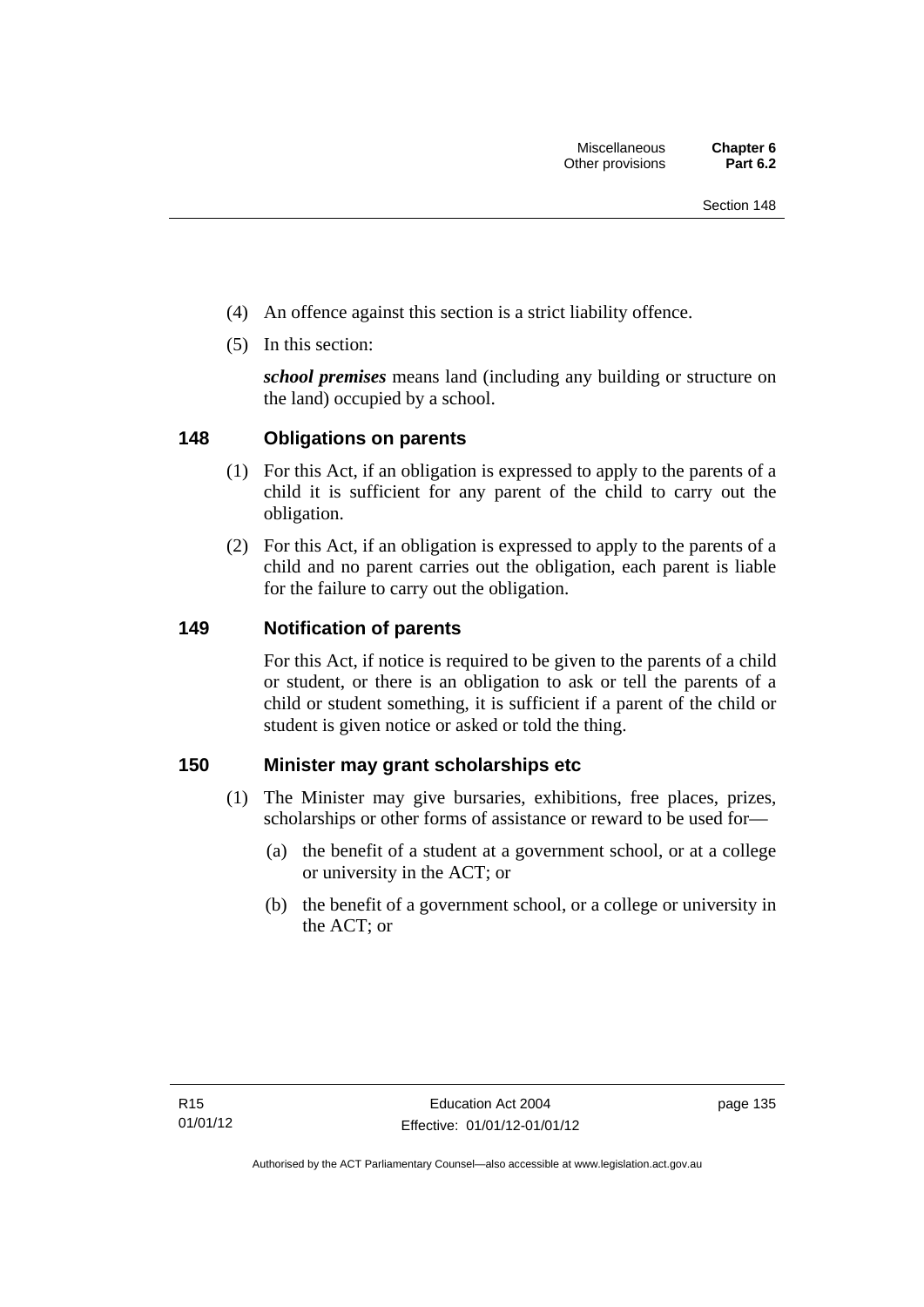(4) An offence against this section is a strict liability offence.

(5) In this section:

***school premises*** means land (including any building or structure on the land) occupied by a school.

## 148 Obligations on parents

(1) For this Act, if an obligation is expressed to apply to the parents of a child it is sufficient for any parent of the child to carry out the obligation.

(2) For this Act, if an obligation is expressed to apply to the parents of a child and no parent carries out the obligation, each parent is liable for the failure to carry out the obligation.

## 149 Notification of parents

For this Act, if notice is required to be given to the parents of a child or student, or there is an obligation to ask or tell the parents of a child or student something, it is sufficient if a parent of the child or student is given notice or asked or told the thing.

## 150 Minister may grant scholarships etc

(1) The Minister may give bursaries, exhibitions, free places, prizes, scholarships or other forms of assistance or reward to be used for—

(a) the benefit of a student at a government school, or at a college or university in the ACT; or

(b) the benefit of a government school, or a college or university in the ACT; or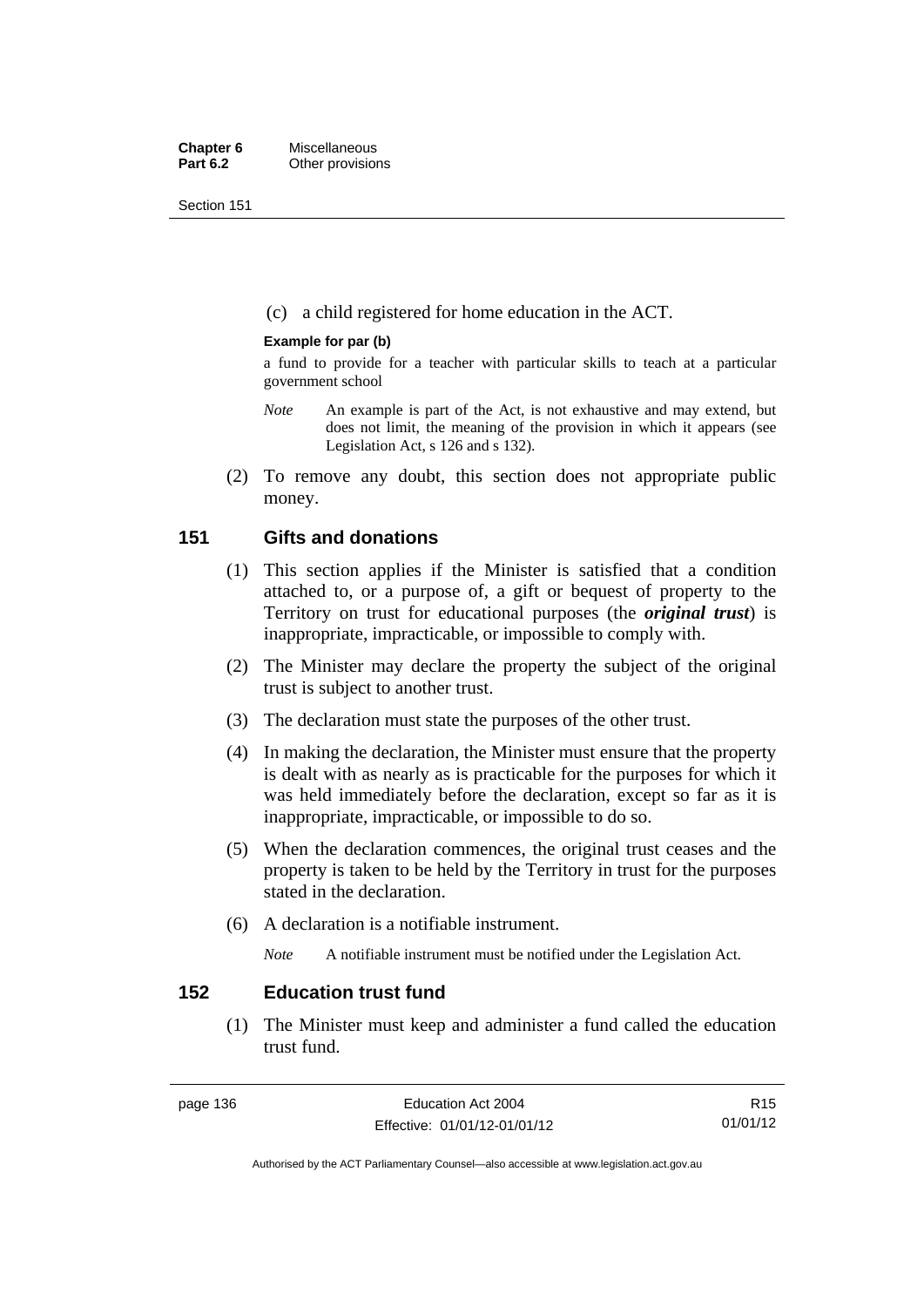(c) a child registered for home education in the ACT.

**Example for par (b)**

a fund to provide for a teacher with particular skills to teach at a particular government school

*Note* An example is part of the Act, is not exhaustive and may extend, but does not limit, the meaning of the provision in which it appears (see Legislation Act, s 126 and s 132).

(2) To remove any doubt, this section does not appropriate public money.

## 151 Gifts and donations

(1) This section applies if the Minister is satisfied that a condition attached to, or a purpose of, a gift or bequest of property to the Territory on trust for educational purposes (the ***original trust***) is inappropriate, impracticable, or impossible to comply with.

(2) The Minister may declare the property the subject of the original trust is subject to another trust.

(3) The declaration must state the purposes of the other trust.

(4) In making the declaration, the Minister must ensure that the property is dealt with as nearly as is practicable for the purposes for which it was held immediately before the declaration, except so far as it is inappropriate, impracticable, or impossible to do so.

(5) When the declaration commences, the original trust ceases and the property is taken to be held by the Territory in trust for the purposes stated in the declaration.

(6) A declaration is a notifiable instrument.

*Note* A notifiable instrument must be notified under the Legislation Act.

## 152 Education trust fund

(1) The Minister must keep and administer a fund called the education trust fund.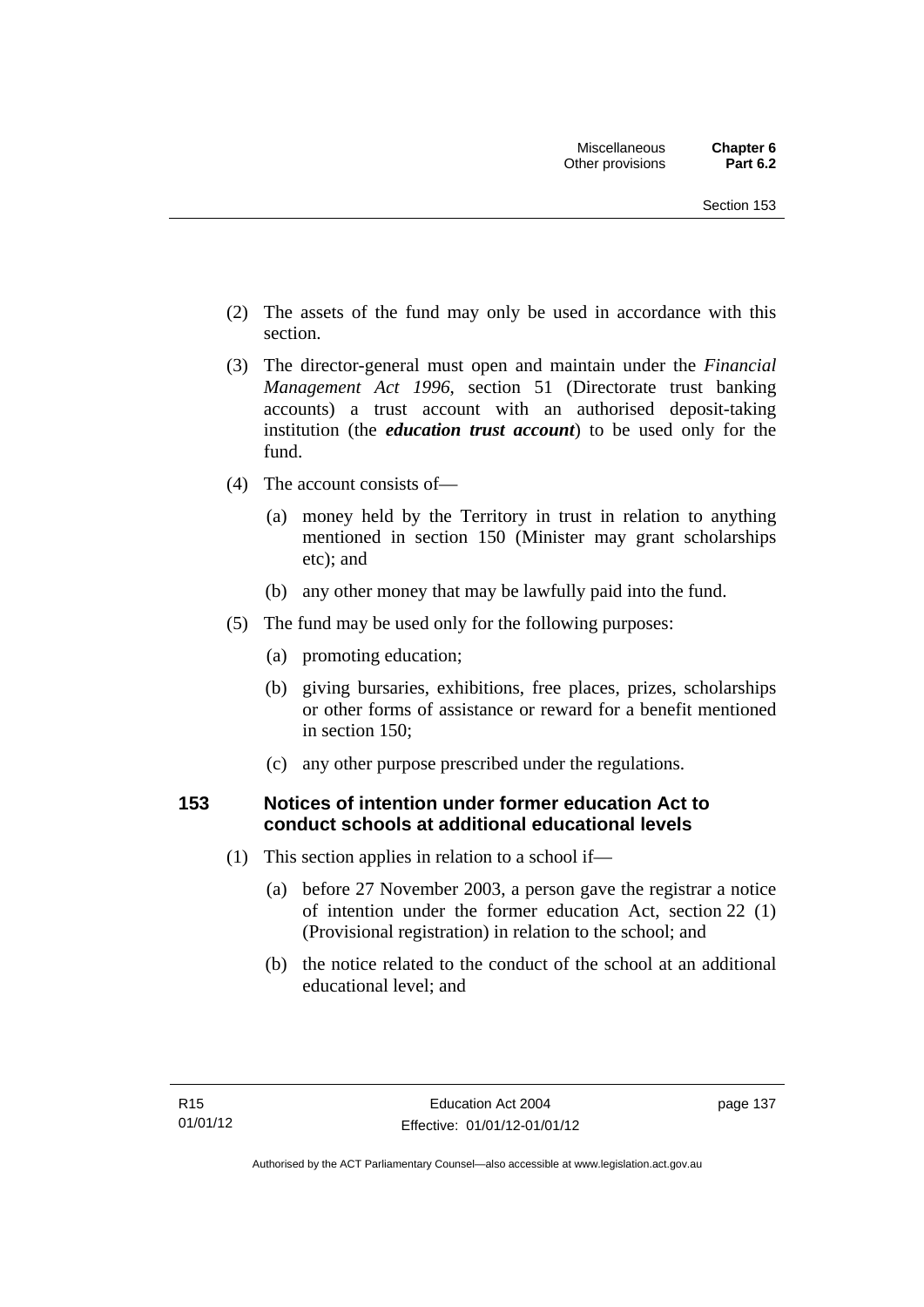(2) The assets of the fund may only be used in accordance with this section.

(3) The director-general must open and maintain under the *Financial Management Act 1996*, section 51 (Directorate trust banking accounts) a trust account with an authorised deposit-taking institution (the ***education trust account***) to be used only for the fund.

(4) The account consists of—

(a) money held by the Territory in trust in relation to anything mentioned in section 150 (Minister may grant scholarships etc); and

(b) any other money that may be lawfully paid into the fund.

(5) The fund may be used only for the following purposes:

(a) promoting education;

(b) giving bursaries, exhibitions, free places, prizes, scholarships or other forms of assistance or reward for a benefit mentioned in section 150;

(c) any other purpose prescribed under the regulations.

### 153 Notices of intention under former education Act to conduct schools at additional educational levels

(1) This section applies in relation to a school if—

(a) before 27 November 2003, a person gave the registrar a notice of intention under the former education Act, section 22 (1) (Provisional registration) in relation to the school; and

(b) the notice related to the conduct of the school at an additional educational level; and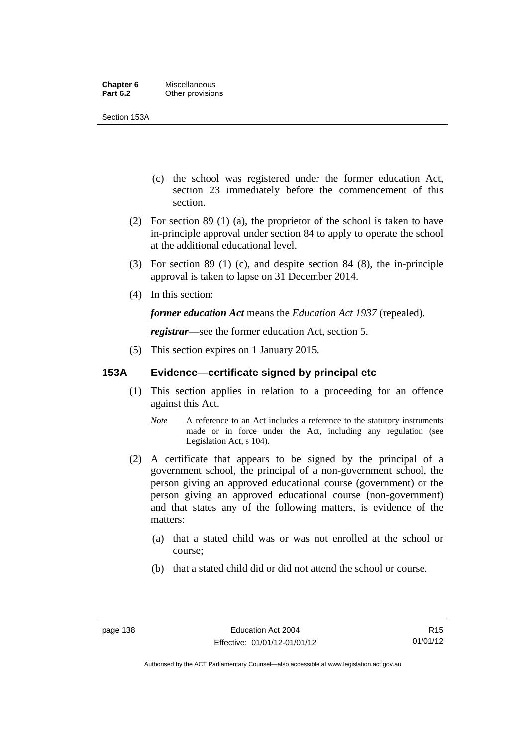(c) the school was registered under the former education Act, section 23 immediately before the commencement of this section.

(2) For section 89 (1) (a), the proprietor of the school is taken to have in-principle approval under section 84 to apply to operate the school at the additional educational level.

(3) For section 89 (1) (c), and despite section 84 (8), the in-principle approval is taken to lapse on 31 December 2014.

(4) In this section:

***former education Act*** means the *Education Act 1937* (repealed).

***registrar***—see the former education Act, section 5.

(5) This section expires on 1 January 2015.

### 153A Evidence—certificate signed by principal etc

(1) This section applies in relation to a proceeding for an offence against this Act.

*Note* A reference to an Act includes a reference to the statutory instruments made or in force under the Act, including any regulation (see Legislation Act, s 104).

(2) A certificate that appears to be signed by the principal of a government school, the principal of a non-government school, the person giving an approved educational course (government) or the person giving an approved educational course (non-government) and that states any of the following matters, is evidence of the matters:

(a) that a stated child was or was not enrolled at the school or course;

(b) that a stated child did or did not attend the school or course.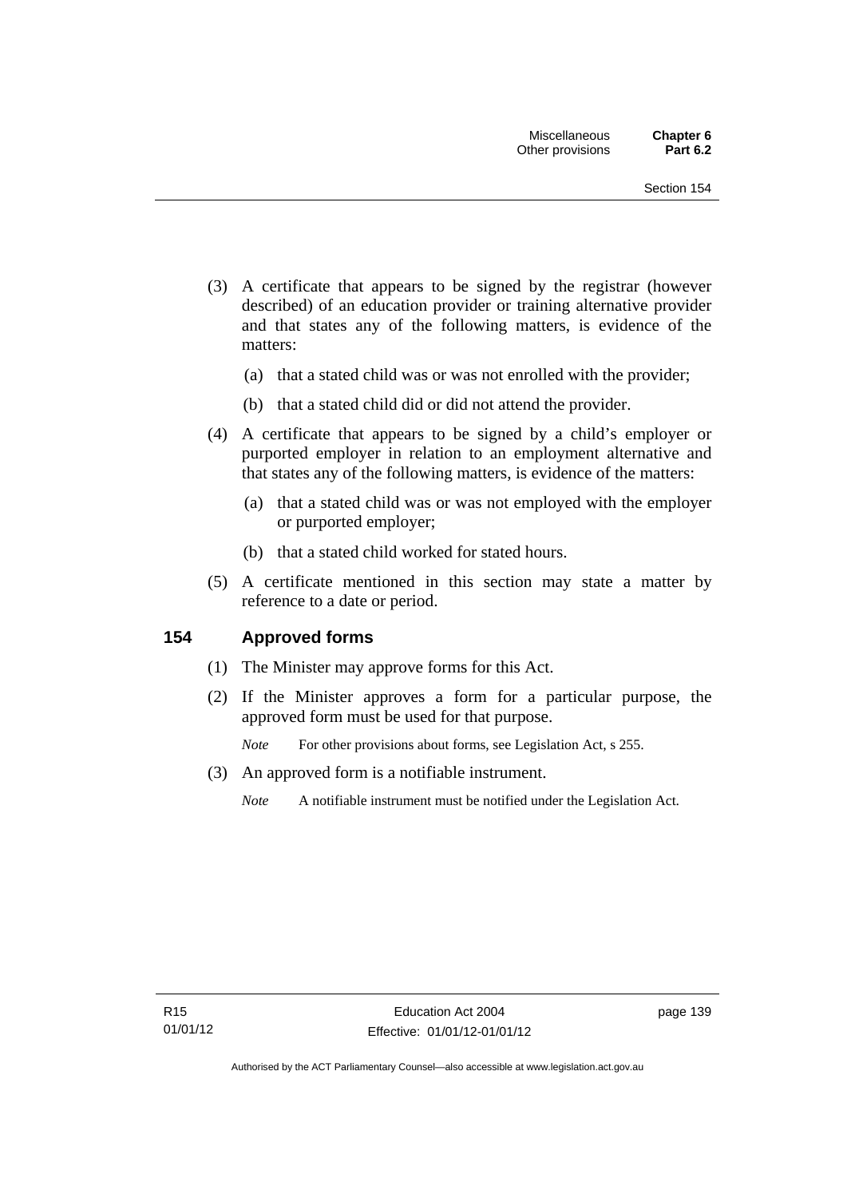(3) A certificate that appears to be signed by the registrar (however described) of an education provider or training alternative provider and that states any of the following matters, is evidence of the matters:

(a) that a stated child was or was not enrolled with the provider;

(b) that a stated child did or did not attend the provider.

(4) A certificate that appears to be signed by a child's employer or purported employer in relation to an employment alternative and that states any of the following matters, is evidence of the matters:

(a) that a stated child was or was not employed with the employer or purported employer;

(b) that a stated child worked for stated hours.

(5) A certificate mentioned in this section may state a matter by reference to a date or period.

## 154 Approved forms

(1) The Minister may approve forms for this Act.

(2) If the Minister approves a form for a particular purpose, the approved form must be used for that purpose.

*Note* For other provisions about forms, see Legislation Act, s 255.

(3) An approved form is a notifiable instrument.

*Note* A notifiable instrument must be notified under the Legislation Act.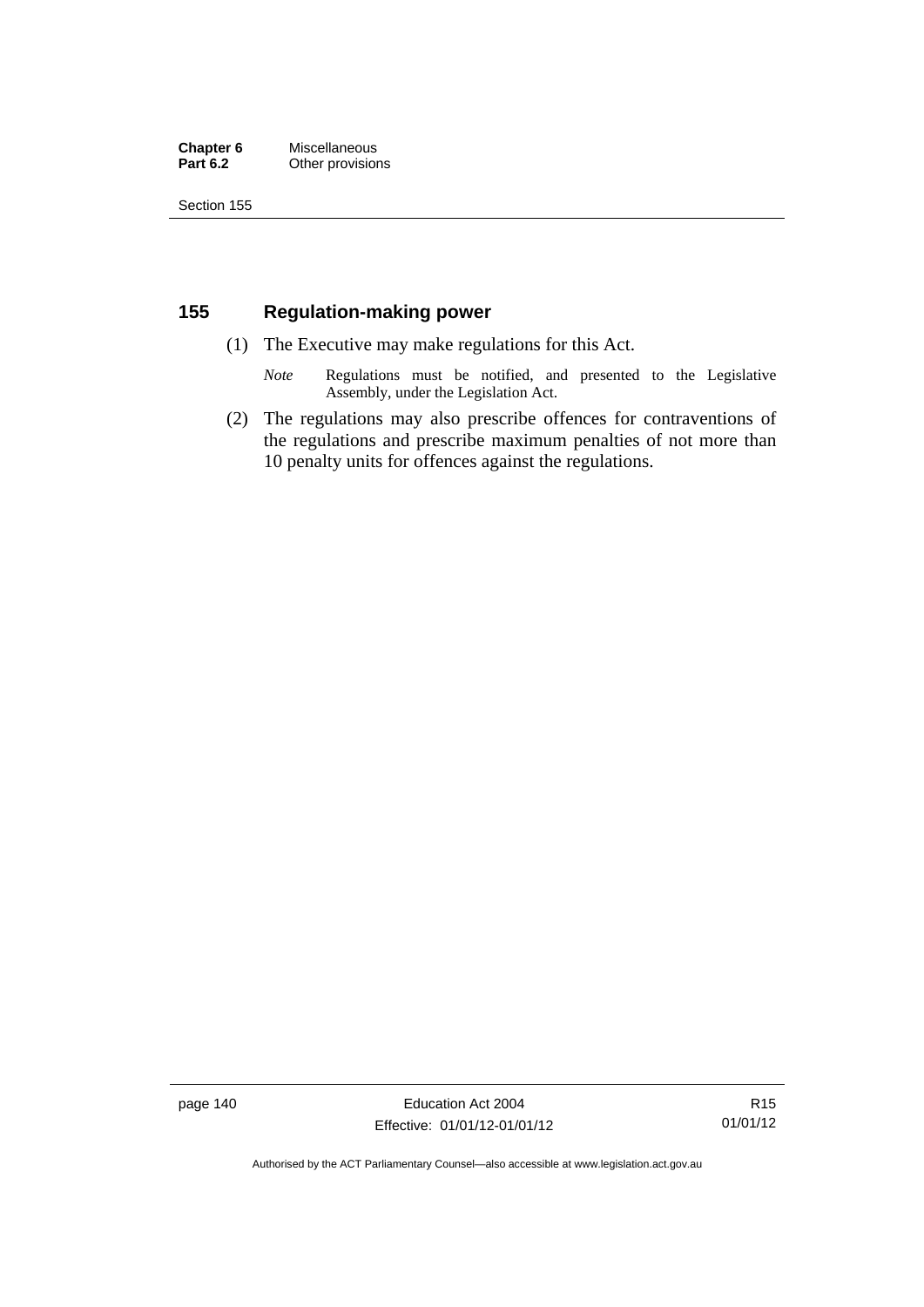## 155 Regulation-making power

(1) The Executive may make regulations for this Act.

*Note* Regulations must be notified, and presented to the Legislative Assembly, under the Legislation Act.

(2) The regulations may also prescribe offences for contraventions of the regulations and prescribe maximum penalties of not more than 10 penalty units for offences against the regulations.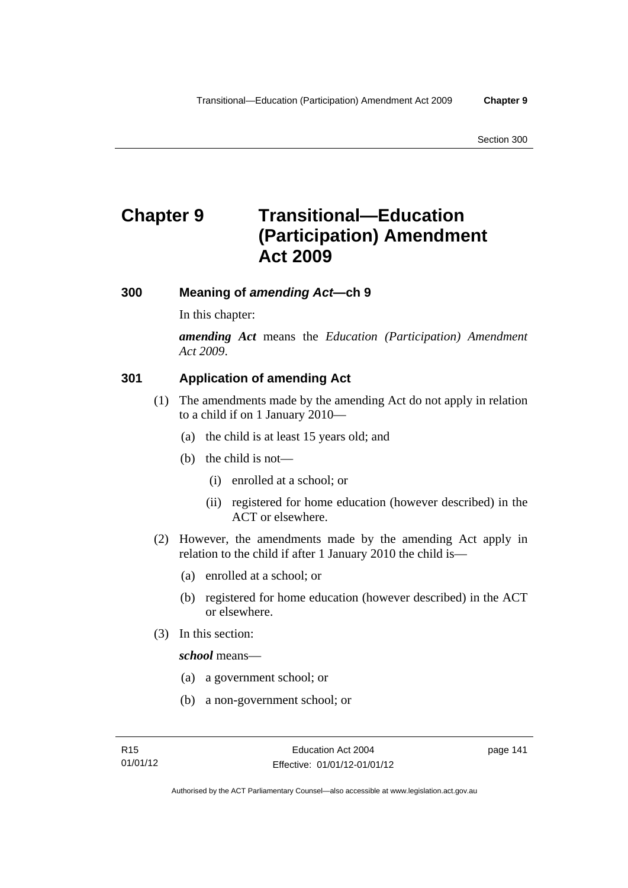# Chapter 9 Transitional—Education (Participation) Amendment Act 2009

## 300 Meaning of *amending Act*—ch 9

In this chapter:

***amending Act*** means the *Education (Participation) Amendment Act 2009*.

## 301 Application of amending Act

(1) The amendments made by the amending Act do not apply in relation to a child if on 1 January 2010—

(a) the child is at least 15 years old; and

(b) the child is not—

(i) enrolled at a school; or

(ii) registered for home education (however described) in the ACT or elsewhere.

(2) However, the amendments made by the amending Act apply in relation to the child if after 1 January 2010 the child is—

(a) enrolled at a school; or

(b) registered for home education (however described) in the ACT or elsewhere.

(3) In this section:

***school*** means—

(a) a government school; or

(b) a non-government school; or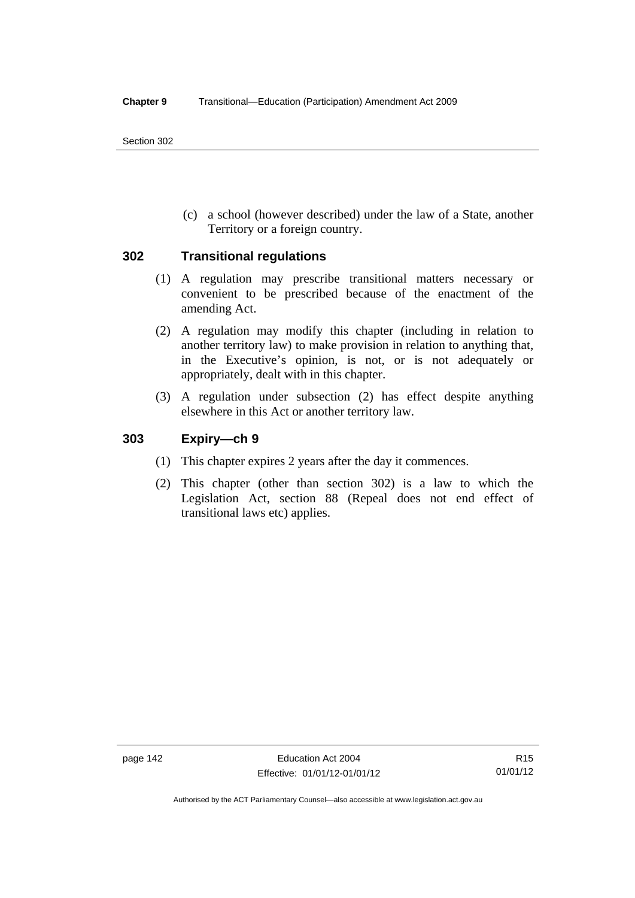(c) a school (however described) under the law of a State, another Territory or a foreign country.

## 302 Transitional regulations

(1) A regulation may prescribe transitional matters necessary or convenient to be prescribed because of the enactment of the amending Act.

(2) A regulation may modify this chapter (including in relation to another territory law) to make provision in relation to anything that, in the Executive's opinion, is not, or is not adequately or appropriately, dealt with in this chapter.

(3) A regulation under subsection (2) has effect despite anything elsewhere in this Act or another territory law.

## 303 Expiry—ch 9

(1) This chapter expires 2 years after the day it commences.

(2) This chapter (other than section 302) is a law to which the Legislation Act, section 88 (Repeal does not end effect of transitional laws etc) applies.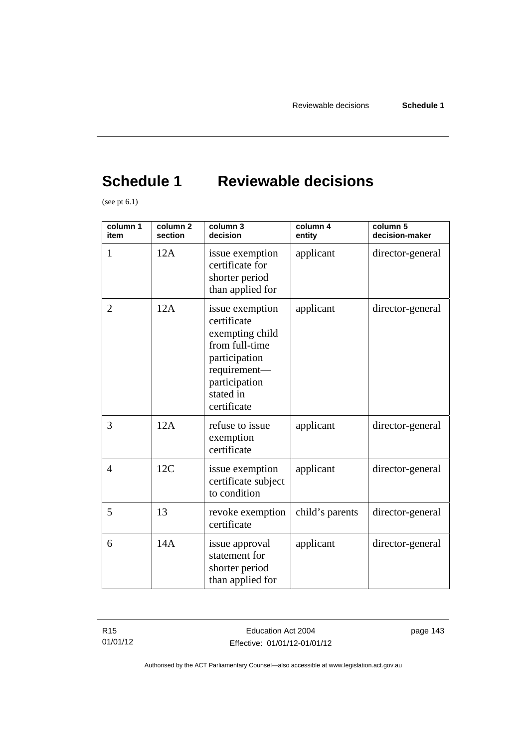# Schedule 1 Reviewable decisions

(see pt 6.1)

| column 1 item | column 2 section | column 3 decision | column 4 entity | column 5 decision-maker |
|---|---|---|---|---|
| 1 | 12A | issue exemption certificate for shorter period than applied for | applicant | director-general |
| 2 | 12A | issue exemption certificate exempting child from full-time participation requirement—participation stated in certificate | applicant | director-general |
| 3 | 12A | refuse to issue exemption certificate | applicant | director-general |
| 4 | 12C | issue exemption certificate subject to condition | applicant | director-general |
| 5 | 13 | revoke exemption certificate | child's parents | director-general |
| 6 | 14A | issue approval statement for shorter period than applied for | applicant | director-general |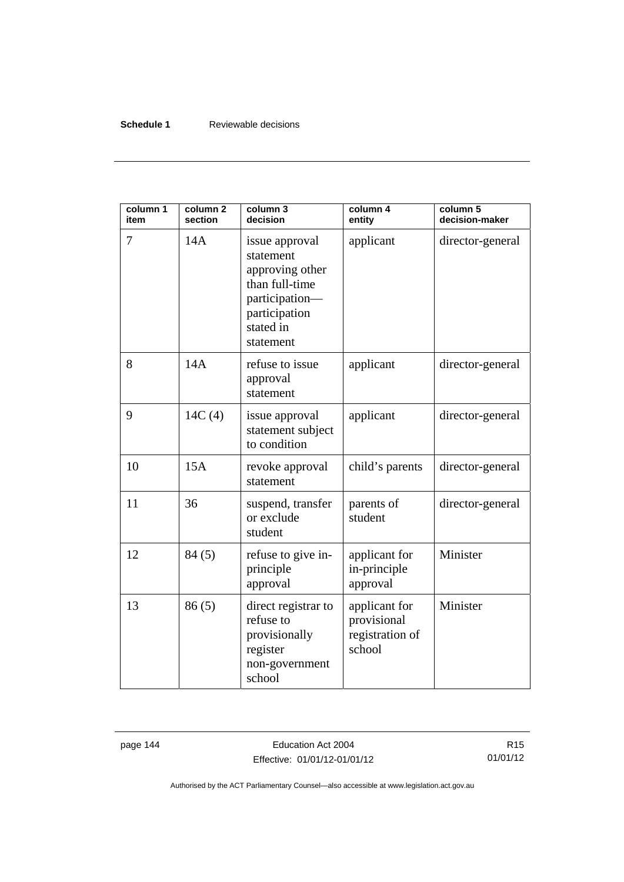| column 1 item | column 2 section | column 3 decision | column 4 entity | column 5 decision-maker |
|---|---|---|---|---|
| 7 | 14A | issue approval statement approving other than full-time participation—participation stated in statement | applicant | director-general |
| 8 | 14A | refuse to issue approval statement | applicant | director-general |
| 9 | 14C (4) | issue approval statement subject to condition | applicant | director-general |
| 10 | 15A | revoke approval statement | child's parents | director-general |
| 11 | 36 | suspend, transfer or exclude student | parents of student | director-general |
| 12 | 84 (5) | refuse to give in-principle approval | applicant for in-principle approval | Minister |
| 13 | 86 (5) | direct registrar to refuse to provisionally register non-government school | applicant for provisional registration of school | Minister |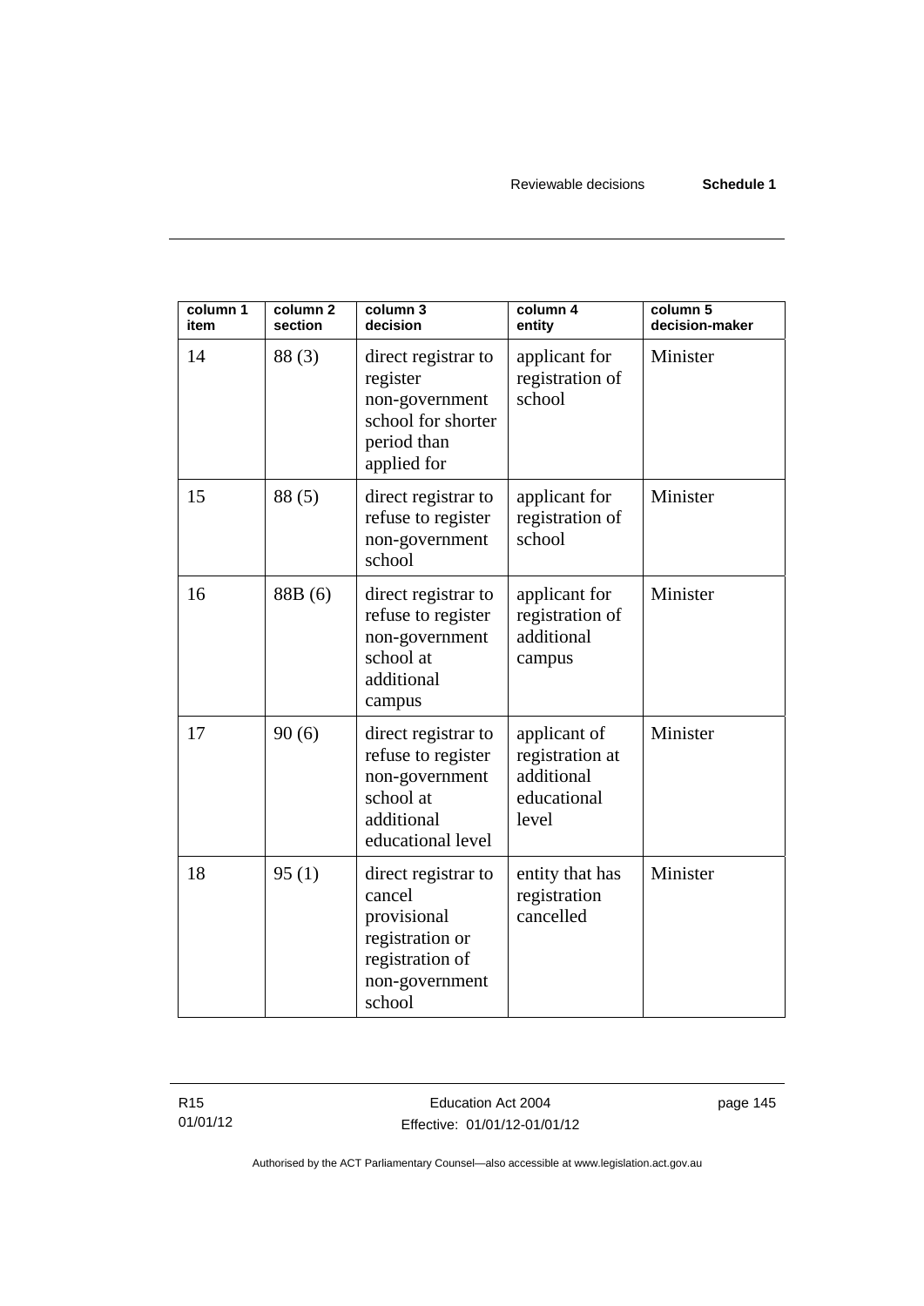| column 1 item | column 2 section | column 3 decision | column 4 entity | column 5 decision-maker |
|---|---|---|---|---|
| 14 | 88 (3) | direct registrar to register non-government school for shorter period than applied for | applicant for registration of school | Minister |
| 15 | 88 (5) | direct registrar to refuse to register non-government school | applicant for registration of school | Minister |
| 16 | 88B (6) | direct registrar to refuse to register non-government school at additional campus | applicant for registration of additional campus | Minister |
| 17 | 90 (6) | direct registrar to refuse to register non-government school at additional educational level | applicant of registration at additional educational level | Minister |
| 18 | 95 (1) | direct registrar to cancel provisional registration or registration of non-government school | entity that has registration cancelled | Minister |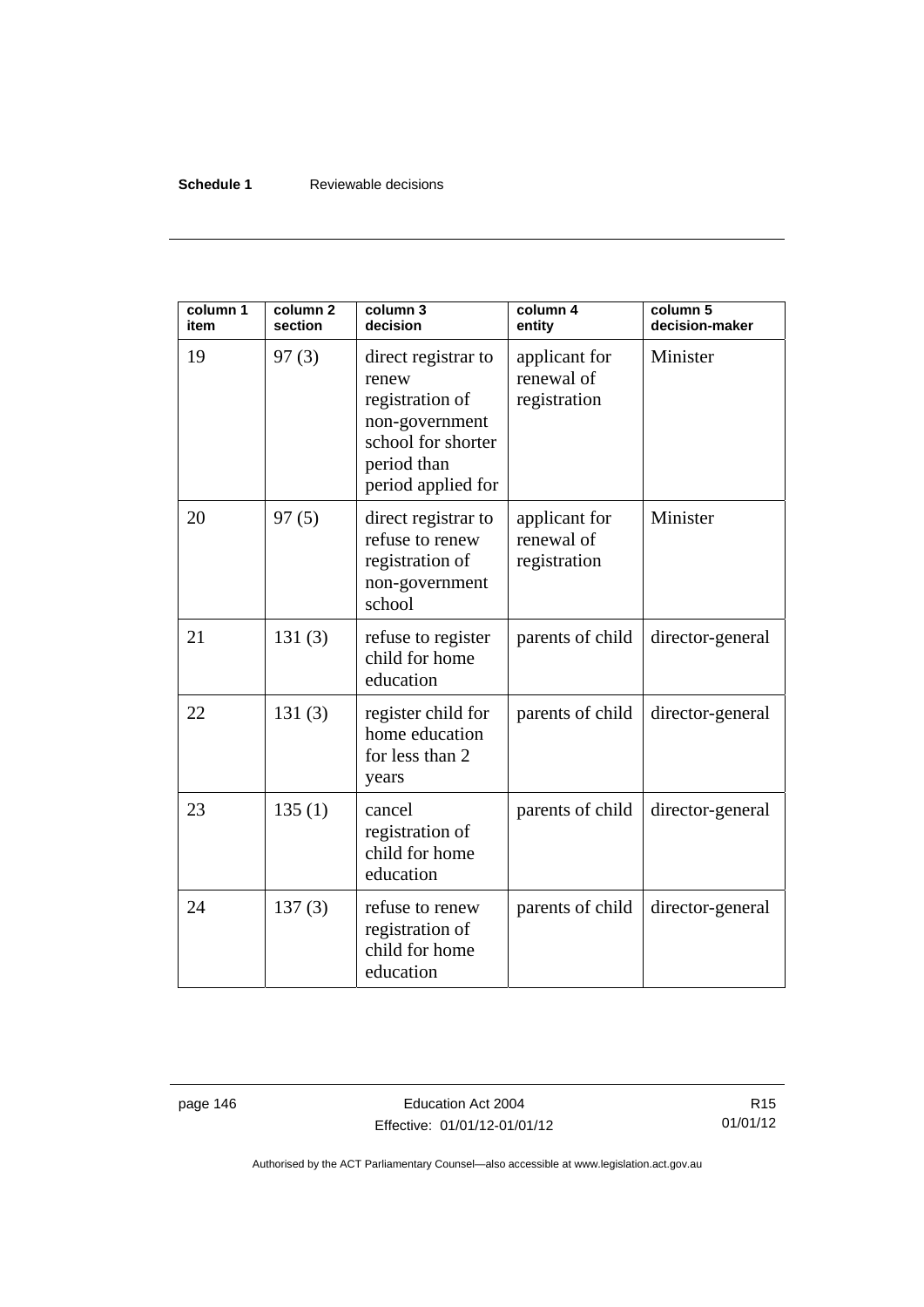| column 1 item | column 2 section | column 3 decision | column 4 entity | column 5 decision-maker |
|---|---|---|---|---|
| 19 | 97 (3) | direct registrar to renew registration of non-government school for shorter period than period applied for | applicant for renewal of registration | Minister |
| 20 | 97 (5) | direct registrar to refuse to renew registration of non-government school | applicant for renewal of registration | Minister |
| 21 | 131 (3) | refuse to register child for home education | parents of child | director-general |
| 22 | 131 (3) | register child for home education for less than 2 years | parents of child | director-general |
| 23 | 135 (1) | cancel registration of child for home education | parents of child | director-general |
| 24 | 137 (3) | refuse to renew registration of child for home education | parents of child | director-general |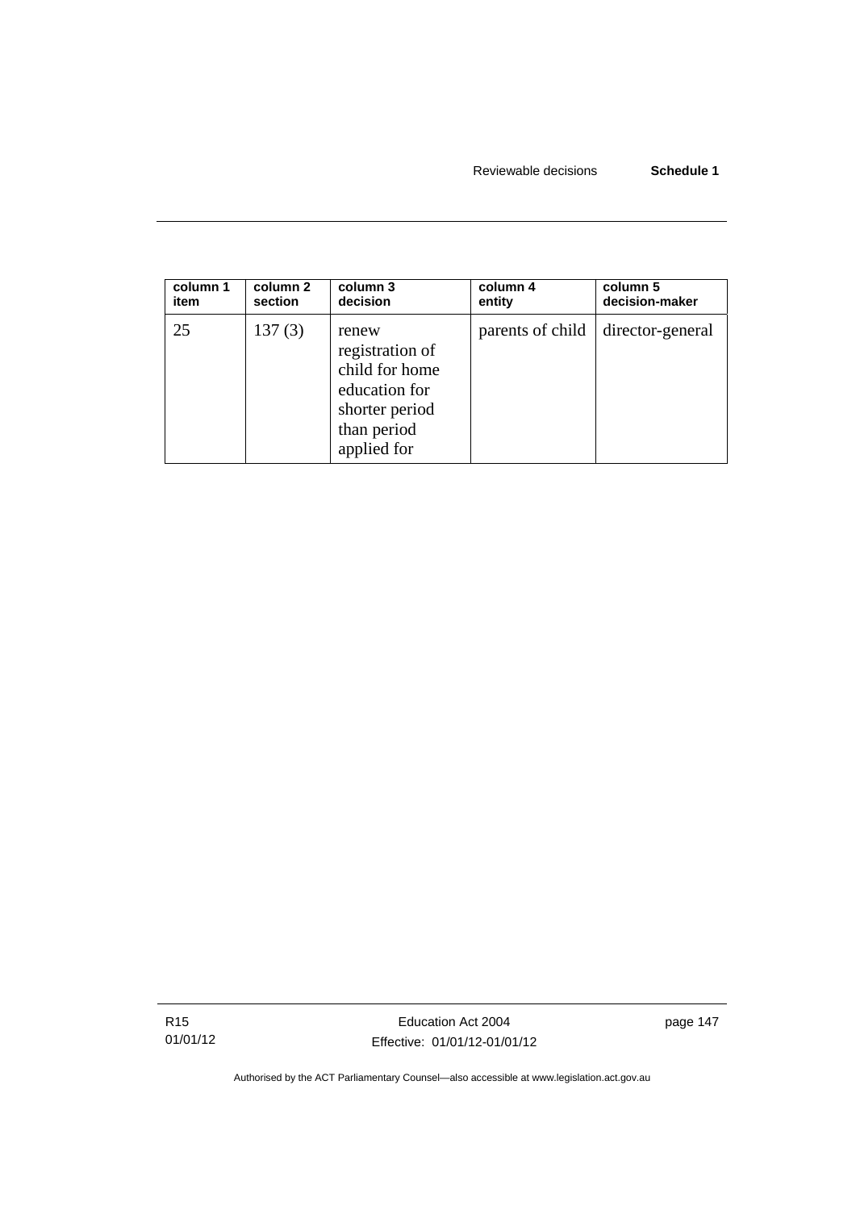| column 1 item | column 2 section | column 3 decision | column 4 entity | column 5 decision-maker |
| --- | --- | --- | --- | --- |
| 25 | 137 (3) | renew registration of child for home education for shorter period than period applied for | parents of child | director-general |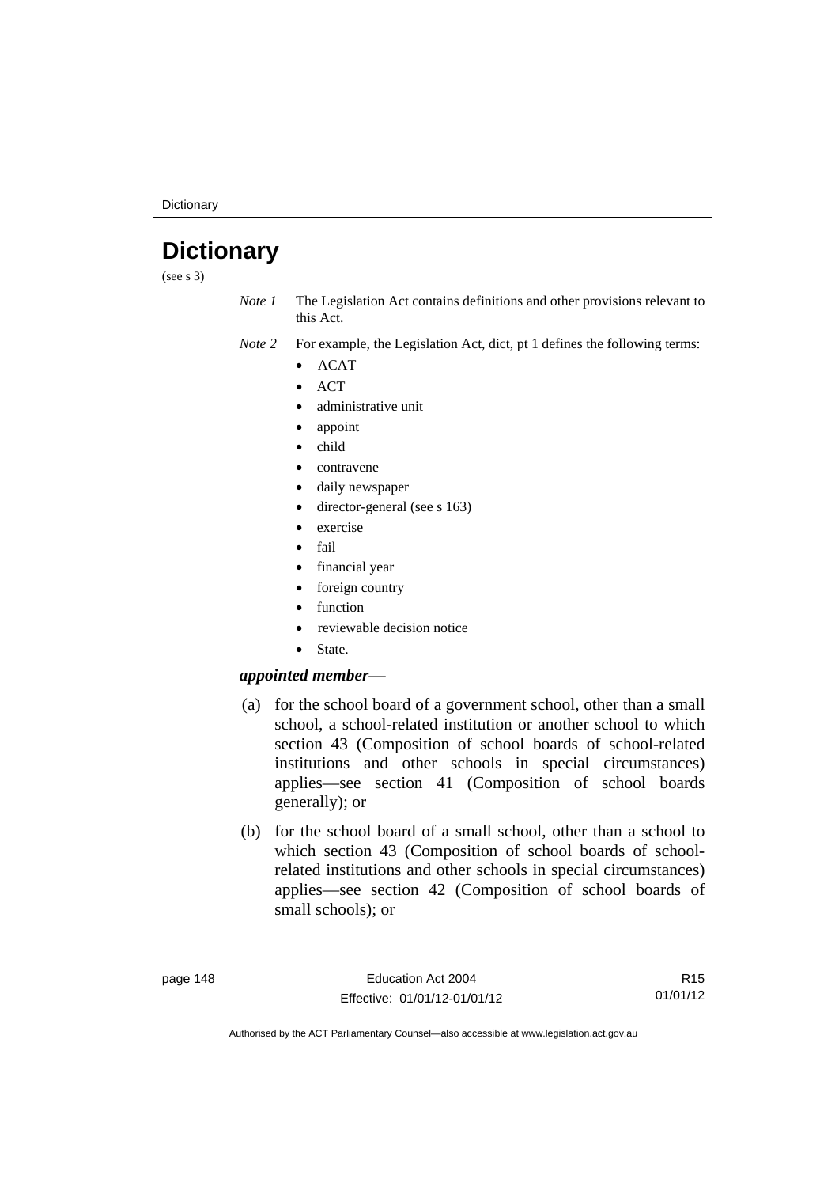# Dictionary

(see s 3)

*Note 1* The Legislation Act contains definitions and other provisions relevant to this Act.

*Note 2* For example, the Legislation Act, dict, pt 1 defines the following terms:

- ACAT
- ACT
- administrative unit
- appoint
- child
- contravene
- daily newspaper
- director-general (see s 163)
- exercise
- fail
- financial year
- foreign country
- function
- reviewable decision notice
- State.

***appointed member***—

(a) for the school board of a government school, other than a small school, a school-related institution or another school to which section 43 (Composition of school boards of school-related institutions and other schools in special circumstances) applies—see section 41 (Composition of school boards generally); or

(b) for the school board of a small school, other than a school to which section 43 (Composition of school boards of school-related institutions and other schools in special circumstances) applies—see section 42 (Composition of school boards of small schools); or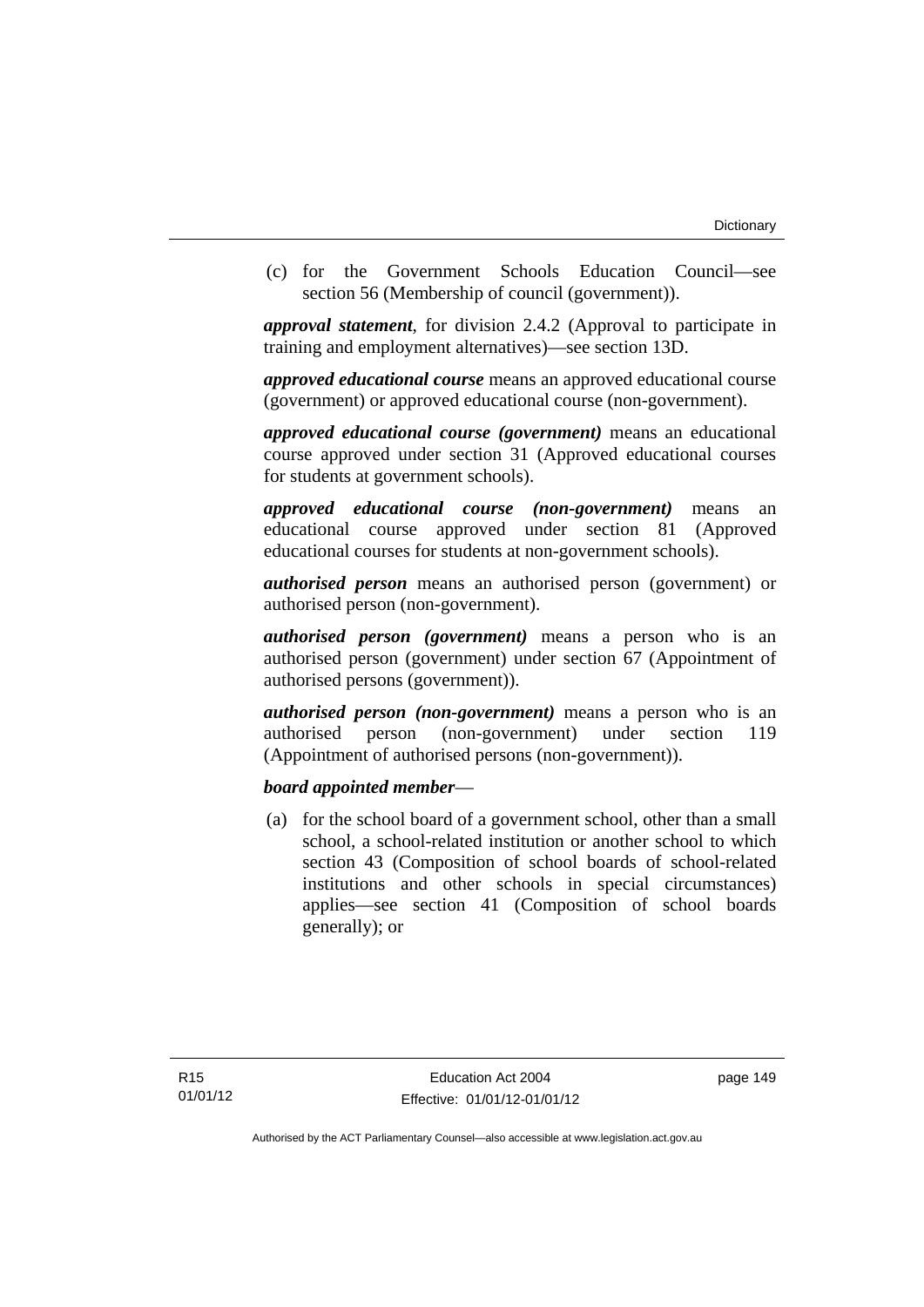(c) for the Government Schools Education Council—see section 56 (Membership of council (government)).

***approval statement***, for division 2.4.2 (Approval to participate in training and employment alternatives)—see section 13D.

***approved educational course*** means an approved educational course (government) or approved educational course (non-government).

***approved educational course (government)*** means an educational course approved under section 31 (Approved educational courses for students at government schools).

***approved educational course (non-government)*** means an educational course approved under section 81 (Approved educational courses for students at non-government schools).

***authorised person*** means an authorised person (government) or authorised person (non-government).

***authorised person (government)*** means a person who is an authorised person (government) under section 67 (Appointment of authorised persons (government)).

***authorised person (non-government)*** means a person who is an authorised person (non-government) under section 119 (Appointment of authorised persons (non-government)).

***board appointed member***—

(a) for the school board of a government school, other than a small school, a school-related institution or another school to which section 43 (Composition of school boards of school-related institutions and other schools in special circumstances) applies—see section 41 (Composition of school boards generally); or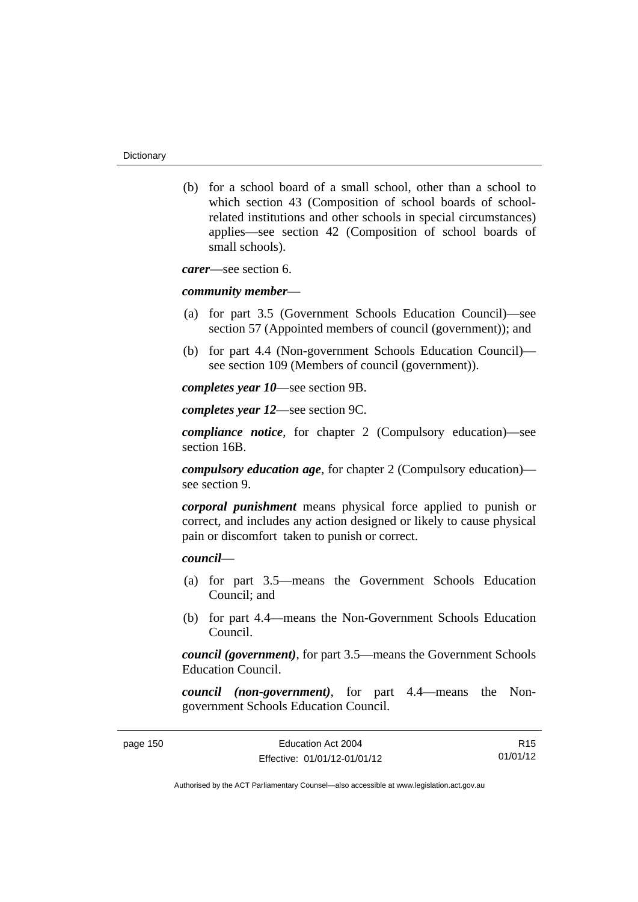(b) for a school board of a small school, other than a school to which section 43 (Composition of school boards of school-related institutions and other schools in special circumstances) applies—see section 42 (Composition of school boards of small schools).

***carer***—see section 6.

***community member***—

(a) for part 3.5 (Government Schools Education Council)—see section 57 (Appointed members of council (government)); and

(b) for part 4.4 (Non-government Schools Education Council)—see section 109 (Members of council (government)).

***completes year 10***—see section 9B.

***completes year 12***—see section 9C.

***compliance notice***, for chapter 2 (Compulsory education)—see section 16B.

***compulsory education age***, for chapter 2 (Compulsory education)—see section 9.

***corporal punishment*** means physical force applied to punish or correct, and includes any action designed or likely to cause physical pain or discomfort taken to punish or correct.

***council***—

(a) for part 3.5—means the Government Schools Education Council; and

(b) for part 4.4—means the Non-Government Schools Education Council.

***council (government)***, for part 3.5—means the Government Schools Education Council.

***council (non-government)***, for part 4.4—means the Non-government Schools Education Council.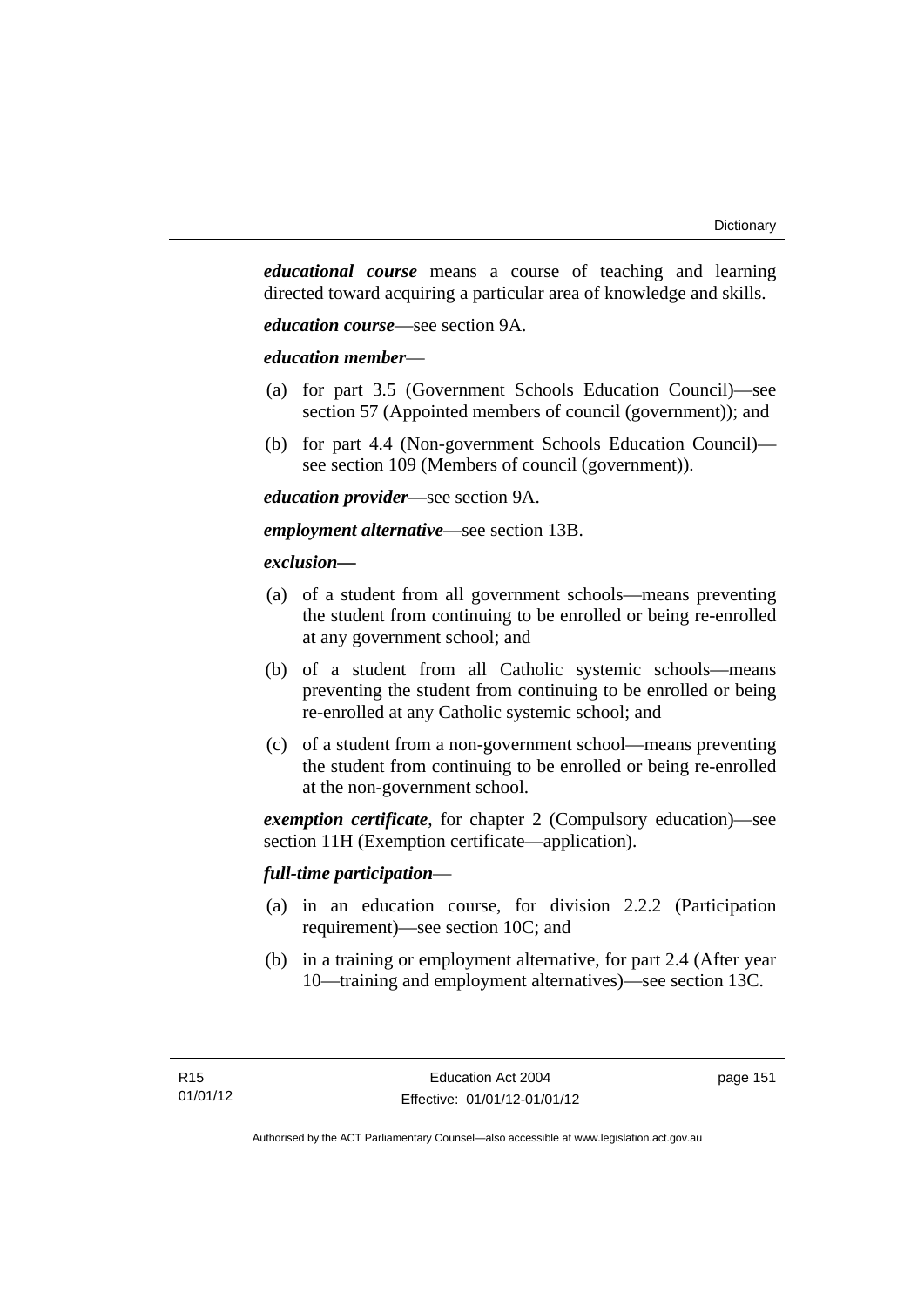***educational course*** means a course of teaching and learning directed toward acquiring a particular area of knowledge and skills.

***education course***—see section 9A.

***education member***—

(a) for part 3.5 (Government Schools Education Council)—see section 57 (Appointed members of council (government)); and

(b) for part 4.4 (Non-government Schools Education Council)—see section 109 (Members of council (government)).

***education provider***—see section 9A.

***employment alternative***—see section 13B.

***exclusion—***

(a) of a student from all government schools—means preventing the student from continuing to be enrolled or being re-enrolled at any government school; and

(b) of a student from all Catholic systemic schools—means preventing the student from continuing to be enrolled or being re-enrolled at any Catholic systemic school; and

(c) of a student from a non-government school—means preventing the student from continuing to be enrolled or being re-enrolled at the non-government school.

***exemption certificate***, for chapter 2 (Compulsory education)—see section 11H (Exemption certificate—application).

***full-time participation***—

(a) in an education course, for division 2.2.2 (Participation requirement)—see section 10C; and

(b) in a training or employment alternative, for part 2.4 (After year 10—training and employment alternatives)—see section 13C.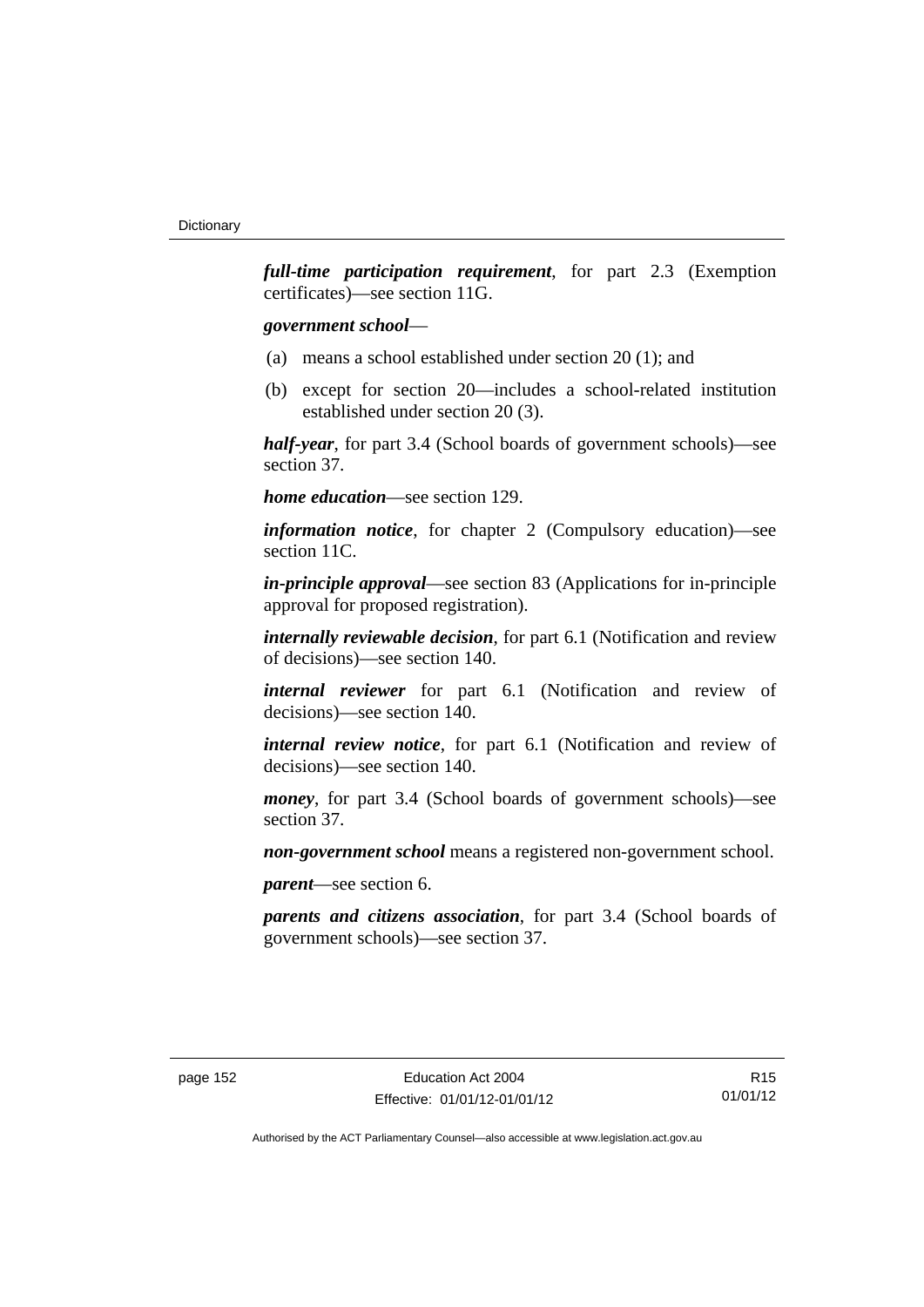***full-time participation requirement***, for part 2.3 (Exemption certificates)—see section 11G.

***government school***—

(a) means a school established under section 20 (1); and

(b) except for section 20—includes a school-related institution established under section 20 (3).

***half-year***, for part 3.4 (School boards of government schools)—see section 37.

***home education***—see section 129.

***information notice***, for chapter 2 (Compulsory education)—see section 11C.

***in-principle approval***—see section 83 (Applications for in-principle approval for proposed registration).

***internally reviewable decision***, for part 6.1 (Notification and review of decisions)—see section 140.

***internal reviewer*** for part 6.1 (Notification and review of decisions)—see section 140.

***internal review notice***, for part 6.1 (Notification and review of decisions)—see section 140.

***money***, for part 3.4 (School boards of government schools)—see section 37.

***non-government school*** means a registered non-government school.

***parent***—see section 6.

***parents and citizens association***, for part 3.4 (School boards of government schools)—see section 37.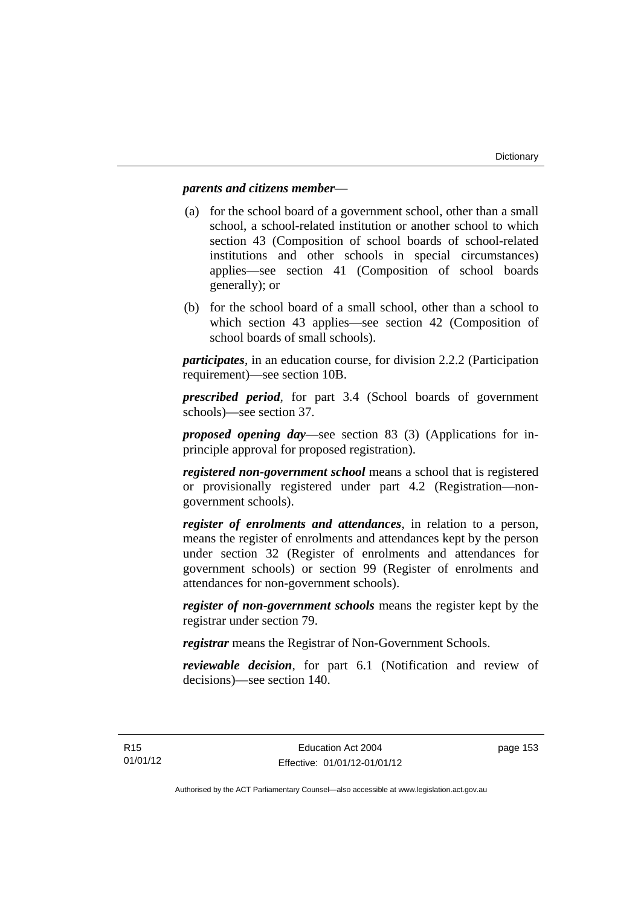***parents and citizens member***—

(a) for the school board of a government school, other than a small school, a school-related institution or another school to which section 43 (Composition of school boards of school-related institutions and other schools in special circumstances) applies—see section 41 (Composition of school boards generally); or

(b) for the school board of a small school, other than a school to which section 43 applies—see section 42 (Composition of school boards of small schools).

***participates***, in an education course, for division 2.2.2 (Participation requirement)—see section 10B.

***prescribed period***, for part 3.4 (School boards of government schools)—see section 37.

***proposed opening day***—see section 83 (3) (Applications for in-principle approval for proposed registration).

***registered non-government school*** means a school that is registered or provisionally registered under part 4.2 (Registration—non-government schools).

***register of enrolments and attendances***, in relation to a person, means the register of enrolments and attendances kept by the person under section 32 (Register of enrolments and attendances for government schools) or section 99 (Register of enrolments and attendances for non-government schools).

***register of non-government schools*** means the register kept by the registrar under section 79.

***registrar*** means the Registrar of Non-Government Schools.

***reviewable decision***, for part 6.1 (Notification and review of decisions)—see section 140.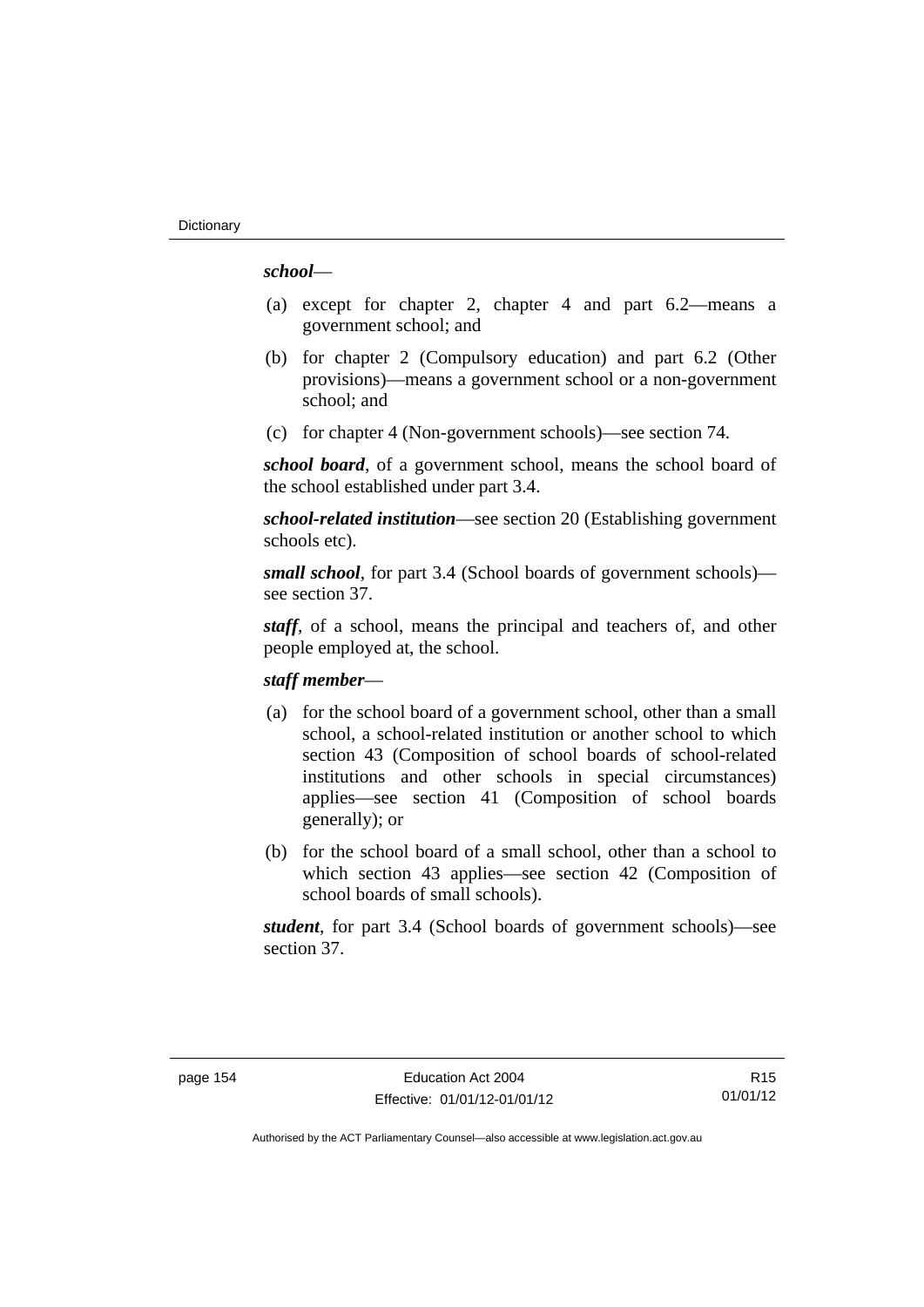***school***—

(a) except for chapter 2, chapter 4 and part 6.2—means a government school; and

(b) for chapter 2 (Compulsory education) and part 6.2 (Other provisions)—means a government school or a non-government school; and

(c) for chapter 4 (Non-government schools)—see section 74.

***school board***, of a government school, means the school board of the school established under part 3.4.

***school-related institution***—see section 20 (Establishing government schools etc).

***small school***, for part 3.4 (School boards of government schools)—see section 37.

***staff***, of a school, means the principal and teachers of, and other people employed at, the school.

***staff member***—

(a) for the school board of a government school, other than a small school, a school-related institution or another school to which section 43 (Composition of school boards of school-related institutions and other schools in special circumstances) applies—see section 41 (Composition of school boards generally); or

(b) for the school board of a small school, other than a school to which section 43 applies—see section 42 (Composition of school boards of small schools).

***student***, for part 3.4 (School boards of government schools)—see section 37.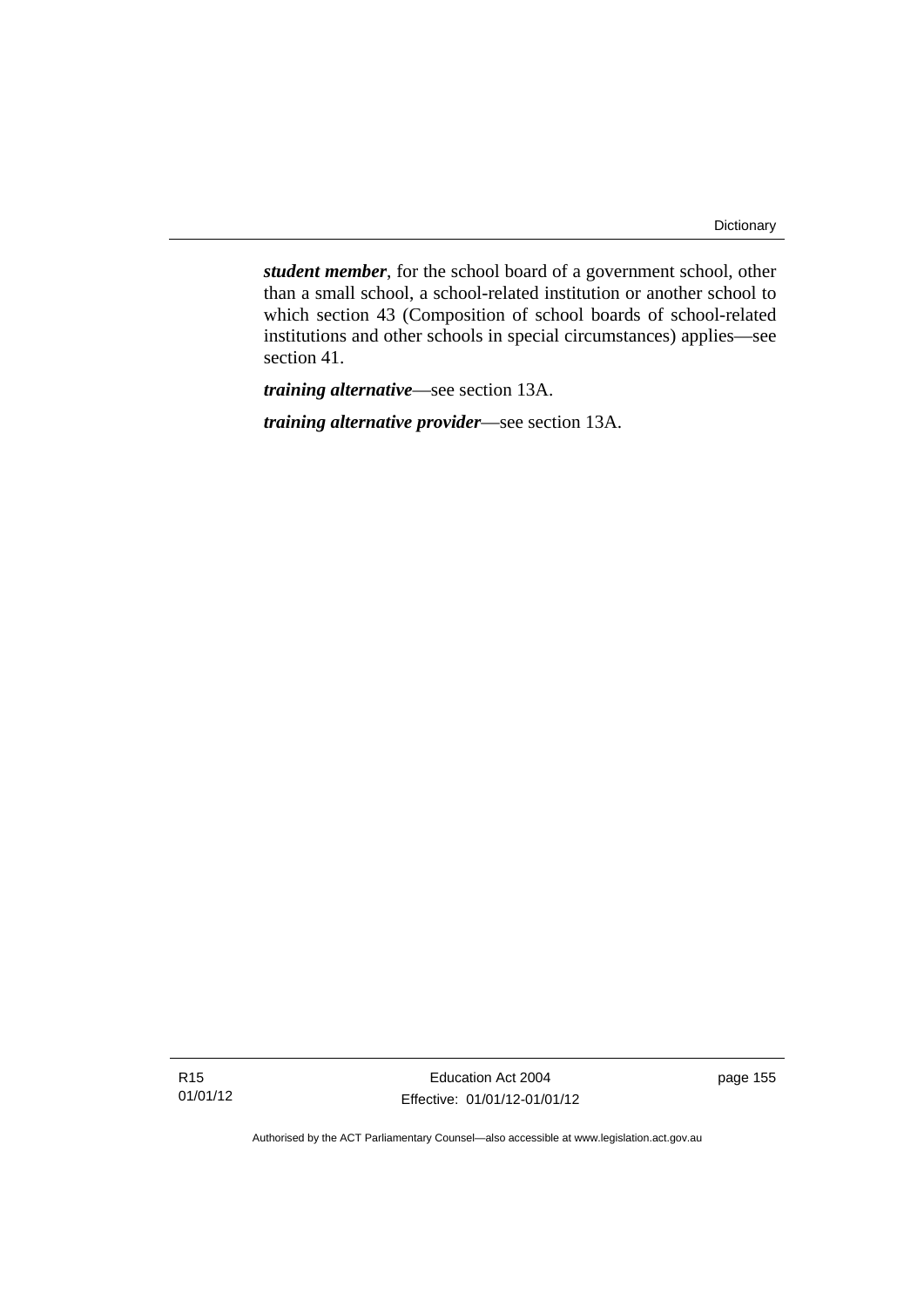***student member***, for the school board of a government school, other than a small school, a school-related institution or another school to which section 43 (Composition of school boards of school-related institutions and other schools in special circumstances) applies—see section 41.

***training alternative***—see section 13A.

***training alternative provider***—see section 13A.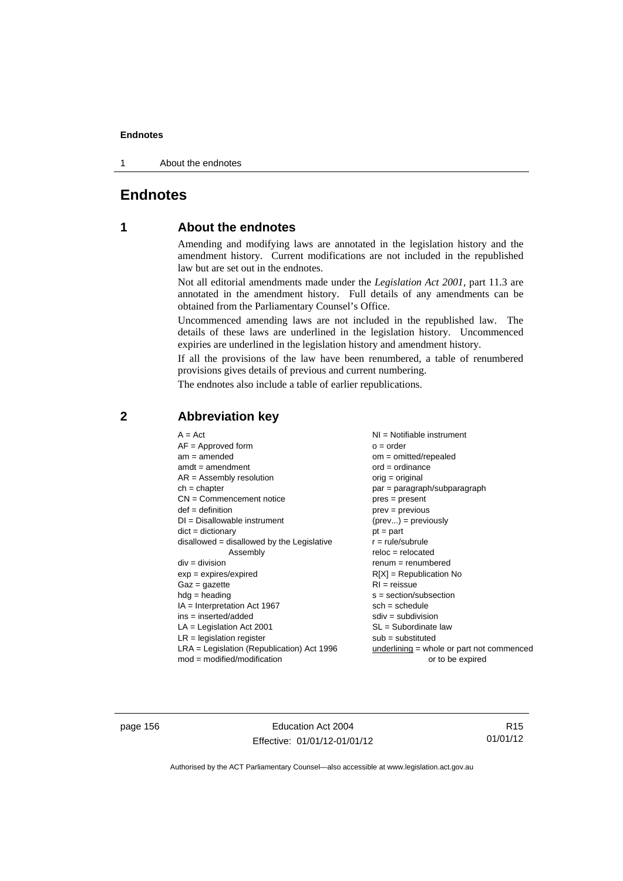# Endnotes

## 1 About the endnotes

Amending and modifying laws are annotated in the legislation history and the amendment history. Current modifications are not included in the republished law but are set out in the endnotes.

Not all editorial amendments made under the *Legislation Act 2001*, part 11.3 are annotated in the amendment history. Full details of any amendments can be obtained from the Parliamentary Counsel's Office.

Uncommenced amending laws are not included in the republished law. The details of these laws are underlined in the legislation history. Uncommenced expiries are underlined in the legislation history and amendment history.

If all the provisions of the law have been renumbered, a table of renumbered provisions gives details of previous and current numbering.

The endnotes also include a table of earlier republications.

## 2 Abbreviation key

A = Act
AF = Approved form
am = amended
amdt = amendment
AR = Assembly resolution
ch = chapter
CN = Commencement notice
def = definition
DI = Disallowable instrument
dict = dictionary
disallowed = disallowed by the Legislative Assembly
div = division
exp = expires/expired
Gaz = gazette
hdg = heading
IA = Interpretation Act 1967
ins = inserted/added
LA = Legislation Act 2001
LR = legislation register
LRA = Legislation (Republication) Act 1996
mod = modified/modification
NI = Notifiable instrument
o = order
om = omitted/repealed
ord = ordinance
orig = original
par = paragraph/subparagraph
pres = present
prev = previous
(prev...) = previously
pt = part
r = rule/subrule
reloc = relocated
renum = renumbered
R[X] = Republication No
RI = reissue
s = section/subsection
sch = schedule
sdiv = subdivision
SL = Subordinate law
sub = substituted
underlining = whole or part not commenced or to be expired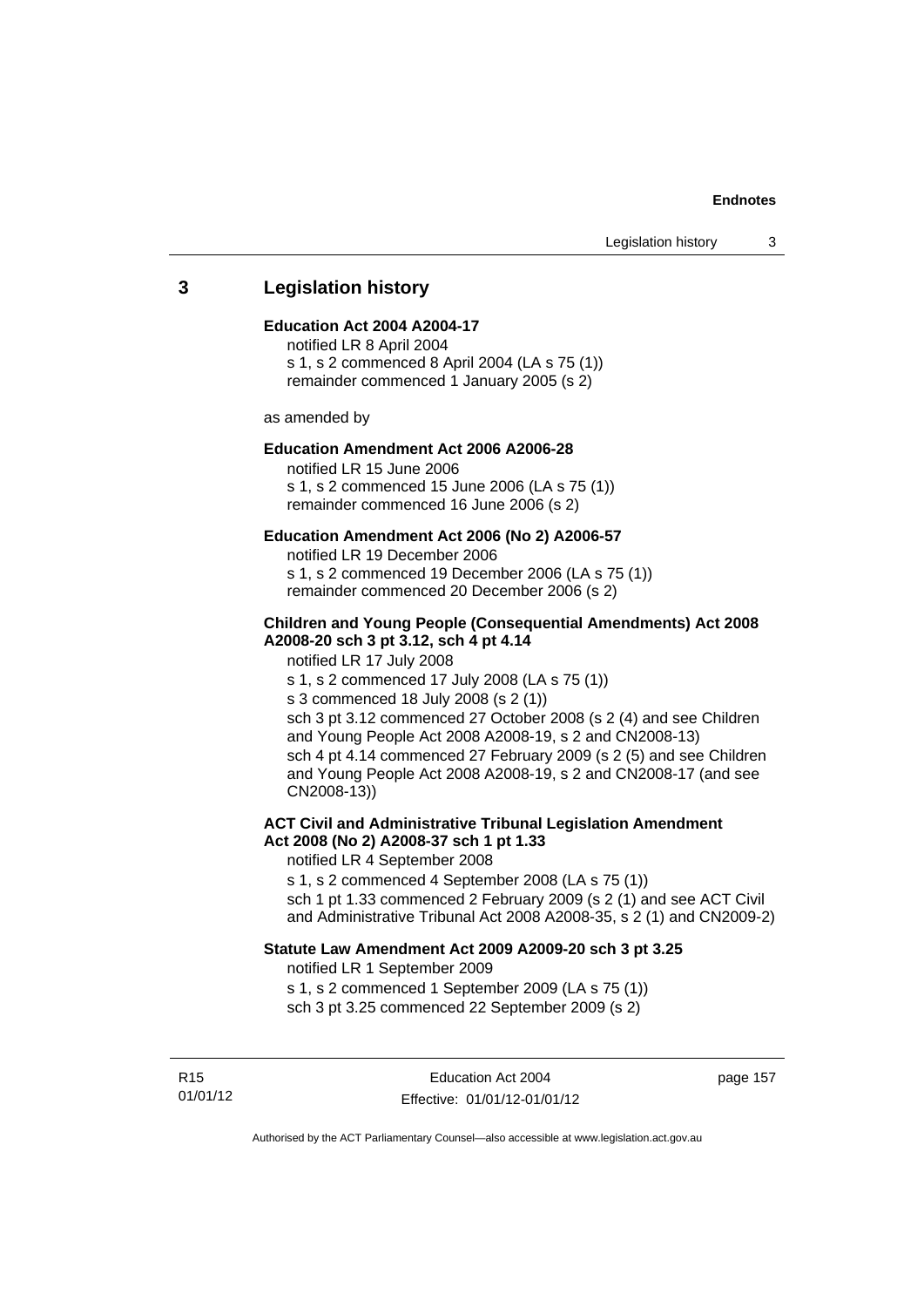## 3 Legislation history

**Education Act 2004 A2004-17**

notified LR 8 April 2004
s 1, s 2 commenced 8 April 2004 (LA s 75 (1))
remainder commenced 1 January 2005 (s 2)

as amended by

**Education Amendment Act 2006 A2006-28**

notified LR 15 June 2006
s 1, s 2 commenced 15 June 2006 (LA s 75 (1))
remainder commenced 16 June 2006 (s 2)

**Education Amendment Act 2006 (No 2) A2006-57**

notified LR 19 December 2006
s 1, s 2 commenced 19 December 2006 (LA s 75 (1))
remainder commenced 20 December 2006 (s 2)

**Children and Young People (Consequential Amendments) Act 2008 A2008-20 sch 3 pt 3.12, sch 4 pt 4.14**

notified LR 17 July 2008
s 1, s 2 commenced 17 July 2008 (LA s 75 (1))
s 3 commenced 18 July 2008 (s 2 (1))
sch 3 pt 3.12 commenced 27 October 2008 (s 2 (4) and see Children and Young People Act 2008 A2008-19, s 2 and CN2008-13)
sch 4 pt 4.14 commenced 27 February 2009 (s 2 (5) and see Children and Young People Act 2008 A2008-19, s 2 and CN2008-17 (and see CN2008-13))

**ACT Civil and Administrative Tribunal Legislation Amendment Act 2008 (No 2) A2008-37 sch 1 pt 1.33**

notified LR 4 September 2008
s 1, s 2 commenced 4 September 2008 (LA s 75 (1))
sch 1 pt 1.33 commenced 2 February 2009 (s 2 (1) and see ACT Civil and Administrative Tribunal Act 2008 A2008-35, s 2 (1) and CN2009-2)

**Statute Law Amendment Act 2009 A2009-20 sch 3 pt 3.25**

notified LR 1 September 2009
s 1, s 2 commenced 1 September 2009 (LA s 75 (1))
sch 3 pt 3.25 commenced 22 September 2009 (s 2)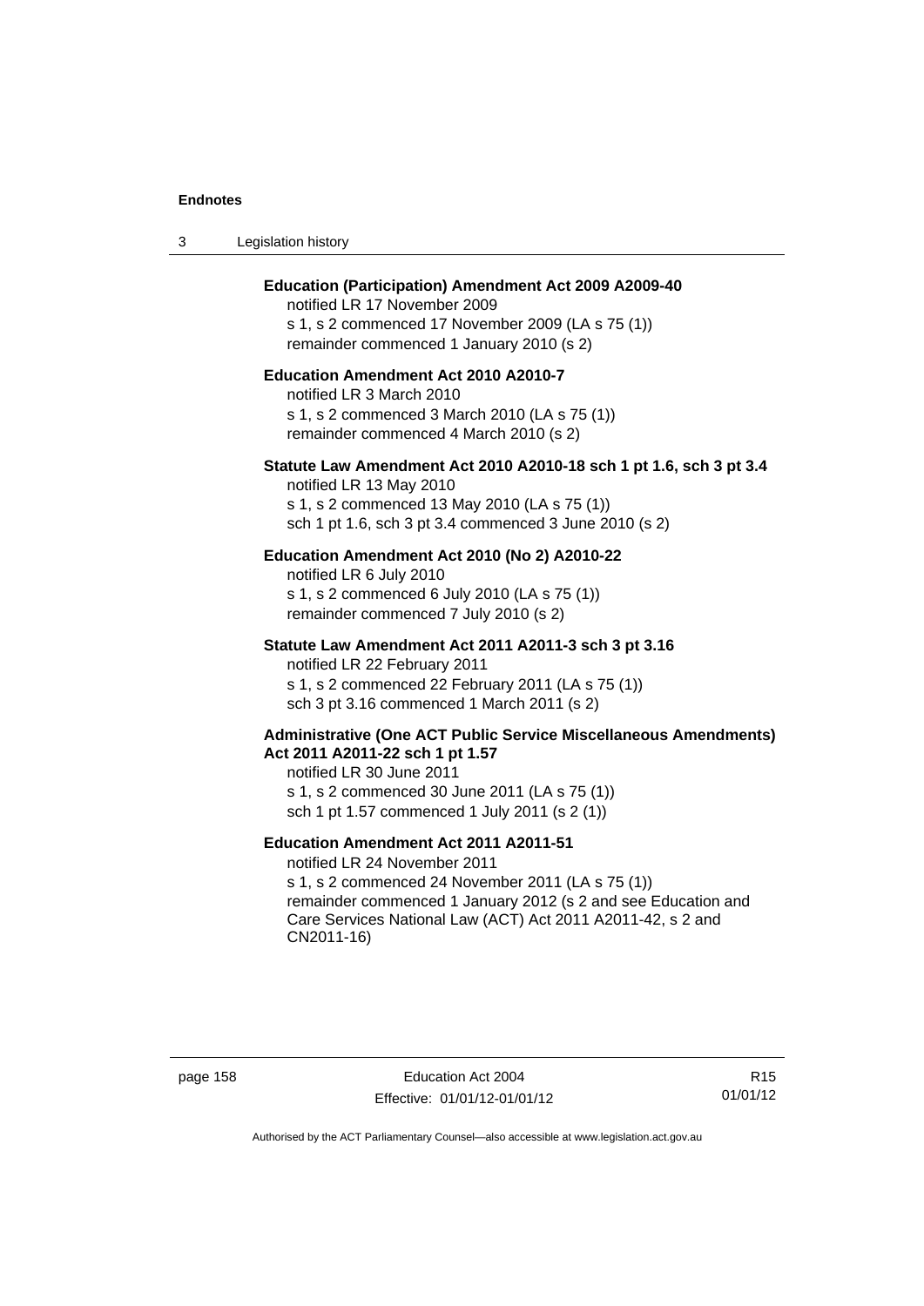**Education (Participation) Amendment Act 2009 A2009-40**

notified LR 17 November 2009

s 1, s 2 commenced 17 November 2009 (LA s 75 (1))

remainder commenced 1 January 2010 (s 2)

**Education Amendment Act 2010 A2010-7**

notified LR 3 March 2010

s 1, s 2 commenced 3 March 2010 (LA s 75 (1))

remainder commenced 4 March 2010 (s 2)

**Statute Law Amendment Act 2010 A2010-18 sch 1 pt 1.6, sch 3 pt 3.4**

notified LR 13 May 2010

s 1, s 2 commenced 13 May 2010 (LA s 75 (1))

sch 1 pt 1.6, sch 3 pt 3.4 commenced 3 June 2010 (s 2)

**Education Amendment Act 2010 (No 2) A2010-22**

notified LR 6 July 2010

s 1, s 2 commenced 6 July 2010 (LA s 75 (1))

remainder commenced 7 July 2010 (s 2)

**Statute Law Amendment Act 2011 A2011-3 sch 3 pt 3.16**

notified LR 22 February 2011

s 1, s 2 commenced 22 February 2011 (LA s 75 (1))

sch 3 pt 3.16 commenced 1 March 2011 (s 2)

**Administrative (One ACT Public Service Miscellaneous Amendments) Act 2011 A2011-22 sch 1 pt 1.57**

notified LR 30 June 2011

s 1, s 2 commenced 30 June 2011 (LA s 75 (1))

sch 1 pt 1.57 commenced 1 July 2011 (s 2 (1))

**Education Amendment Act 2011 A2011-51**

notified LR 24 November 2011

s 1, s 2 commenced 24 November 2011 (LA s 75 (1))

remainder commenced 1 January 2012 (s 2 and see Education and Care Services National Law (ACT) Act 2011 A2011-42, s 2 and CN2011-16)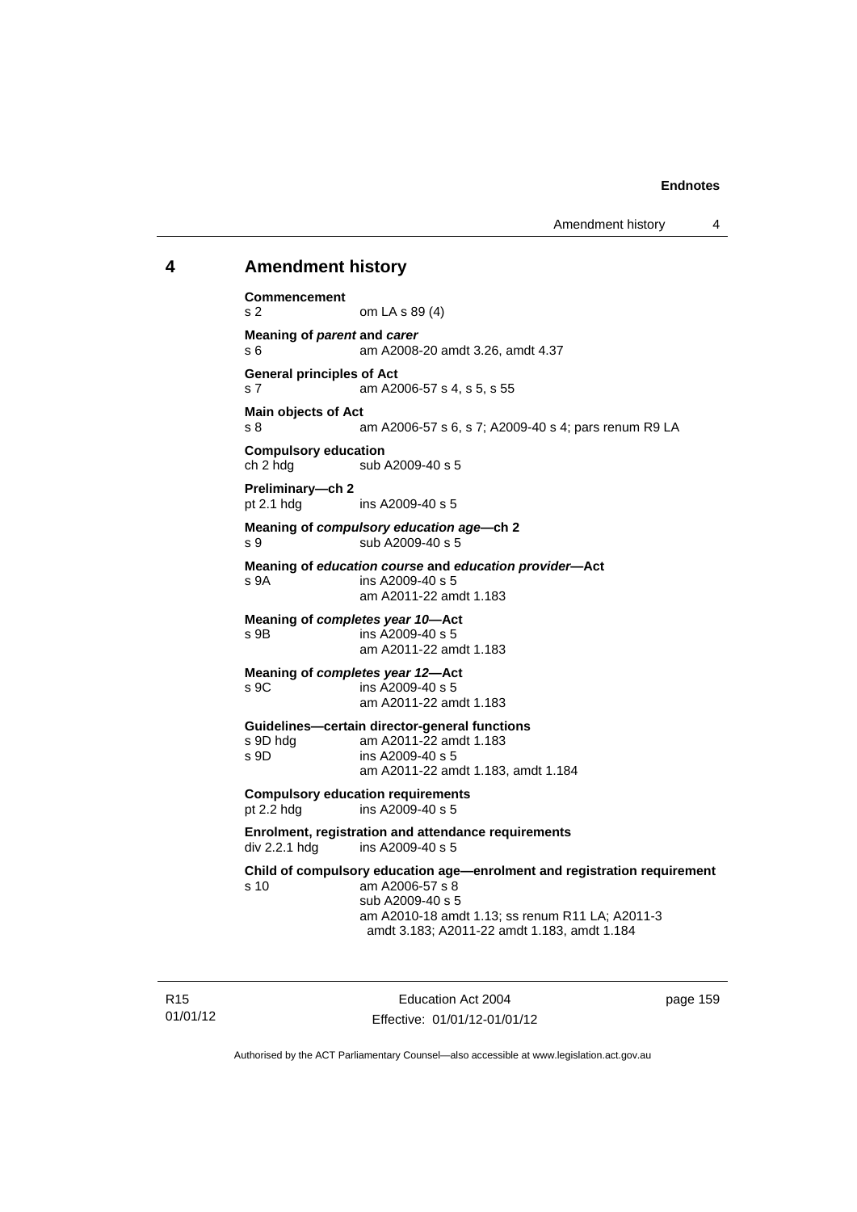## 4 Amendment history

**Commencement**
s 2 om LA s 89 (4)

**Meaning of *parent* and *carer***
s 6 am A2008-20 amdt 3.26, amdt 4.37

**General principles of Act**
s 7 am A2006-57 s 4, s 5, s 55

**Main objects of Act**
s 8 am A2006-57 s 6, s 7; A2009-40 s 4; pars renum R9 LA

**Compulsory education**
ch 2 hdg sub A2009-40 s 5

**Preliminary—ch 2**
pt 2.1 hdg ins A2009-40 s 5

**Meaning of *compulsory education age*—ch 2**
s 9 sub A2009-40 s 5

**Meaning of *education course* and *education provider*—Act**
s 9A ins A2009-40 s 5
am A2011-22 amdt 1.183

**Meaning of *completes year 10*—Act**
s 9B ins A2009-40 s 5
am A2011-22 amdt 1.183

**Meaning of *completes year 12*—Act**
s 9C ins A2009-40 s 5
am A2011-22 amdt 1.183

**Guidelines—certain director-general functions**
s 9D hdg am A2011-22 amdt 1.183
s 9D ins A2009-40 s 5
am A2011-22 amdt 1.183, amdt 1.184

**Compulsory education requirements**
pt 2.2 hdg ins A2009-40 s 5

**Enrolment, registration and attendance requirements**
div 2.2.1 hdg ins A2009-40 s 5

**Child of compulsory education age—enrolment and registration requirement**
s 10 am A2006-57 s 8
sub A2009-40 s 5
am A2010-18 amdt 1.13; ss renum R11 LA; A2011-3 amdt 3.183; A2011-22 amdt 1.183, amdt 1.184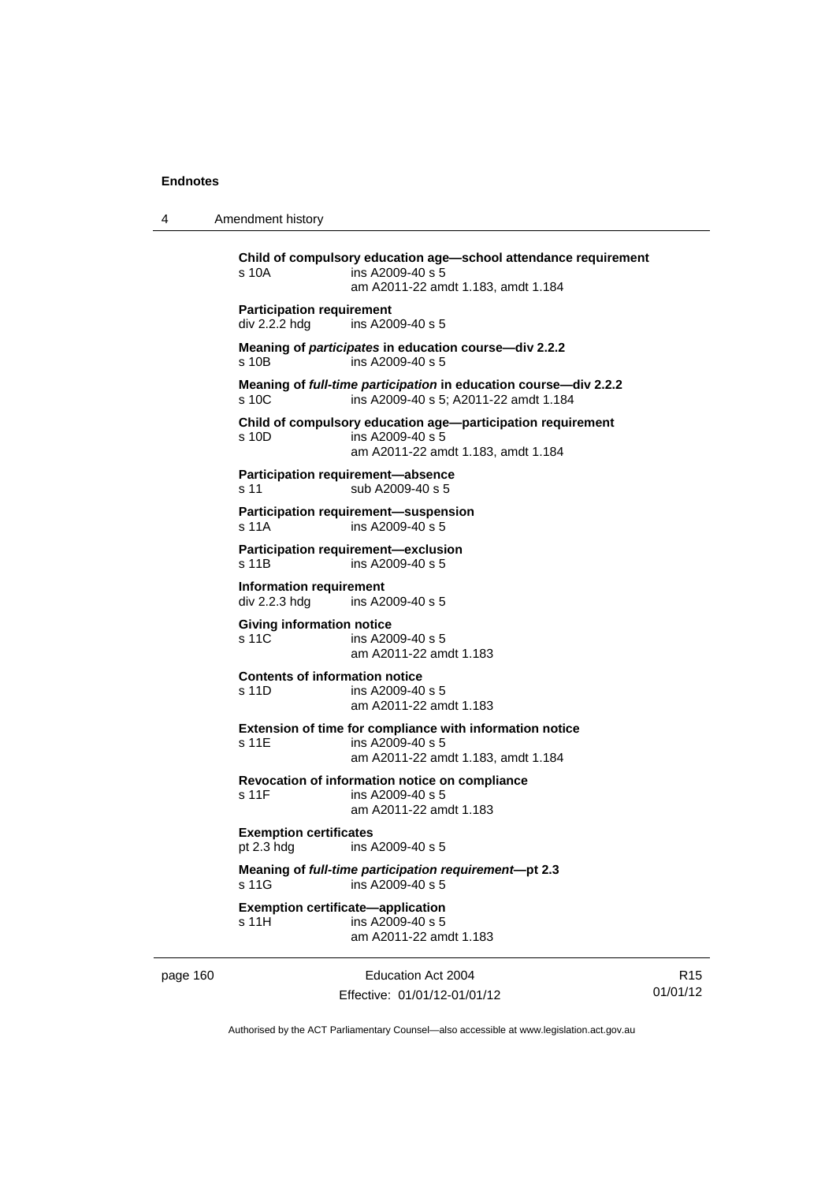**Child of compulsory education age—school attendance requirement**
s 10A ins A2009-40 s 5
am A2011-22 amdt 1.183, amdt 1.184

**Participation requirement**
div 2.2.2 hdg ins A2009-40 s 5

**Meaning of *participates* in education course—div 2.2.2**
s 10B ins A2009-40 s 5

**Meaning of *full-time participation* in education course—div 2.2.2**
s 10C ins A2009-40 s 5; A2011-22 amdt 1.184

**Child of compulsory education age—participation requirement**
s 10D ins A2009-40 s 5
am A2011-22 amdt 1.183, amdt 1.184

**Participation requirement—absence**
s 11 sub A2009-40 s 5

**Participation requirement—suspension**
s 11A ins A2009-40 s 5

**Participation requirement—exclusion**
s 11B ins A2009-40 s 5

**Information requirement**
div 2.2.3 hdg ins A2009-40 s 5

**Giving information notice**
s 11C ins A2009-40 s 5
am A2011-22 amdt 1.183

**Contents of information notice**
s 11D ins A2009-40 s 5
am A2011-22 amdt 1.183

**Extension of time for compliance with information notice**
s 11E ins A2009-40 s 5
am A2011-22 amdt 1.183, amdt 1.184

**Revocation of information notice on compliance**
s 11F ins A2009-40 s 5
am A2011-22 amdt 1.183

**Exemption certificates**
pt 2.3 hdg ins A2009-40 s 5

**Meaning of *full-time participation requirement*—pt 2.3**
s 11G ins A2009-40 s 5

**Exemption certificate—application**
s 11H ins A2009-40 s 5
am A2011-22 amdt 1.183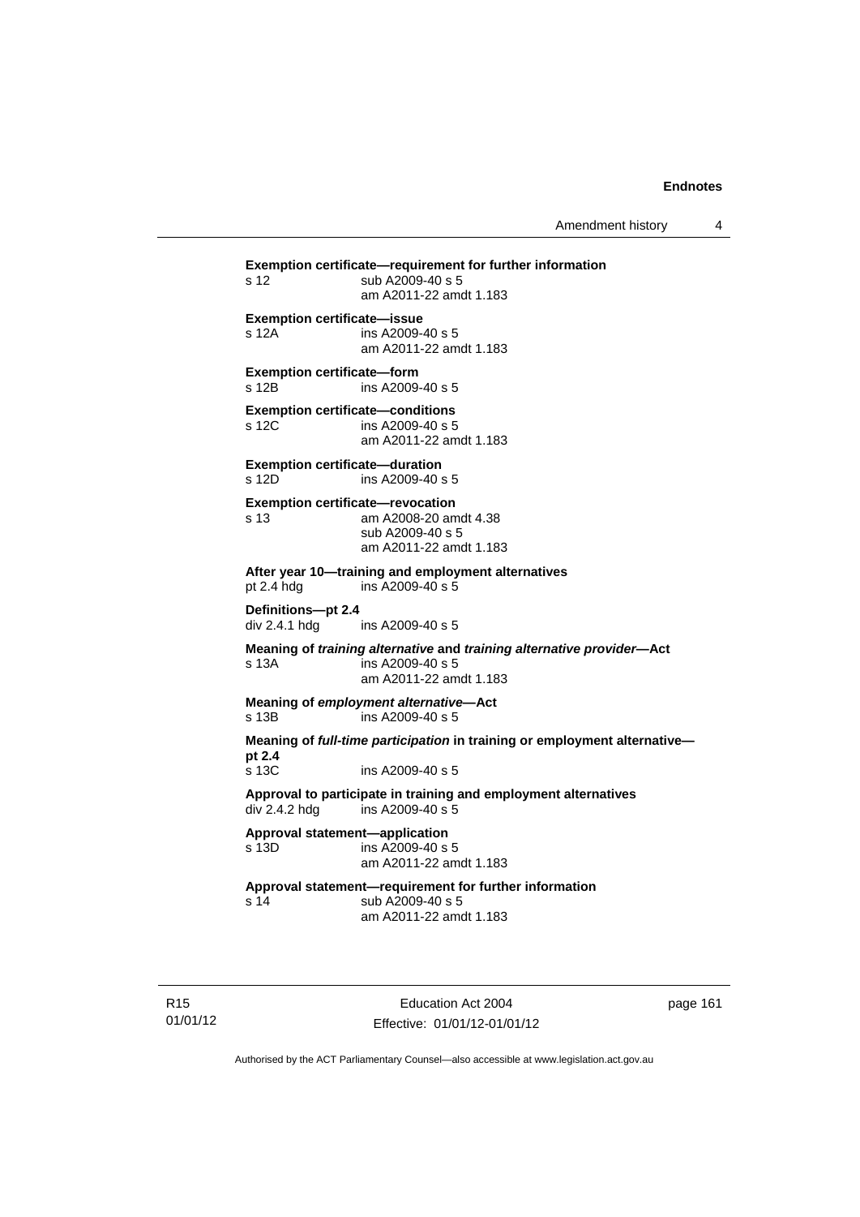**Exemption certificate—requirement for further information**
s 12 sub A2009-40 s 5
am A2011-22 amdt 1.183

**Exemption certificate—issue**
s 12A ins A2009-40 s 5
am A2011-22 amdt 1.183

**Exemption certificate—form**
s 12B ins A2009-40 s 5

**Exemption certificate—conditions**
s 12C ins A2009-40 s 5
am A2011-22 amdt 1.183

**Exemption certificate—duration**
s 12D ins A2009-40 s 5

**Exemption certificate—revocation**
s 13 am A2008-20 amdt 4.38
sub A2009-40 s 5
am A2011-22 amdt 1.183

**After year 10—training and employment alternatives**
pt 2.4 hdg ins A2009-40 s 5

**Definitions—pt 2.4**
div 2.4.1 hdg ins A2009-40 s 5

**Meaning of *training alternative* and *training alternative provider*—Act**
s 13A ins A2009-40 s 5
am A2011-22 amdt 1.183

**Meaning of *employment alternative*—Act**
s 13B ins A2009-40 s 5

**Meaning of *full-time participation* in training or employment alternative—pt 2.4**
s 13C ins A2009-40 s 5

**Approval to participate in training and employment alternatives**
div 2.4.2 hdg ins A2009-40 s 5

**Approval statement—application**
s 13D ins A2009-40 s 5
am A2011-22 amdt 1.183

**Approval statement—requirement for further information**
s 14 sub A2009-40 s 5
am A2011-22 amdt 1.183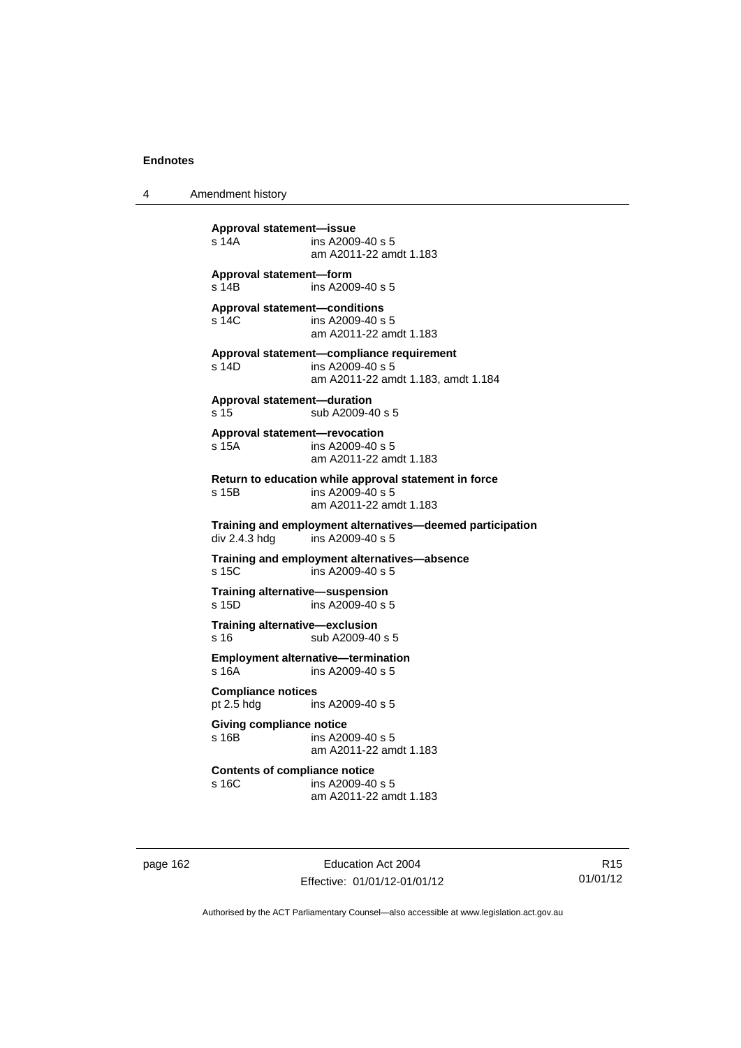**Approval statement—issue**
s 14A ins A2009-40 s 5
am A2011-22 amdt 1.183

**Approval statement—form**
s 14B ins A2009-40 s 5

**Approval statement—conditions**
s 14C ins A2009-40 s 5
am A2011-22 amdt 1.183

**Approval statement—compliance requirement**
s 14D ins A2009-40 s 5
am A2011-22 amdt 1.183, amdt 1.184

**Approval statement—duration**
s 15 sub A2009-40 s 5

**Approval statement—revocation**
s 15A ins A2009-40 s 5
am A2011-22 amdt 1.183

**Return to education while approval statement in force**
s 15B ins A2009-40 s 5
am A2011-22 amdt 1.183

**Training and employment alternatives—deemed participation**
div 2.4.3 hdg ins A2009-40 s 5

**Training and employment alternatives—absence**
s 15C ins A2009-40 s 5

**Training alternative—suspension**
s 15D ins A2009-40 s 5

**Training alternative—exclusion**
s 16 sub A2009-40 s 5

**Employment alternative—termination**
s 16A ins A2009-40 s 5

**Compliance notices**
pt 2.5 hdg ins A2009-40 s 5

**Giving compliance notice**
s 16B ins A2009-40 s 5
am A2011-22 amdt 1.183

**Contents of compliance notice**
s 16C ins A2009-40 s 5
am A2011-22 amdt 1.183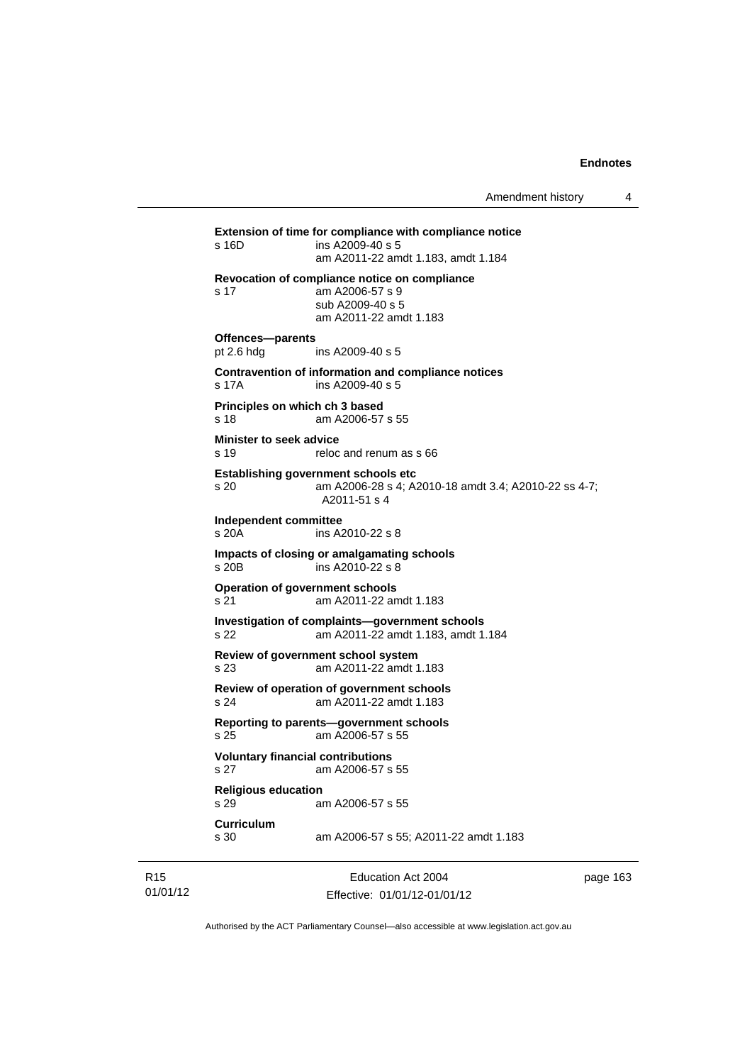**Extension of time for compliance with compliance notice**
s 16D ins A2009-40 s 5
am A2011-22 amdt 1.183, amdt 1.184

**Revocation of compliance notice on compliance**
s 17 am A2006-57 s 9
sub A2009-40 s 5
am A2011-22 amdt 1.183

**Offences—parents**
pt 2.6 hdg ins A2009-40 s 5

**Contravention of information and compliance notices**
s 17A ins A2009-40 s 5

**Principles on which ch 3 based**
s 18 am A2006-57 s 55

**Minister to seek advice**
s 19 reloc and renum as s 66

**Establishing government schools etc**
s 20 am A2006-28 s 4; A2010-18 amdt 3.4; A2010-22 ss 4-7; A2011-51 s 4

**Independent committee**
s 20A ins A2010-22 s 8

**Impacts of closing or amalgamating schools**
s 20B ins A2010-22 s 8

**Operation of government schools**
s 21 am A2011-22 amdt 1.183

**Investigation of complaints—government schools**
s 22 am A2011-22 amdt 1.183, amdt 1.184

**Review of government school system**
s 23 am A2011-22 amdt 1.183

**Review of operation of government schools**
s 24 am A2011-22 amdt 1.183

**Reporting to parents—government schools**
s 25 am A2006-57 s 55

**Voluntary financial contributions**
s 27 am A2006-57 s 55

**Religious education**
s 29 am A2006-57 s 55

**Curriculum**
s 30 am A2006-57 s 55; A2011-22 amdt 1.183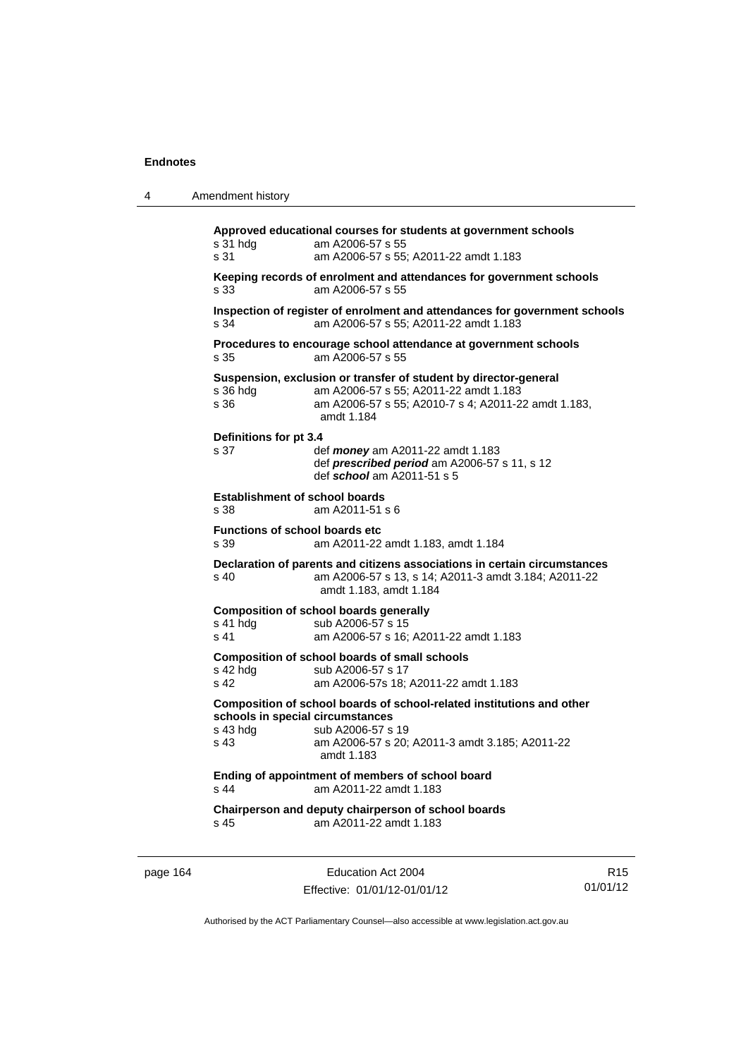**Approved educational courses for students at government schools**

| | |
|---|---|
| s 31 hdg | am A2006-57 s 55 |
| s 31 | am A2006-57 s 55; A2011-22 amdt 1.183 |

**Keeping records of enrolment and attendances for government schools**

| | |
|---|---|
| s 33 | am A2006-57 s 55 |

**Inspection of register of enrolment and attendances for government schools**

| | |
|---|---|
| s 34 | am A2006-57 s 55; A2011-22 amdt 1.183 |

**Procedures to encourage school attendance at government schools**

| | |
|---|---|
| s 35 | am A2006-57 s 55 |

**Suspension, exclusion or transfer of student by director-general**

| | |
|---|---|
| s 36 hdg | am A2006-57 s 55; A2011-22 amdt 1.183 |
| s 36 | am A2006-57 s 55; A2010-7 s 4; A2011-22 amdt 1.183, amdt 1.184 |

**Definitions for pt 3.4**

| | |
|---|---|
| s 37 | def ***money*** am A2011-22 amdt 1.183<br>def ***prescribed period*** am A2006-57 s 11, s 12<br>def ***school*** am A2011-51 s 5 |

**Establishment of school boards**

| | |
|---|---|
| s 38 | am A2011-51 s 6 |

**Functions of school boards etc**

| | |
|---|---|
| s 39 | am A2011-22 amdt 1.183, amdt 1.184 |

**Declaration of parents and citizens associations in certain circumstances**

| | |
|---|---|
| s 40 | am A2006-57 s 13, s 14; A2011-3 amdt 3.184; A2011-22 amdt 1.183, amdt 1.184 |

**Composition of school boards generally**

| | |
|---|---|
| s 41 hdg | sub A2006-57 s 15 |
| s 41 | am A2006-57 s 16; A2011-22 amdt 1.183 |

**Composition of school boards of small schools**

| | |
|---|---|
| s 42 hdg | sub A2006-57 s 17 |
| s 42 | am A2006-57s 18; A2011-22 amdt 1.183 |

**Composition of school boards of school-related institutions and other schools in special circumstances**

| | |
|---|---|
| s 43 hdg | sub A2006-57 s 19 |
| s 43 | am A2006-57 s 20; A2011-3 amdt 3.185; A2011-22 amdt 1.183 |

**Ending of appointment of members of school board**

| | |
|---|---|
| s 44 | am A2011-22 amdt 1.183 |

**Chairperson and deputy chairperson of school boards**

| | |
|---|---|
| s 45 | am A2011-22 amdt 1.183 |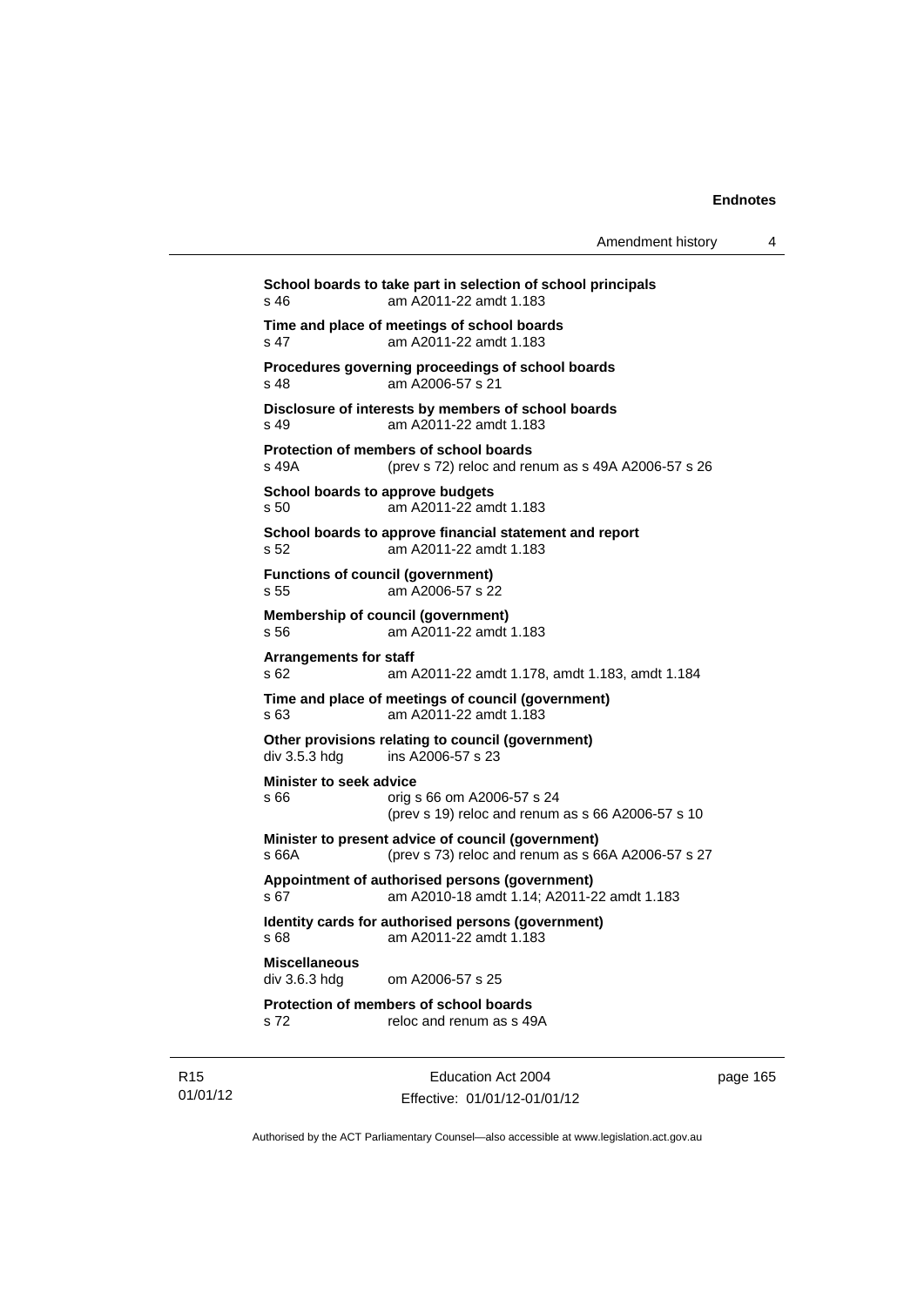**School boards to take part in selection of school principals**
s 46 am A2011-22 amdt 1.183

**Time and place of meetings of school boards**
s 47 am A2011-22 amdt 1.183

**Procedures governing proceedings of school boards**
s 48 am A2006-57 s 21

**Disclosure of interests by members of school boards**
s 49 am A2011-22 amdt 1.183

**Protection of members of school boards**
s 49A (prev s 72) reloc and renum as s 49A A2006-57 s 26

**School boards to approve budgets**
s 50 am A2011-22 amdt 1.183

**School boards to approve financial statement and report**
s 52 am A2011-22 amdt 1.183

**Functions of council (government)**
s 55 am A2006-57 s 22

**Membership of council (government)**
s 56 am A2011-22 amdt 1.183

**Arrangements for staff**
s 62 am A2011-22 amdt 1.178, amdt 1.183, amdt 1.184

**Time and place of meetings of council (government)**
s 63 am A2011-22 amdt 1.183

**Other provisions relating to council (government)**
div 3.5.3 hdg ins A2006-57 s 23

**Minister to seek advice**
s 66 orig s 66 om A2006-57 s 24
(prev s 19) reloc and renum as s 66 A2006-57 s 10

**Minister to present advice of council (government)**
s 66A (prev s 73) reloc and renum as s 66A A2006-57 s 27

**Appointment of authorised persons (government)**
s 67 am A2010-18 amdt 1.14; A2011-22 amdt 1.183

**Identity cards for authorised persons (government)**
s 68 am A2011-22 amdt 1.183

**Miscellaneous**
div 3.6.3 hdg om A2006-57 s 25

**Protection of members of school boards**
s 72 reloc and renum as s 49A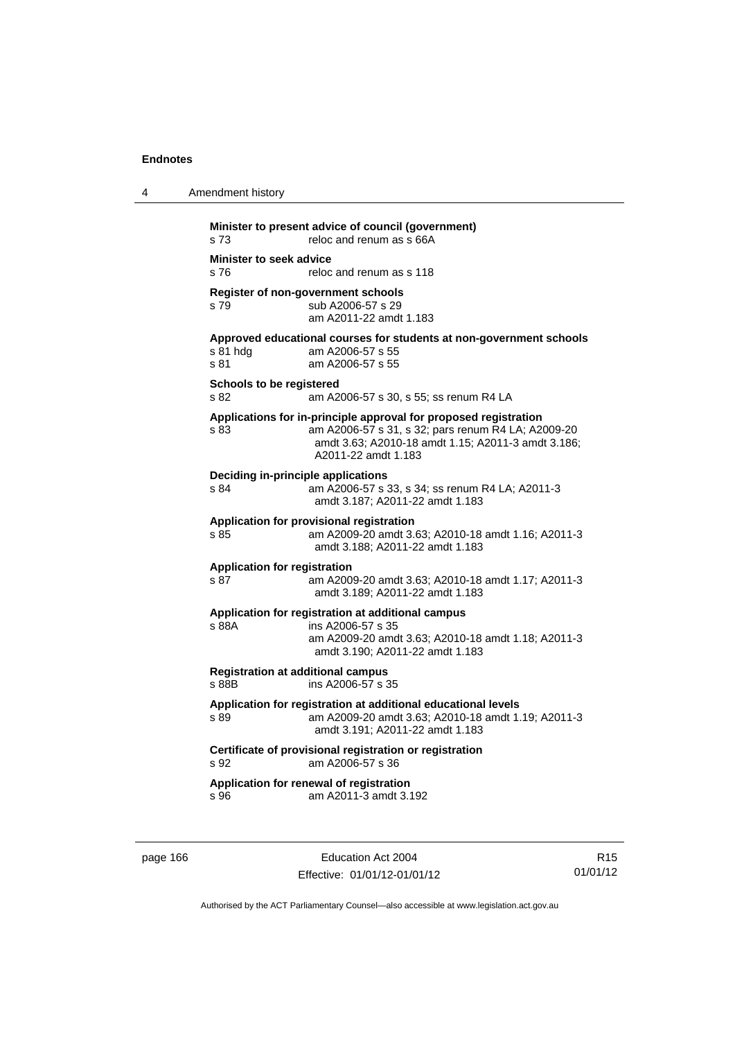**Minister to present advice of council (government)**
s 73 reloc and renum as s 66A

**Minister to seek advice**
s 76 reloc and renum as s 118

**Register of non-government schools**
s 79 sub A2006-57 s 29
am A2011-22 amdt 1.183

**Approved educational courses for students at non-government schools**
s 81 hdg am A2006-57 s 55
s 81 am A2006-57 s 55

**Schools to be registered**
s 82 am A2006-57 s 30, s 55; ss renum R4 LA

**Applications for in-principle approval for proposed registration**
s 83 am A2006-57 s 31, s 32; pars renum R4 LA; A2009-20 amdt 3.63; A2010-18 amdt 1.15; A2011-3 amdt 3.186; A2011-22 amdt 1.183

**Deciding in-principle applications**
s 84 am A2006-57 s 33, s 34; ss renum R4 LA; A2011-3 amdt 3.187; A2011-22 amdt 1.183

**Application for provisional registration**
s 85 am A2009-20 amdt 3.63; A2010-18 amdt 1.16; A2011-3 amdt 3.188; A2011-22 amdt 1.183

**Application for registration**
s 87 am A2009-20 amdt 3.63; A2010-18 amdt 1.17; A2011-3 amdt 3.189; A2011-22 amdt 1.183

**Application for registration at additional campus**
s 88A ins A2006-57 s 35
am A2009-20 amdt 3.63; A2010-18 amdt 1.18; A2011-3 amdt 3.190; A2011-22 amdt 1.183

**Registration at additional campus**
s 88B ins A2006-57 s 35

**Application for registration at additional educational levels**
s 89 am A2009-20 amdt 3.63; A2010-18 amdt 1.19; A2011-3 amdt 3.191; A2011-22 amdt 1.183

**Certificate of provisional registration or registration**
s 92 am A2006-57 s 36

**Application for renewal of registration**
s 96 am A2011-3 amdt 3.192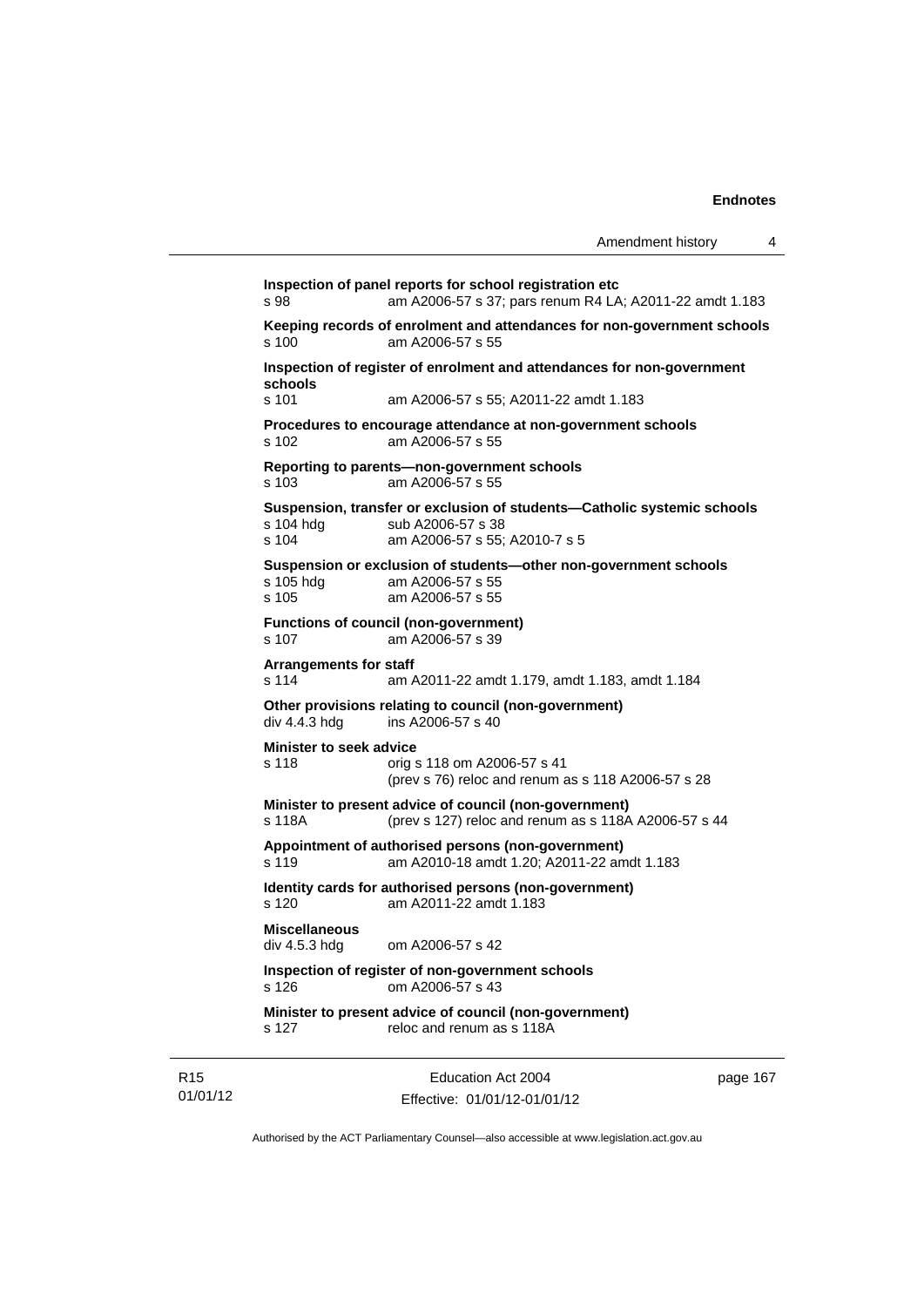**Inspection of panel reports for school registration etc**
s 98 am A2006-57 s 37; pars renum R4 LA; A2011-22 amdt 1.183

**Keeping records of enrolment and attendances for non-government schools**
s 100 am A2006-57 s 55

**Inspection of register of enrolment and attendances for non-government schools**
s 101 am A2006-57 s 55; A2011-22 amdt 1.183

**Procedures to encourage attendance at non-government schools**
s 102 am A2006-57 s 55

**Reporting to parents—non-government schools**
s 103 am A2006-57 s 55

**Suspension, transfer or exclusion of students—Catholic systemic schools**
s 104 hdg sub A2006-57 s 38
s 104 am A2006-57 s 55; A2010-7 s 5

**Suspension or exclusion of students—other non-government schools**
s 105 hdg am A2006-57 s 55
s 105 am A2006-57 s 55

**Functions of council (non-government)**
s 107 am A2006-57 s 39

**Arrangements for staff**
s 114 am A2011-22 amdt 1.179, amdt 1.183, amdt 1.184

**Other provisions relating to council (non-government)**
div 4.4.3 hdg ins A2006-57 s 40

**Minister to seek advice**
s 118 orig s 118 om A2006-57 s 41
(prev s 76) reloc and renum as s 118 A2006-57 s 28

**Minister to present advice of council (non-government)**
s 118A (prev s 127) reloc and renum as s 118A A2006-57 s 44

**Appointment of authorised persons (non-government)**
s 119 am A2010-18 amdt 1.20; A2011-22 amdt 1.183

**Identity cards for authorised persons (non-government)**
s 120 am A2011-22 amdt 1.183

**Miscellaneous**
div 4.5.3 hdg om A2006-57 s 42

**Inspection of register of non-government schools**
s 126 om A2006-57 s 43

**Minister to present advice of council (non-government)**
s 127 reloc and renum as s 118A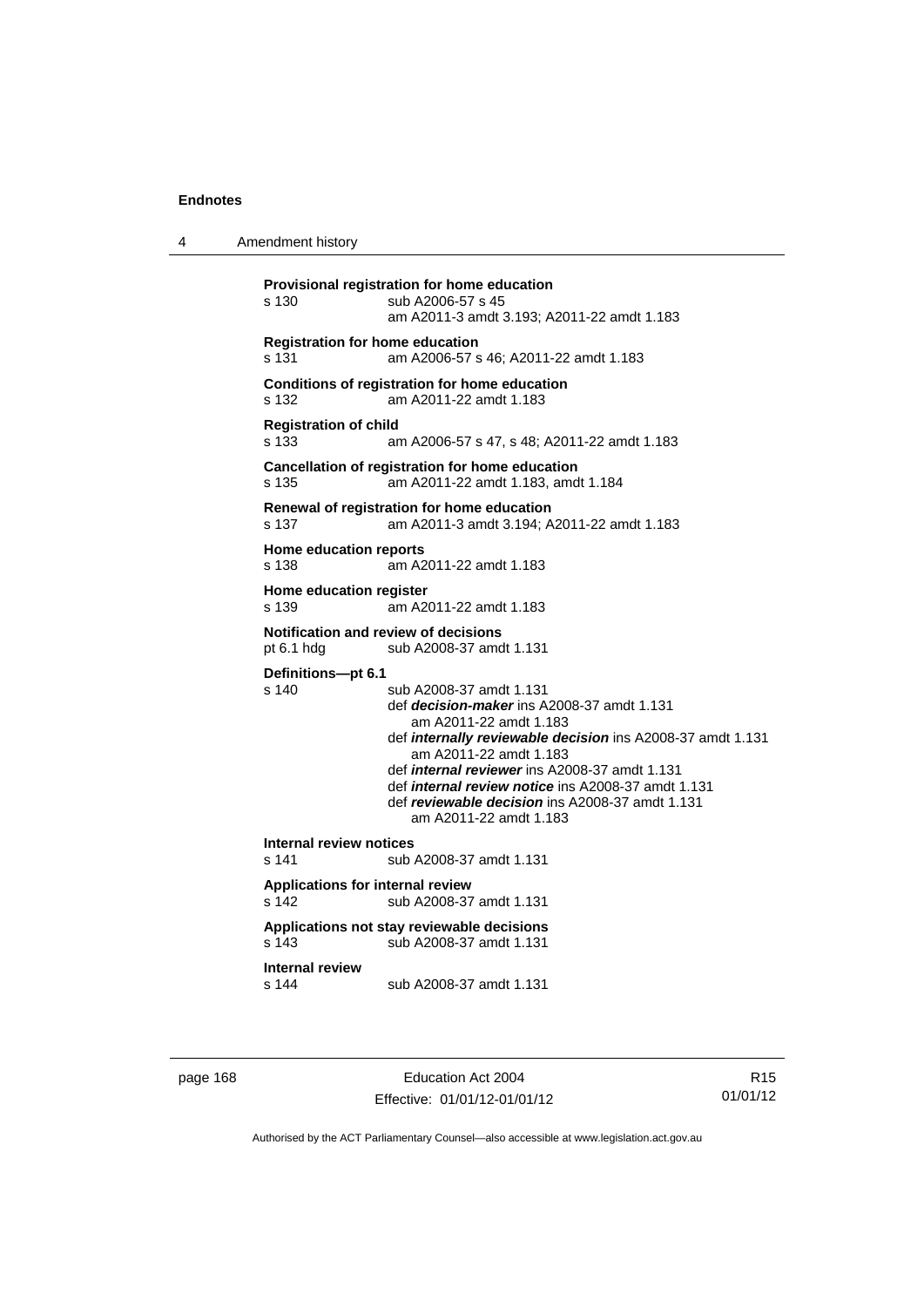**Provisional registration for home education**
s 130 sub A2006-57 s 45
am A2011-3 amdt 3.193; A2011-22 amdt 1.183

**Registration for home education**
s 131 am A2006-57 s 46; A2011-22 amdt 1.183

**Conditions of registration for home education**
s 132 am A2011-22 amdt 1.183

**Registration of child**
s 133 am A2006-57 s 47, s 48; A2011-22 amdt 1.183

**Cancellation of registration for home education**
s 135 am A2011-22 amdt 1.183, amdt 1.184

**Renewal of registration for home education**
s 137 am A2011-3 amdt 3.194; A2011-22 amdt 1.183

**Home education reports**
s 138 am A2011-22 amdt 1.183

**Home education register**
s 139 am A2011-22 amdt 1.183

**Notification and review of decisions**
pt 6.1 hdg sub A2008-37 amdt 1.131

**Definitions—pt 6.1**
s 140 sub A2008-37 amdt 1.131
def ***decision-maker*** ins A2008-37 amdt 1.131
am A2011-22 amdt 1.183
def ***internally reviewable decision*** ins A2008-37 amdt 1.131
am A2011-22 amdt 1.183
def ***internal reviewer*** ins A2008-37 amdt 1.131
def ***internal review notice*** ins A2008-37 amdt 1.131
def ***reviewable decision*** ins A2008-37 amdt 1.131
am A2011-22 amdt 1.183

**Internal review notices**
s 141 sub A2008-37 amdt 1.131

**Applications for internal review**
s 142 sub A2008-37 amdt 1.131

**Applications not stay reviewable decisions**
s 143 sub A2008-37 amdt 1.131

**Internal review**
s 144 sub A2008-37 amdt 1.131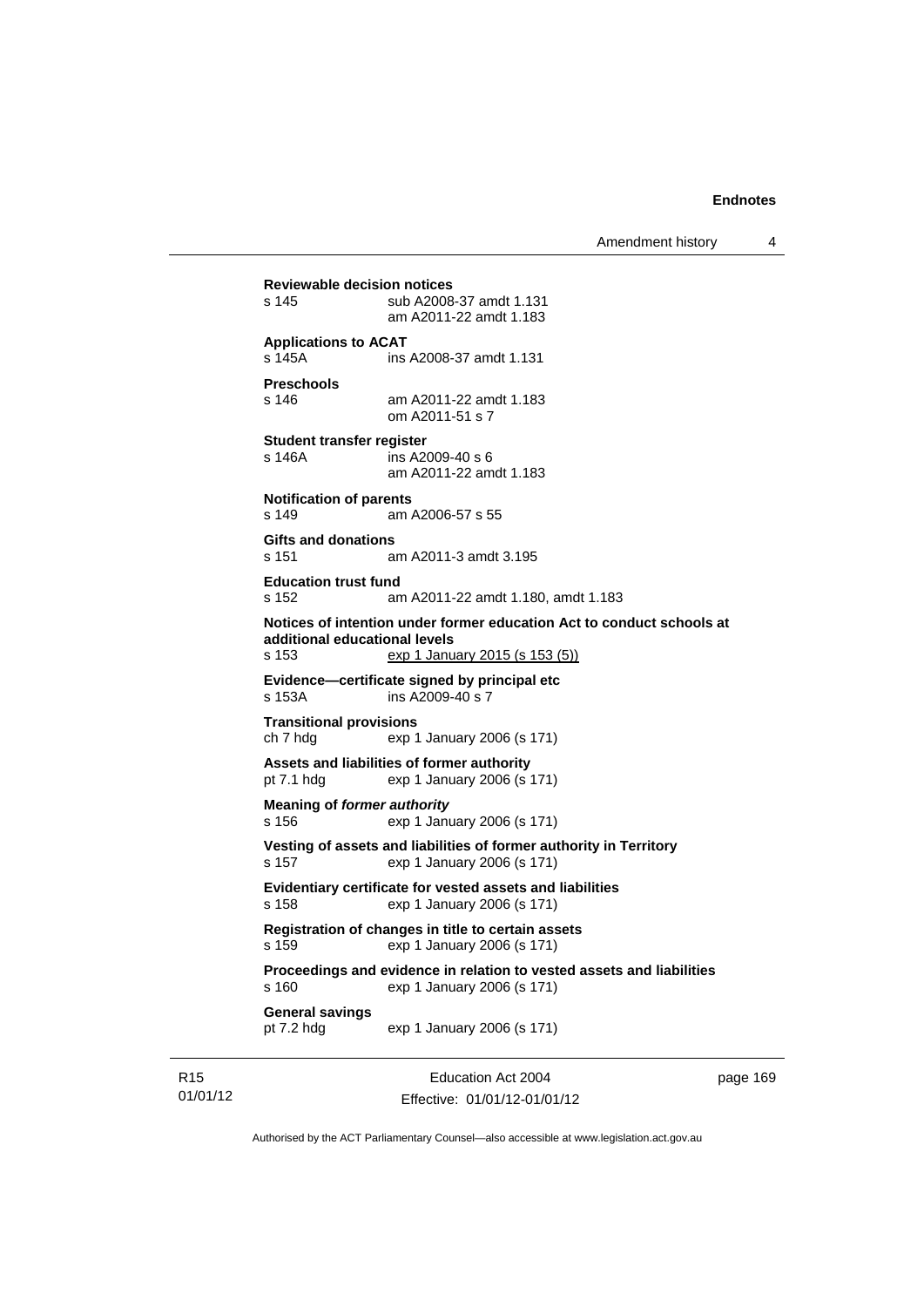**Reviewable decision notices**
s 145 sub A2008-37 amdt 1.131
am A2011-22 amdt 1.183

**Applications to ACAT**
s 145A ins A2008-37 amdt 1.131

**Preschools**
s 146 am A2011-22 amdt 1.183
om A2011-51 s 7

**Student transfer register**
s 146A ins A2009-40 s 6
am A2011-22 amdt 1.183

**Notification of parents**
s 149 am A2006-57 s 55

**Gifts and donations**
s 151 am A2011-3 amdt 3.195

**Education trust fund**
s 152 am A2011-22 amdt 1.180, amdt 1.183

**Notices of intention under former education Act to conduct schools at additional educational levels**
s 153 exp 1 January 2015 (s 153 (5))

**Evidence—certificate signed by principal etc**
s 153A ins A2009-40 s 7

**Transitional provisions**
ch 7 hdg exp 1 January 2006 (s 171)

**Assets and liabilities of former authority**
pt 7.1 hdg exp 1 January 2006 (s 171)

**Meaning of *former authority***
s 156 exp 1 January 2006 (s 171)

**Vesting of assets and liabilities of former authority in Territory**
s 157 exp 1 January 2006 (s 171)

**Evidentiary certificate for vested assets and liabilities**
s 158 exp 1 January 2006 (s 171)

**Registration of changes in title to certain assets**
s 159 exp 1 January 2006 (s 171)

**Proceedings and evidence in relation to vested assets and liabilities**
s 160 exp 1 January 2006 (s 171)

**General savings**
pt 7.2 hdg exp 1 January 2006 (s 171)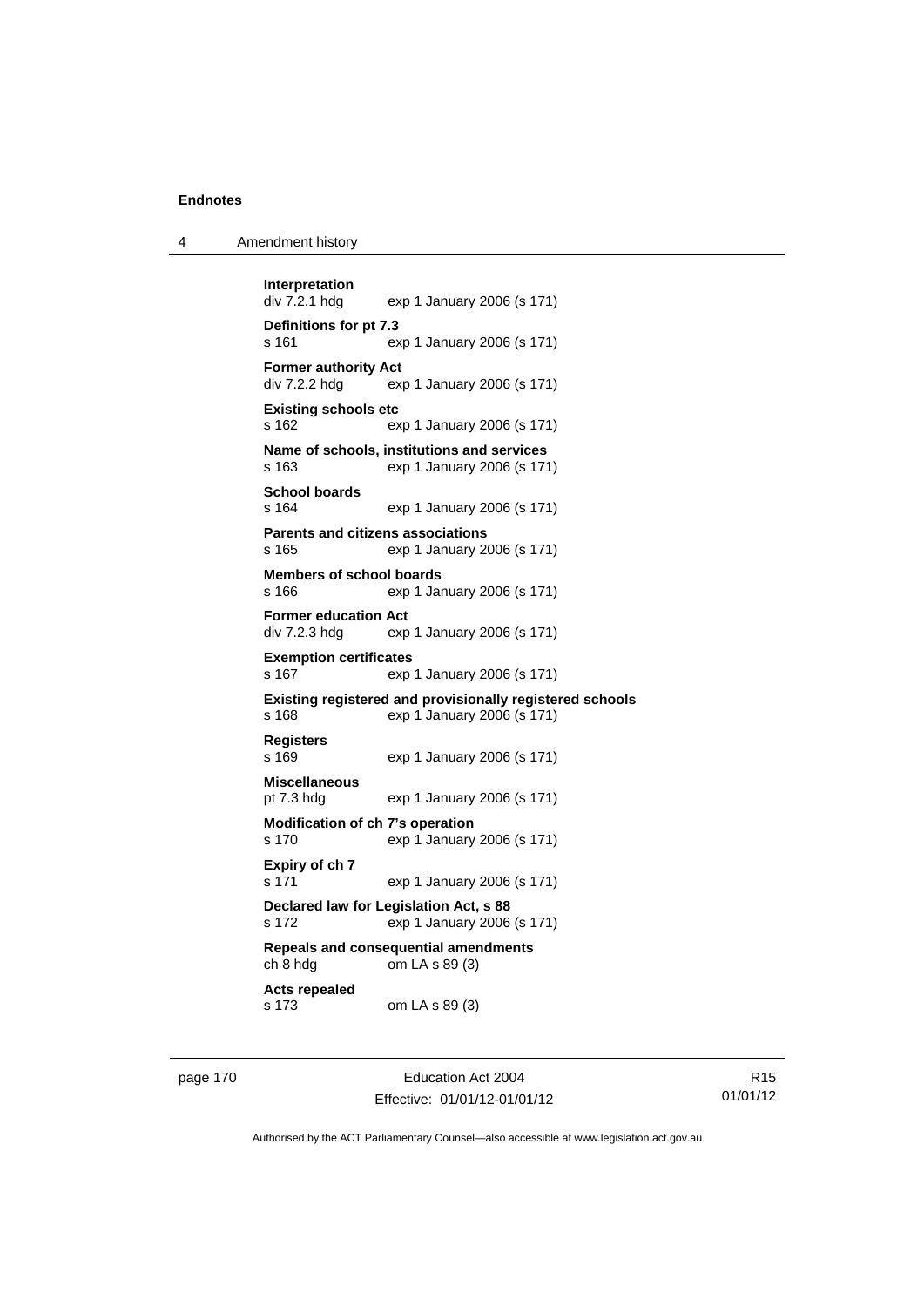**Interpretation**
div 7.2.1 hdg exp 1 January 2006 (s 171)

**Definitions for pt 7.3**
s 161 exp 1 January 2006 (s 171)

**Former authority Act**
div 7.2.2 hdg exp 1 January 2006 (s 171)

**Existing schools etc**
s 162 exp 1 January 2006 (s 171)

**Name of schools, institutions and services**
s 163 exp 1 January 2006 (s 171)

**School boards**
s 164 exp 1 January 2006 (s 171)

**Parents and citizens associations**
s 165 exp 1 January 2006 (s 171)

**Members of school boards**
s 166 exp 1 January 2006 (s 171)

**Former education Act**
div 7.2.3 hdg exp 1 January 2006 (s 171)

**Exemption certificates**
s 167 exp 1 January 2006 (s 171)

**Existing registered and provisionally registered schools**
s 168 exp 1 January 2006 (s 171)

**Registers**
s 169 exp 1 January 2006 (s 171)

**Miscellaneous**
pt 7.3 hdg exp 1 January 2006 (s 171)

**Modification of ch 7's operation**
s 170 exp 1 January 2006 (s 171)

**Expiry of ch 7**
s 171 exp 1 January 2006 (s 171)

**Declared law for Legislation Act, s 88**
s 172 exp 1 January 2006 (s 171)

**Repeals and consequential amendments**
ch 8 hdg om LA s 89 (3)

**Acts repealed**
s 173 om LA s 89 (3)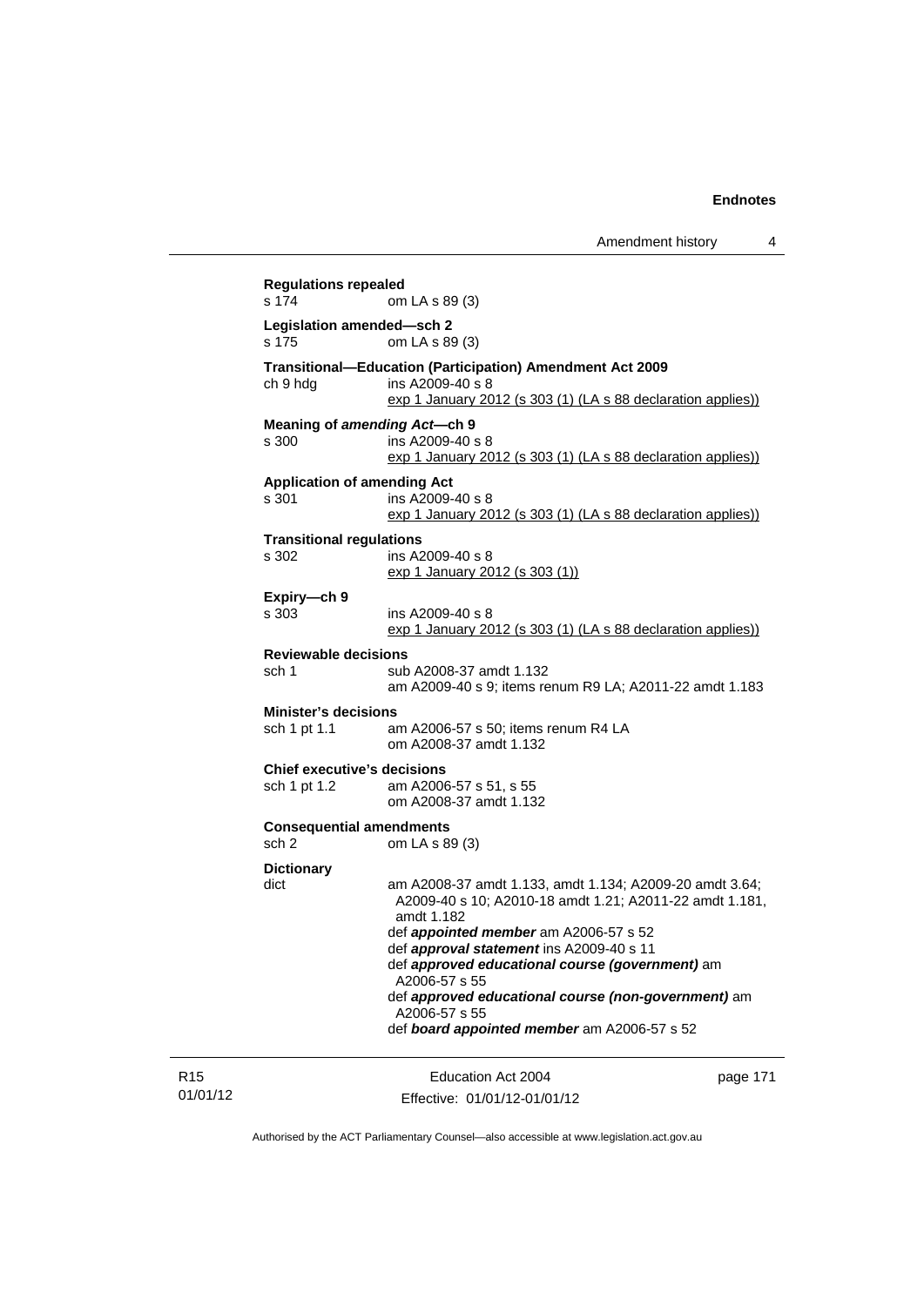**Regulations repealed**
s 174 om LA s 89 (3)

**Legislation amended—sch 2**
s 175 om LA s 89 (3)

**Transitional—Education (Participation) Amendment Act 2009**
ch 9 hdg ins A2009-40 s 8
exp 1 January 2012 (s 303 (1) (LA s 88 declaration applies))

**Meaning of *amending Act*—ch 9**
s 300 ins A2009-40 s 8
exp 1 January 2012 (s 303 (1) (LA s 88 declaration applies))

**Application of amending Act**
s 301 ins A2009-40 s 8
exp 1 January 2012 (s 303 (1) (LA s 88 declaration applies))

**Transitional regulations**
s 302 ins A2009-40 s 8
exp 1 January 2012 (s 303 (1))

**Expiry—ch 9**
s 303 ins A2009-40 s 8
exp 1 January 2012 (s 303 (1) (LA s 88 declaration applies))

**Reviewable decisions**
sch 1 sub A2008-37 amdt 1.132
am A2009-40 s 9; items renum R9 LA; A2011-22 amdt 1.183

**Minister's decisions**
sch 1 pt 1.1 am A2006-57 s 50; items renum R4 LA
om A2008-37 amdt 1.132

**Chief executive's decisions**
sch 1 pt 1.2 am A2006-57 s 51, s 55
om A2008-37 amdt 1.132

**Consequential amendments**
sch 2 om LA s 89 (3)

**Dictionary**
dict am A2008-37 amdt 1.133, amdt 1.134; A2009-20 amdt 3.64; A2009-40 s 10; A2010-18 amdt 1.21; A2011-22 amdt 1.181, amdt 1.182
def ***appointed member*** am A2006-57 s 52
def ***approval statement*** ins A2009-40 s 11
def ***approved educational course (government)*** am A2006-57 s 55
def ***approved educational course (non-government)*** am A2006-57 s 55
def ***board appointed member*** am A2006-57 s 52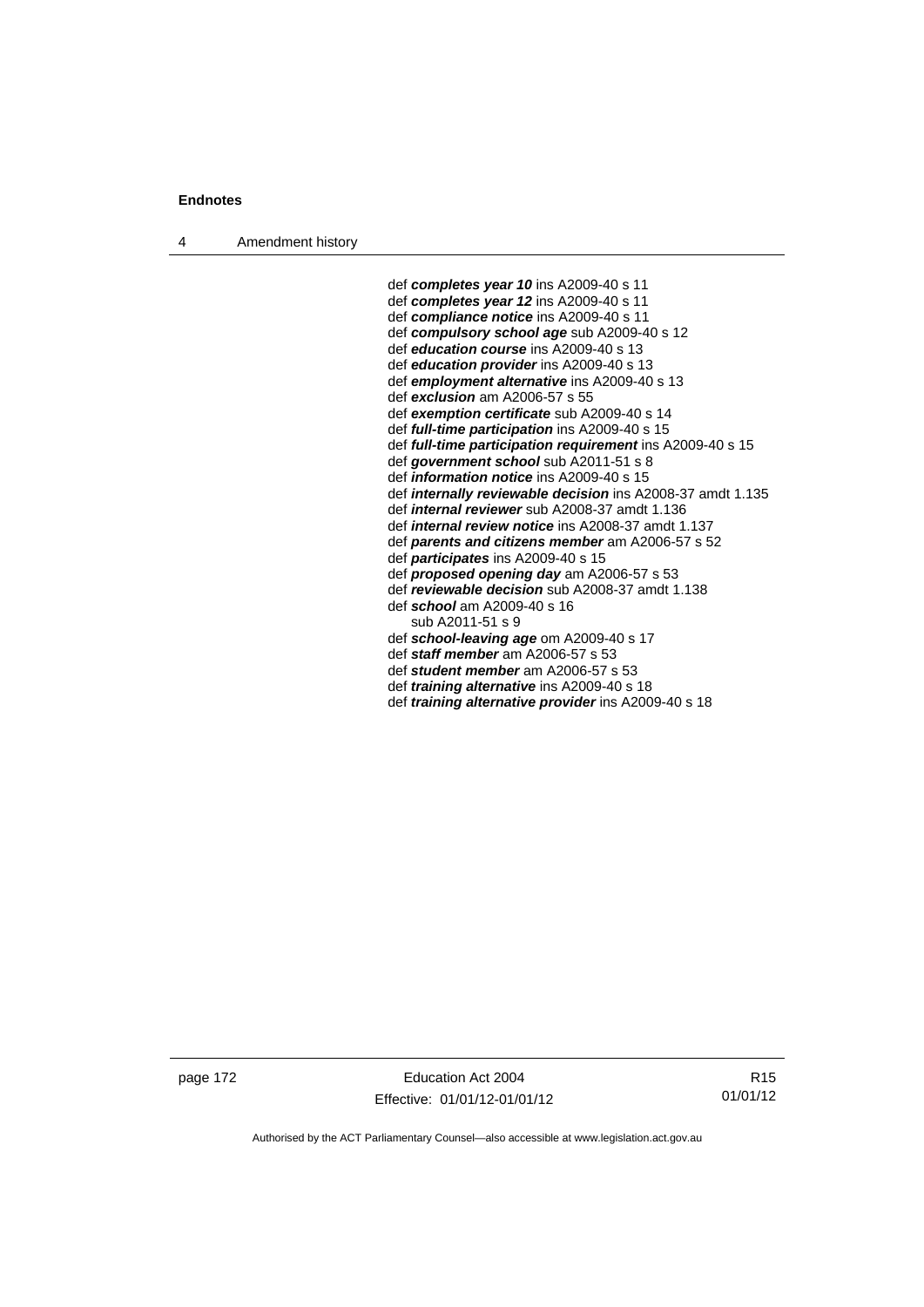def ***completes year 10*** ins A2009-40 s 11
def ***completes year 12*** ins A2009-40 s 11
def ***compliance notice*** ins A2009-40 s 11
def ***compulsory school age*** sub A2009-40 s 12
def ***education course*** ins A2009-40 s 13
def ***education provider*** ins A2009-40 s 13
def ***employment alternative*** ins A2009-40 s 13
def ***exclusion*** am A2006-57 s 55
def ***exemption certificate*** sub A2009-40 s 14
def ***full-time participation*** ins A2009-40 s 15
def ***full-time participation requirement*** ins A2009-40 s 15
def ***government school*** sub A2011-51 s 8
def ***information notice*** ins A2009-40 s 15
def ***internally reviewable decision*** ins A2008-37 amdt 1.135
def ***internal reviewer*** sub A2008-37 amdt 1.136
def ***internal review notice*** ins A2008-37 amdt 1.137
def ***parents and citizens member*** am A2006-57 s 52
def ***participates*** ins A2009-40 s 15
def ***proposed opening day*** am A2006-57 s 53
def ***reviewable decision*** sub A2008-37 amdt 1.138
def ***school*** am A2009-40 s 16
    sub A2011-51 s 9
def ***school-leaving age*** om A2009-40 s 17
def ***staff member*** am A2006-57 s 53
def ***student member*** am A2006-57 s 53
def ***training alternative*** ins A2009-40 s 18
def ***training alternative provider*** ins A2009-40 s 18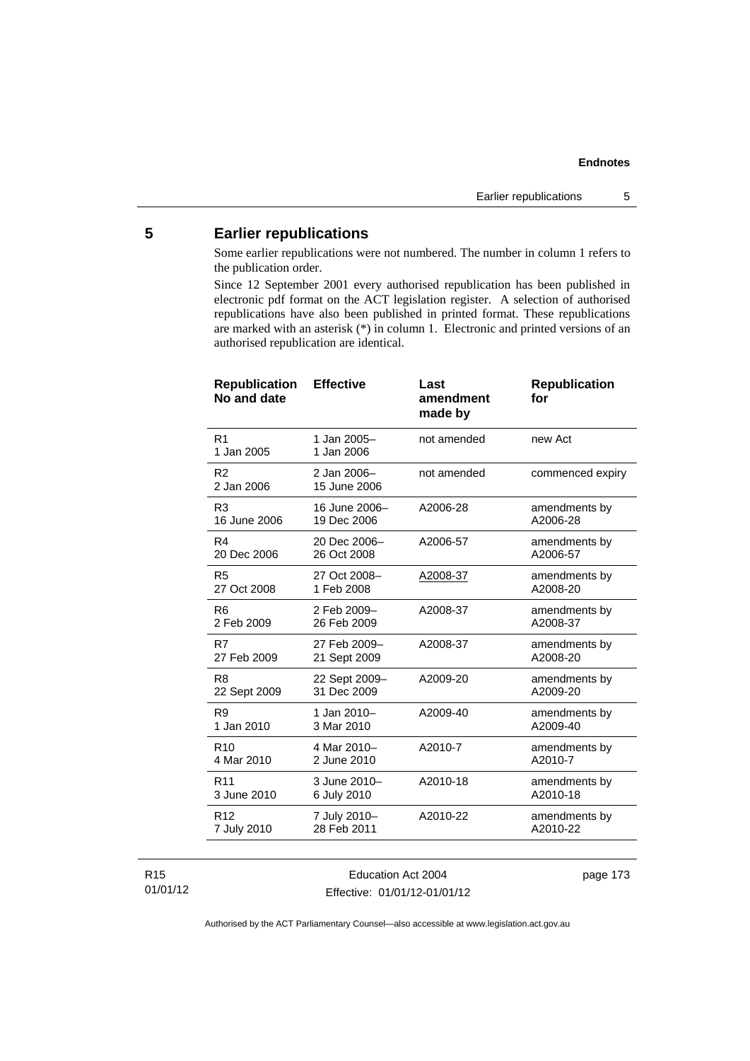## 5 Earlier republications

Some earlier republications were not numbered. The number in column 1 refers to the publication order.

Since 12 September 2001 every authorised republication has been published in electronic pdf format on the ACT legislation register. A selection of authorised republications have also been published in printed format. These republications are marked with an asterisk (*) in column 1. Electronic and printed versions of an authorised republication are identical.

| Republication No and date | Effective | Last amendment made by | Republication for |
|---|---|---|---|
| R1<br>1 Jan 2005 | 1 Jan 2005–<br>1 Jan 2006 | not amended | new Act |
| R2<br>2 Jan 2006 | 2 Jan 2006–<br>15 June 2006 | not amended | commenced expiry |
| R3<br>16 June 2006 | 16 June 2006–<br>19 Dec 2006 | A2006-28 | amendments by A2006-28 |
| R4<br>20 Dec 2006 | 20 Dec 2006–<br>26 Oct 2008 | A2006-57 | amendments by A2006-57 |
| R5<br>27 Oct 2008 | 27 Oct 2008–<br>1 Feb 2008 | A2008-37 | amendments by A2008-20 |
| R6<br>2 Feb 2009 | 2 Feb 2009–<br>26 Feb 2009 | A2008-37 | amendments by A2008-37 |
| R7<br>27 Feb 2009 | 27 Feb 2009–<br>21 Sept 2009 | A2008-37 | amendments by A2008-20 |
| R8<br>22 Sept 2009 | 22 Sept 2009–<br>31 Dec 2009 | A2009-20 | amendments by A2009-20 |
| R9<br>1 Jan 2010 | 1 Jan 2010–<br>3 Mar 2010 | A2009-40 | amendments by A2009-40 |
| R10<br>4 Mar 2010 | 4 Mar 2010–<br>2 June 2010 | A2010-7 | amendments by A2010-7 |
| R11<br>3 June 2010 | 3 June 2010–<br>6 July 2010 | A2010-18 | amendments by A2010-18 |
| R12<br>7 July 2010 | 7 July 2010–<br>28 Feb 2011 | A2010-22 | amendments by A2010-22 |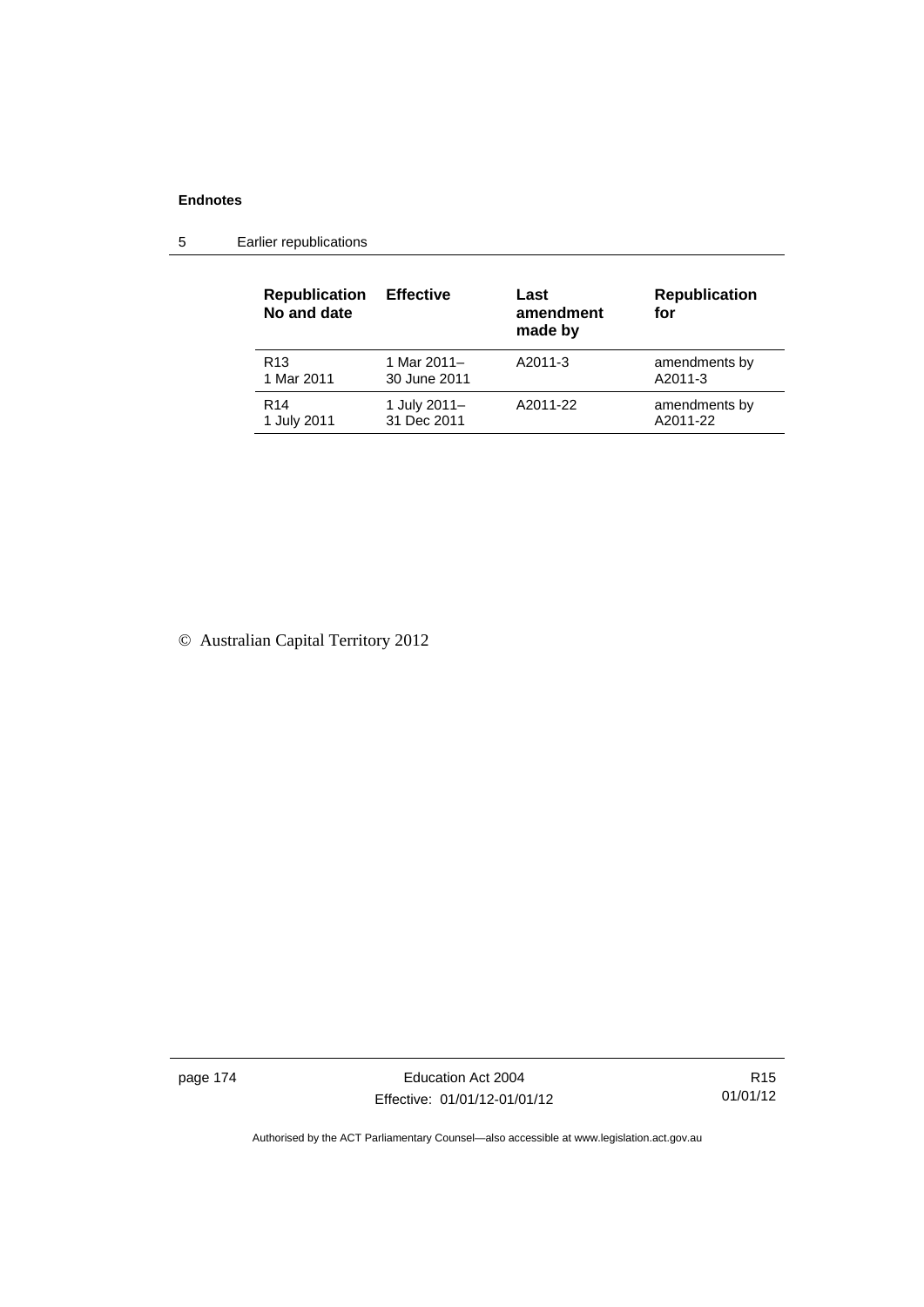| Republication No and date | Effective | Last amendment made by | Republication for |
|---|---|---|---|
| R13 1 Mar 2011 | 1 Mar 2011– 30 June 2011 | A2011-3 | amendments by A2011-3 |
| R14 1 July 2011 | 1 July 2011– 31 Dec 2011 | A2011-22 | amendments by A2011-22 |

© Australian Capital Territory 2012